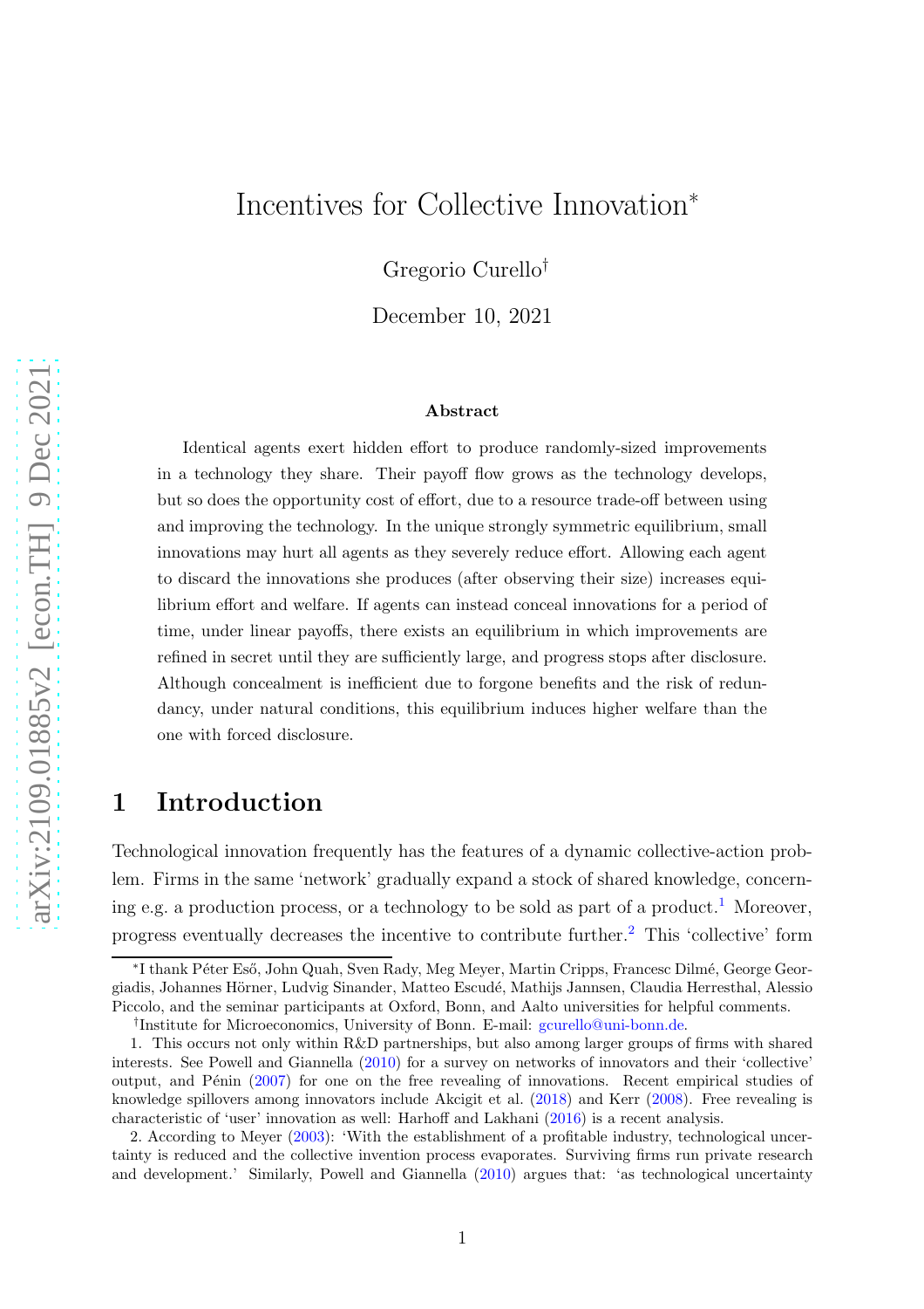# Incentives for Collective Innovation[*]

Gregorio Curello[†]

December 10, 2021

### Abstract

Identical agents exert hidden effort to produce randomly-sized improvements in a technology they share. Their payoff flow grows as the technology develops, but so does the opportunity cost of effort, due to a resource trade-off between using and improving the technology. In the unique strongly symmetric equilibrium, small innovations may hurt all agents as they severely reduce effort. Allowing each agent to discard the innovations she produces (after observing their size) increases equilibrium effort and welfare. If agents can instead conceal innovations for a period of time, under linear payoffs, there exists an equilibrium in which improvements are refined in secret until they are sufficiently large, and progress stops after disclosure. Although concealment is inefficient due to forgone benefits and the risk of redundancy, under natural conditions, this equilibrium induces higher welfare than the one with forced disclosure.

## 1 Introduction

Technological innovation frequently has the features of a dynamic collective-action problem. Firms in the same 'network' gradually expand a stock of shared knowledge, concerning e.g. a production process, or a technology to be sold as part of a product.[1] Moreover, progress eventually decreases the incentive to contribute further.[2] This 'collective' form

---

[*] I thank Péter Eső, John Quah, Sven Rady, Meg Meyer, Martin Cripps, Francesc Dilmé, George Georgiadis, Johannes Hörner, Ludvig Sinander, Matteo Escudé, Mathijs Jannsen, Claudia Herresthal, Alessio Piccolo, and the seminar participants at Oxford, Bonn, and Aalto universities for helpful comments.

[†] Institute for Microeconomics, University of Bonn. E-mail: gcurello@uni-bonn.de.

1. This occurs not only within R&D partnerships, but also among larger groups of firms with shared interests. See Powell and Giannella (2010) for a survey on networks of innovators and their 'collective' output, and Pénin (2007) for one on the free revealing of innovations. Recent empirical studies of knowledge spillovers among innovators include Akcigit et al. (2018) and Kerr (2008). Free revealing is characteristic of 'user' innovation as well: Harhoff and Lakhani (2016) is a recent analysis.

2. According to Meyer (2003): 'With the establishment of a profitable industry, technological uncertainty is reduced and the collective invention process evaporates. Surviving firms run private research and development.' Similarly, Powell and Giannella (2010) argues that: 'as technological uncertainty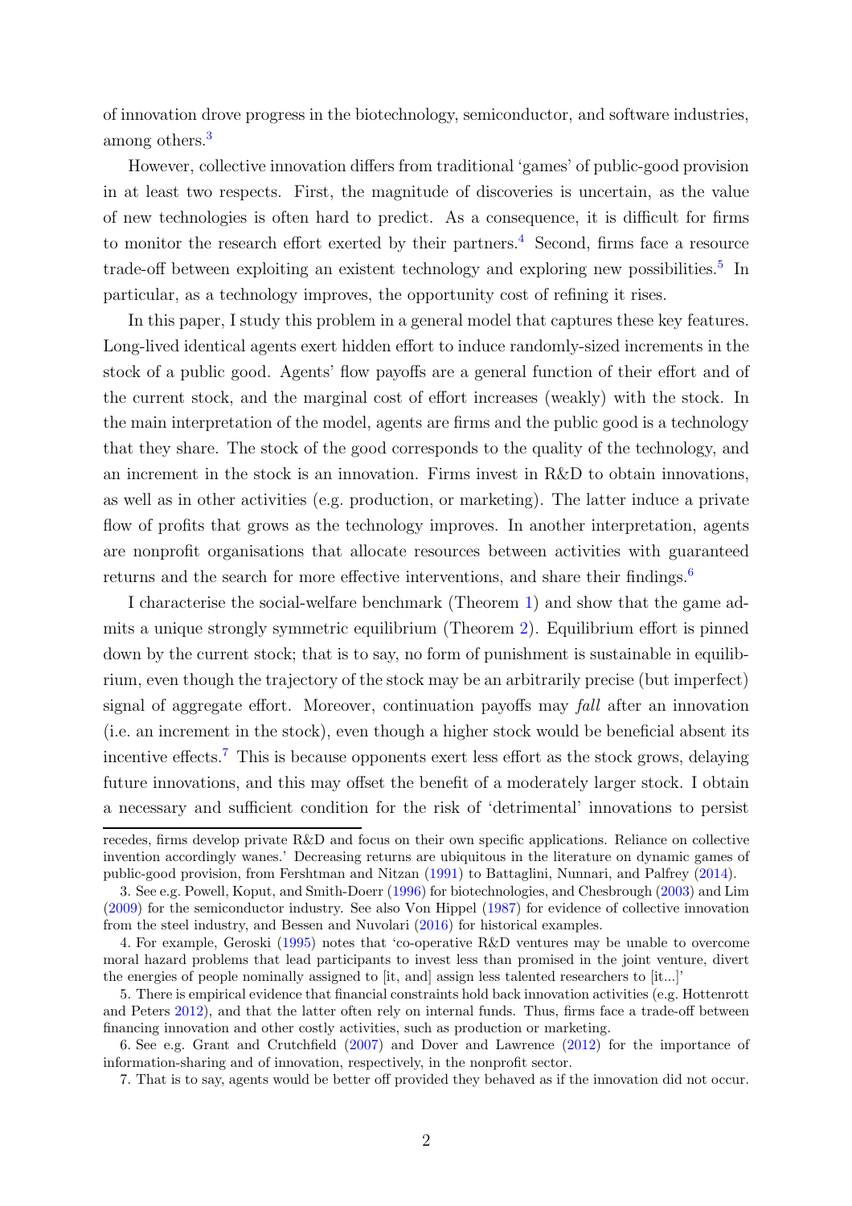of innovation drove progress in the biotechnology, semiconductor, and software industries, among others.[3]

However, collective innovation differs from traditional 'games' of public-good provision in at least two respects. First, the magnitude of discoveries is uncertain, as the value of new technologies is often hard to predict. As a consequence, it is difficult for firms to monitor the research effort exerted by their partners.[4] Second, firms face a resource trade-off between exploiting an existent technology and exploring new possibilities.[5] In particular, as a technology improves, the opportunity cost of refining it rises.

In this paper, I study this problem in a general model that captures these key features. Long-lived identical agents exert hidden effort to induce randomly-sized increments in the stock of a public good. Agents' flow payoffs are a general function of their effort and of the current stock, and the marginal cost of effort increases (weakly) with the stock. In the main interpretation of the model, agents are firms and the public good is a technology that they share. The stock of the good corresponds to the quality of the technology, and an increment in the stock is an innovation. Firms invest in R&D to obtain innovations, as well as in other activities (e.g. production, or marketing). The latter induce a private flow of profits that grows as the technology improves. In another interpretation, agents are nonprofit organisations that allocate resources between activities with guaranteed returns and the search for more effective interventions, and share their findings.[6]

I characterise the social-welfare benchmark (Theorem 1) and show that the game admits a unique strongly symmetric equilibrium (Theorem 2). Equilibrium effort is pinned down by the current stock; that is to say, no form of punishment is sustainable in equilibrium, even though the trajectory of the stock may be an arbitrarily precise (but imperfect) signal of aggregate effort. Moreover, continuation payoffs may *fall* after an innovation (i.e. an increment in the stock), even though a higher stock would be beneficial absent its incentive effects.[7] This is because opponents exert less effort as the stock grows, delaying future innovations, and this may offset the benefit of a moderately larger stock. I obtain a necessary and sufficient condition for the risk of 'detrimental' innovations to persist

recedes, firms develop private R&D and focus on their own specific applications. Reliance on collective invention accordingly wanes.' Decreasing returns are ubiquitous in the literature on dynamic games of public-good provision, from Fershtman and Nitzan (1991) to Battaglini, Nunnari, and Palfrey (2014).

3. See e.g. Powell, Koput, and Smith-Doerr (1996) for biotechnologies, and Chesbrough (2003) and Lim (2009) for the semiconductor industry. See also Von Hippel (1987) for evidence of collective innovation from the steel industry, and Bessen and Nuvolari (2016) for historical examples.

4. For example, Geroski (1995) notes that 'co-operative R&D ventures may be unable to overcome moral hazard problems that lead participants to invest less than promised in the joint venture, divert the energies of people nominally assigned to [it, and] assign less talented researchers to [it...]'

5. There is empirical evidence that financial constraints hold back innovation activities (e.g. Hottenrott and Peters 2012), and that the latter often rely on internal funds. Thus, firms face a trade-off between financing innovation and other costly activities, such as production or marketing.

6. See e.g. Grant and Crutchfield (2007) and Dover and Lawrence (2012) for the importance of information-sharing and of innovation, respectively, in the nonprofit sector.

7. That is to say, agents would be better off provided they behaved as if the innovation did not occur.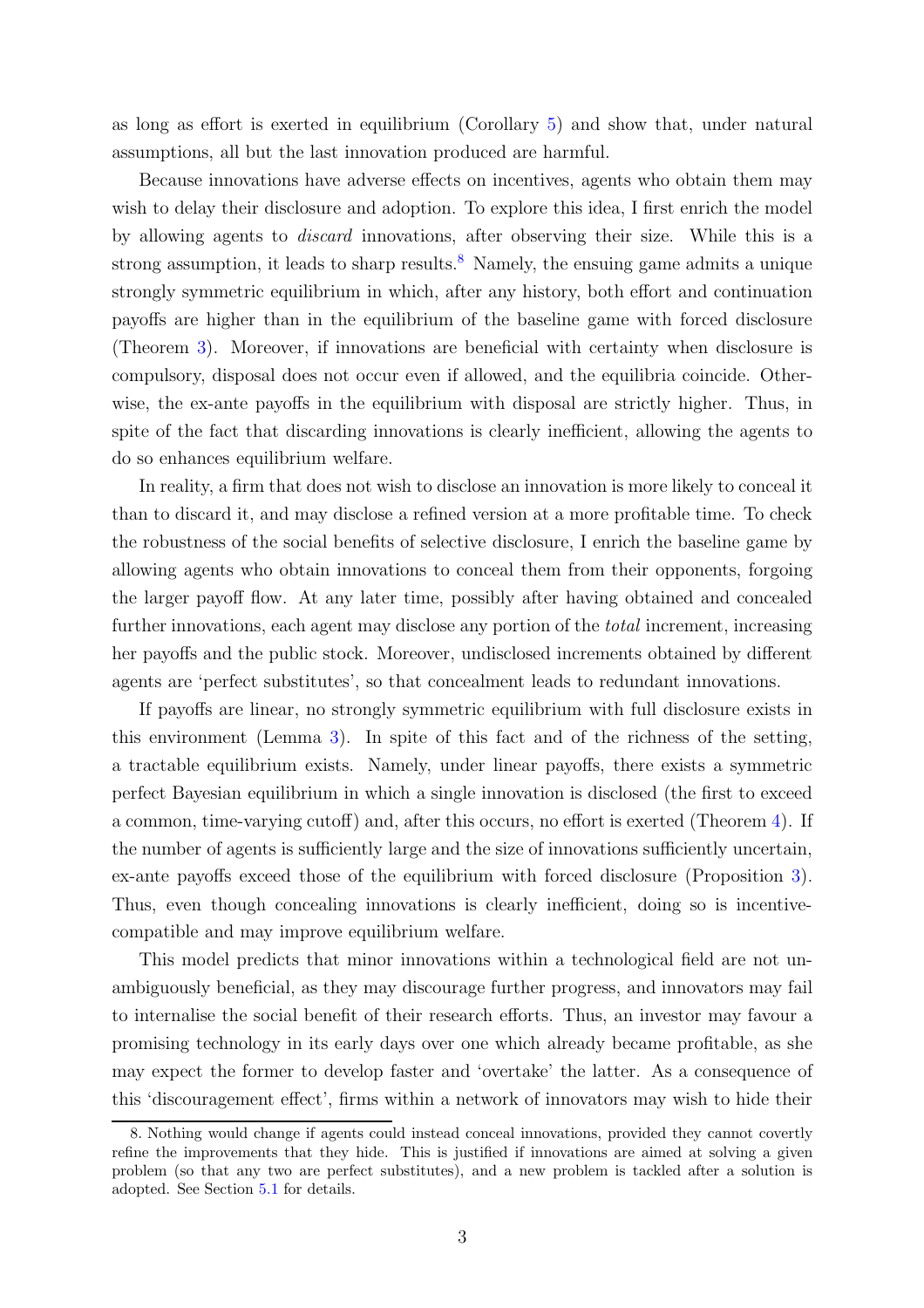as long as effort is exerted in equilibrium (Corollary 5) and show that, under natural assumptions, all but the last innovation produced are harmful.

Because innovations have adverse effects on incentives, agents who obtain them may wish to delay their disclosure and adoption. To explore this idea, I first enrich the model by allowing agents to *discard* innovations, after observing their size. While this is a strong assumption, it leads to sharp results.[8] Namely, the ensuing game admits a unique strongly symmetric equilibrium in which, after any history, both effort and continuation payoffs are higher than in the equilibrium of the baseline game with forced disclosure (Theorem 3). Moreover, if innovations are beneficial with certainty when disclosure is compulsory, disposal does not occur even if allowed, and the equilibria coincide. Otherwise, the ex-ante payoffs in the equilibrium with disposal are strictly higher. Thus, in spite of the fact that discarding innovations is clearly inefficient, allowing the agents to do so enhances equilibrium welfare.

In reality, a firm that does not wish to disclose an innovation is more likely to conceal it than to discard it, and may disclose a refined version at a more profitable time. To check the robustness of the social benefits of selective disclosure, I enrich the baseline game by allowing agents who obtain innovations to conceal them from their opponents, forgoing the larger payoff flow. At any later time, possibly after having obtained and concealed further innovations, each agent may disclose any portion of the *total* increment, increasing her payoffs and the public stock. Moreover, undisclosed increments obtained by different agents are 'perfect substitutes', so that concealment leads to redundant innovations.

If payoffs are linear, no strongly symmetric equilibrium with full disclosure exists in this environment (Lemma 3). In spite of this fact and of the richness of the setting, a tractable equilibrium exists. Namely, under linear payoffs, there exists a symmetric perfect Bayesian equilibrium in which a single innovation is disclosed (the first to exceed a common, time-varying cutoff) and, after this occurs, no effort is exerted (Theorem 4). If the number of agents is sufficiently large and the size of innovations sufficiently uncertain, ex-ante payoffs exceed those of the equilibrium with forced disclosure (Proposition 3). Thus, even though concealing innovations is clearly inefficient, doing so is incentive-compatible and may improve equilibrium welfare.

This model predicts that minor innovations within a technological field are not unambiguously beneficial, as they may discourage further progress, and innovators may fail to internalise the social benefit of their research efforts. Thus, an investor may favour a promising technology in its early days over one which already became profitable, as she may expect the former to develop faster and 'overtake' the latter. As a consequence of this 'discouragement effect', firms within a network of innovators may wish to hide their

8. Nothing would change if agents could instead conceal innovations, provided they cannot covertly refine the improvements that they hide. This is justified if innovations are aimed at solving a given problem (so that any two are perfect substitutes), and a new problem is tackled after a solution is adopted. See Section 5.1 for details.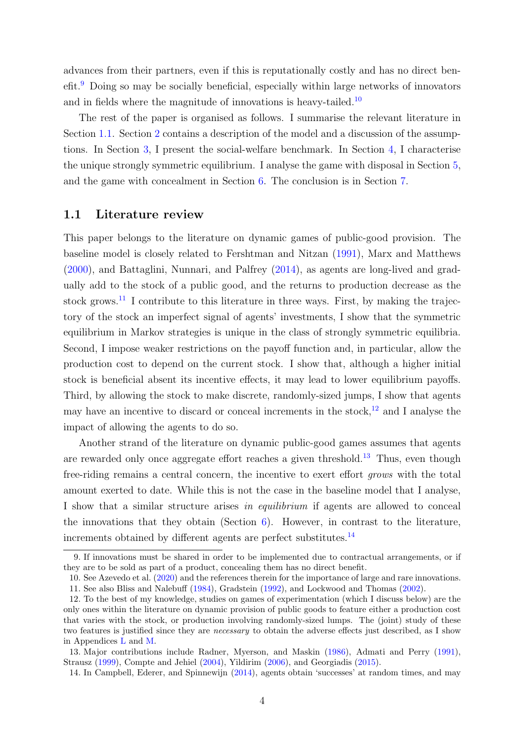advances from their partners, even if this is reputationally costly and has no direct benefit.[9] Doing so may be socially beneficial, especially within large networks of innovators and in fields where the magnitude of innovations is heavy-tailed.[10]

The rest of the paper is organised as follows. I summarise the relevant literature in Section 1.1. Section 2 contains a description of the model and a discussion of the assumptions. In Section 3, I present the social-welfare benchmark. In Section 4, I characterise the unique strongly symmetric equilibrium. I analyse the game with disposal in Section 5, and the game with concealment in Section 6. The conclusion is in Section 7.

## 1.1 Literature review

This paper belongs to the literature on dynamic games of public-good provision. The baseline model is closely related to Fershtman and Nitzan (1991), Marx and Matthews (2000), and Battaglini, Nunnari, and Palfrey (2014), as agents are long-lived and gradually add to the stock of a public good, and the returns to production decrease as the stock grows.[11] I contribute to this literature in three ways. First, by making the trajectory of the stock an imperfect signal of agents' investments, I show that the symmetric equilibrium in Markov strategies is unique in the class of strongly symmetric equilibria. Second, I impose weaker restrictions on the payoff function and, in particular, allow the production cost to depend on the current stock. I show that, although a higher initial stock is beneficial absent its incentive effects, it may lead to lower equilibrium payoffs. Third, by allowing the stock to make discrete, randomly-sized jumps, I show that agents may have an incentive to discard or conceal increments in the stock,[12] and I analyse the impact of allowing the agents to do so.

Another strand of the literature on dynamic public-good games assumes that agents are rewarded only once aggregate effort reaches a given threshold.[13] Thus, even though free-riding remains a central concern, the incentive to exert effort *grows* with the total amount exerted to date. While this is not the case in the baseline model that I analyse, I show that a similar structure arises *in equilibrium* if agents are allowed to conceal the innovations that they obtain (Section 6). However, in contrast to the literature, increments obtained by different agents are perfect substitutes.[14]

---

9. If innovations must be shared in order to be implemented due to contractual arrangements, or if they are to be sold as part of a product, concealing them has no direct benefit.

10. See Azevedo et al. (2020) and the references therein for the importance of large and rare innovations.

11. See also Bliss and Nalebuff (1984), Gradstein (1992), and Lockwood and Thomas (2002).

12. To the best of my knowledge, studies on games of experimentation (which I discuss below) are the only ones within the literature on dynamic provision of public goods to feature either a production cost that varies with the stock, or production involving randomly-sized lumps. The (joint) study of these two features is justified since they are *necessary* to obtain the adverse effects just described, as I show in Appendices L and M.

13. Major contributions include Radner, Myerson, and Maskin (1986), Admati and Perry (1991), Strausz (1999), Compte and Jehiel (2004), Yildirim (2006), and Georgiadis (2015).

14. In Campbell, Ederer, and Spinnewijn (2014), agents obtain 'successes' at random times, and may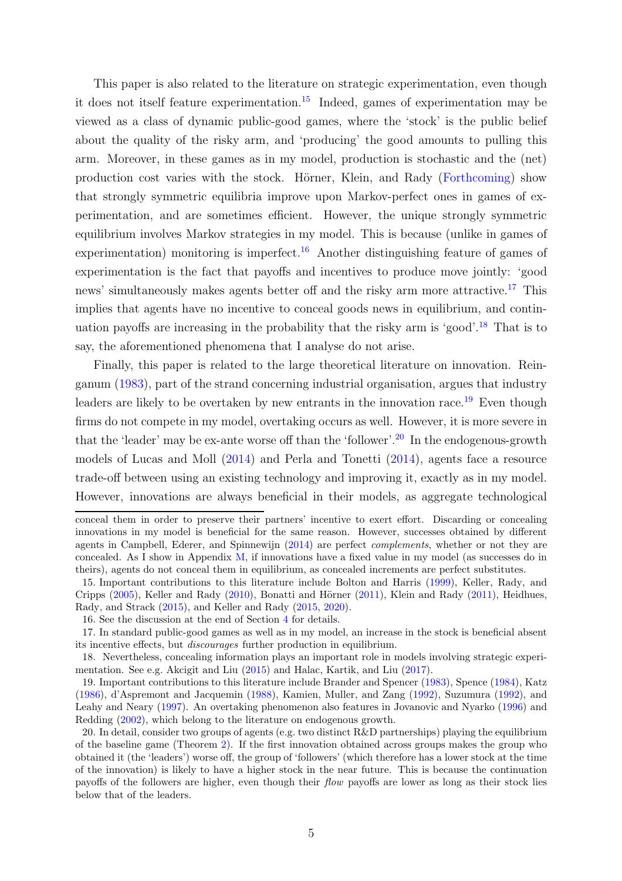This paper is also related to the literature on strategic experimentation, even though it does not itself feature experimentation.[15] Indeed, games of experimentation may be viewed as a class of dynamic public-good games, where the 'stock' is the public belief about the quality of the risky arm, and 'producing' the good amounts to pulling this arm. Moreover, in these games as in my model, production is stochastic and the (net) production cost varies with the stock. Hörner, Klein, and Rady (Forthcoming) show that strongly symmetric equilibria improve upon Markov-perfect ones in games of experimentation, and are sometimes efficient. However, the unique strongly symmetric equilibrium involves Markov strategies in my model. This is because (unlike in games of experimentation) monitoring is imperfect.[16] Another distinguishing feature of games of experimentation is the fact that payoffs and incentives to produce move jointly: 'good news' simultaneously makes agents better off and the risky arm more attractive.[17] This implies that agents have no incentive to conceal goods news in equilibrium, and continuation payoffs are increasing in the probability that the risky arm is 'good'.[18] That is to say, the aforementioned phenomena that I analyse do not arise.

Finally, this paper is related to the large theoretical literature on innovation. Reinganum (1983), part of the strand concerning industrial organisation, argues that industry leaders are likely to be overtaken by new entrants in the innovation race.[19] Even though firms do not compete in my model, overtaking occurs as well. However, it is more severe in that the 'leader' may be ex-ante worse off than the 'follower'.[20] In the endogenous-growth models of Lucas and Moll (2014) and Perla and Tonetti (2014), agents face a resource trade-off between using an existing technology and improving it, exactly as in my model. However, innovations are always beneficial in their models, as aggregate technological

---

conceal them in order to preserve their partners' incentive to exert effort. Discarding or concealing innovations in my model is beneficial for the same reason. However, successes obtained by different agents in Campbell, Ederer, and Spinnewijn (2014) are perfect *complements*, whether or not they are concealed. As I show in Appendix M, if innovations have a fixed value in my model (as successes do in theirs), agents do not conceal them in equilibrium, as concealed increments are perfect substitutes.

15. Important contributions to this literature include Bolton and Harris (1999), Keller, Rady, and Cripps (2005), Keller and Rady (2010), Bonatti and Hörner (2011), Klein and Rady (2011), Heidhues, Rady, and Strack (2015), and Keller and Rady (2015, 2020).

16. See the discussion at the end of Section 4 for details.

17. In standard public-good games as well as in my model, an increase in the stock is beneficial absent its incentive effects, but *discourages* further production in equilibrium.

18. Nevertheless, concealing information plays an important role in models involving strategic experimentation. See e.g. Akcigit and Liu (2015) and Halac, Kartik, and Liu (2017).

19. Important contributions to this literature include Brander and Spencer (1983), Spence (1984), Katz (1986), d'Aspremont and Jacquemin (1988), Kamien, Muller, and Zang (1992), Suzumura (1992), and Leahy and Neary (1997). An overtaking phenomenon also features in Jovanovic and Nyarko (1996) and Redding (2002), which belong to the literature on endogenous growth.

20. In detail, consider two groups of agents (e.g. two distinct R&D partnerships) playing the equilibrium of the baseline game (Theorem 2). If the first innovation obtained across groups makes the group who obtained it (the 'leaders') worse off, the group of 'followers' (which therefore has a lower stock at the time of the innovation) is likely to have a higher stock in the near future. This is because the continuation payoffs of the followers are higher, even though their *flow* payoffs are lower as long as their stock lies below that of the leaders.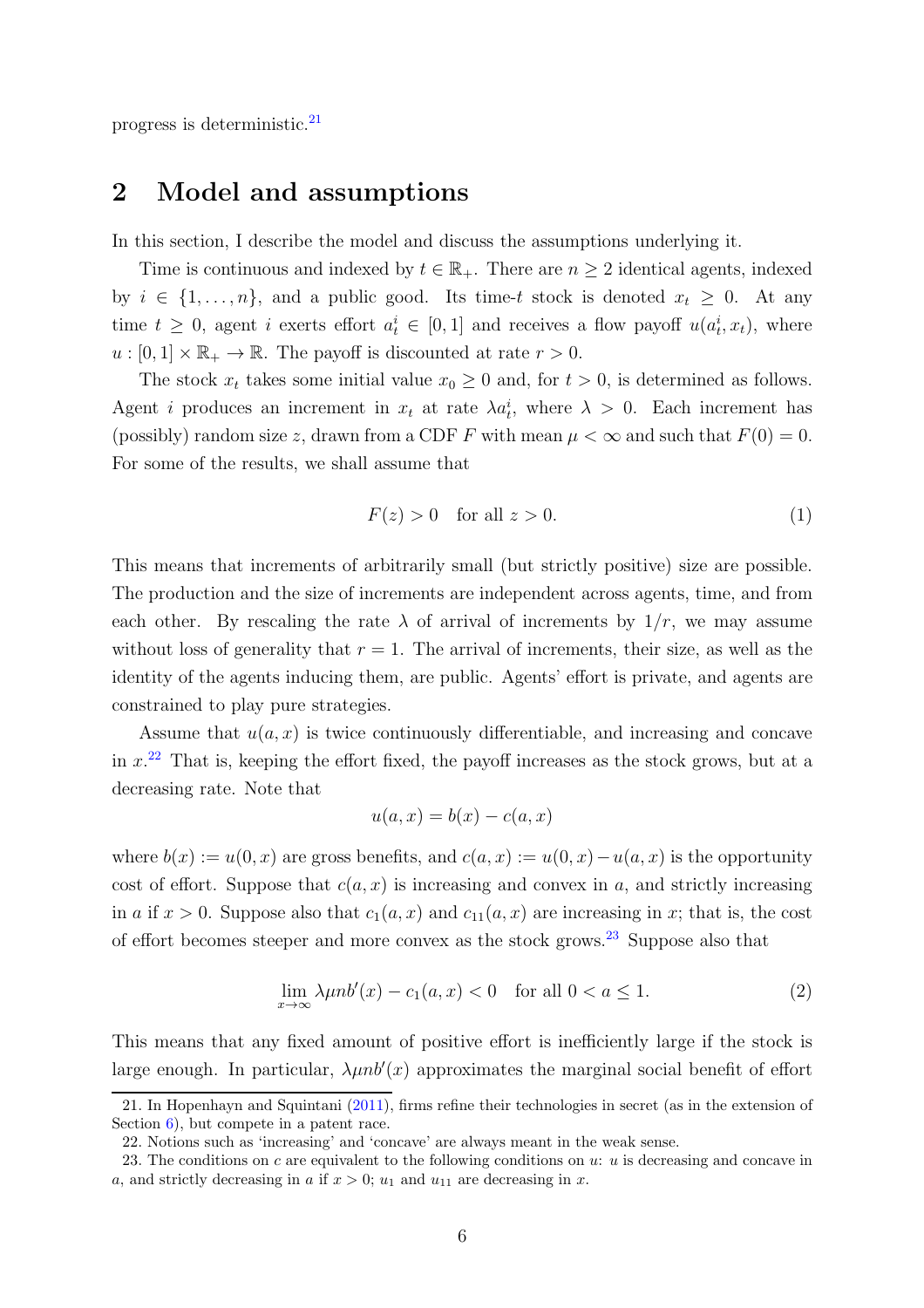progress is deterministic.[21]

## 2 Model and assumptions

In this section, I describe the model and discuss the assumptions underlying it.

Time is continuous and indexed by $t \in \mathbb{R}_+$. There are $n \geq 2$ identical agents, indexed by $i \in \{1, \ldots, n\}$, and a public good. Its time-$t$ stock is denoted $x_t \geq 0$. At any time $t \geq 0$, agent $i$ exerts effort $a_t^i \in [0, 1]$ and receives a flow payoff $u(a_t^i, x_t)$, where $u : [0, 1] \times \mathbb{R}_+ \to \mathbb{R}$. The payoff is discounted at rate $r > 0$.

The stock $x_t$ takes some initial value $x_0 \geq 0$ and, for $t > 0$, is determined as follows. Agent $i$ produces an increment in $x_t$ at rate $\lambda a_t^i$, where $\lambda > 0$. Each increment has (possibly) random size $z$, drawn from a CDF $F$ with mean $\mu < \infty$ and such that $F(0) = 0$. For some of the results, we shall assume that

$$F(z) > 0 \quad \text{for all } z > 0. \tag{1}$$

This means that increments of arbitrarily small (but strictly positive) size are possible. The production and the size of increments are independent across agents, time, and from each other. By rescaling the rate $\lambda$ of arrival of increments by $1/r$, we may assume without loss of generality that $r = 1$. The arrival of increments, their size, as well as the identity of the agents inducing them, are public. Agents' effort is private, and agents are constrained to play pure strategies.

Assume that $u(a, x)$ is twice continuously differentiable, and increasing and concave in $x$.[22] That is, keeping the effort fixed, the payoff increases as the stock grows, but at a decreasing rate. Note that

$$u(a, x) = b(x) - c(a, x)$$

where $b(x) := u(0, x)$ are gross benefits, and $c(a, x) := u(0, x) - u(a, x)$ is the opportunity cost of effort. Suppose that $c(a, x)$ is increasing and convex in $a$, and strictly increasing in $a$ if $x > 0$. Suppose also that $c_1(a, x)$ and $c_{11}(a, x)$ are increasing in $x$; that is, the cost of effort becomes steeper and more convex as the stock grows.[23] Suppose also that

$$\lim_{x \to \infty} \lambda \mu n b'(x) - c_1(a, x) < 0 \quad \text{for all } 0 < a \leq 1. \tag{2}$$

This means that any fixed amount of positive effort is inefficiently large if the stock is large enough. In particular, $\lambda \mu n b'(x)$ approximates the marginal social benefit of effort

---

21. In Hopenhayn and Squintani (2011), firms refine their technologies in secret (as in the extension of Section 6), but compete in a patent race.

22. Notions such as 'increasing' and 'concave' are always meant in the weak sense.

23. The conditions on $c$ are equivalent to the following conditions on $u$: $u$ is decreasing and concave in $a$, and strictly decreasing in $a$ if $x > 0$; $u_1$ and $u_{11}$ are decreasing in $x$.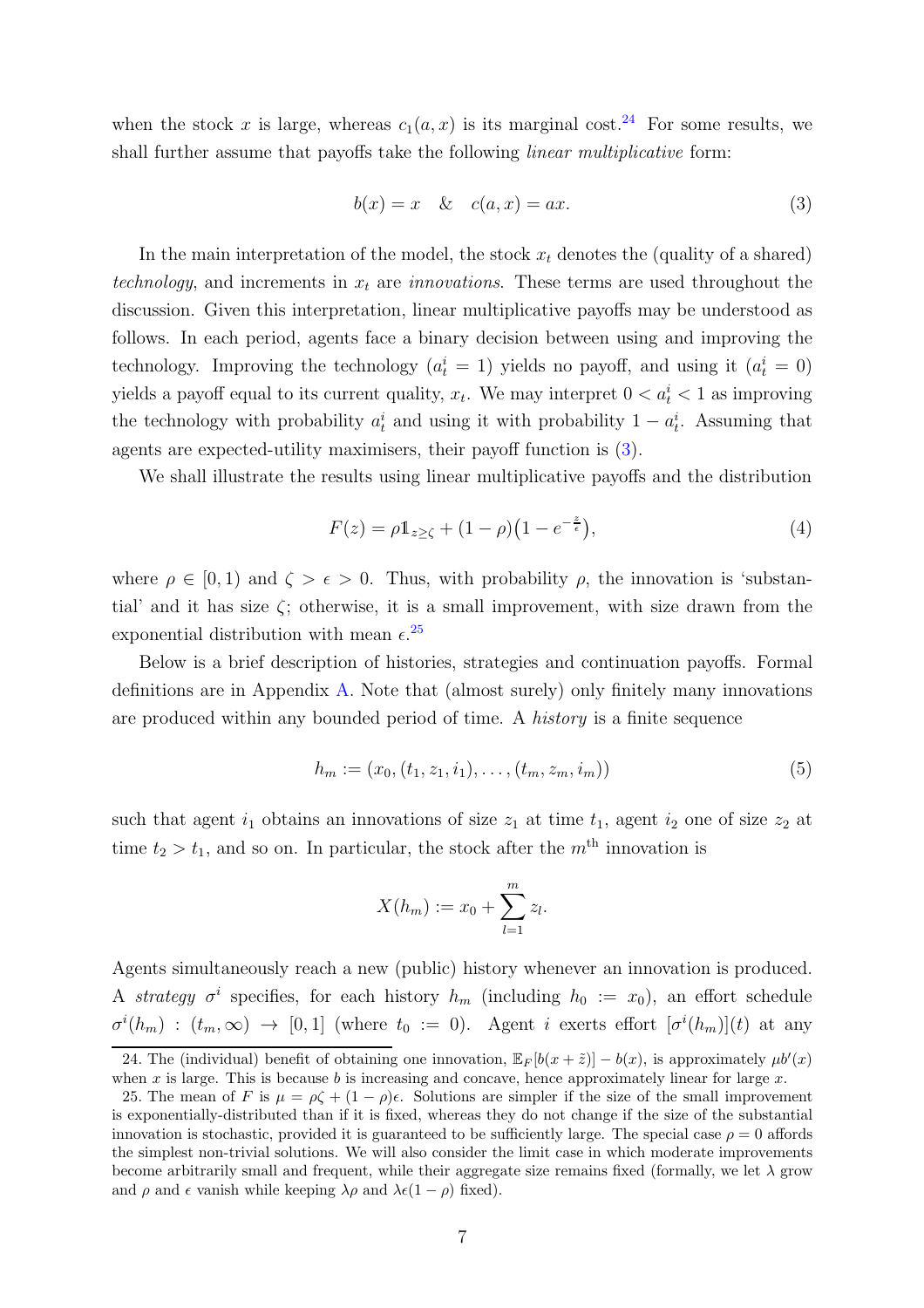when the stock $x$ is large, whereas $c_1(a,x)$ is its marginal cost.[24] For some results, we shall further assume that payoffs take the following *linear multiplicative* form:

$$b(x) = x \quad \& \quad c(a,x) = ax. \tag{3}$$

In the main interpretation of the model, the stock $x_t$ denotes the (quality of a shared) *technology*, and increments in $x_t$ are *innovations*. These terms are used throughout the discussion. Given this interpretation, linear multiplicative payoffs may be understood as follows. In each period, agents face a binary decision between using and improving the technology. Improving the technology ($a^i_t = 1$) yields no payoff, and using it ($a^i_t = 0$) yields a payoff equal to its current quality, $x_t$. We may interpret $0 < a^i_t < 1$ as improving the technology with probability $a^i_t$ and using it with probability $1 - a^i_t$. Assuming that agents are expected-utility maximisers, their payoff function is (3).

We shall illustrate the results using linear multiplicative payoffs and the distribution

$$F(z) = \rho \mathbb{1}_{z \geq \zeta} + (1-\rho)\big(1 - e^{-\frac{z}{\epsilon}}\big), \tag{4}$$

where $\rho \in [0,1)$ and $\zeta > \epsilon > 0$. Thus, with probability $\rho$, the innovation is 'substantial' and it has size $\zeta$; otherwise, it is a small improvement, with size drawn from the exponential distribution with mean $\epsilon$.[25]

Below is a brief description of histories, strategies and continuation payoffs. Formal definitions are in Appendix A. Note that (almost surely) only finitely many innovations are produced within any bounded period of time. A *history* is a finite sequence

$$h_m := (x_0, (t_1, z_1, i_1), \ldots, (t_m, z_m, i_m)) \tag{5}$$

such that agent $i_1$ obtains an innovations of size $z_1$ at time $t_1$, agent $i_2$ one of size $z_2$ at time $t_2 > t_1$, and so on. In particular, the stock after the $m^{\text{th}}$ innovation is

$$X(h_m) := x_0 + \sum_{l=1}^{m} z_l.$$

Agents simultaneously reach a new (public) history whenever an innovation is produced. A *strategy* $\sigma^i$ specifies, for each history $h_m$ (including $h_0 := x_0$), an effort schedule $\sigma^i(h_m) : (t_m, \infty) \to [0,1]$ (where $t_0 := 0$). Agent $i$ exerts effort $[\sigma^i(h_m)](t)$ at any

24. The (individual) benefit of obtaining one innovation, $\mathbb{E}_F[b(x+\tilde{z})] - b(x)$, is approximately $\mu b'(x)$ when $x$ is large. This is because $b$ is increasing and concave, hence approximately linear for large $x$.

25. The mean of $F$ is $\mu = \rho\zeta + (1-\rho)\epsilon$. Solutions are simpler if the size of the small improvement is exponentially-distributed than if it is fixed, whereas they do not change if the size of the substantial innovation is stochastic, provided it is guaranteed to be sufficiently large. The special case $\rho = 0$ affords the simplest non-trivial solutions. We will also consider the limit case in which moderate improvements become arbitrarily small and frequent, while their aggregate size remains fixed (formally, we let $\lambda$ grow and $\rho$ and $\epsilon$ vanish while keeping $\lambda\rho$ and $\lambda\epsilon(1-\rho)$ fixed).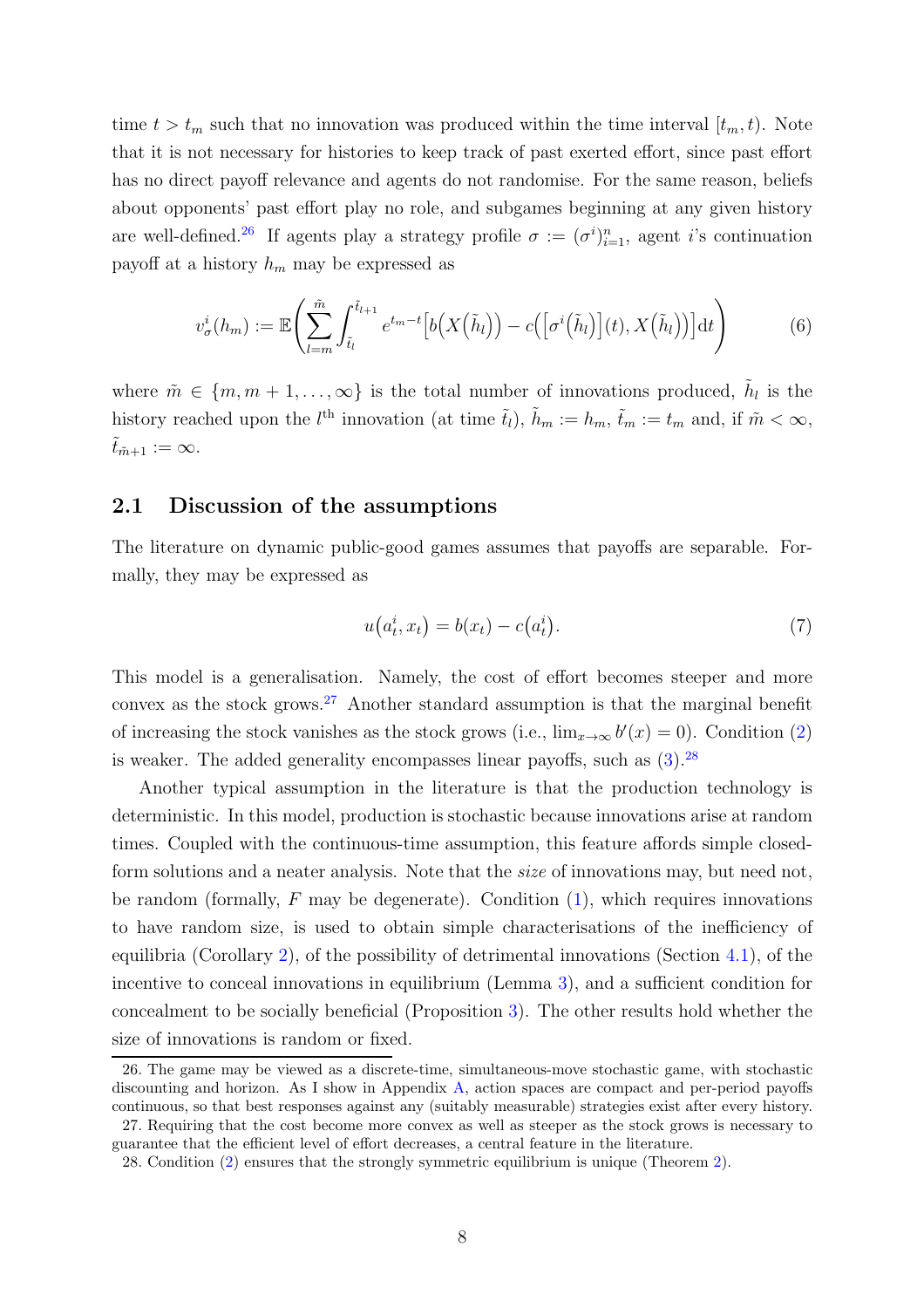time $t > t_m$ such that no innovation was produced within the time interval $[t_m, t)$. Note that it is not necessary for histories to keep track of past exerted effort, since past effort has no direct payoff relevance and agents do not randomise. For the same reason, beliefs about opponents' past effort play no role, and subgames beginning at any given history are well-defined.[26] If agents play a strategy profile $\sigma := (\sigma^i)_{i=1}^n$, agent $i$'s continuation payoff at a history $h_m$ may be expressed as

$$v_\sigma^i(h_m) := \mathbb{E}\left(\sum_{l=m}^{\tilde{m}} \int_{\tilde{t}_l}^{\tilde{t}_{l+1}} e^{t_m - t}\Big[b\big(X\big(\tilde{h}_l\big)\big) - c\Big(\big[\sigma^i\big(\tilde{h}_l\big)\big](t), X\big(\tilde{h}_l\big)\Big)\Big]\mathrm{d}t\right) \tag{6}$$

where $\tilde{m} \in \{m, m+1, \ldots, \infty\}$ is the total number of innovations produced, $\tilde{h}_l$ is the history reached upon the $l^{\text{th}}$ innovation (at time $\tilde{t}_l$), $\tilde{h}_m := h_m$, $\tilde{t}_m := t_m$ and, if $\tilde{m} < \infty$, $\tilde{t}_{\tilde{m}+1} := \infty$.

## 2.1 Discussion of the assumptions

The literature on dynamic public-good games assumes that payoffs are separable. Formally, they may be expressed as

$$u\big(a_t^i, x_t\big) = b(x_t) - c\big(a_t^i\big). \tag{7}$$

This model is a generalisation. Namely, the cost of effort becomes steeper and more convex as the stock grows.[27] Another standard assumption is that the marginal benefit of increasing the stock vanishes as the stock grows (i.e., $\lim_{x\to\infty} b'(x) = 0$). Condition (2) is weaker. The added generality encompasses linear payoffs, such as (3).[28]

Another typical assumption in the literature is that the production technology is deterministic. In this model, production is stochastic because innovations arise at random times. Coupled with the continuous-time assumption, this feature affords simple closed-form solutions and a neater analysis. Note that the *size* of innovations may, but need not, be random (formally, $F$ may be degenerate). Condition (1), which requires innovations to have random size, is used to obtain simple characterisations of the inefficiency of equilibria (Corollary 2), of the possibility of detrimental innovations (Section 4.1), of the incentive to conceal innovations in equilibrium (Lemma 3), and a sufficient condition for concealment to be socially beneficial (Proposition 3). The other results hold whether the size of innovations is random or fixed.

---

26. The game may be viewed as a discrete-time, simultaneous-move stochastic game, with stochastic discounting and horizon. As I show in Appendix A, action spaces are compact and per-period payoffs continuous, so that best responses against any (suitably measurable) strategies exist after every history.

27. Requiring that the cost become more convex as well as steeper as the stock grows is necessary to guarantee that the efficient level of effort decreases, a central feature in the literature.

28. Condition (2) ensures that the strongly symmetric equilibrium is unique (Theorem 2).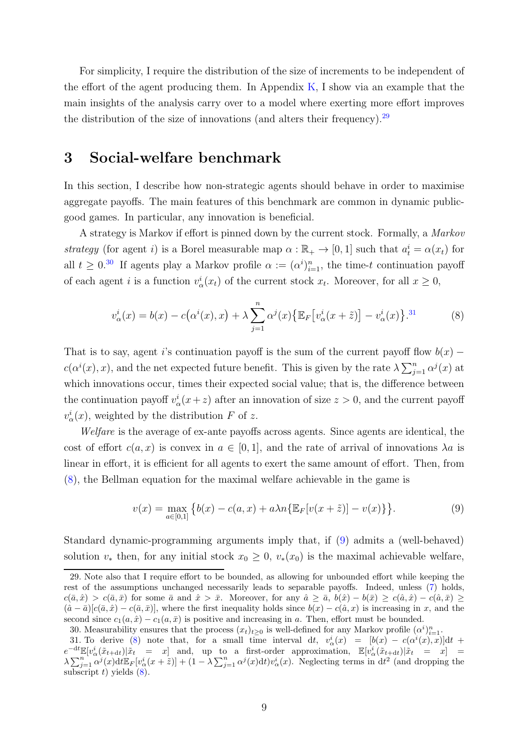For simplicity, I require the distribution of the size of increments to be independent of the effort of the agent producing them. In Appendix K, I show via an example that the main insights of the analysis carry over to a model where exerting more effort improves the distribution of the size of innovations (and alters their frequency).[29]

## 3 Social-welfare benchmark

In this section, I describe how non-strategic agents should behave in order to maximise aggregate payoffs. The main features of this benchmark are common in dynamic public-good games. In particular, any innovation is beneficial.

A strategy is Markov if effort is pinned down by the current stock. Formally, a *Markov strategy* (for agent $i$) is a Borel measurable map $\alpha : \mathbb{R}_+ \to [0,1]$ such that $a^i_t = \alpha(x_t)$ for all $t \geq 0$.[30] If agents play a Markov profile $\alpha := (\alpha^i)_{i=1}^n$, the time-$t$ continuation payoff of each agent $i$ is a function $v^i_\alpha(x_t)$ of the current stock $x_t$. Moreover, for all $x \geq 0$,

$$v^i_\alpha(x) = b(x) - c\big(\alpha^i(x), x\big) + \lambda \sum_{j=1}^n \alpha^j(x) \big\{ \mathbb{E}_F\big[v^i_\alpha(x + \tilde{z})\big] - v^i_\alpha(x) \big\}.\text{[31]} \tag{8}$$

That is to say, agent $i$'s continuation payoff is the sum of the current payoff flow $b(x) - c(\alpha^i(x), x)$, and the net expected future benefit. This is given by the rate $\lambda \sum_{j=1}^n \alpha^j(x)$ at which innovations occur, times their expected social value; that is, the difference between the continuation payoff $v^i_\alpha(x + z)$ after an innovation of size $z > 0$, and the current payoff $v^i_\alpha(x)$, weighted by the distribution $F$ of $z$.

*Welfare* is the average of ex-ante payoffs across agents. Since agents are identical, the cost of effort $c(a, x)$ is convex in $a \in [0,1]$, and the rate of arrival of innovations $\lambda a$ is linear in effort, it is efficient for all agents to exert the same amount of effort. Then, from (8), the Bellman equation for the maximal welfare achievable in the game is

$$v(x) = \max_{a \in [0,1]} \big\{ b(x) - c(a, x) + a\lambda n \{ \mathbb{E}_F[v(x + \tilde{z})] - v(x) \} \big\}. \tag{9}$$

Standard dynamic-programming arguments imply that, if (9) admits a (well-behaved) solution $v_*$ then, for any initial stock $x_0 \geq 0$, $v_*(x_0)$ is the maximal achievable welfare,

---

29. Note also that I require effort to be bounded, as allowing for unbounded effort while keeping the rest of the assumptions unchanged necessarily leads to separable payoffs. Indeed, unless (7) holds, $c(\bar{a}, \hat{x}) > c(\bar{a}, \bar{x})$ for some $\bar{a}$ and $\hat{x} > \bar{x}$. Moreover, for any $\hat{a} \geq \bar{a}$, $b(\hat{x}) - b(\bar{x}) \geq c(\hat{a}, \hat{x}) - c(\hat{a}, \bar{x}) \geq (\hat{a} - \bar{a})[c(\bar{a}, \hat{x}) - c(\bar{a}, \bar{x})]$, where the first inequality holds since $b(x) - c(\bar{a}, x)$ is increasing in $x$, and the second since $c_1(a, \hat{x}) - c_1(a, \bar{x})$ is positive and increasing in $a$. Then, effort must be bounded.

30. Measurability ensures that the process $(x_t)_{t \geq 0}$ is well-defined for any Markov profile $(\alpha^i)_{i=1}^n$.

31. To derive (8) note that, for a small time interval $\mathrm{d}t$, $v^i_\alpha(x) = [b(x) - c(\alpha^i(x), x)]\mathrm{d}t + e^{-\mathrm{d}t}\mathbb{E}[v^i_\alpha(\tilde{x}_{t+\mathrm{d}t}) | \tilde{x}_t = x]$ and, up to a first-order approximation, $\mathbb{E}[v^i_\alpha(\tilde{x}_{t+\mathrm{d}t}) | \tilde{x}_t = x] = \lambda \sum_{j=1}^n \alpha^j(x)\mathrm{d}t\,\mathbb{E}_F[v^i_\alpha(x + \tilde{z})] + (1 - \lambda \sum_{j=1}^n \alpha^j(x)\mathrm{d}t) v^i_\alpha(x)$. Neglecting terms in $\mathrm{d}t^2$ (and dropping the subscript $t$) yields (8).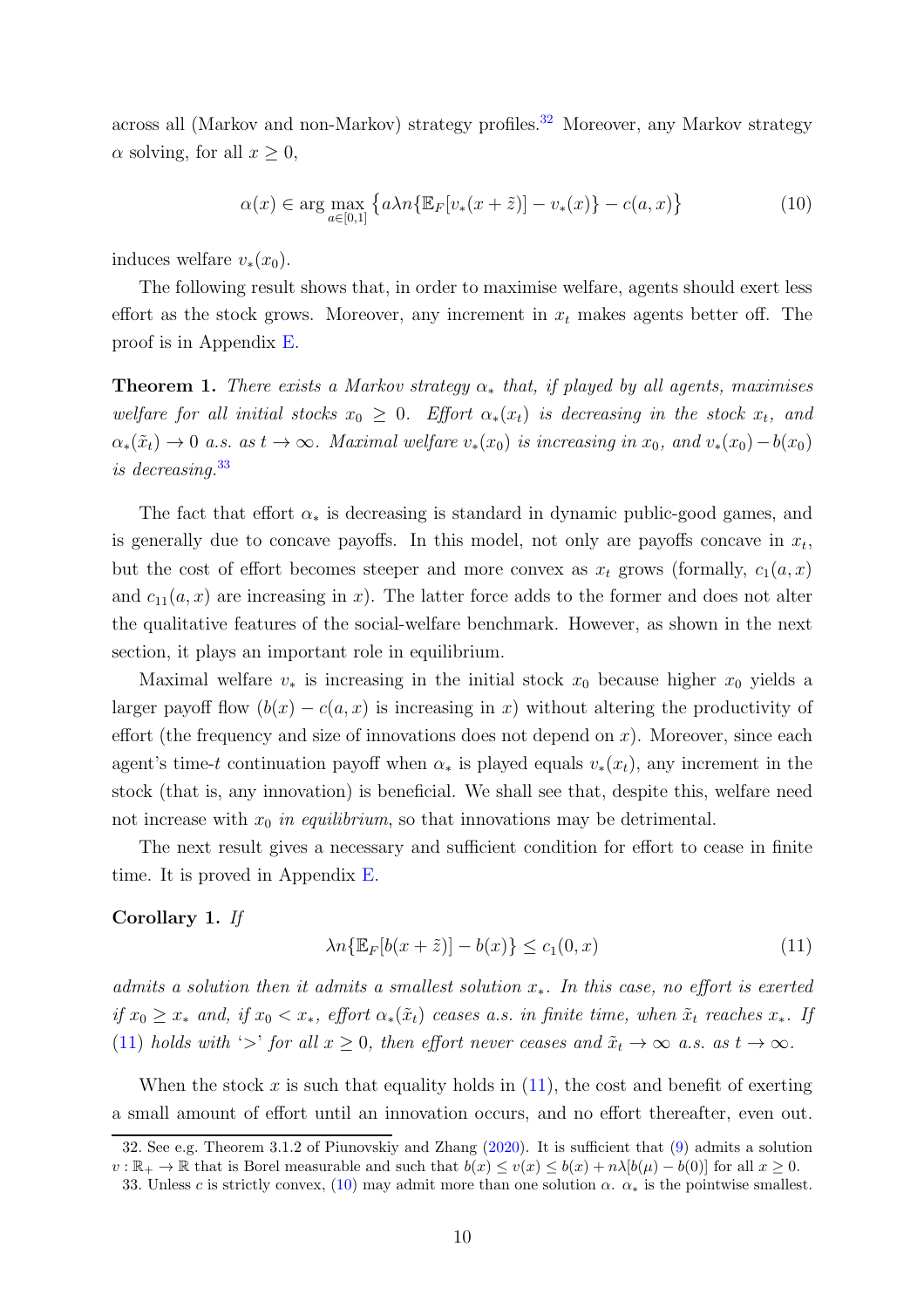across all (Markov and non-Markov) strategy profiles.[32] Moreover, any Markov strategy $\alpha$ solving, for all $x \geq 0$,

$$\alpha(x) \in \arg\max_{a \in [0,1]} \left\{ a\lambda n \{\mathbb{E}_F[v_*(x + \tilde{z})] - v_*(x)\} - c(a, x) \right\} \tag{10}$$

induces welfare $v_*(x_0)$.

The following result shows that, in order to maximise welfare, agents should exert less effort as the stock grows. Moreover, any increment in $x_t$ makes agents better off. The proof is in Appendix E.

**Theorem 1.** *There exists a Markov strategy $\alpha_*$ that, if played by all agents, maximises welfare for all initial stocks $x_0 \geq 0$. Effort $\alpha_*(x_t)$ is decreasing in the stock $x_t$, and $\alpha_*(\tilde{x}_t) \to 0$ a.s. as $t \to \infty$. Maximal welfare $v_*(x_0)$ is increasing in $x_0$, and $v_*(x_0) - b(x_0)$ is decreasing.*[33]

The fact that effort $\alpha_*$ is decreasing is standard in dynamic public-good games, and is generally due to concave payoffs. In this model, not only are payoffs concave in $x_t$, but the cost of effort becomes steeper and more convex as $x_t$ grows (formally, $c_1(a, x)$ and $c_{11}(a, x)$ are increasing in $x$). The latter force adds to the former and does not alter the qualitative features of the social-welfare benchmark. However, as shown in the next section, it plays an important role in equilibrium.

Maximal welfare $v_*$ is increasing in the initial stock $x_0$ because higher $x_0$ yields a larger payoff flow ($b(x) - c(a, x)$ is increasing in $x$) without altering the productivity of effort (the frequency and size of innovations does not depend on $x$). Moreover, since each agent's time-$t$ continuation payoff when $\alpha_*$ is played equals $v_*(x_t)$, any increment in the stock (that is, any innovation) is beneficial. We shall see that, despite this, welfare need not increase with $x_0$ *in equilibrium*, so that innovations may be detrimental.

The next result gives a necessary and sufficient condition for effort to cease in finite time. It is proved in Appendix E.

**Corollary 1.** *If*

$$\lambda n\{\mathbb{E}_F[b(x + \tilde{z})] - b(x)\} \leq c_1(0, x) \tag{11}$$

*admits a solution then it admits a smallest solution $x_*$. In this case, no effort is exerted if $x_0 \geq x_*$ and, if $x_0 < x_*$, effort $\alpha_*(\tilde{x}_t)$ ceases a.s. in finite time, when $\tilde{x}_t$ reaches $x_*$. If (11) holds with '$>$' for all $x \geq 0$, then effort never ceases and $\tilde{x}_t \to \infty$ a.s. as $t \to \infty$.*

When the stock $x$ is such that equality holds in (11), the cost and benefit of exerting a small amount of effort until an innovation occurs, and no effort thereafter, even out.

32. See e.g. Theorem 3.1.2 of Piunovskiy and Zhang (2020). It is sufficient that (9) admits a solution $v : \mathbb{R}_+ \to \mathbb{R}$ that is Borel measurable and such that $b(x) \leq v(x) \leq b(x) + n\lambda[b(\mu) - b(0)]$ for all $x \geq 0$.

33. Unless $c$ is strictly convex, (10) may admit more than one solution $\alpha$. $\alpha_*$ is the pointwise smallest.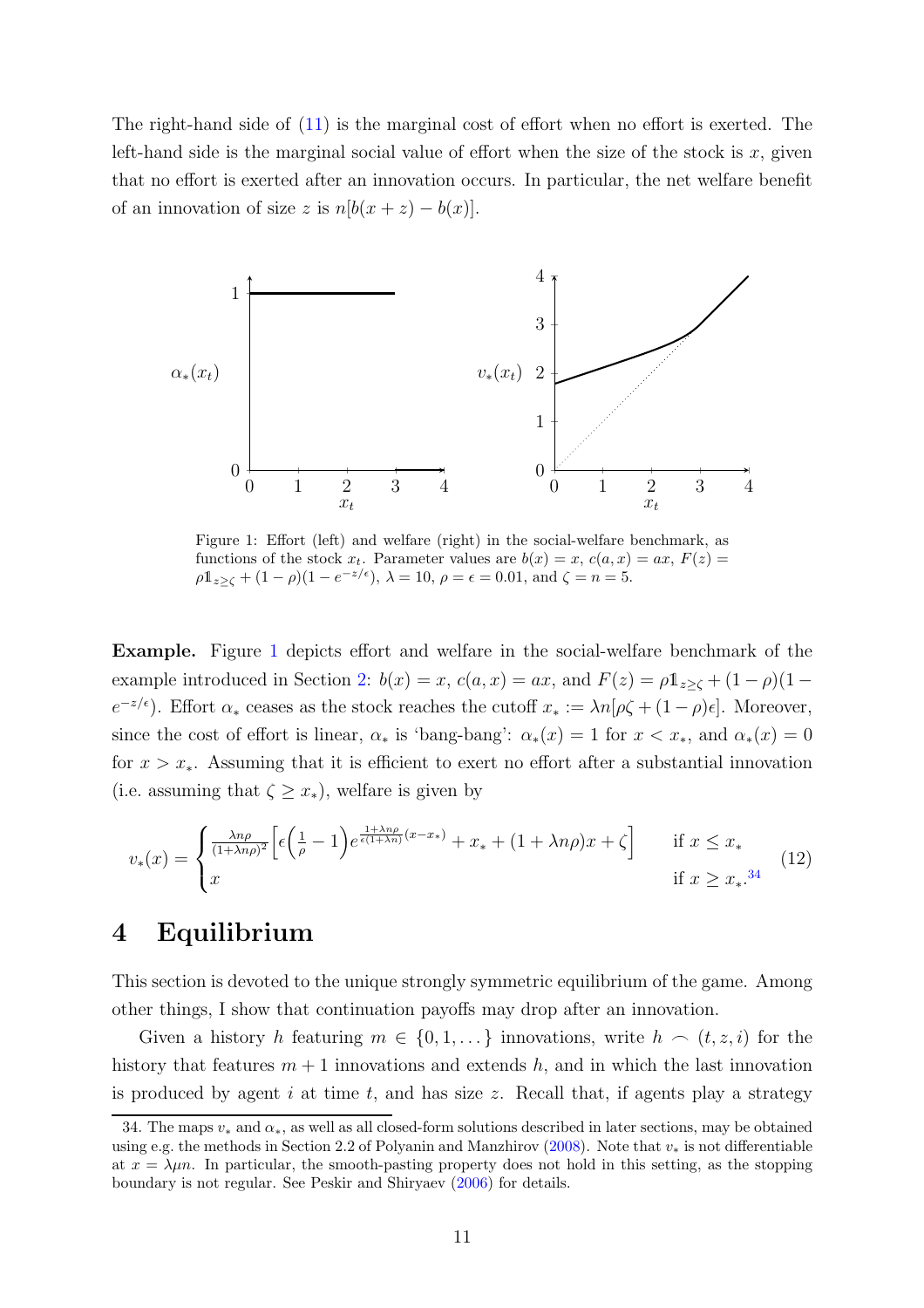The right-hand side of (11) is the marginal cost of effort when no effort is exerted. The left-hand side is the marginal social value of effort when the size of the stock is $x$, given that no effort is exerted after an innovation occurs. In particular, the net welfare benefit of an innovation of size $z$ is $n[b(x+z) - b(x)]$.

Figure 1: Effort (left) and welfare (right) in the social-welfare benchmark, as functions of the stock $x_t$. Parameter values are $b(x) = x$, $c(a, x) = ax$, $F(z) = \rho \mathbb{1}_{z \geq \zeta} + (1-\rho)(1 - e^{-z/\epsilon})$, $\lambda = 10$, $\rho = \epsilon = 0.01$, and $\zeta = n = 5$.

**Example.** Figure 1 depicts effort and welfare in the social-welfare benchmark of the example introduced in Section 2: $b(x) = x$, $c(a, x) = ax$, and $F(z) = \rho \mathbb{1}_{z \geq \zeta} + (1-\rho)(1 - e^{-z/\epsilon})$. Effort $\alpha_*$ ceases as the stock reaches the cutoff $x_* := \lambda n[\rho\zeta + (1-\rho)\epsilon]$. Moreover, since the cost of effort is linear, $\alpha_*$ is 'bang-bang': $\alpha_*(x) = 1$ for $x < x_*$, and $\alpha_*(x) = 0$ for $x > x_*$. Assuming that it is efficient to exert no effort after a substantial innovation (i.e. assuming that $\zeta \geq x_*$), welfare is given by

$$v_*(x) = \begin{cases} \frac{\lambda n \rho}{(1+\lambda n \rho)^2} \Big[ \epsilon \Big( \frac{1}{\rho} - 1 \Big) e^{\frac{1+\lambda n \rho}{\epsilon(1+\lambda n)}(x - x_*)} + x_* + (1 + \lambda n \rho) x + \zeta \Big] & \text{if } x \leq x_* \\ x & \text{if } x \geq x_*. \end{cases} \tag{12}$$

[34]

# 4 Equilibrium

This section is devoted to the unique strongly symmetric equilibrium of the game. Among other things, I show that continuation payoffs may drop after an innovation.

Given a history $h$ featuring $m \in \{0, 1, \dots\}$ innovations, write $h \frown (t, z, i)$ for the history that features $m+1$ innovations and extends $h$, and in which the last innovation is produced by agent $i$ at time $t$, and has size $z$. Recall that, if agents play a strategy

34. The maps $v_*$ and $\alpha_*$, as well as all closed-form solutions described in later sections, may be obtained using e.g. the methods in Section 2.2 of Polyanin and Manzhirov (2008). Note that $v_*$ is not differentiable at $x = \lambda \mu n$. In particular, the smooth-pasting property does not hold in this setting, as the stopping boundary is not regular. See Peskir and Shiryaev (2006) for details.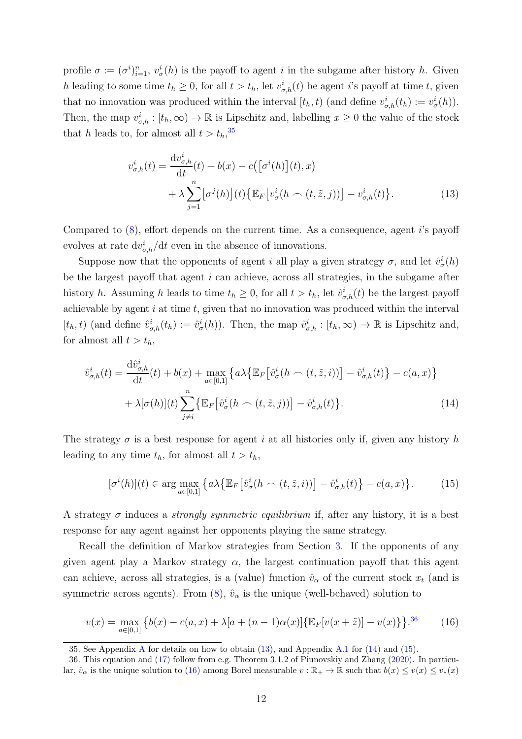profile $\sigma := (\sigma^i)_{i=1}^n$, $v^i_\sigma(h)$ is the payoff to agent $i$ in the subgame after history $h$. Given $h$ leading to some time $t_h \geq 0$, for all $t > t_h$, let $v^i_{\sigma,h}(t)$ be agent $i$'s payoff at time $t$, given that no innovation was produced within the interval $[t_h, t)$ (and define $v^i_{\sigma,h}(t_h) := v^i_\sigma(h)$). Then, the map $v^i_{\sigma,h} : [t_h, \infty) \to \mathbb{R}$ is Lipschitz and, labelling $x \geq 0$ the value of the stock that $h$ leads to, for almost all $t > t_h$,[35]

$$
\begin{aligned}
v^i_{\sigma,h}(t) = {} & \frac{\mathrm{d}v^i_{\sigma,h}}{\mathrm{d}t}(t) + b(x) - c\big(\big[\sigma^i(h)\big](t), x\big) \\
& + \lambda \sum_{j=1}^n \big[\sigma^j(h)\big](t) \big\{ \mathbb{E}_F\big[v^i_\sigma(h \frown (t, \tilde{z}, j))\big] - v^i_{\sigma,h}(t) \big\}.
\end{aligned} \tag{13}
$$

Compared to (8), effort depends on the current time. As a consequence, agent $i$'s payoff evolves at rate $\mathrm{d}v^i_{\sigma,h}/\mathrm{d}t$ even in the absence of innovations.

Suppose now that the opponents of agent $i$ all play a given strategy $\sigma$, and let $\hat{v}^i_\sigma(h)$ be the largest payoff that agent $i$ can achieve, across all strategies, in the subgame after history $h$. Assuming $h$ leads to time $t_h \geq 0$, for all $t > t_h$, let $\hat{v}^i_{\sigma,h}(t)$ be the largest payoff achievable by agent $i$ at time $t$, given that no innovation was produced within the interval $[t_h, t)$ (and define $\hat{v}^i_{\sigma,h}(t_h) := \hat{v}^i_\sigma(h)$). Then, the map $\hat{v}^i_{\sigma,h} : [t_h, \infty) \to \mathbb{R}$ is Lipschitz and, for almost all $t > t_h$,

$$
\begin{aligned}
\hat{v}^i_{\sigma,h}(t) = {} & \frac{\mathrm{d}\hat{v}^i_{\sigma,h}}{\mathrm{d}t}(t) + b(x) + \max_{a \in [0,1]} \big\{ a\lambda \big\{ \mathbb{E}_F\big[\hat{v}^i_\sigma(h \frown (t, \tilde{z}, i))\big] - \hat{v}^i_{\sigma,h}(t) \big\} - c(a, x) \big\} \\
& + \lambda [\sigma(h)](t) \sum_{j \neq i}^n \big\{ \mathbb{E}_F\big[\hat{v}^i_\sigma(h \frown (t, \tilde{z}, j))\big] - \hat{v}^i_{\sigma,h}(t) \big\}.
\end{aligned} \tag{14}
$$

The strategy $\sigma$ is a best response for agent $i$ at all histories only if, given any history $h$ leading to any time $t_h$, for almost all $t > t_h$,

$$
\big[\sigma^i(h)\big](t) \in \arg\max_{a \in [0,1]} \big\{ a\lambda \big\{ \mathbb{E}_F\big[\hat{v}^i_\sigma(h \frown (t, \tilde{z}, i))\big] - \hat{v}^i_{\sigma,h}(t) \big\} - c(a, x) \big\}. \tag{15}
$$

A strategy $\sigma$ induces a *strongly symmetric equilibrium* if, after any history, it is a best response for any agent against her opponents playing the same strategy.

Recall the definition of Markov strategies from Section 3. If the opponents of any given agent play a Markov strategy $\alpha$, the largest continuation payoff that this agent can achieve, across all strategies, is a (value) function $\hat{v}_\alpha$ of the current stock $x_t$ (and is symmetric across agents). From (8), $\hat{v}_\alpha$ is the unique (well-behaved) solution to

$$
v(x) = \max_{a \in [0,1]} \big\{ b(x) - c(a, x) + \lambda [a + (n-1)\alpha(x)] \{ \mathbb{E}_F[v(x + \tilde{z})] - v(x) \} \big\}.\text{[36]} \tag{16}
$$

35. See Appendix A for details on how to obtain (13), and Appendix A.1 for (14) and (15).

36. This equation and (17) follow from e.g. Theorem 3.1.2 of Piunovskiy and Zhang (2020). In particular, $\hat{v}_\alpha$ is the unique solution to (16) among Borel measurable $v : \mathbb{R}_+ \to \mathbb{R}$ such that $b(x) \leq v(x) \leq v_*(x)$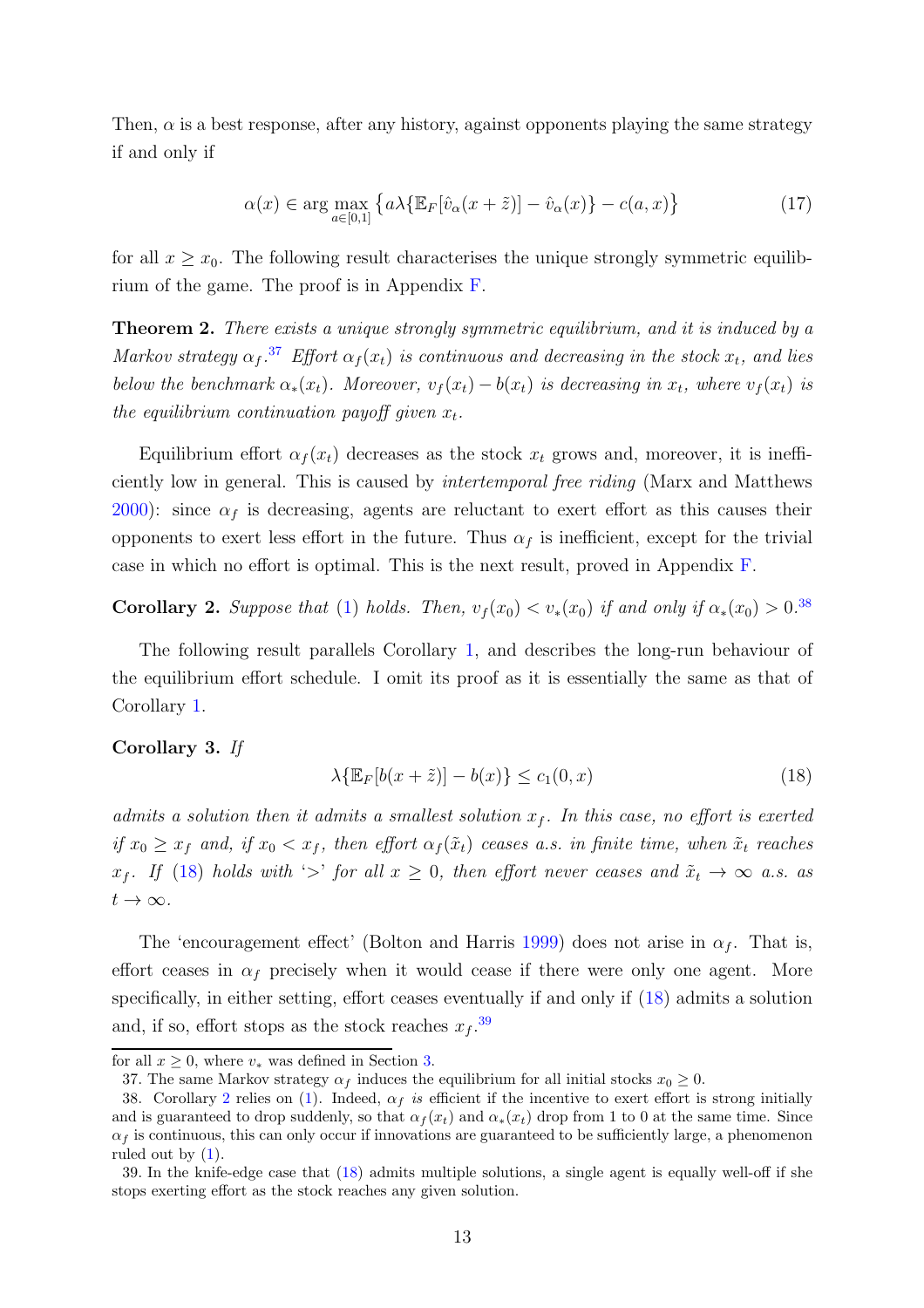Then, $\alpha$ is a best response, after any history, against opponents playing the same strategy if and only if

$$\alpha(x) \in \arg\max_{a\in[0,1]} \left\{ a\lambda\{\mathbb{E}_F[\hat{v}_\alpha(x+\tilde{z})] - \hat{v}_\alpha(x)\} - c(a,x) \right\} \tag{17}$$

for all $x \geq x_0$. The following result characterises the unique strongly symmetric equilibrium of the game. The proof is in Appendix F.

**Theorem 2.** *There exists a unique strongly symmetric equilibrium, and it is induced by a Markov strategy $\alpha_f$.*[37] *Effort $\alpha_f(x_t)$ is continuous and decreasing in the stock $x_t$, and lies below the benchmark $\alpha_*(x_t)$. Moreover, $v_f(x_t) - b(x_t)$ is decreasing in $x_t$, where $v_f(x_t)$ is the equilibrium continuation payoff given $x_t$.*

Equilibrium effort $\alpha_f(x_t)$ decreases as the stock $x_t$ grows and, moreover, it is inefficiently low in general. This is caused by *intertemporal free riding* (Marx and Matthews 2000): since $\alpha_f$ is decreasing, agents are reluctant to exert effort as this causes their opponents to exert less effort in the future. Thus $\alpha_f$ is inefficient, except for the trivial case in which no effort is optimal. This is the next result, proved in Appendix F.

**Corollary 2.** *Suppose that (1) holds. Then, $v_f(x_0) < v_*(x_0)$ if and only if $\alpha_*(x_0) > 0$.*[38]

The following result parallels Corollary 1, and describes the long-run behaviour of the equilibrium effort schedule. I omit its proof as it is essentially the same as that of Corollary 1.

**Corollary 3.** *If*

$$\lambda\{\mathbb{E}_F[b(x+\tilde{z})] - b(x)\} \leq c_1(0,x) \tag{18}$$

*admits a solution then it admits a smallest solution $x_f$. In this case, no effort is exerted if $x_0 \geq x_f$ and, if $x_0 < x_f$, then effort $\alpha_f(\tilde{x}_t)$ ceases a.s. in finite time, when $\tilde{x}_t$ reaches $x_f$. If (18) holds with '$>$' for all $x \geq 0$, then effort never ceases and $\tilde{x}_t \to \infty$ a.s. as $t \to \infty$.*

The 'encouragement effect' (Bolton and Harris 1999) does not arise in $\alpha_f$. That is, effort ceases in $\alpha_f$ precisely when it would cease if there were only one agent. More specifically, in either setting, effort ceases eventually if and only if (18) admits a solution and, if so, effort stops as the stock reaches $x_f$.[39]

---

for all $x \geq 0$, where $v_*$ was defined in Section 3.

37. The same Markov strategy $\alpha_f$ induces the equilibrium for all initial stocks $x_0 \geq 0$.

38. Corollary 2 relies on (1). Indeed, $\alpha_f$ *is* efficient if the incentive to exert effort is strong initially and is guaranteed to drop suddenly, so that $\alpha_f(x_t)$ and $\alpha_*(x_t)$ drop from 1 to 0 at the same time. Since $\alpha_f$ is continuous, this can only occur if innovations are guaranteed to be sufficiently large, a phenomenon ruled out by (1).

39. In the knife-edge case that (18) admits multiple solutions, a single agent is equally well-off if she stops exerting effort as the stock reaches any given solution.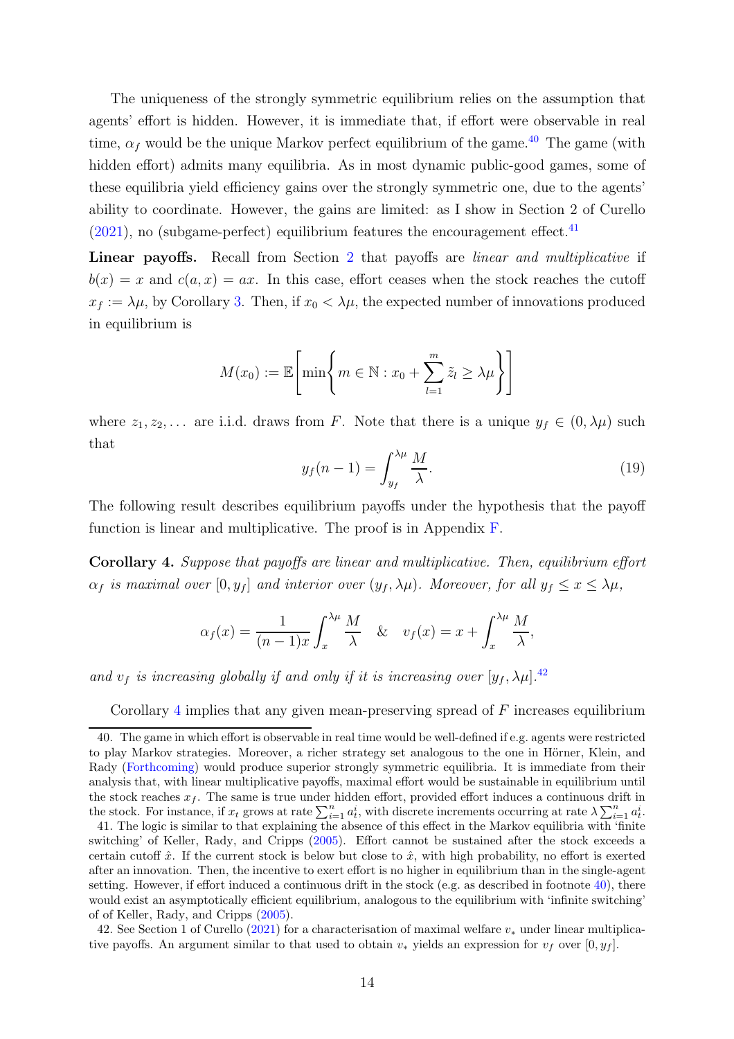The uniqueness of the strongly symmetric equilibrium relies on the assumption that agents' effort is hidden. However, it is immediate that, if effort were observable in real time, $\alpha_f$ would be the unique Markov perfect equilibrium of the game.[40] The game (with hidden effort) admits many equilibria. As in most dynamic public-good games, some of these equilibria yield efficiency gains over the strongly symmetric one, due to the agents' ability to coordinate. However, the gains are limited: as I show in Section 2 of Curello (2021), no (subgame-perfect) equilibrium features the encouragement effect.[41]

**Linear payoffs.** Recall from Section 2 that payoffs are *linear and multiplicative* if $b(x) = x$ and $c(a, x) = ax$. In this case, effort ceases when the stock reaches the cutoff $x_f := \lambda\mu$, by Corollary 3. Then, if $x_0 < \lambda\mu$, the expected number of innovations produced in equilibrium is

$$M(x_0) := \mathbb{E}\left[\min\left\{m \in \mathbb{N} : x_0 + \sum_{l=1}^{m} \tilde{z}_l \geq \lambda\mu\right\}\right]$$

where $z_1, z_2, \ldots$ are i.i.d. draws from $F$. Note that there is a unique $y_f \in (0, \lambda\mu)$ such that

$$y_f(n-1) = \int_{y_f}^{\lambda\mu} \frac{M}{\lambda}. \tag{19}$$

The following result describes equilibrium payoffs under the hypothesis that the payoff function is linear and multiplicative. The proof is in Appendix F.

**Corollary 4.** *Suppose that payoffs are linear and multiplicative. Then, equilibrium effort $\alpha_f$ is maximal over $[0, y_f]$ and interior over $(y_f, \lambda\mu)$. Moreover, for all $y_f \leq x \leq \lambda\mu$,*

$$\alpha_f(x) = \frac{1}{(n-1)x}\int_{x}^{\lambda\mu} \frac{M}{\lambda} \quad \& \quad v_f(x) = x + \int_{x}^{\lambda\mu} \frac{M}{\lambda},$$

*and $v_f$ is increasing globally if and only if it is increasing over $[y_f, \lambda\mu]$.*[42]

Corollary 4 implies that any given mean-preserving spread of $F$ increases equilibrium

---

40. The game in which effort is observable in real time would be well-defined if e.g. agents were restricted to play Markov strategies. Moreover, a richer strategy set analogous to the one in Hörner, Klein, and Rady (Forthcoming) would produce superior strongly symmetric equilibria. It is immediate from their analysis that, with linear multiplicative payoffs, maximal effort would be sustainable in equilibrium until the stock reaches $x_f$. The same is true under hidden effort, provided effort induces a continuous drift in the stock. For instance, if $x_t$ grows at rate $\sum_{i=1}^{n} a_t^i$, with discrete increments occurring at rate $\lambda \sum_{i=1}^{n} a_t^i$.

41. The logic is similar to that explaining the absence of this effect in the Markov equilibria with 'finite switching' of Keller, Rady, and Cripps (2005). Effort cannot be sustained after the stock exceeds a certain cutoff $\hat{x}$. If the current stock is below but close to $\hat{x}$, with high probability, no effort is exerted after an innovation. Then, the incentive to exert effort is no higher in equilibrium than in the single-agent setting. However, if effort induced a continuous drift in the stock (e.g. as described in footnote 40), there would exist an asymptotically efficient equilibrium, analogous to the equilibrium with 'infinite switching' of of Keller, Rady, and Cripps (2005).

42. See Section 1 of Curello (2021) for a characterisation of maximal welfare $v_*$ under linear multiplicative payoffs. An argument similar to that used to obtain $v_*$ yields an expression for $v_f$ over $[0, y_f]$.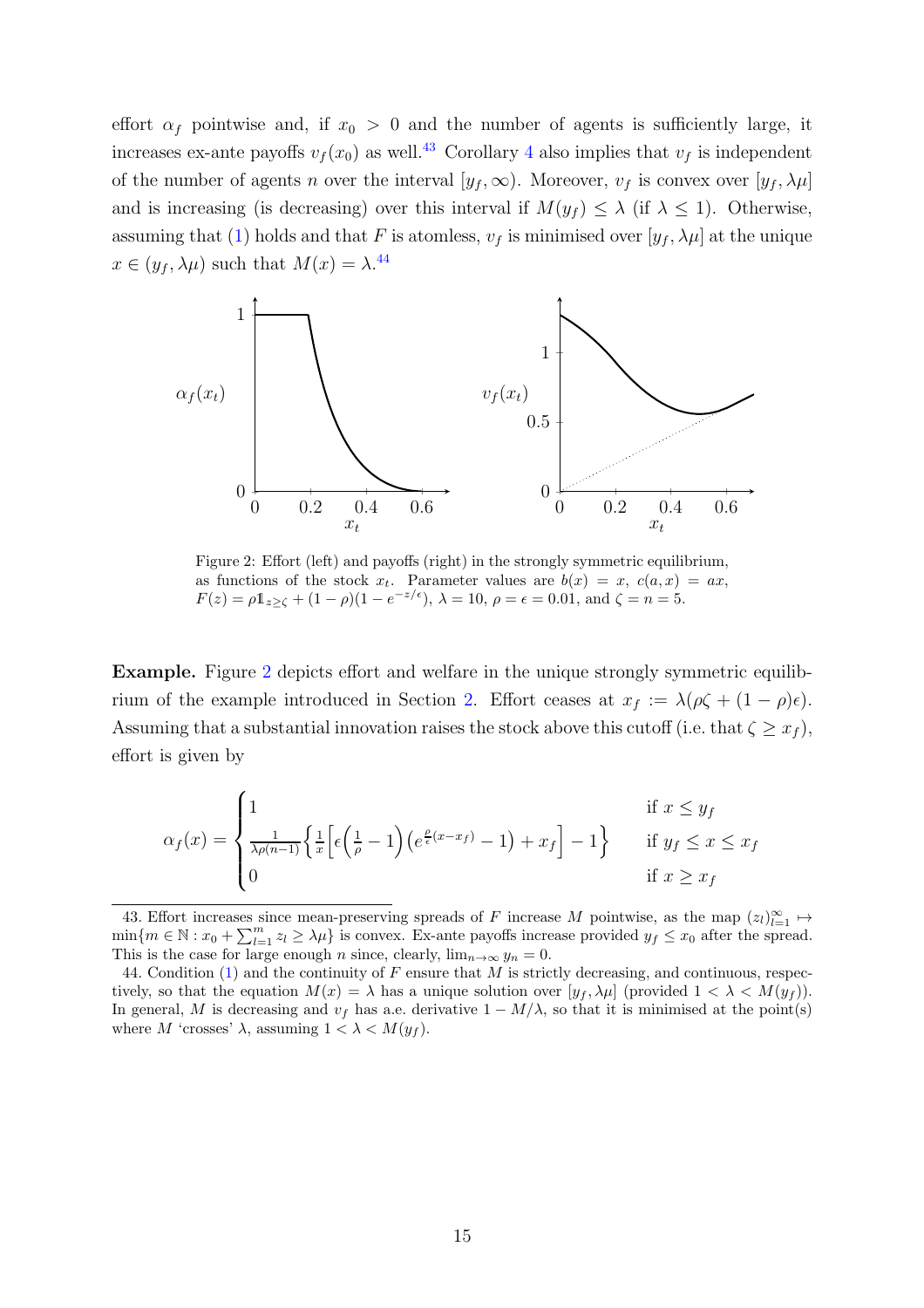effort $\alpha_f$ pointwise and, if $x_0 > 0$ and the number of agents is sufficiently large, it increases ex-ante payoffs $v_f(x_0)$ as well.[43] Corollary 4 also implies that $v_f$ is independent of the number of agents $n$ over the interval $[y_f, \infty)$. Moreover, $v_f$ is convex over $[y_f, \lambda\mu]$ and is increasing (is decreasing) over this interval if $M(y_f) \leq \lambda$ (if $\lambda \leq 1$). Otherwise, assuming that (1) holds and that $F$ is atomless, $v_f$ is minimised over $[y_f, \lambda\mu]$ at the unique $x \in (y_f, \lambda\mu)$ such that $M(x) = \lambda$.[44]

Figure 2: Effort (left) and payoffs (right) in the strongly symmetric equilibrium, as functions of the stock $x_t$. Parameter values are $b(x) = x$, $c(a, x) = ax$, $F(z) = \rho \mathbb{1}_{z \geq \zeta} + (1-\rho)(1 - e^{-z/\epsilon})$, $\lambda = 10$, $\rho = \epsilon = 0.01$, and $\zeta = n = 5$.

**Example.** Figure 2 depicts effort and welfare in the unique strongly symmetric equilibrium of the example introduced in Section 2. Effort ceases at $x_f := \lambda(\rho\zeta + (1-\rho)\epsilon)$. Assuming that a substantial innovation raises the stock above this cutoff (i.e. that $\zeta \geq x_f$), effort is given by

$$\alpha_f(x) = \begin{cases} 1 & \text{if } x \leq y_f \\ \frac{1}{\lambda\rho(n-1)} \left\{ \frac{1}{x} \left[ \epsilon \left( \frac{1}{\rho} - 1 \right) \left( e^{\frac{\rho}{\epsilon}(x - x_f)} - 1 \right) + x_f \right] - 1 \right\} & \text{if } y_f \leq x \leq x_f \\ 0 & \text{if } x \geq x_f \end{cases}$$

---

43. Effort increases since mean-preserving spreads of $F$ increase $M$ pointwise, as the map $(z_l)_{l=1}^{\infty} \mapsto \min\{m \in \mathbb{N} : x_0 + \sum_{l=1}^{m} z_l \geq \lambda\mu\}$ is convex. Ex-ante payoffs increase provided $y_f \leq x_0$ after the spread. This is the case for large enough $n$ since, clearly, $\lim_{n\to\infty} y_n = 0$.

44. Condition (1) and the continuity of $F$ ensure that $M$ is strictly decreasing, and continuous, respectively, so that the equation $M(x) = \lambda$ has a unique solution over $[y_f, \lambda\mu]$ (provided $1 < \lambda < M(y_f)$). In general, $M$ is decreasing and $v_f$ has a.e. derivative $1 - M/\lambda$, so that it is minimised at the point(s) where $M$ 'crosses' $\lambda$, assuming $1 < \lambda < M(y_f)$.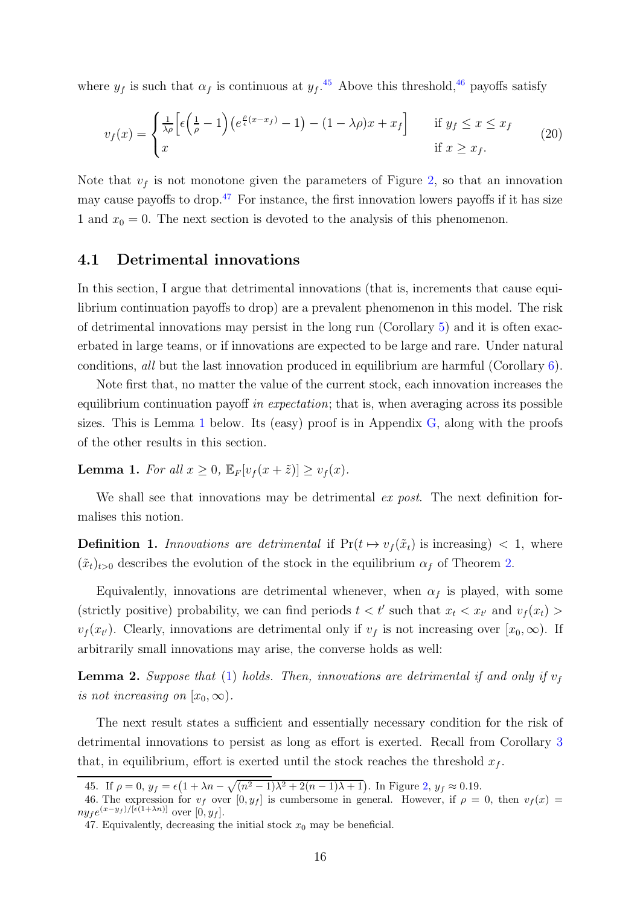where $y_f$ is such that $\alpha_f$ is continuous at $y_f$.[45] Above this threshold,[46] payoffs satisfy

$$
v_f(x) = \begin{cases} \frac{1}{\lambda\rho}\Big[\epsilon\Big(\frac{1}{\rho}-1\Big)\big(e^{\frac{\rho}{\epsilon}(x-x_f)}-1\big)-(1-\lambda\rho)x+x_f\Big] & \text{if } y_f \leq x \leq x_f \\ x & \text{if } x \geq x_f. \end{cases} \tag{20}
$$

Note that $v_f$ is not monotone given the parameters of Figure 2, so that an innovation may cause payoffs to drop.[47] For instance, the first innovation lowers payoffs if it has size 1 and $x_0 = 0$. The next section is devoted to the analysis of this phenomenon.

## 4.1 Detrimental innovations

In this section, I argue that detrimental innovations (that is, increments that cause equilibrium continuation payoffs to drop) are a prevalent phenomenon in this model. The risk of detrimental innovations may persist in the long run (Corollary 5) and it is often exacerbated in large teams, or if innovations are expected to be large and rare. Under natural conditions, *all* but the last innovation produced in equilibrium are harmful (Corollary 6).

Note first that, no matter the value of the current stock, each innovation increases the equilibrium continuation payoff *in expectation*; that is, when averaging across its possible sizes. This is Lemma 1 below. Its (easy) proof is in Appendix G, along with the proofs of the other results in this section.

**Lemma 1.** *For all $x \geq 0$, $\mathbb{E}_F[v_f(x+\tilde{z})] \geq v_f(x)$.*

We shall see that innovations may be detrimental *ex post*. The next definition formalises this notion.

**Definition 1.** *Innovations are detrimental* if $\Pr(t \mapsto v_f(\tilde{x}_t) \text{ is increasing}) < 1$, where $(\tilde{x}_t)_{t>0}$ describes the evolution of the stock in the equilibrium $\alpha_f$ of Theorem 2.

Equivalently, innovations are detrimental whenever, when $\alpha_f$ is played, with some (strictly positive) probability, we can find periods $t < t'$ such that $x_t < x_{t'}$ and $v_f(x_t) > v_f(x_{t'})$. Clearly, innovations are detrimental only if $v_f$ is not increasing over $[x_0, \infty)$. If arbitrarily small innovations may arise, the converse holds as well:

**Lemma 2.** *Suppose that (1) holds. Then, innovations are detrimental if and only if $v_f$ is not increasing on $[x_0, \infty)$.*

The next result states a sufficient and essentially necessary condition for the risk of detrimental innovations to persist as long as effort is exerted. Recall from Corollary 3 that, in equilibrium, effort is exerted until the stock reaches the threshold $x_f$.

---

45. If $\rho = 0$, $y_f = \epsilon\big(1 + \lambda n - \sqrt{(n^2-1)\lambda^2 + 2(n-1)\lambda + 1}\big)$. In Figure 2, $y_f \approx 0.19$.

46. The expression for $v_f$ over $[0, y_f]$ is cumbersome in general. However, if $\rho = 0$, then $v_f(x) = n y_f e^{(x-y_f)/[\epsilon(1+\lambda n)]}$ over $[0, y_f]$.

47. Equivalently, decreasing the initial stock $x_0$ may be beneficial.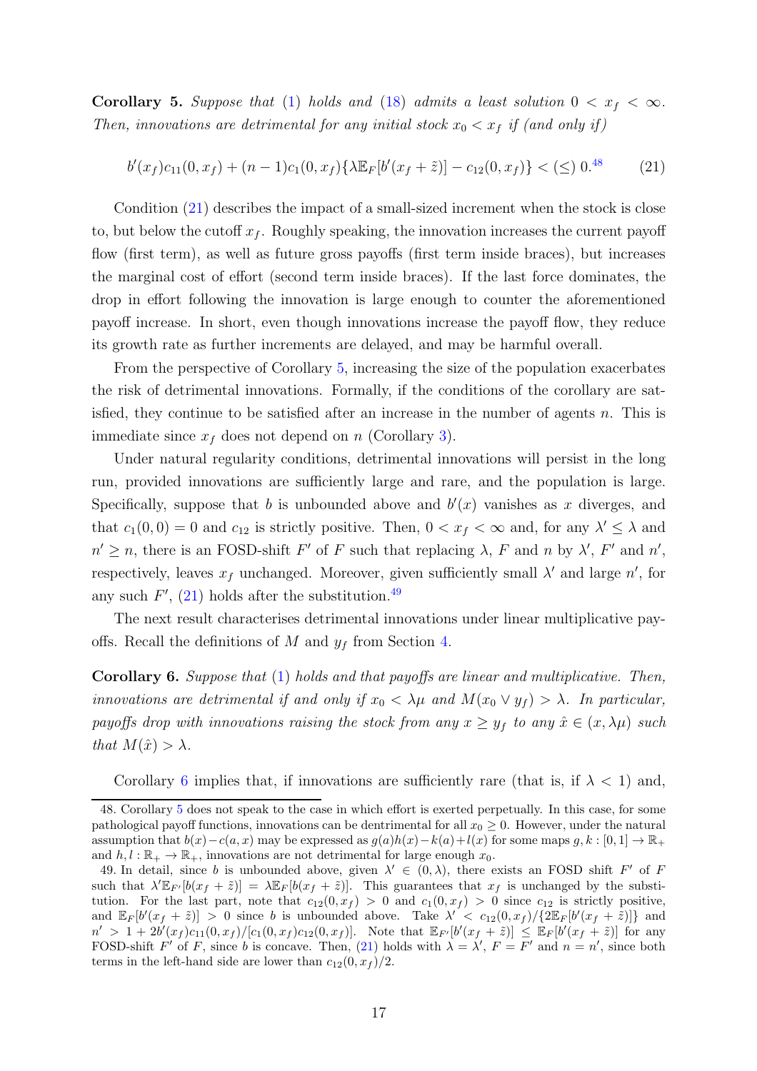**Corollary 5.** *Suppose that* (1) *holds and* (18) *admits a least solution* $0 < x_f < \infty$. *Then, innovations are detrimental for any initial stock* $x_0 < x_f$ *if (and only if)*

$$b'(x_f)c_{11}(0,x_f) + (n-1)c_1(0,x_f)\{\lambda \mathbb{E}_F[b'(x_f+\tilde{z})] - c_{12}(0,x_f)\} < (\leq)\ 0.\text{[48]} \tag{21}$$

Condition (21) describes the impact of a small-sized increment when the stock is close to, but below the cutoff $x_f$. Roughly speaking, the innovation increases the current payoff flow (first term), as well as future gross payoffs (first term inside braces), but increases the marginal cost of effort (second term inside braces). If the last force dominates, the drop in effort following the innovation is large enough to counter the aforementioned payoff increase. In short, even though innovations increase the payoff flow, they reduce its growth rate as further increments are delayed, and may be harmful overall.

From the perspective of Corollary 5, increasing the size of the population exacerbates the risk of detrimental innovations. Formally, if the conditions of the corollary are satisfied, they continue to be satisfied after an increase in the number of agents $n$. This is immediate since $x_f$ does not depend on $n$ (Corollary 3).

Under natural regularity conditions, detrimental innovations will persist in the long run, provided innovations are sufficiently large and rare, and the population is large. Specifically, suppose that $b$ is unbounded above and $b'(x)$ vanishes as $x$ diverges, and that $c_1(0,0) = 0$ and $c_{12}$ is strictly positive. Then, $0 < x_f < \infty$ and, for any $\lambda' \leq \lambda$ and $n' \geq n$, there is an FOSD-shift $F'$ of $F$ such that replacing $\lambda$, $F$ and $n$ by $\lambda'$, $F'$ and $n'$, respectively, leaves $x_f$ unchanged. Moreover, given sufficiently small $\lambda'$ and large $n'$, for any such $F'$, (21) holds after the substitution.[49]

The next result characterises detrimental innovations under linear multiplicative payoffs. Recall the definitions of $M$ and $y_f$ from Section 4.

**Corollary 6.** *Suppose that* (1) *holds and that payoffs are linear and multiplicative. Then, innovations are detrimental if and only if* $x_0 < \lambda\mu$ *and* $M(x_0 \vee y_f) > \lambda$. *In particular, payoffs drop with innovations raising the stock from any* $x \geq y_f$ *to any* $\hat{x} \in (x, \lambda\mu)$ *such that* $M(\hat{x}) > \lambda$.

Corollary 6 implies that, if innovations are sufficiently rare (that is, if $\lambda < 1$) and,

---

48. Corollary 5 does not speak to the case in which effort is exerted perpetually. In this case, for some pathological payoff functions, innovations can be dentrimental for all $x_0 \geq 0$. However, under the natural assumption that $b(x) - c(a,x)$ may be expressed as $g(a)h(x) - k(a) + l(x)$ for some maps $g, k : [0,1] \to \mathbb{R}_+$ and $h, l : \mathbb{R}_+ \to \mathbb{R}_+$, innovations are not detrimental for large enough $x_0$.

49. In detail, since $b$ is unbounded above, given $\lambda' \in (0,\lambda)$, there exists an FOSD shift $F'$ of $F$ such that $\lambda' \mathbb{E}_{F'}[b(x_f + \tilde{z})] = \lambda \mathbb{E}_F[b(x_f + \tilde{z})]$. This guarantees that $x_f$ is unchanged by the substitution. For the last part, note that $c_{12}(0,x_f) > 0$ and $c_1(0,x_f) > 0$ since $c_{12}$ is strictly positive, and $\mathbb{E}_F[b'(x_f + \tilde{z})] > 0$ since $b$ is unbounded above. Take $\lambda' < c_{12}(0,x_f)/\{2\mathbb{E}_F[b'(x_f+\tilde{z})]\}$ and $n' > 1 + 2b'(x_f)c_{11}(0,x_f)/[c_1(0,x_f)c_{12}(0,x_f)]$. Note that $\mathbb{E}_{F'}[b'(x_f+\tilde{z})] \leq \mathbb{E}_F[b'(x_f+\tilde{z})]$ for any FOSD-shift $F'$ of $F$, since $b$ is concave. Then, (21) holds with $\lambda = \lambda'$, $F = F'$ and $n = n'$, since both terms in the left-hand side are lower than $c_{12}(0,x_f)/2$.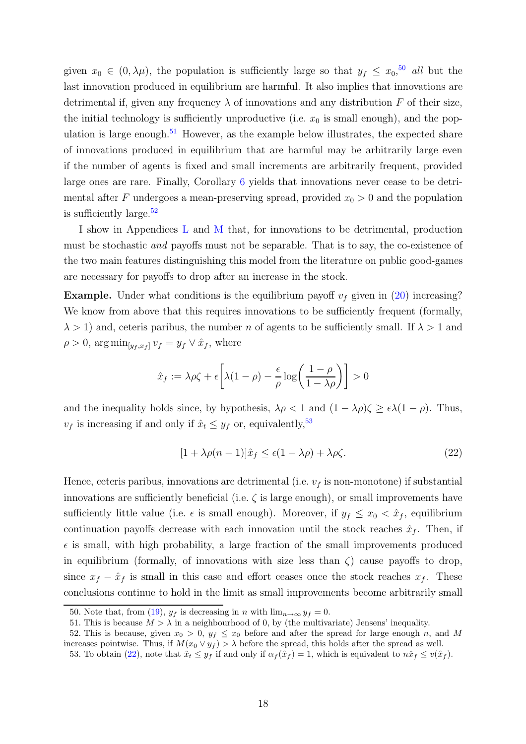given $x_0 \in (0, \lambda\mu)$, the population is sufficiently large so that $y_f \leq x_0$,[50] *all* but the last innovation produced in equilibrium are harmful. It also implies that innovations are detrimental if, given any frequency $\lambda$ of innovations and any distribution $F$ of their size, the initial technology is sufficiently unproductive (i.e. $x_0$ is small enough), and the population is large enough.[51] However, as the example below illustrates, the expected share of innovations produced in equilibrium that are harmful may be arbitrarily large even if the number of agents is fixed and small increments are arbitrarily frequent, provided large ones are rare. Finally, Corollary 6 yields that innovations never cease to be detrimental after $F$ undergoes a mean-preserving spread, provided $x_0 > 0$ and the population is sufficiently large.[52]

I show in Appendices L and M that, for innovations to be detrimental, production must be stochastic *and* payoffs must not be separable. That is to say, the co-existence of the two main features distinguishing this model from the literature on public good-games are necessary for payoffs to drop after an increase in the stock.

**Example.** Under what conditions is the equilibrium payoff $v_f$ given in (20) increasing? We know from above that this requires innovations to be sufficiently frequent (formally, $\lambda > 1$) and, ceteris paribus, the number $n$ of agents to be sufficiently small. If $\lambda > 1$ and $\rho > 0$, $\arg\min_{[y_f, x_f]} v_f = y_f \vee \hat{x}_f$, where

$$\hat{x}_f := \lambda\rho\zeta + \epsilon\left[\lambda(1-\rho) - \frac{\epsilon}{\rho}\log\left(\frac{1-\rho}{1-\lambda\rho}\right)\right] > 0$$

and the inequality holds since, by hypothesis, $\lambda\rho < 1$ and $(1-\lambda\rho)\zeta \geq \epsilon\lambda(1-\rho)$. Thus, $v_f$ is increasing if and only if $\hat{x}_t \leq y_f$ or, equivalently,[53]

$$[1 + \lambda\rho(n-1)]\hat{x}_f \leq \epsilon(1-\lambda\rho) + \lambda\rho\zeta. \tag{22}$$

Hence, ceteris paribus, innovations are detrimental (i.e. $v_f$ is non-monotone) if substantial innovations are sufficiently beneficial (i.e. $\zeta$ is large enough), or small improvements have sufficiently little value (i.e. $\epsilon$ is small enough). Moreover, if $y_f \leq x_0 < \hat{x}_f$, equilibrium continuation payoffs decrease with each innovation until the stock reaches $\hat{x}_f$. Then, if $\epsilon$ is small, with high probability, a large fraction of the small improvements produced in equilibrium (formally, of innovations with size less than $\zeta$) cause payoffs to drop, since $x_f - \hat{x}_f$ is small in this case and effort ceases once the stock reaches $x_f$. These conclusions continue to hold in the limit as small improvements become arbitrarily small

50. Note that, from (19), $y_f$ is decreasing in $n$ with $\lim_{n\to\infty} y_f = 0$.

51. This is because $M > \lambda$ in a neighbourhood of 0, by (the multivariate) Jensens' inequality.

52. This is because, given $x_0 > 0$, $y_f \leq x_0$ before and after the spread for large enough $n$, and $M$ increases pointwise. Thus, if $M(x_0 \vee y_f) > \lambda$ before the spread, this holds after the spread as well.

53. To obtain (22), note that $\hat{x}_t \leq y_f$ if and only if $\alpha_f(\hat{x}_f) = 1$, which is equivalent to $n\hat{x}_f \leq v(\hat{x}_f)$.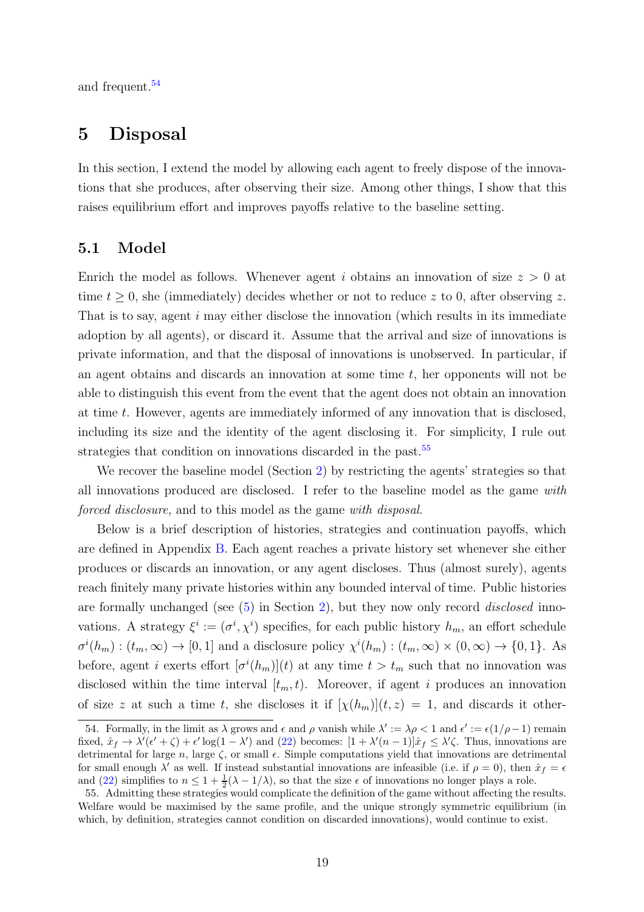and frequent.[54]

# 5 Disposal

In this section, I extend the model by allowing each agent to freely dispose of the innovations that she produces, after observing their size. Among other things, I show that this raises equilibrium effort and improves payoffs relative to the baseline setting.

## 5.1 Model

Enrich the model as follows. Whenever agent $i$ obtains an innovation of size $z > 0$ at time $t \geq 0$, she (immediately) decides whether or not to reduce $z$ to 0, after observing $z$. That is to say, agent $i$ may either disclose the innovation (which results in its immediate adoption by all agents), or discard it. Assume that the arrival and size of innovations is private information, and that the disposal of innovations is unobserved. In particular, if an agent obtains and discards an innovation at some time $t$, her opponents will not be able to distinguish this event from the event that the agent does not obtain an innovation at time $t$. However, agents are immediately informed of any innovation that is disclosed, including its size and the identity of the agent disclosing it. For simplicity, I rule out strategies that condition on innovations discarded in the past.[55]

We recover the baseline model (Section 2) by restricting the agents' strategies so that all innovations produced are disclosed. I refer to the baseline model as the game *with forced disclosure,* and to this model as the game *with disposal*.

Below is a brief description of histories, strategies and continuation payoffs, which are defined in Appendix B. Each agent reaches a private history set whenever she either produces or discards an innovation, or any agent discloses. Thus (almost surely), agents reach finitely many private histories within any bounded interval of time. Public histories are formally unchanged (see (5) in Section 2), but they now only record *disclosed* innovations. A strategy $\xi^i := (\sigma^i, \chi^i)$ specifies, for each public history $h_m$, an effort schedule $\sigma^i(h_m) : (t_m, \infty) \to [0, 1]$ and a disclosure policy $\chi^i(h_m) : (t_m, \infty) \times (0, \infty) \to \{0, 1\}$. As before, agent $i$ exerts effort $[\sigma^i(h_m)](t)$ at any time $t > t_m$ such that no innovation was disclosed within the time interval $[t_m, t)$. Moreover, if agent $i$ produces an innovation of size $z$ at such a time $t$, she discloses it if $[\chi(h_m)](t, z) = 1$, and discards it other-

---

54. Formally, in the limit as $\lambda$ grows and $\epsilon$ and $\rho$ vanish while $\lambda' := \lambda\rho < 1$ and $\epsilon' := \epsilon(1/\rho - 1)$ remain fixed, $\hat{x}_f \to \lambda'(\epsilon' + \zeta) + \epsilon' \log(1 - \lambda')$ and (22) becomes: $[1 + \lambda'(n - 1)]\hat{x}_f \leq \lambda'\zeta$. Thus, innovations are detrimental for large $n$, large $\zeta$, or small $\epsilon$. Simple computations yield that innovations are detrimental for small enough $\lambda'$ as well. If instead substantial innovations are infeasible (i.e. if $\rho = 0$), then $\hat{x}_f = \epsilon$ and (22) simplifies to $n \leq 1 + \frac{1}{2}(\lambda - 1/\lambda)$, so that the size $\epsilon$ of innovations no longer plays a role.

55. Admitting these strategies would complicate the definition of the game without affecting the results. Welfare would be maximised by the same profile, and the unique strongly symmetric equilibrium (in which, by definition, strategies cannot condition on discarded innovations), would continue to exist.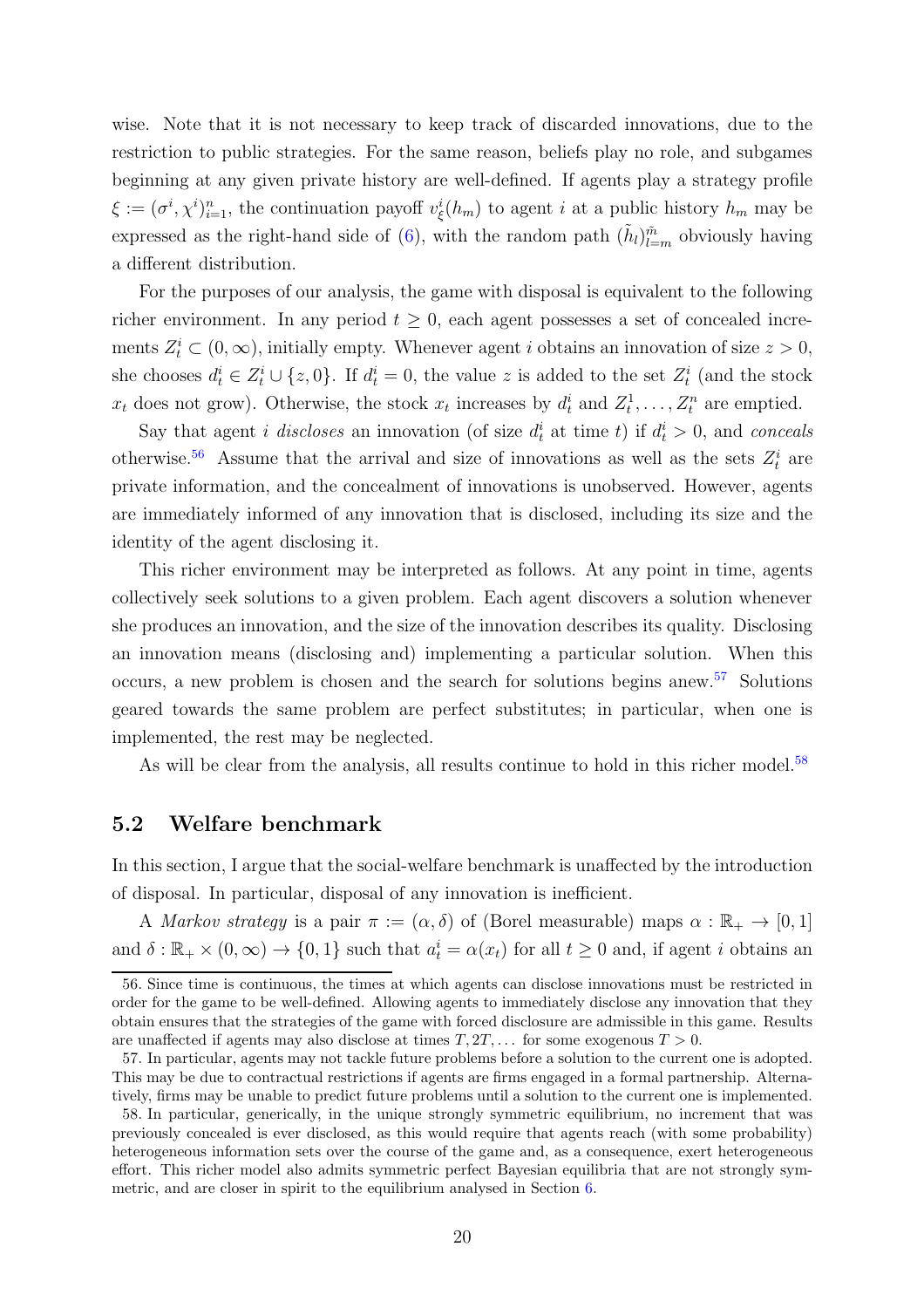wise. Note that it is not necessary to keep track of discarded innovations, due to the restriction to public strategies. For the same reason, beliefs play no role, and subgames beginning at any given private history are well-defined. If agents play a strategy profile $\xi := (\sigma^i, \chi^i)_{i=1}^n$, the continuation payoff $v^i_\xi(h_m)$ to agent $i$ at a public history $h_m$ may be expressed as the right-hand side of (6), with the random path $(\tilde{h}_l)_{l=m}^{\tilde{m}}$ obviously having a different distribution.

For the purposes of our analysis, the game with disposal is equivalent to the following richer environment. In any period $t \geq 0$, each agent possesses a set of concealed increments $Z^i_t \subset (0, \infty)$, initially empty. Whenever agent $i$ obtains an innovation of size $z > 0$, she chooses $d^i_t \in Z^i_t \cup \{z, 0\}$. If $d^i_t = 0$, the value $z$ is added to the set $Z^i_t$ (and the stock $x_t$ does not grow). Otherwise, the stock $x_t$ increases by $d^i_t$ and $Z^1_t, \ldots, Z^n_t$ are emptied.

Say that agent $i$ *discloses* an innovation (of size $d^i_t$ at time $t$) if $d^i_t > 0$, and *conceals* otherwise.[56] Assume that the arrival and size of innovations as well as the sets $Z^i_t$ are private information, and the concealment of innovations is unobserved. However, agents are immediately informed of any innovation that is disclosed, including its size and the identity of the agent disclosing it.

This richer environment may be interpreted as follows. At any point in time, agents collectively seek solutions to a given problem. Each agent discovers a solution whenever she produces an innovation, and the size of the innovation describes its quality. Disclosing an innovation means (disclosing and) implementing a particular solution. When this occurs, a new problem is chosen and the search for solutions begins anew.[57] Solutions geared towards the same problem are perfect substitutes; in particular, when one is implemented, the rest may be neglected.

As will be clear from the analysis, all results continue to hold in this richer model.[58]

## 5.2 Welfare benchmark

In this section, I argue that the social-welfare benchmark is unaffected by the introduction of disposal. In particular, disposal of any innovation is inefficient.

A *Markov strategy* is a pair $\pi := (\alpha, \delta)$ of (Borel measurable) maps $\alpha : \mathbb{R}_+ \to [0, 1]$ and $\delta : \mathbb{R}_+ \times (0, \infty) \to \{0, 1\}$ such that $a^i_t = \alpha(x_t)$ for all $t \geq 0$ and, if agent $i$ obtains an

---

56. Since time is continuous, the times at which agents can disclose innovations must be restricted in order for the game to be well-defined. Allowing agents to immediately disclose any innovation that they obtain ensures that the strategies of the game with forced disclosure are admissible in this game. Results are unaffected if agents may also disclose at times $T, 2T, \ldots$ for some exogenous $T > 0$.

57. In particular, agents may not tackle future problems before a solution to the current one is adopted. This may be due to contractual restrictions if agents are firms engaged in a formal partnership. Alternatively, firms may be unable to predict future problems until a solution to the current one is implemented.

58. In particular, generically, in the unique strongly symmetric equilibrium, no increment that was previously concealed is ever disclosed, as this would require that agents reach (with some probability) heterogeneous information sets over the course of the game and, as a consequence, exert heterogeneous effort. This richer model also admits symmetric perfect Bayesian equilibria that are not strongly symmetric, and are closer in spirit to the equilibrium analysed in Section 6.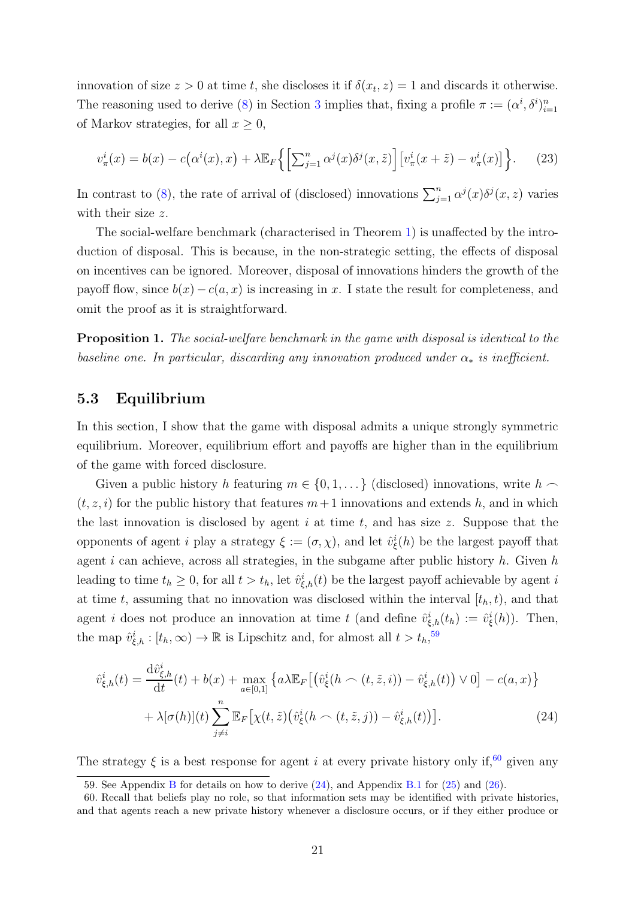innovation of size $z > 0$ at time $t$, she discloses it if $\delta(x_t, z) = 1$ and discards it otherwise. The reasoning used to derive (8) in Section 3 implies that, fixing a profile $\pi := (\alpha^i, \delta^i)_{i=1}^n$ of Markov strategies, for all $x \geq 0$,

$$v_\pi^i(x) = b(x) - c\big(\alpha^i(x), x\big) + \lambda \mathbb{E}_F\Big\{\Big[\textstyle\sum_{j=1}^n \alpha^j(x)\delta^j(x, \tilde{z})\Big]\Big[v_\pi^i(x + \tilde{z}) - v_\pi^i(x)\Big]\Big\}. \tag{23}$$

In contrast to (8), the rate of arrival of (disclosed) innovations $\sum_{j=1}^n \alpha^j(x)\delta^j(x, z)$ varies with their size $z$.

The social-welfare benchmark (characterised in Theorem 1) is unaffected by the introduction of disposal. This is because, in the non-strategic setting, the effects of disposal on incentives can be ignored. Moreover, disposal of innovations hinders the growth of the payoff flow, since $b(x) - c(a, x)$ is increasing in $x$. I state the result for completeness, and omit the proof as it is straightforward.

**Proposition 1.** *The social-welfare benchmark in the game with disposal is identical to the baseline one. In particular, discarding any innovation produced under $\alpha_*$ is inefficient.*

## 5.3 Equilibrium

In this section, I show that the game with disposal admits a unique strongly symmetric equilibrium. Moreover, equilibrium effort and payoffs are higher than in the equilibrium of the game with forced disclosure.

Given a public history $h$ featuring $m \in \{0, 1, \dots\}$ (disclosed) innovations, write $h \frown (t, z, i)$ for the public history that features $m+1$ innovations and extends $h$, and in which the last innovation is disclosed by agent $i$ at time $t$, and has size $z$. Suppose that the opponents of agent $i$ play a strategy $\xi := (\sigma, \chi)$, and let $\hat{v}_\xi^i(h)$ be the largest payoff that agent $i$ can achieve, across all strategies, in the subgame after public history $h$. Given $h$ leading to time $t_h \geq 0$, for all $t > t_h$, let $\hat{v}_{\xi,h}^i(t)$ be the largest payoff achievable by agent $i$ at time $t$, assuming that no innovation was disclosed within the interval $[t_h, t)$, and that agent $i$ does not produce an innovation at time $t$ (and define $\hat{v}_{\xi,h}^i(t_h) := \hat{v}_\xi^i(h)$). Then, the map $\hat{v}_{\xi,h}^i : [t_h, \infty) \to \mathbb{R}$ is Lipschitz and, for almost all $t > t_h$,[59]

$$\begin{aligned}
\hat{v}_{\xi,h}^i(t) = \frac{\mathrm{d}\hat{v}_{\xi,h}^i}{\mathrm{d}t}(t) + b(x) + \max_{a \in [0,1]} \Big\{a\lambda \mathbb{E}_F\Big[\big(\hat{v}_\xi^i(h \frown (t, \tilde{z}, i)) - \hat{v}_{\xi,h}^i(t)\big) \vee 0\Big] - c(a, x)\Big\} \\
+ \lambda[\sigma(h)](t) \sum_{j \neq i}^n \mathbb{E}_F\big[\chi(t, \tilde{z})\big(\hat{v}_\xi^i(h \frown (t, \tilde{z}, j)) - \hat{v}_{\xi,h}^i(t)\big)\big].
\end{aligned} \tag{24}$$

The strategy $\xi$ is a best response for agent $i$ at every private history only if,[60] given any

59. See Appendix B for details on how to derive (24), and Appendix B.1 for (25) and (26).

60. Recall that beliefs play no role, so that information sets may be identified with private histories, and that agents reach a new private history whenever a disclosure occurs, or if they either produce or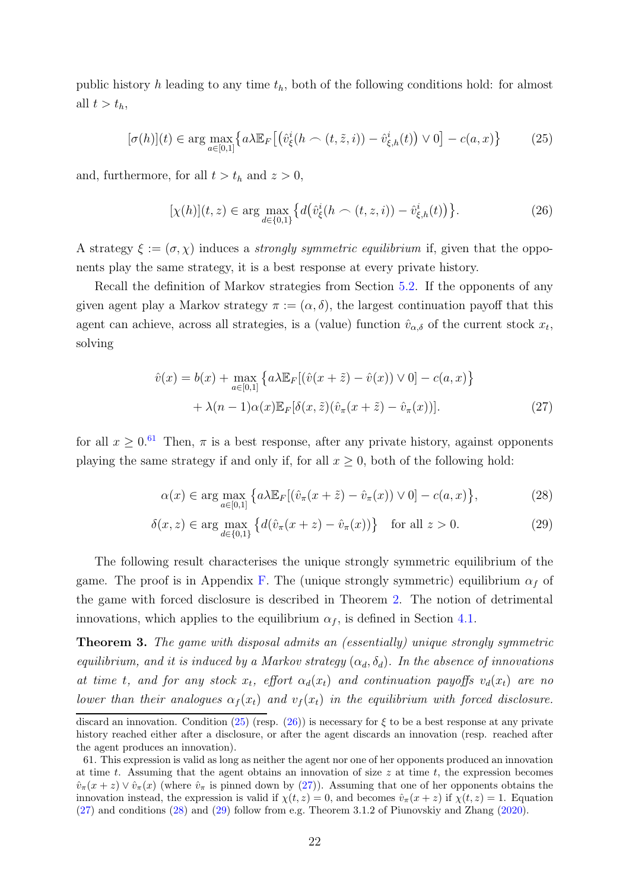public history $h$ leading to any time $t_h$, both of the following conditions hold: for almost all $t > t_h$,

$$[\sigma(h)](t) \in \arg\max_{a\in[0,1]} \left\{ a\lambda \mathbb{E}_F\left[ \left( \hat{v}^i_\xi(h \frown (t, \tilde{z}, i)) - \hat{v}^i_{\xi,h}(t) \right) \vee 0 \right] - c(a, x) \right\} \tag{25}$$

and, furthermore, for all $t > t_h$ and $z > 0$,

$$[\chi(h)](t, z) \in \arg\max_{d\in\{0,1\}} \left\{ d\left( \hat{v}^i_\xi(h \frown (t, z, i)) - \hat{v}^i_{\xi,h}(t) \right) \right\}. \tag{26}$$

A strategy $\xi := (\sigma, \chi)$ induces a *strongly symmetric equilibrium* if, given that the opponents play the same strategy, it is a best response at every private history.

Recall the definition of Markov strategies from Section 5.2. If the opponents of any given agent play a Markov strategy $\pi := (\alpha, \delta)$, the largest continuation payoff that this agent can achieve, across all strategies, is a (value) function $\hat{v}_{\alpha,\delta}$ of the current stock $x_t$, solving

$$\begin{aligned} \hat{v}(x) = b(x) &+ \max_{a\in[0,1]} \left\{ a\lambda \mathbb{E}_F[(\hat{v}(x + \tilde{z}) - \hat{v}(x)) \vee 0] - c(a, x) \right\} \\ &+ \lambda(n-1)\alpha(x)\mathbb{E}_F[\delta(x, \tilde{z})(\hat{v}_\pi(x + \tilde{z}) - \hat{v}_\pi(x))]. \end{aligned} \tag{27}$$

for all $x \geq 0$.[61] Then, $\pi$ is a best response, after any private history, against opponents playing the same strategy if and only if, for all $x \geq 0$, both of the following hold:

$$\alpha(x) \in \arg\max_{a\in[0,1]} \left\{ a\lambda \mathbb{E}_F[(\hat{v}_\pi(x + \tilde{z}) - \hat{v}_\pi(x)) \vee 0] - c(a, x) \right\}, \tag{28}$$

$$\delta(x, z) \in \arg\max_{d\in\{0,1\}} \left\{ d(\hat{v}_\pi(x + z) - \hat{v}_\pi(x)) \right\} \quad \text{for all } z > 0. \tag{29}$$

The following result characterises the unique strongly symmetric equilibrium of the game. The proof is in Appendix F. The (unique strongly symmetric) equilibrium $\alpha_f$ of the game with forced disclosure is described in Theorem 2. The notion of detrimental innovations, which applies to the equilibrium $\alpha_f$, is defined in Section 4.1.

**Theorem 3.** *The game with disposal admits an (essentially) unique strongly symmetric equilibrium, and it is induced by a Markov strategy $(\alpha_d, \delta_d)$. In the absence of innovations at time $t$, and for any stock $x_t$, effort $\alpha_d(x_t)$ and continuation payoffs $v_d(x_t)$ are no lower than their analogues $\alpha_f(x_t)$ and $v_f(x_t)$ in the equilibrium with forced disclosure.*

---

discard an innovation. Condition (25) (resp. (26)) is necessary for $\xi$ to be a best response at any private history reached either after a disclosure, or after the agent discards an innovation (resp. reached after the agent produces an innovation).

61. This expression is valid as long as neither the agent nor one of her opponents produced an innovation at time $t$. Assuming that the agent obtains an innovation of size $z$ at time $t$, the expression becomes $\hat{v}_\pi(x + z) \vee \hat{v}_\pi(x)$ (where $\hat{v}_\pi$ is pinned down by (27)). Assuming that one of her opponents obtains the innovation instead, the expression is valid if $\chi(t, z) = 0$, and becomes $\hat{v}_\pi(x + z)$ if $\chi(t, z) = 1$. Equation (27) and conditions (28) and (29) follow from e.g. Theorem 3.1.2 of Piunovskiy and Zhang (2020).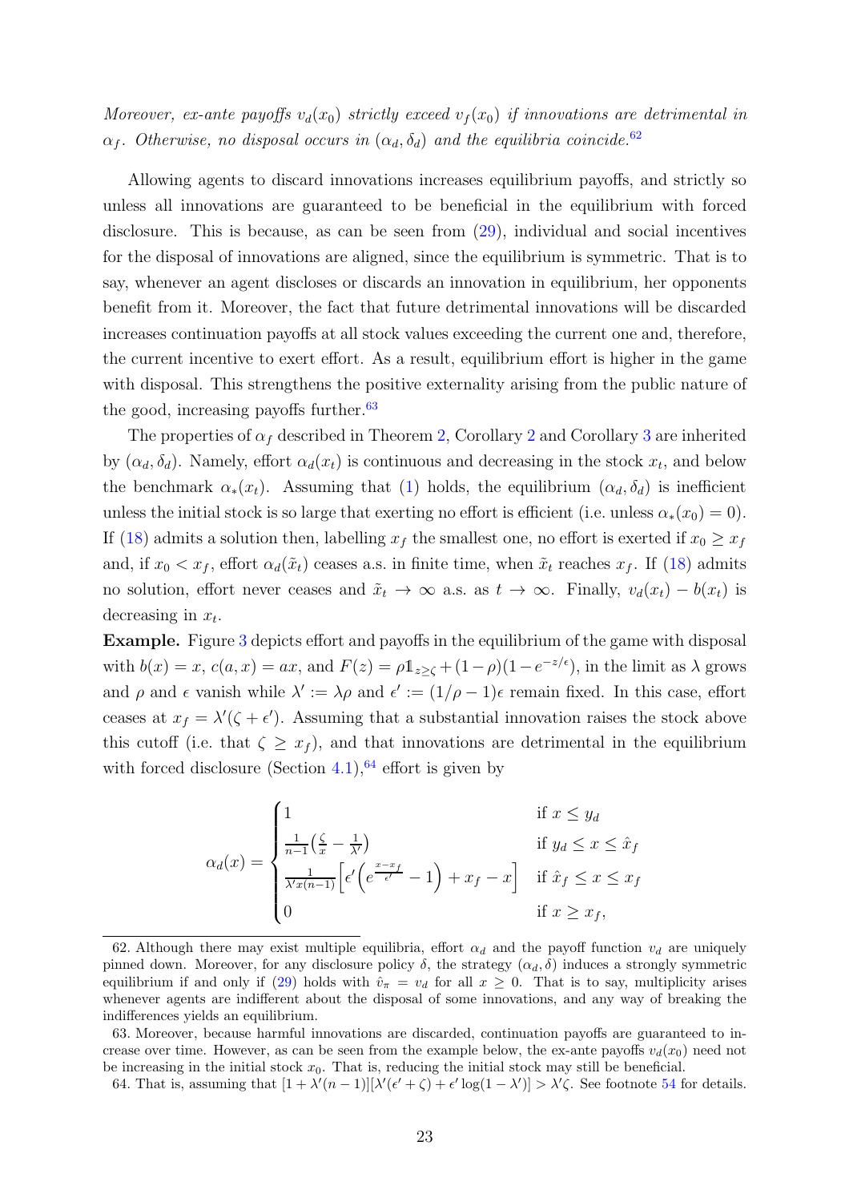*Moreover, ex-ante payoffs $v_d(x_0)$ strictly exceed $v_f(x_0)$ if innovations are detrimental in $\alpha_f$. Otherwise, no disposal occurs in $(\alpha_d, \delta_d)$ and the equilibria coincide.*[62]

Allowing agents to discard innovations increases equilibrium payoffs, and strictly so unless all innovations are guaranteed to be beneficial in the equilibrium with forced disclosure. This is because, as can be seen from (29), individual and social incentives for the disposal of innovations are aligned, since the equilibrium is symmetric. That is to say, whenever an agent discloses or discards an innovation in equilibrium, her opponents benefit from it. Moreover, the fact that future detrimental innovations will be discarded increases continuation payoffs at all stock values exceeding the current one and, therefore, the current incentive to exert effort. As a result, equilibrium effort is higher in the game with disposal. This strengthens the positive externality arising from the public nature of the good, increasing payoffs further.[63]

The properties of $\alpha_f$ described in Theorem 2, Corollary 2 and Corollary 3 are inherited by $(\alpha_d, \delta_d)$. Namely, effort $\alpha_d(x_t)$ is continuous and decreasing in the stock $x_t$, and below the benchmark $\alpha_*(x_t)$. Assuming that (1) holds, the equilibrium $(\alpha_d, \delta_d)$ is inefficient unless the initial stock is so large that exerting no effort is efficient (i.e. unless $\alpha_*(x_0) = 0$). If (18) admits a solution then, labelling $x_f$ the smallest one, no effort is exerted if $x_0 \geq x_f$ and, if $x_0 < x_f$, effort $\alpha_d(\tilde{x}_t)$ ceases a.s. in finite time, when $\tilde{x}_t$ reaches $x_f$. If (18) admits no solution, effort never ceases and $\tilde{x}_t \to \infty$ a.s. as $t \to \infty$. Finally, $v_d(x_t) - b(x_t)$ is decreasing in $x_t$.

**Example.** Figure 3 depicts effort and payoffs in the equilibrium of the game with disposal with $b(x) = x$, $c(a, x) = ax$, and $F(z) = \rho \mathbb{1}_{z \geq \zeta} + (1 - \rho)(1 - e^{-z/\epsilon})$, in the limit as $\lambda$ grows and $\rho$ and $\epsilon$ vanish while $\lambda' := \lambda\rho$ and $\epsilon' := (1/\rho - 1)\epsilon$ remain fixed. In this case, effort ceases at $x_f = \lambda'(\zeta + \epsilon')$. Assuming that a substantial innovation raises the stock above this cutoff (i.e. that $\zeta \geq x_f$), and that innovations are detrimental in the equilibrium with forced disclosure (Section 4.1),[64] effort is given by

$$\alpha_d(x) = \begin{cases} 1 & \text{if } x \leq y_d \\ \frac{1}{n-1}\left(\frac{\zeta}{x} - \frac{1}{\lambda'}\right) & \text{if } y_d \leq x \leq \hat{x}_f \\ \frac{1}{\lambda' x(n-1)}\left[\epsilon'\left(e^{\frac{x - x_f}{\epsilon'}} - 1\right) + x_f - x\right] & \text{if } \hat{x}_f \leq x \leq x_f \\ 0 & \text{if } x \geq x_f, \end{cases}$$

---

62. Although there may exist multiple equilibria, effort $\alpha_d$ and the payoff function $v_d$ are uniquely pinned down. Moreover, for any disclosure policy $\delta$, the strategy $(\alpha_d, \delta)$ induces a strongly symmetric equilibrium if and only if (29) holds with $\hat{v}_\pi = v_d$ for all $x \geq 0$. That is to say, multiplicity arises whenever agents are indifferent about the disposal of some innovations, and any way of breaking the indifferences yields an equilibrium.

63. Moreover, because harmful innovations are discarded, continuation payoffs are guaranteed to increase over time. However, as can be seen from the example below, the ex-ante payoffs $v_d(x_0)$ need not be increasing in the initial stock $x_0$. That is, reducing the initial stock may still be beneficial.

64. That is, assuming that $[1 + \lambda'(n-1)][\lambda'(\epsilon' + \zeta) + \epsilon' \log(1 - \lambda')] > \lambda'\zeta$. See footnote 54 for details.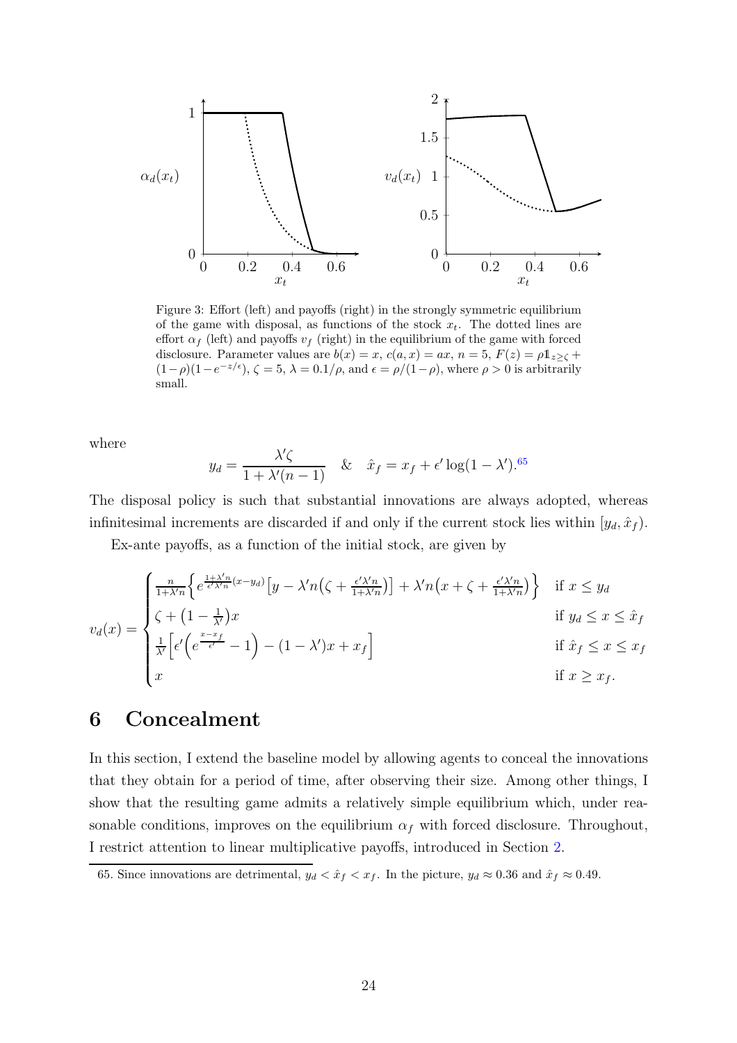Figure 3: Effort (left) and payoffs (right) in the strongly symmetric equilibrium of the game with disposal, as functions of the stock $x_t$. The dotted lines are effort $\alpha_f$ (left) and payoffs $v_f$ (right) in the equilibrium of the game with forced disclosure. Parameter values are $b(x) = x$, $c(a, x) = ax$, $n = 5$, $F(z) = \rho \mathbb{1}_{z \geq \zeta} + (1-\rho)(1-e^{-z/\epsilon})$, $\zeta = 5$, $\lambda = 0.1/\rho$, and $\epsilon = \rho/(1-\rho)$, where $\rho > 0$ is arbitrarily small.

where

$$y_d = \frac{\lambda' \zeta}{1 + \lambda'(n-1)} \quad \& \quad \hat{x}_f = x_f + \epsilon' \log(1 - \lambda').^{65}$$

The disposal policy is such that substantial innovations are always adopted, whereas infinitesimal increments are discarded if and only if the current stock lies within $[y_d, \hat{x}_f)$.

Ex-ante payoffs, as a function of the initial stock, are given by

$$v_d(x) = \begin{cases} \frac{n}{1+\lambda' n} \left\{ e^{\frac{1+\lambda' n}{\epsilon' \lambda' n}(x - y_d)} \left[ y - \lambda' n \left( \zeta + \frac{\epsilon' \lambda' n}{1+\lambda' n} \right) \right] + \lambda' n \left( x + \zeta + \frac{\epsilon' \lambda' n}{1+\lambda' n} \right) \right\} & \text{if } x \leq y_d \\ \zeta + \left(1 - \frac{1}{\lambda'}\right) x & \text{if } y_d \leq x \leq \hat{x}_f \\ \frac{1}{\lambda'} \left[ \epsilon' \left( e^{\frac{x - x_f}{\epsilon'}} - 1 \right) - (1 - \lambda') x + x_f \right] & \text{if } \hat{x}_f \leq x \leq x_f \\ x & \text{if } x \geq x_f. \end{cases}$$

# 6 Concealment

In this section, I extend the baseline model by allowing agents to conceal the innovations that they obtain for a period of time, after observing their size. Among other things, I show that the resulting game admits a relatively simple equilibrium which, under reasonable conditions, improves on the equilibrium $\alpha_f$ with forced disclosure. Throughout, I restrict attention to linear multiplicative payoffs, introduced in Section 2.

65. Since innovations are detrimental, $y_d < \hat{x}_f < x_f$. In the picture, $y_d \approx 0.36$ and $\hat{x}_f \approx 0.49$.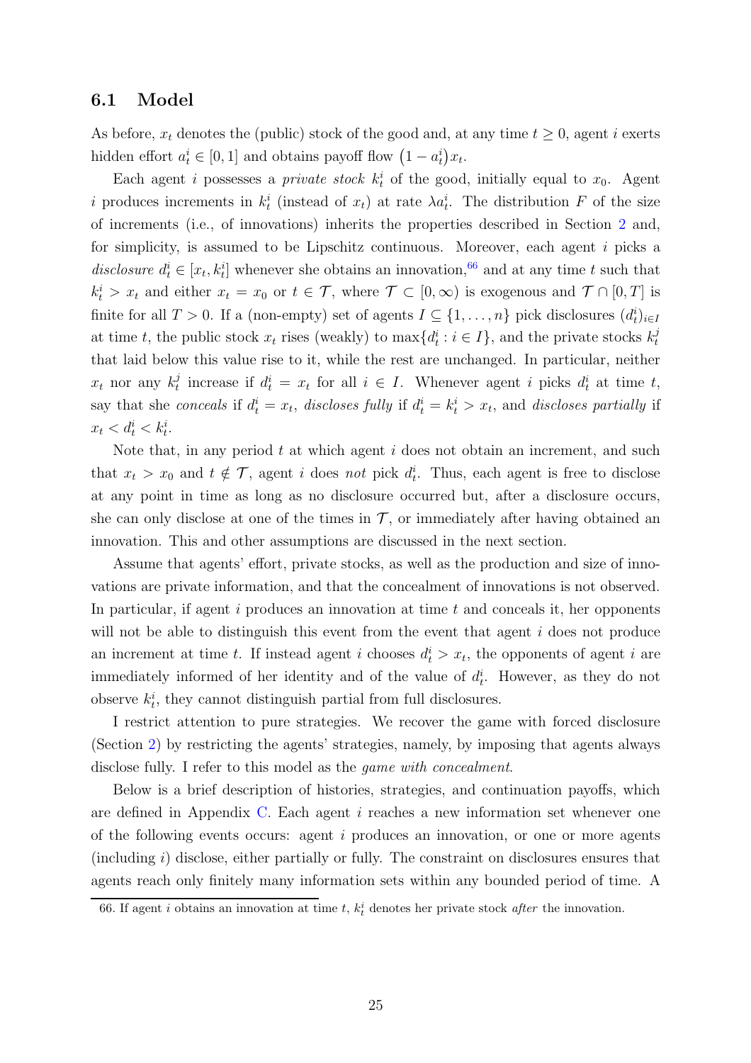## 6.1 Model

As before, $x_t$ denotes the (public) stock of the good and, at any time $t \geq 0$, agent $i$ exerts hidden effort $a_t^i \in [0,1]$ and obtains payoff flow $(1 - a_t^i)x_t$.

Each agent $i$ possesses a *private stock* $k_t^i$ of the good, initially equal to $x_0$. Agent $i$ produces increments in $k_t^i$ (instead of $x_t$) at rate $\lambda a_t^i$. The distribution $F$ of the size of increments (i.e., of innovations) inherits the properties described in Section 2 and, for simplicity, is assumed to be Lipschitz continuous. Moreover, each agent $i$ picks a *disclosure* $d_t^i \in [x_t, k_t^i]$ whenever she obtains an innovation,[66] and at any time $t$ such that $k_t^i > x_t$ and either $x_t = x_0$ or $t \in \mathcal{T}$, where $\mathcal{T} \subset [0, \infty)$ is exogenous and $\mathcal{T} \cap [0, T]$ is finite for all $T > 0$. If a (non-empty) set of agents $I \subseteq \{1, \ldots, n\}$ pick disclosures $(d_t^i)_{i \in I}$ at time $t$, the public stock $x_t$ rises (weakly) to $\max\{d_t^i : i \in I\}$, and the private stocks $k_t^j$ that laid below this value rise to it, while the rest are unchanged. In particular, neither $x_t$ nor any $k_t^j$ increase if $d_t^i = x_t$ for all $i \in I$. Whenever agent $i$ picks $d_t^i$ at time $t$, say that she *conceals* if $d_t^i = x_t$, *discloses fully* if $d_t^i = k_t^i > x_t$, and *discloses partially* if $x_t < d_t^i < k_t^i$.

Note that, in any period $t$ at which agent $i$ does not obtain an increment, and such that $x_t > x_0$ and $t \notin \mathcal{T}$, agent $i$ does *not* pick $d_t^i$. Thus, each agent is free to disclose at any point in time as long as no disclosure occurred but, after a disclosure occurs, she can only disclose at one of the times in $\mathcal{T}$, or immediately after having obtained an innovation. This and other assumptions are discussed in the next section.

Assume that agents' effort, private stocks, as well as the production and size of innovations are private information, and that the concealment of innovations is not observed. In particular, if agent $i$ produces an innovation at time $t$ and conceals it, her opponents will not be able to distinguish this event from the event that agent $i$ does not produce an increment at time $t$. If instead agent $i$ chooses $d_t^i > x_t$, the opponents of agent $i$ are immediately informed of her identity and of the value of $d_t^i$. However, as they do not observe $k_t^i$, they cannot distinguish partial from full disclosures.

I restrict attention to pure strategies. We recover the game with forced disclosure (Section 2) by restricting the agents' strategies, namely, by imposing that agents always disclose fully. I refer to this model as the *game with concealment*.

Below is a brief description of histories, strategies, and continuation payoffs, which are defined in Appendix C. Each agent $i$ reaches a new information set whenever one of the following events occurs: agent $i$ produces an innovation, or one or more agents (including $i$) disclose, either partially or fully. The constraint on disclosures ensures that agents reach only finitely many information sets within any bounded period of time. A

[66] If agent $i$ obtains an innovation at time $t$, $k_t^i$ denotes her private stock *after* the innovation.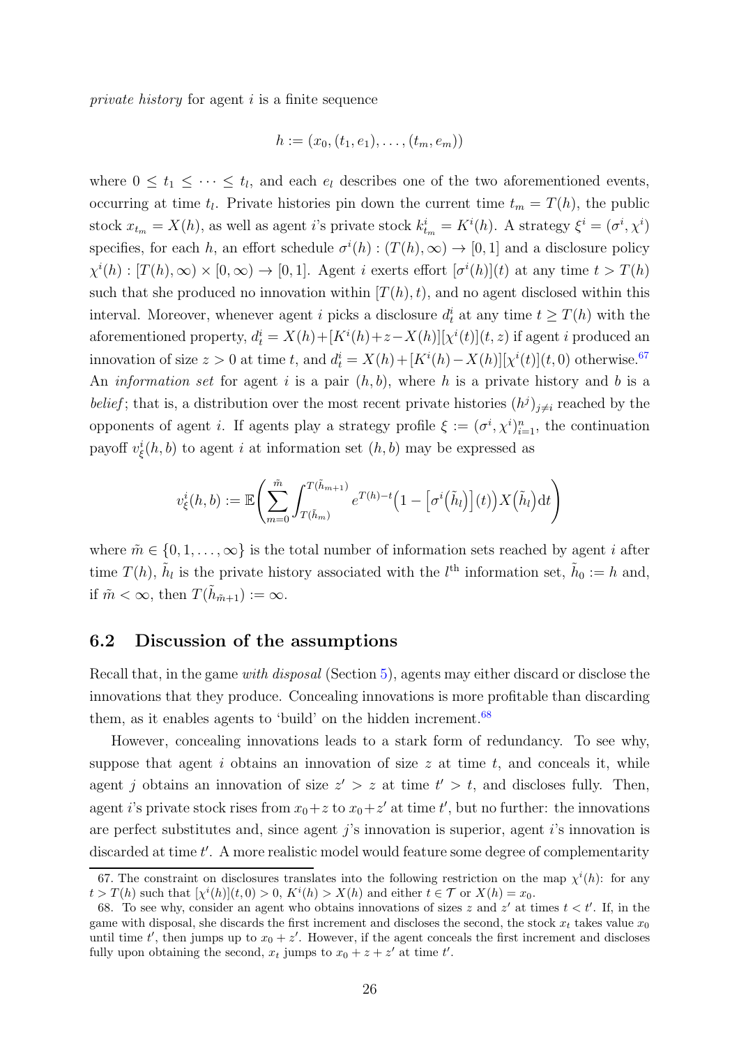*private history* for agent $i$ is a finite sequence

$$h := (x_0, (t_1, e_1), \dots, (t_m, e_m))$$

where $0 \leq t_1 \leq \cdots \leq t_l$, and each $e_l$ describes one of the two aforementioned events, occurring at time $t_l$. Private histories pin down the current time $t_m = T(h)$, the public stock $x_{t_m} = X(h)$, as well as agent $i$'s private stock $k^i_{t_m} = K^i(h)$. A strategy $\xi^i = (\sigma^i, \chi^i)$ specifies, for each $h$, an effort schedule $\sigma^i(h) : (T(h), \infty) \to [0,1]$ and a disclosure policy $\chi^i(h) : [T(h), \infty) \times [0, \infty) \to [0,1]$. Agent $i$ exerts effort $[\sigma^i(h)](t)$ at any time $t > T(h)$ such that she produced no innovation within $[T(h), t)$, and no agent disclosed within this interval. Moreover, whenever agent $i$ picks a disclosure $d^i_t$ at any time $t \geq T(h)$ with the aforementioned property, $d^i_t = X(h) + [K^i(h) + z - X(h)][\chi^i(t)](t, z)$ if agent $i$ produced an innovation of size $z > 0$ at time $t$, and $d^i_t = X(h) + [K^i(h) - X(h)][\chi^i(t)](t, 0)$ otherwise.[67] An *information set* for agent $i$ is a pair $(h, b)$, where $h$ is a private history and $b$ is a *belief*; that is, a distribution over the most recent private histories $(h^j)_{j \neq i}$ reached by the opponents of agent $i$. If agents play a strategy profile $\xi := (\sigma^i, \chi^i)^n_{i=1}$, the continuation payoff $v^i_\xi(h, b)$ to agent $i$ at information set $(h, b)$ may be expressed as

$$v^i_\xi(h,b) := \mathbb{E}\left( \sum_{m=0}^{\tilde{m}} \int_{T(\tilde{h}_m)}^{T(\tilde{h}_{m+1})} e^{T(h)-t} \Big(1 - \big[\sigma^i\big(\tilde{h}_l\big)\big](t)\Big) X\big(\tilde{h}_l\big) \mathrm{d}t \right)$$

where $\tilde{m} \in \{0, 1, \dots, \infty\}$ is the total number of information sets reached by agent $i$ after time $T(h)$, $\tilde{h}_l$ is the private history associated with the $l^{\text{th}}$ information set, $\tilde{h}_0 := h$ and, if $\tilde{m} < \infty$, then $T(\tilde{h}_{\tilde{m}+1}) := \infty$.

## 6.2 Discussion of the assumptions

Recall that, in the game *with disposal* (Section 5), agents may either discard or disclose the innovations that they produce. Concealing innovations is more profitable than discarding them, as it enables agents to 'build' on the hidden increment.[68]

However, concealing innovations leads to a stark form of redundancy. To see why, suppose that agent $i$ obtains an innovation of size $z$ at time $t$, and conceals it, while agent $j$ obtains an innovation of size $z' > z$ at time $t' > t$, and discloses fully. Then, agent $i$'s private stock rises from $x_0 + z$ to $x_0 + z'$ at time $t'$, but no further: the innovations are perfect substitutes and, since agent $j$'s innovation is superior, agent $i$'s innovation is discarded at time $t'$. A more realistic model would feature some degree of complementarity

---

67. The constraint on disclosures translates into the following restriction on the map $\chi^i(h)$: for any $t > T(h)$ such that $[\chi^i(h)](t, 0) > 0$, $K^i(h) > X(h)$ and either $t \in \mathcal{T}$ or $X(h) = x_0$.

68. To see why, consider an agent who obtains innovations of sizes $z$ and $z'$ at times $t < t'$. If, in the game with disposal, she discards the first increment and discloses the second, the stock $x_t$ takes value $x_0$ until time $t'$, then jumps up to $x_0 + z'$. However, if the agent conceals the first increment and discloses fully upon obtaining the second, $x_t$ jumps to $x_0 + z + z'$ at time $t'$.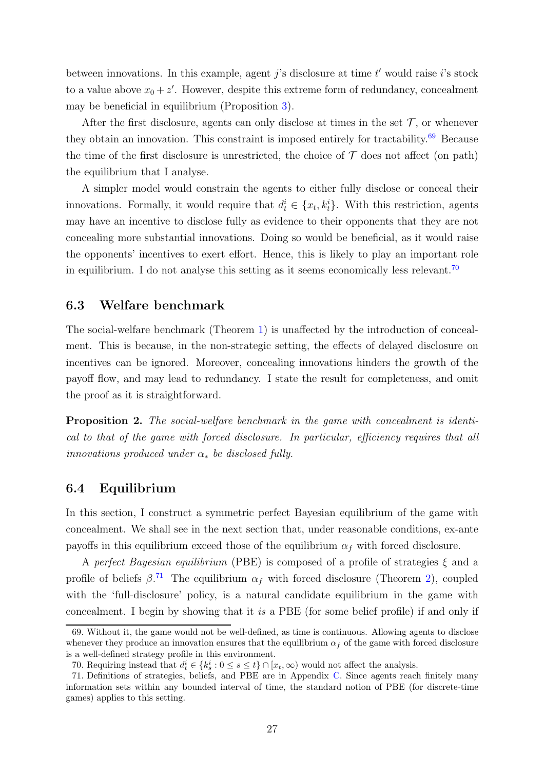between innovations. In this example, agent $j$'s disclosure at time $t'$ would raise $i$'s stock to a value above $x_0 + z'$. However, despite this extreme form of redundancy, concealment may be beneficial in equilibrium (Proposition 3).

After the first disclosure, agents can only disclose at times in the set $\mathcal{T}$, or whenever they obtain an innovation. This constraint is imposed entirely for tractability.[69] Because the time of the first disclosure is unrestricted, the choice of $\mathcal{T}$ does not affect (on path) the equilibrium that I analyse.

A simpler model would constrain the agents to either fully disclose or conceal their innovations. Formally, it would require that $d_t^i \in \{x_t, k_t^i\}$. With this restriction, agents may have an incentive to disclose fully as evidence to their opponents that they are not concealing more substantial innovations. Doing so would be beneficial, as it would raise the opponents' incentives to exert effort. Hence, this is likely to play an important role in equilibrium. I do not analyse this setting as it seems economically less relevant.[70]

### 6.3 Welfare benchmark

The social-welfare benchmark (Theorem 1) is unaffected by the introduction of concealment. This is because, in the non-strategic setting, the effects of delayed disclosure on incentives can be ignored. Moreover, concealing innovations hinders the growth of the payoff flow, and may lead to redundancy. I state the result for completeness, and omit the proof as it is straightforward.

**Proposition 2.** *The social-welfare benchmark in the game with concealment is identical to that of the game with forced disclosure. In particular, efficiency requires that all innovations produced under $\alpha_*$ be disclosed fully.*

### 6.4 Equilibrium

In this section, I construct a symmetric perfect Bayesian equilibrium of the game with concealment. We shall see in the next section that, under reasonable conditions, ex-ante payoffs in this equilibrium exceed those of the equilibrium $\alpha_f$ with forced disclosure.

A *perfect Bayesian equilibrium* (PBE) is composed of a profile of strategies $\xi$ and a profile of beliefs $\beta$.[71] The equilibrium $\alpha_f$ with forced disclosure (Theorem 2), coupled with the 'full-disclosure' policy, is a natural candidate equilibrium in the game with concealment. I begin by showing that it *is* a PBE (for some belief profile) if and only if

---

69. Without it, the game would not be well-defined, as time is continuous. Allowing agents to disclose whenever they produce an innovation ensures that the equilibrium $\alpha_f$ of the game with forced disclosure is a well-defined strategy profile in this environment.

70. Requiring instead that $d_t^i \in \{k_s^i : 0 \leq s \leq t\} \cap [x_t, \infty)$ would not affect the analysis.

71. Definitions of strategies, beliefs, and PBE are in Appendix C. Since agents reach finitely many information sets within any bounded interval of time, the standard notion of PBE (for discrete-time games) applies to this setting.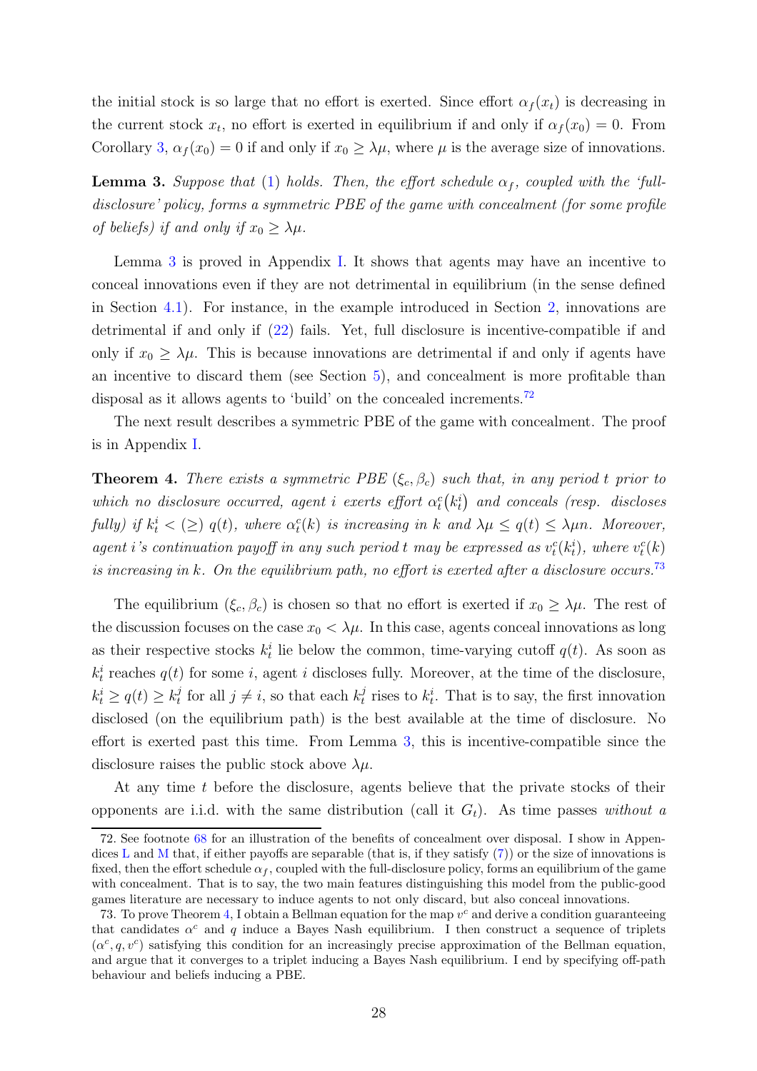the initial stock is so large that no effort is exerted. Since effort $\alpha_f(x_t)$ is decreasing in the current stock $x_t$, no effort is exerted in equilibrium if and only if $\alpha_f(x_0) = 0$. From Corollary 3, $\alpha_f(x_0) = 0$ if and only if $x_0 \geq \lambda\mu$, where $\mu$ is the average size of innovations.

**Lemma 3.** *Suppose that* (1) *holds. Then, the effort schedule* $\alpha_f$*, coupled with the 'full-disclosure' policy, forms a symmetric PBE of the game with concealment (for some profile of beliefs) if and only if* $x_0 \geq \lambda\mu$.

Lemma 3 is proved in Appendix I. It shows that agents may have an incentive to conceal innovations even if they are not detrimental in equilibrium (in the sense defined in Section 4.1). For instance, in the example introduced in Section 2, innovations are detrimental if and only if (22) fails. Yet, full disclosure is incentive-compatible if and only if $x_0 \geq \lambda\mu$. This is because innovations are detrimental if and only if agents have an incentive to discard them (see Section 5), and concealment is more profitable than disposal as it allows agents to 'build' on the concealed increments.[72]

The next result describes a symmetric PBE of the game with concealment. The proof is in Appendix I.

**Theorem 4.** *There exists a symmetric PBE* $(\xi_c, \beta_c)$ *such that, in any period* $t$ *prior to which no disclosure occurred, agent* $i$ *exerts effort* $\alpha_t^c(k_t^i)$ *and conceals (resp. discloses fully) if* $k_t^i < (\geq)\ q(t)$*, where* $\alpha_t^c(k)$ *is increasing in* $k$ *and* $\lambda\mu \leq q(t) \leq \lambda\mu n$*. Moreover, agent* $i$*'s continuation payoff in any such period* $t$ *may be expressed as* $v_t^c(k_t^i)$*, where* $v_t^c(k)$ *is increasing in* $k$*. On the equilibrium path, no effort is exerted after a disclosure occurs.*[73]

The equilibrium $(\xi_c, \beta_c)$ is chosen so that no effort is exerted if $x_0 \geq \lambda\mu$. The rest of the discussion focuses on the case $x_0 < \lambda\mu$. In this case, agents conceal innovations as long as their respective stocks $k_t^i$ lie below the common, time-varying cutoff $q(t)$. As soon as $k_t^i$ reaches $q(t)$ for some $i$, agent $i$ discloses fully. Moreover, at the time of the disclosure, $k_t^i \geq q(t) \geq k_t^j$ for all $j \neq i$, so that each $k_t^j$ rises to $k_t^i$. That is to say, the first innovation disclosed (on the equilibrium path) is the best available at the time of disclosure. No effort is exerted past this time. From Lemma 3, this is incentive-compatible since the disclosure raises the public stock above $\lambda\mu$.

At any time $t$ before the disclosure, agents believe that the private stocks of their opponents are i.i.d. with the same distribution (call it $G_t$). As time passes *without a*

72. See footnote 68 for an illustration of the benefits of concealment over disposal. I show in Appendices L and M that, if either payoffs are separable (that is, if they satisfy (7)) or the size of innovations is fixed, then the effort schedule $\alpha_f$, coupled with the full-disclosure policy, forms an equilibrium of the game with concealment. That is to say, the two main features distinguishing this model from the public-good games literature are necessary to induce agents to not only discard, but also conceal innovations.

73. To prove Theorem 4, I obtain a Bellman equation for the map $v^c$ and derive a condition guaranteeing that candidates $\alpha^c$ and $q$ induce a Bayes Nash equilibrium. I then construct a sequence of triplets $(\alpha^c, q, v^c)$ satisfying this condition for an increasingly precise approximation of the Bellman equation, and argue that it converges to a triplet inducing a Bayes Nash equilibrium. I end by specifying off-path behaviour and beliefs inducing a PBE.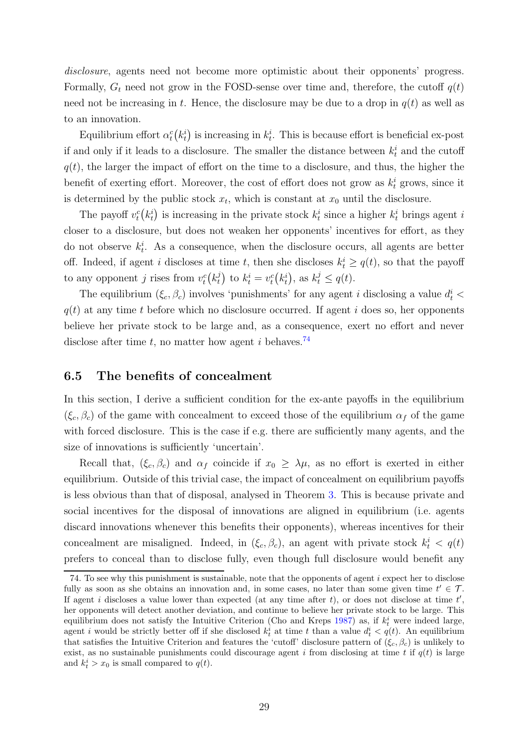*disclosure*, agents need not become more optimistic about their opponents' progress. Formally, $G_t$ need not grow in the FOSD-sense over time and, therefore, the cutoff $q(t)$ need not be increasing in $t$. Hence, the disclosure may be due to a drop in $q(t)$ as well as to an innovation.

Equilibrium effort $\alpha_t^c(k_t^i)$ is increasing in $k_t^i$. This is because effort is beneficial ex-post if and only if it leads to a disclosure. The smaller the distance between $k_t^i$ and the cutoff $q(t)$, the larger the impact of effort on the time to a disclosure, and thus, the higher the benefit of exerting effort. Moreover, the cost of effort does not grow as $k_t^i$ grows, since it is determined by the public stock $x_t$, which is constant at $x_0$ until the disclosure.

The payoff $v_t^c(k_t^i)$ is increasing in the private stock $k_t^i$ since a higher $k_t^i$ brings agent $i$ closer to a disclosure, but does not weaken her opponents' incentives for effort, as they do not observe $k_t^i$. As a consequence, when the disclosure occurs, all agents are better off. Indeed, if agent $i$ discloses at time $t$, then she discloses $k_t^i \geq q(t)$, so that the payoff to any opponent $j$ rises from $v_t^c(k_t^j)$ to $k_t^i = v_t^c(k_t^i)$, as $k_t^j \leq q(t)$.

The equilibrium $(\xi_c, \beta_c)$ involves 'punishments' for any agent $i$ disclosing a value $d_t^i < q(t)$ at any time $t$ before which no disclosure occurred. If agent $i$ does so, her opponents believe her private stock to be large and, as a consequence, exert no effort and never disclose after time $t$, no matter how agent $i$ behaves.[74]

### 6.5 The benefits of concealment

In this section, I derive a sufficient condition for the ex-ante payoffs in the equilibrium $(\xi_c, \beta_c)$ of the game with concealment to exceed those of the equilibrium $\alpha_f$ of the game with forced disclosure. This is the case if e.g. there are sufficiently many agents, and the size of innovations is sufficiently 'uncertain'.

Recall that, $(\xi_c, \beta_c)$ and $\alpha_f$ coincide if $x_0 \geq \lambda\mu$, as no effort is exerted in either equilibrium. Outside of this trivial case, the impact of concealment on equilibrium payoffs is less obvious than that of disposal, analysed in Theorem 3. This is because private and social incentives for the disposal of innovations are aligned in equilibrium (i.e. agents discard innovations whenever this benefits their opponents), whereas incentives for their concealment are misaligned. Indeed, in $(\xi_c, \beta_c)$, an agent with private stock $k_t^i < q(t)$ prefers to conceal than to disclose fully, even though full disclosure would benefit any

74. To see why this punishment is sustainable, note that the opponents of agent $i$ expect her to disclose fully as soon as she obtains an innovation and, in some cases, no later than some given time $t' \in \mathcal{T}$. If agent $i$ discloses a value lower than expected (at any time after $t$), or does not disclose at time $t'$, her opponents will detect another deviation, and continue to believe her private stock to be large. This equilibrium does not satisfy the Intuitive Criterion (Cho and Kreps 1987) as, if $k_t^i$ were indeed large, agent $i$ would be strictly better off if she disclosed $k_t^i$ at time $t$ than a value $d_t^i < q(t)$. An equilibrium that satisfies the Intuitive Criterion and features the 'cutoff' disclosure pattern of $(\xi_c, \beta_c)$ is unlikely to exist, as no sustainable punishments could discourage agent $i$ from disclosing at time $t$ if $q(t)$ is large and $k_t^i > x_0$ is small compared to $q(t)$.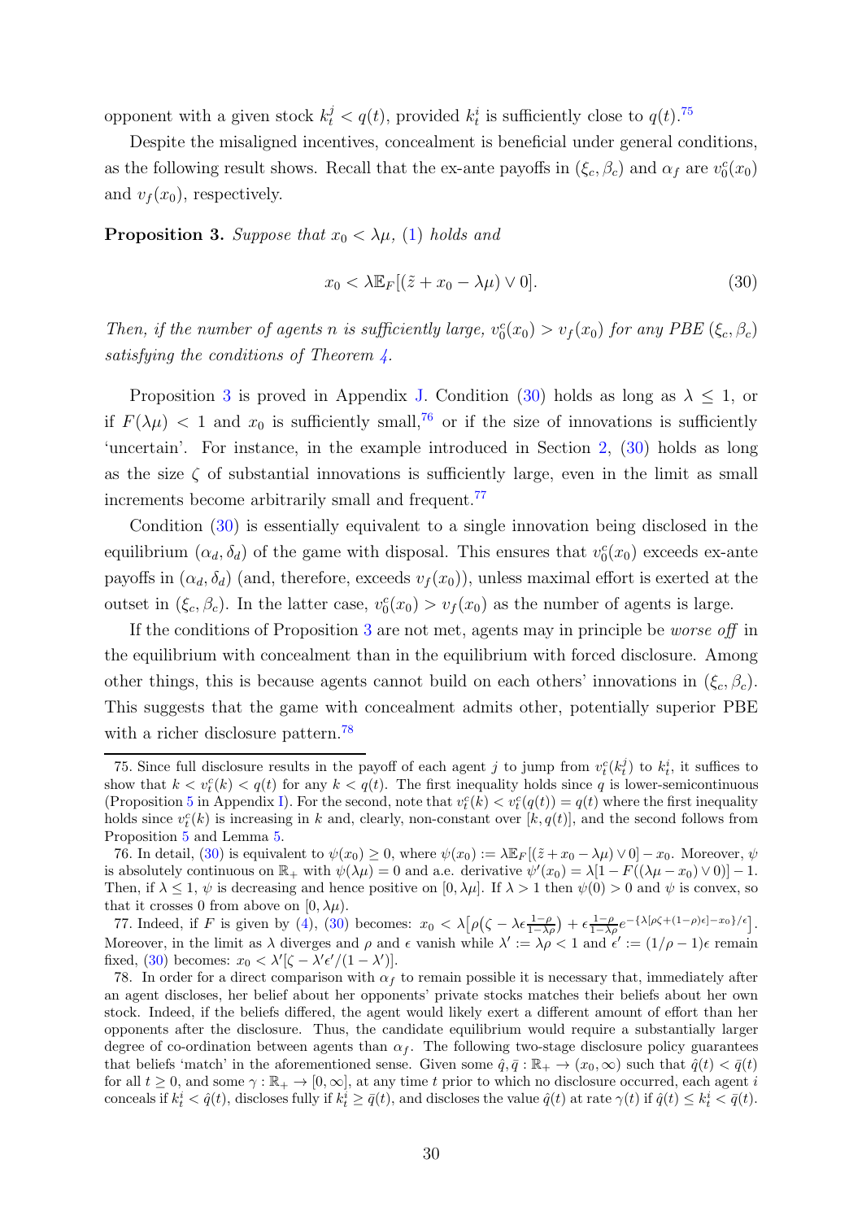opponent with a given stock $k_t^j < q(t)$, provided $k_t^i$ is sufficiently close to $q(t)$.[75]

Despite the misaligned incentives, concealment is beneficial under general conditions, as the following result shows. Recall that the ex-ante payoffs in $(\xi_c, \beta_c)$ and $\alpha_f$ are $v_0^c(x_0)$ and $v_f(x_0)$, respectively.

**Proposition 3.** *Suppose that $x_0 < \lambda\mu$, (1) holds and*

$$x_0 < \lambda \mathbb{E}_F[(\tilde{z} + x_0 - \lambda\mu) \vee 0]. \tag{30}$$

*Then, if the number of agents $n$ is sufficiently large, $v_0^c(x_0) > v_f(x_0)$ for any PBE $(\xi_c, \beta_c)$ satisfying the conditions of Theorem 4.*

Proposition 3 is proved in Appendix J. Condition (30) holds as long as $\lambda \leq 1$, or if $F(\lambda\mu) < 1$ and $x_0$ is sufficiently small,[76] or if the size of innovations is sufficiently 'uncertain'. For instance, in the example introduced in Section 2, (30) holds as long as the size $\zeta$ of substantial innovations is sufficiently large, even in the limit as small increments become arbitrarily small and frequent.[77]

Condition (30) is essentially equivalent to a single innovation being disclosed in the equilibrium $(\alpha_d, \delta_d)$ of the game with disposal. This ensures that $v_0^c(x_0)$ exceeds ex-ante payoffs in $(\alpha_d, \delta_d)$ (and, therefore, exceeds $v_f(x_0)$), unless maximal effort is exerted at the outset in $(\xi_c, \beta_c)$. In the latter case, $v_0^c(x_0) > v_f(x_0)$ as the number of agents is large.

If the conditions of Proposition 3 are not met, agents may in principle be *worse off* in the equilibrium with concealment than in the equilibrium with forced disclosure. Among other things, this is because agents cannot build on each others' innovations in $(\xi_c, \beta_c)$. This suggests that the game with concealment admits other, potentially superior PBE with a richer disclosure pattern.[78]

---

75. Since full disclosure results in the payoff of each agent $j$ to jump from $v_t^c(k_t^j)$ to $k_t^i$, it suffices to show that $k < v_t^c(k) < q(t)$ for any $k < q(t)$. The first inequality holds since $q$ is lower-semicontinuous (Proposition 5 in Appendix I). For the second, note that $v_t^c(k) < v_t^c(q(t)) = q(t)$ where the first inequality holds since $v_t^c(k)$ is increasing in $k$ and, clearly, non-constant over $[k, q(t)]$, and the second follows from Proposition 5 and Lemma 5.

76. In detail, (30) is equivalent to $\psi(x_0) \geq 0$, where $\psi(x_0) := \lambda \mathbb{E}_F[(\tilde{z} + x_0 - \lambda\mu) \vee 0] - x_0$. Moreover, $\psi$ is absolutely continuous on $\mathbb{R}_+$ with $\psi(\lambda\mu) = 0$ and a.e. derivative $\psi'(x_0) = \lambda[1 - F((\lambda\mu - x_0) \vee 0)] - 1$. Then, if $\lambda \leq 1$, $\psi$ is decreasing and hence positive on $[0, \lambda\mu]$. If $\lambda > 1$ then $\psi(0) > 0$ and $\psi$ is convex, so that it crosses 0 from above on $[0, \lambda\mu)$.

77. Indeed, if $F$ is given by (4), (30) becomes: $x_0 < \lambda\big[\rho\big(\zeta - \lambda\epsilon\frac{1-\rho}{1-\lambda\rho}\big) + \epsilon\frac{1-\rho}{1-\lambda\rho}e^{-\{\lambda[\rho\zeta + (1-\rho)\epsilon] - x_0\}/\epsilon}\big]$. Moreover, in the limit as $\lambda$ diverges and $\rho$ and $\epsilon$ vanish while $\lambda' := \lambda\rho < 1$ and $\epsilon' := (1/\rho - 1)\epsilon$ remain fixed, (30) becomes: $x_0 < \lambda'[\zeta - \lambda'\epsilon'/(1 - \lambda')]$.

78. In order for a direct comparison with $\alpha_f$ to remain possible it is necessary that, immediately after an agent discloses, her belief about her opponents' private stocks matches their beliefs about her own stock. Indeed, if the beliefs differed, the agent would likely exert a different amount of effort than her opponents after the disclosure. Thus, the candidate equilibrium would require a substantially larger degree of co-ordination between agents than $\alpha_f$. The following two-stage disclosure policy guarantees that beliefs 'match' in the aforementioned sense. Given some $\hat{q}, \bar{q} : \mathbb{R}_+ \to (x_0, \infty)$ such that $\hat{q}(t) < \bar{q}(t)$ for all $t \geq 0$, and some $\gamma : \mathbb{R}_+ \to [0, \infty]$, at any time $t$ prior to which no disclosure occurred, each agent $i$ conceals if $k_t^i < \hat{q}(t)$, discloses fully if $k_t^i \geq \bar{q}(t)$, and discloses the value $\hat{q}(t)$ at rate $\gamma(t)$ if $\hat{q}(t) \leq k_t^i < \bar{q}(t)$.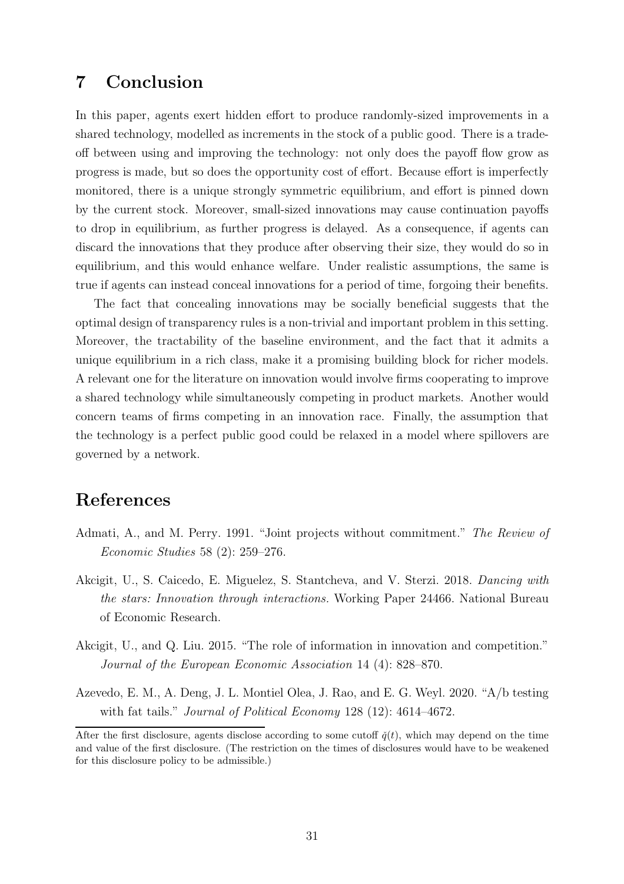## 7 Conclusion

In this paper, agents exert hidden effort to produce randomly-sized improvements in a shared technology, modelled as increments in the stock of a public good. There is a trade-off between using and improving the technology: not only does the payoff flow grow as progress is made, but so does the opportunity cost of effort. Because effort is imperfectly monitored, there is a unique strongly symmetric equilibrium, and effort is pinned down by the current stock. Moreover, small-sized innovations may cause continuation payoffs to drop in equilibrium, as further progress is delayed. As a consequence, if agents can discard the innovations that they produce after observing their size, they would do so in equilibrium, and this would enhance welfare. Under realistic assumptions, the same is true if agents can instead conceal innovations for a period of time, forgoing their benefits.

The fact that concealing innovations may be socially beneficial suggests that the optimal design of transparency rules is a non-trivial and important problem in this setting. Moreover, the tractability of the baseline environment, and the fact that it admits a unique equilibrium in a rich class, make it a promising building block for richer models. A relevant one for the literature on innovation would involve firms cooperating to improve a shared technology while simultaneously competing in product markets. Another would concern teams of firms competing in an innovation race. Finally, the assumption that the technology is a perfect public good could be relaxed in a model where spillovers are governed by a network.

## References

Admati, A., and M. Perry. 1991. "Joint projects without commitment." *The Review of Economic Studies* 58 (2): 259–276.

Akcigit, U., S. Caicedo, E. Miguelez, S. Stantcheva, and V. Sterzi. 2018. *Dancing with the stars: Innovation through interactions.* Working Paper 24466. National Bureau of Economic Research.

Akcigit, U., and Q. Liu. 2015. "The role of information in innovation and competition." *Journal of the European Economic Association* 14 (4): 828–870.

Azevedo, E. M., A. Deng, J. L. Montiel Olea, J. Rao, and E. G. Weyl. 2020. "A/b testing with fat tails." *Journal of Political Economy* 128 (12): 4614–4672.

---

After the first disclosure, agents disclose according to some cutoff $\check{q}(t)$, which may depend on the time and value of the first disclosure. (The restriction on the times of disclosures would have to be weakened for this disclosure policy to be admissible.)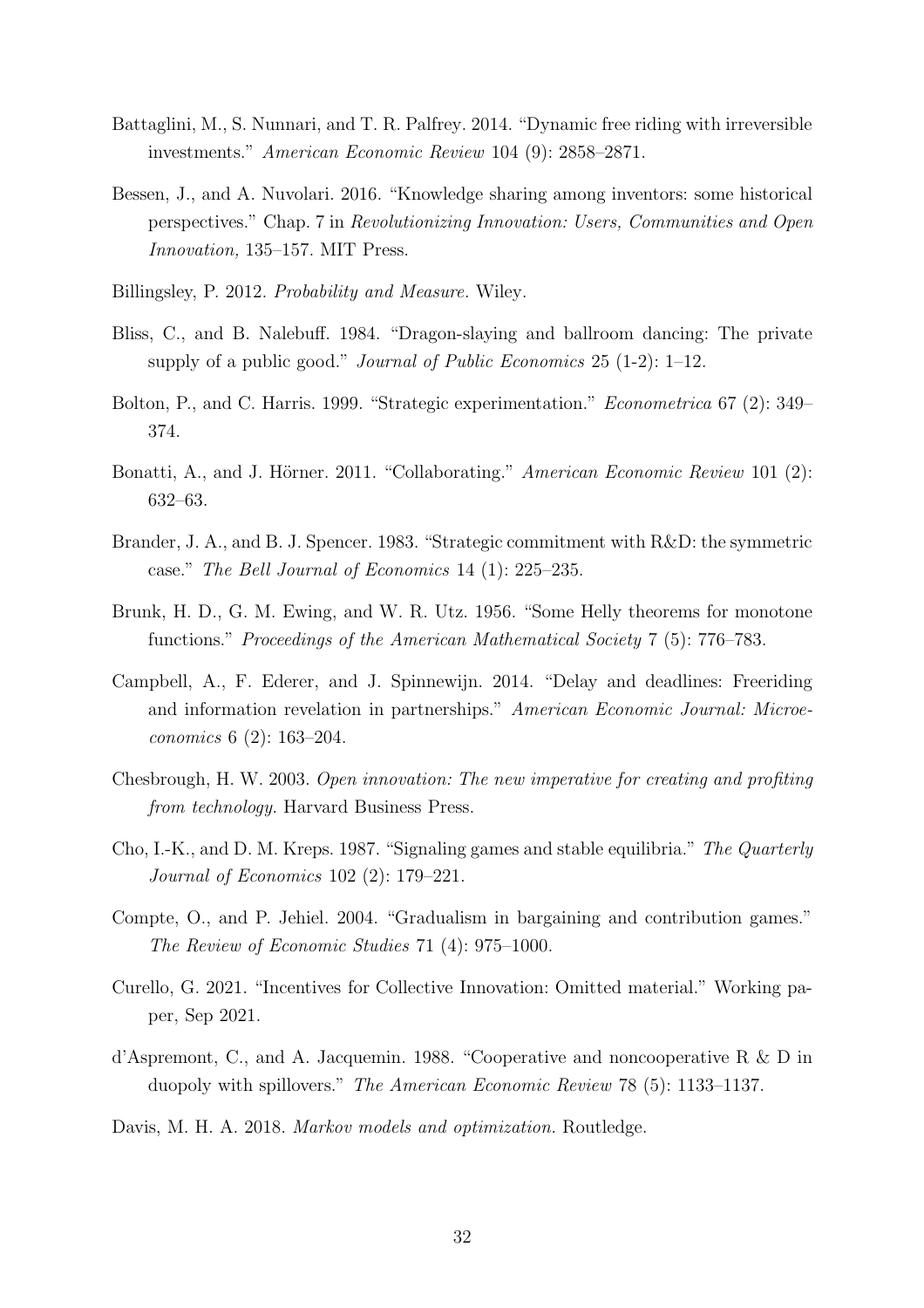Battaglini, M., S. Nunnari, and T. R. Palfrey. 2014. "Dynamic free riding with irreversible investments." *American Economic Review* 104 (9): 2858–2871.

Bessen, J., and A. Nuvolari. 2016. "Knowledge sharing among inventors: some historical perspectives." Chap. 7 in *Revolutionizing Innovation: Users, Communities and Open Innovation,* 135–157. MIT Press.

Billingsley, P. 2012. *Probability and Measure.* Wiley.

Bliss, C., and B. Nalebuff. 1984. "Dragon-slaying and ballroom dancing: The private supply of a public good." *Journal of Public Economics* 25 (1-2): 1–12.

Bolton, P., and C. Harris. 1999. "Strategic experimentation." *Econometrica* 67 (2): 349–374.

Bonatti, A., and J. Hörner. 2011. "Collaborating." *American Economic Review* 101 (2): 632–63.

Brander, J. A., and B. J. Spencer. 1983. "Strategic commitment with R&D: the symmetric case." *The Bell Journal of Economics* 14 (1): 225–235.

Brunk, H. D., G. M. Ewing, and W. R. Utz. 1956. "Some Helly theorems for monotone functions." *Proceedings of the American Mathematical Society* 7 (5): 776–783.

Campbell, A., F. Ederer, and J. Spinnewijn. 2014. "Delay and deadlines: Freeriding and information revelation in partnerships." *American Economic Journal: Microeconomics* 6 (2): 163–204.

Chesbrough, H. W. 2003. *Open innovation: The new imperative for creating and profiting from technology.* Harvard Business Press.

Cho, I.-K., and D. M. Kreps. 1987. "Signaling games and stable equilibria." *The Quarterly Journal of Economics* 102 (2): 179–221.

Compte, O., and P. Jehiel. 2004. "Gradualism in bargaining and contribution games." *The Review of Economic Studies* 71 (4): 975–1000.

Curello, G. 2021. "Incentives for Collective Innovation: Omitted material." Working paper, Sep 2021.

d'Aspremont, C., and A. Jacquemin. 1988. "Cooperative and noncooperative R & D in duopoly with spillovers." *The American Economic Review* 78 (5): 1133–1137.

Davis, M. H. A. 2018. *Markov models and optimization.* Routledge.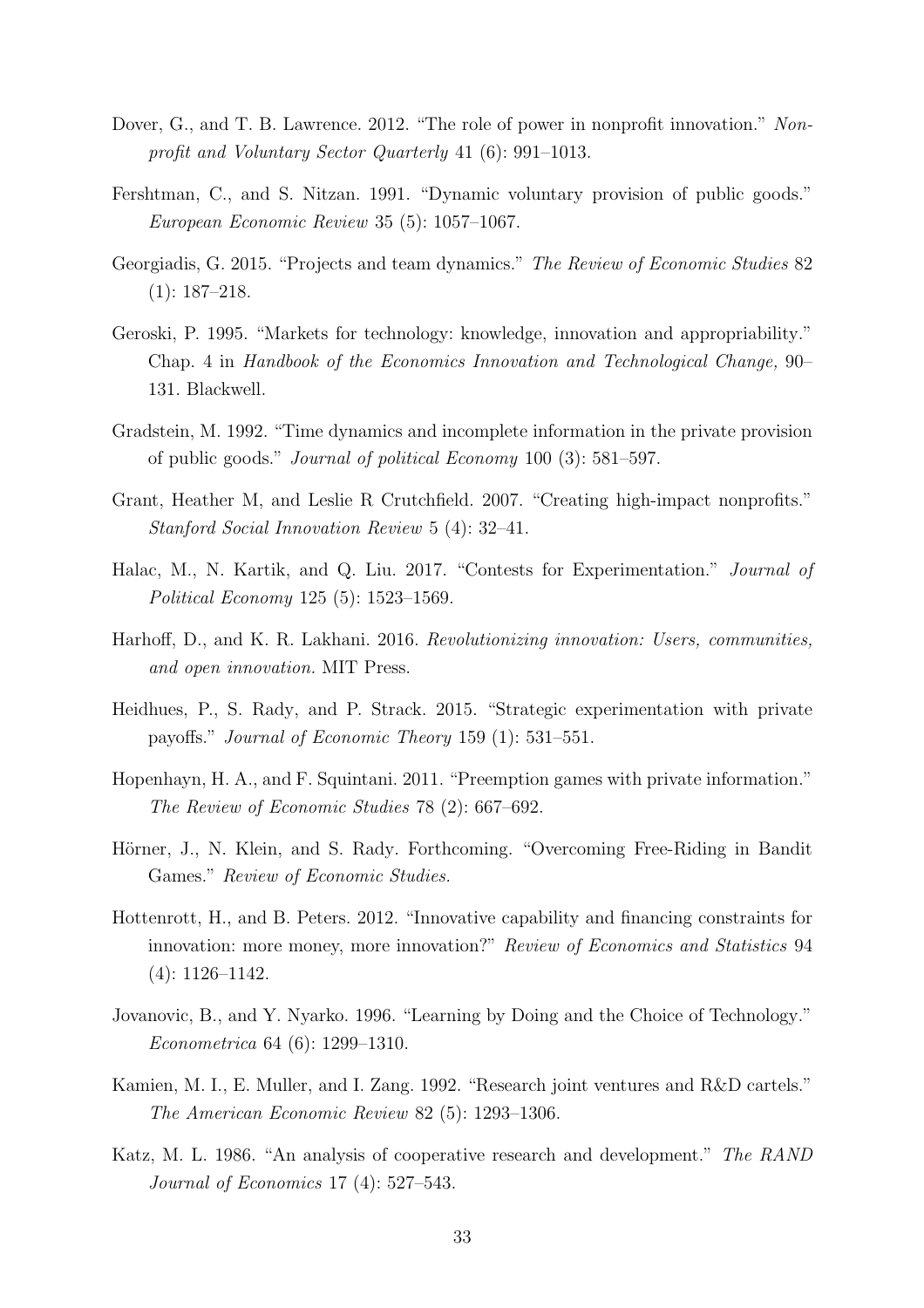Dover, G., and T. B. Lawrence. 2012. "The role of power in nonprofit innovation." *Nonprofit and Voluntary Sector Quarterly* 41 (6): 991–1013.

Fershtman, C., and S. Nitzan. 1991. "Dynamic voluntary provision of public goods." *European Economic Review* 35 (5): 1057–1067.

Georgiadis, G. 2015. "Projects and team dynamics." *The Review of Economic Studies* 82 (1): 187–218.

Geroski, P. 1995. "Markets for technology: knowledge, innovation and appropriability." Chap. 4 in *Handbook of the Economics Innovation and Technological Change,* 90–131. Blackwell.

Gradstein, M. 1992. "Time dynamics and incomplete information in the private provision of public goods." *Journal of political Economy* 100 (3): 581–597.

Grant, Heather M, and Leslie R Crutchfield. 2007. "Creating high-impact nonprofits." *Stanford Social Innovation Review* 5 (4): 32–41.

Halac, M., N. Kartik, and Q. Liu. 2017. "Contests for Experimentation." *Journal of Political Economy* 125 (5): 1523–1569.

Harhoff, D., and K. R. Lakhani. 2016. *Revolutionizing innovation: Users, communities, and open innovation.* MIT Press.

Heidhues, P., S. Rady, and P. Strack. 2015. "Strategic experimentation with private payoffs." *Journal of Economic Theory* 159 (1): 531–551.

Hopenhayn, H. A., and F. Squintani. 2011. "Preemption games with private information." *The Review of Economic Studies* 78 (2): 667–692.

Hörner, J., N. Klein, and S. Rady. Forthcoming. "Overcoming Free-Riding in Bandit Games." *Review of Economic Studies.*

Hottenrott, H., and B. Peters. 2012. "Innovative capability and financing constraints for innovation: more money, more innovation?" *Review of Economics and Statistics* 94 (4): 1126–1142.

Jovanovic, B., and Y. Nyarko. 1996. "Learning by Doing and the Choice of Technology." *Econometrica* 64 (6): 1299–1310.

Kamien, M. I., E. Muller, and I. Zang. 1992. "Research joint ventures and R&D cartels." *The American Economic Review* 82 (5): 1293–1306.

Katz, M. L. 1986. "An analysis of cooperative research and development." *The RAND Journal of Economics* 17 (4): 527–543.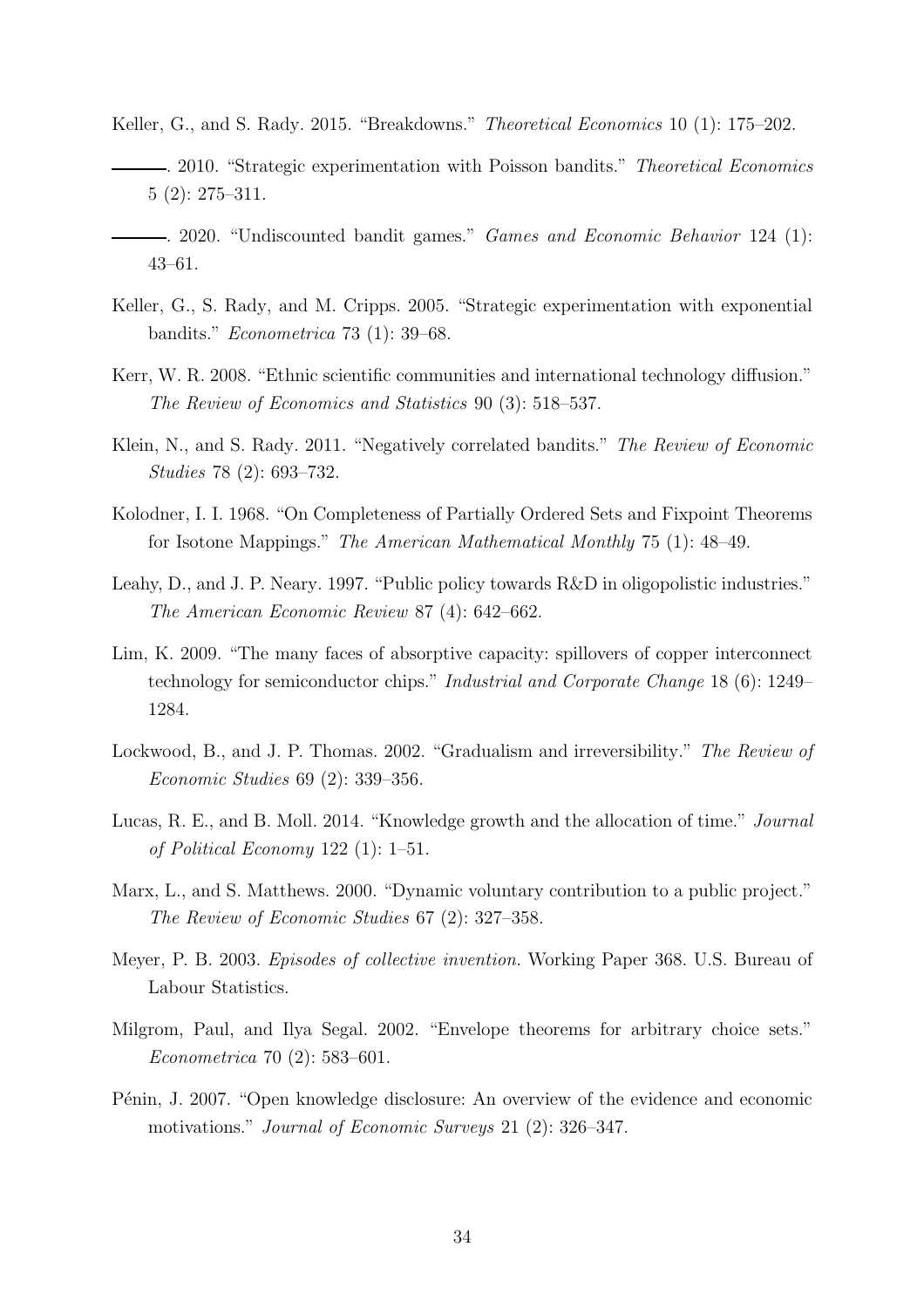Keller, G., and S. Rady. 2015. "Breakdowns." *Theoretical Economics* 10 (1): 175–202.

———. 2010. "Strategic experimentation with Poisson bandits." *Theoretical Economics* 5 (2): 275–311.

———. 2020. "Undiscounted bandit games." *Games and Economic Behavior* 124 (1): 43–61.

Keller, G., S. Rady, and M. Cripps. 2005. "Strategic experimentation with exponential bandits." *Econometrica* 73 (1): 39–68.

Kerr, W. R. 2008. "Ethnic scientific communities and international technology diffusion." *The Review of Economics and Statistics* 90 (3): 518–537.

Klein, N., and S. Rady. 2011. "Negatively correlated bandits." *The Review of Economic Studies* 78 (2): 693–732.

Kolodner, I. I. 1968. "On Completeness of Partially Ordered Sets and Fixpoint Theorems for Isotone Mappings." *The American Mathematical Monthly* 75 (1): 48–49.

Leahy, D., and J. P. Neary. 1997. "Public policy towards R&D in oligopolistic industries." *The American Economic Review* 87 (4): 642–662.

Lim, K. 2009. "The many faces of absorptive capacity: spillovers of copper interconnect technology for semiconductor chips." *Industrial and Corporate Change* 18 (6): 1249–1284.

Lockwood, B., and J. P. Thomas. 2002. "Gradualism and irreversibility." *The Review of Economic Studies* 69 (2): 339–356.

Lucas, R. E., and B. Moll. 2014. "Knowledge growth and the allocation of time." *Journal of Political Economy* 122 (1): 1–51.

Marx, L., and S. Matthews. 2000. "Dynamic voluntary contribution to a public project." *The Review of Economic Studies* 67 (2): 327–358.

Meyer, P. B. 2003. *Episodes of collective invention.* Working Paper 368. U.S. Bureau of Labour Statistics.

Milgrom, Paul, and Ilya Segal. 2002. "Envelope theorems for arbitrary choice sets." *Econometrica* 70 (2): 583–601.

Pénin, J. 2007. "Open knowledge disclosure: An overview of the evidence and economic motivations." *Journal of Economic Surveys* 21 (2): 326–347.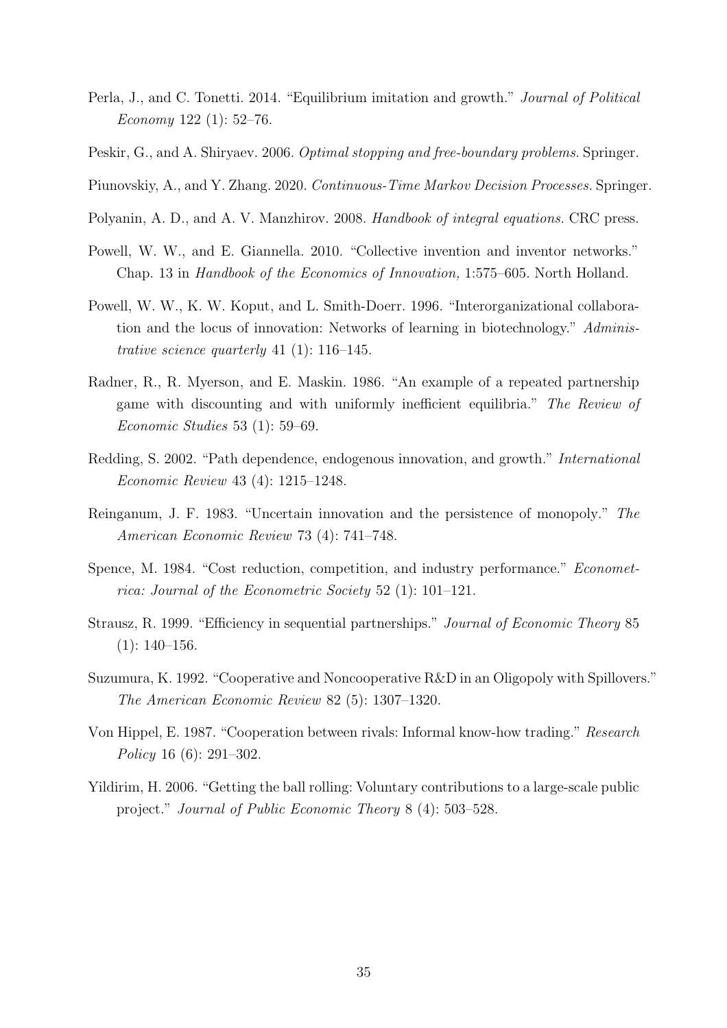Perla, J., and C. Tonetti. 2014. "Equilibrium imitation and growth." *Journal of Political Economy* 122 (1): 52–76.

Peskir, G., and A. Shiryaev. 2006. *Optimal stopping and free-boundary problems.* Springer.

Piunovskiy, A., and Y. Zhang. 2020. *Continuous-Time Markov Decision Processes.* Springer.

Polyanin, A. D., and A. V. Manzhirov. 2008. *Handbook of integral equations.* CRC press.

Powell, W. W., and E. Giannella. 2010. "Collective invention and inventor networks." Chap. 13 in *Handbook of the Economics of Innovation,* 1:575–605. North Holland.

Powell, W. W., K. W. Koput, and L. Smith-Doerr. 1996. "Interorganizational collaboration and the locus of innovation: Networks of learning in biotechnology." *Administrative science quarterly* 41 (1): 116–145.

Radner, R., R. Myerson, and E. Maskin. 1986. "An example of a repeated partnership game with discounting and with uniformly inefficient equilibria." *The Review of Economic Studies* 53 (1): 59–69.

Redding, S. 2002. "Path dependence, endogenous innovation, and growth." *International Economic Review* 43 (4): 1215–1248.

Reinganum, J. F. 1983. "Uncertain innovation and the persistence of monopoly." *The American Economic Review* 73 (4): 741–748.

Spence, M. 1984. "Cost reduction, competition, and industry performance." *Econometrica: Journal of the Econometric Society* 52 (1): 101–121.

Strausz, R. 1999. "Efficiency in sequential partnerships." *Journal of Economic Theory* 85 (1): 140–156.

Suzumura, K. 1992. "Cooperative and Noncooperative R&D in an Oligopoly with Spillovers." *The American Economic Review* 82 (5): 1307–1320.

Von Hippel, E. 1987. "Cooperation between rivals: Informal know-how trading." *Research Policy* 16 (6): 291–302.

Yildirim, H. 2006. "Getting the ball rolling: Voluntary contributions to a large-scale public project." *Journal of Public Economic Theory* 8 (4): 503–528.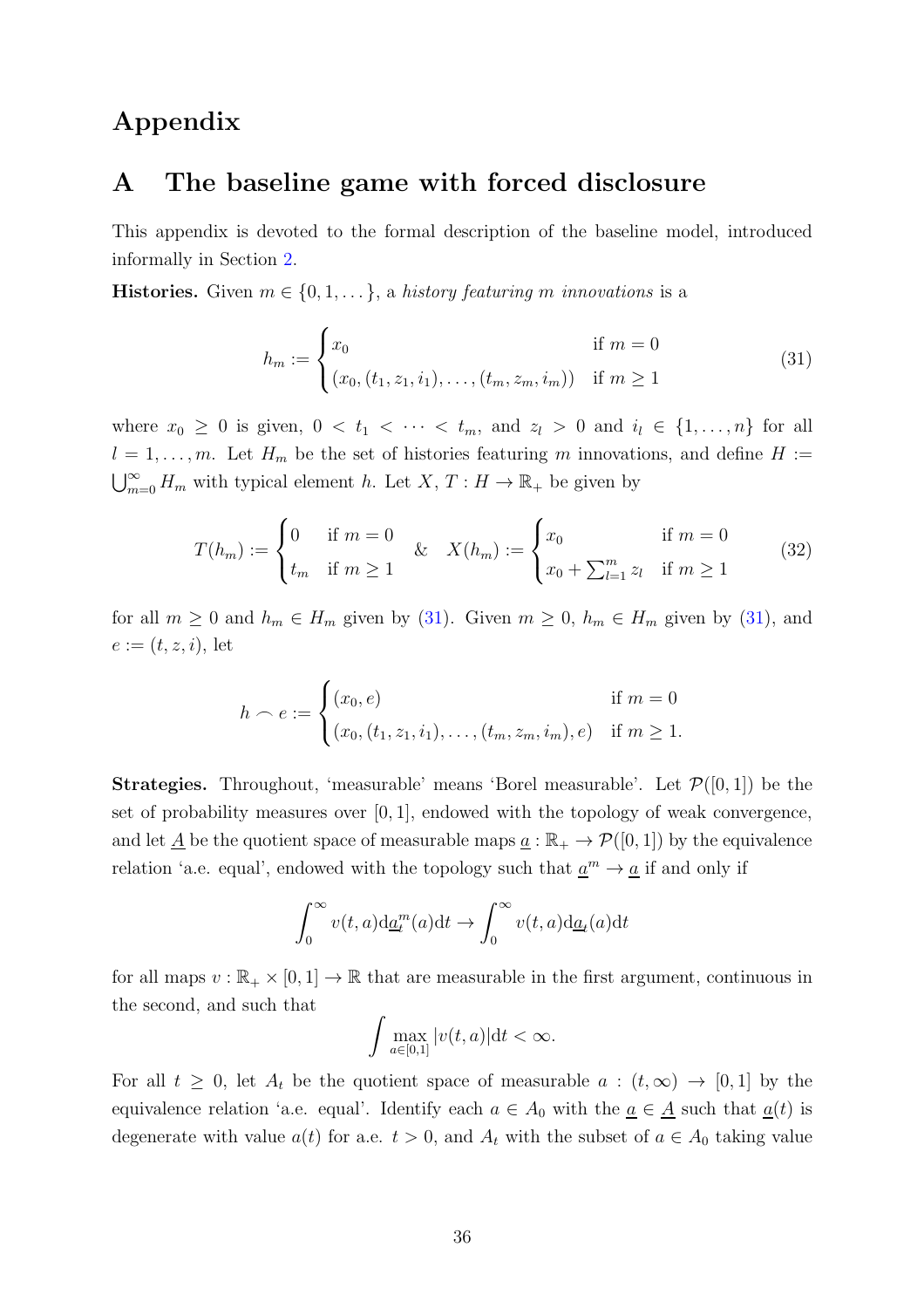# Appendix

## A The baseline game with forced disclosure

This appendix is devoted to the formal description of the baseline model, introduced informally in Section 2.

**Histories.** Given $m \in \{0, 1, \dots\}$, a *history featuring $m$ innovations* is a

$$h_m := \begin{cases} x_0 & \text{if } m = 0 \\ (x_0, (t_1, z_1, i_1), \dots, (t_m, z_m, i_m)) & \text{if } m \geq 1 \end{cases} \tag{31}$$

where $x_0 \geq 0$ is given, $0 < t_1 < \cdots < t_m$, and $z_l > 0$ and $i_l \in \{1, \dots, n\}$ for all $l = 1, \dots, m$. Let $H_m$ be the set of histories featuring $m$ innovations, and define $H := \bigcup_{m=0}^{\infty} H_m$ with typical element $h$. Let $X, T : H \to \mathbb{R}_+$ be given by

$$T(h_m) := \begin{cases} 0 & \text{if } m = 0 \\ t_m & \text{if } m \geq 1 \end{cases} \quad \& \quad X(h_m) := \begin{cases} x_0 & \text{if } m = 0 \\ x_0 + \sum_{l=1}^{m} z_l & \text{if } m \geq 1 \end{cases} \tag{32}$$

for all $m \geq 0$ and $h_m \in H_m$ given by (31). Given $m \geq 0$, $h_m \in H_m$ given by (31), and $e := (t, z, i)$, let

$$h \frown e := \begin{cases} (x_0, e) & \text{if } m = 0 \\ (x_0, (t_1, z_1, i_1), \dots, (t_m, z_m, i_m), e) & \text{if } m \geq 1. \end{cases}$$

**Strategies.** Throughout, 'measurable' means 'Borel measurable'. Let $\mathcal{P}([0,1])$ be the set of probability measures over $[0,1]$, endowed with the topology of weak convergence, and let $\underline{A}$ be the quotient space of measurable maps $\underline{a} : \mathbb{R}_+ \to \mathcal{P}([0,1])$ by the equivalence relation 'a.e. equal', endowed with the topology such that $\underline{a}^m \to \underline{a}$ if and only if

$$\int_0^\infty v(t, a) \mathrm{d}\underline{a}_t^m(a) \mathrm{d}t \to \int_0^\infty v(t, a) \mathrm{d}\underline{a}_t(a) \mathrm{d}t$$

for all maps $v : \mathbb{R}_+ \times [0,1] \to \mathbb{R}$ that are measurable in the first argument, continuous in the second, and such that

$$\int \max_{a \in [0,1]} |v(t, a)| \mathrm{d}t < \infty.$$

For all $t \geq 0$, let $A_t$ be the quotient space of measurable $a : (t, \infty) \to [0,1]$ by the equivalence relation 'a.e. equal'. Identify each $a \in A_0$ with the $\underline{a} \in \underline{A}$ such that $\underline{a}(t)$ is degenerate with value $a(t)$ for a.e. $t > 0$, and $A_t$ with the subset of $a \in A_0$ taking value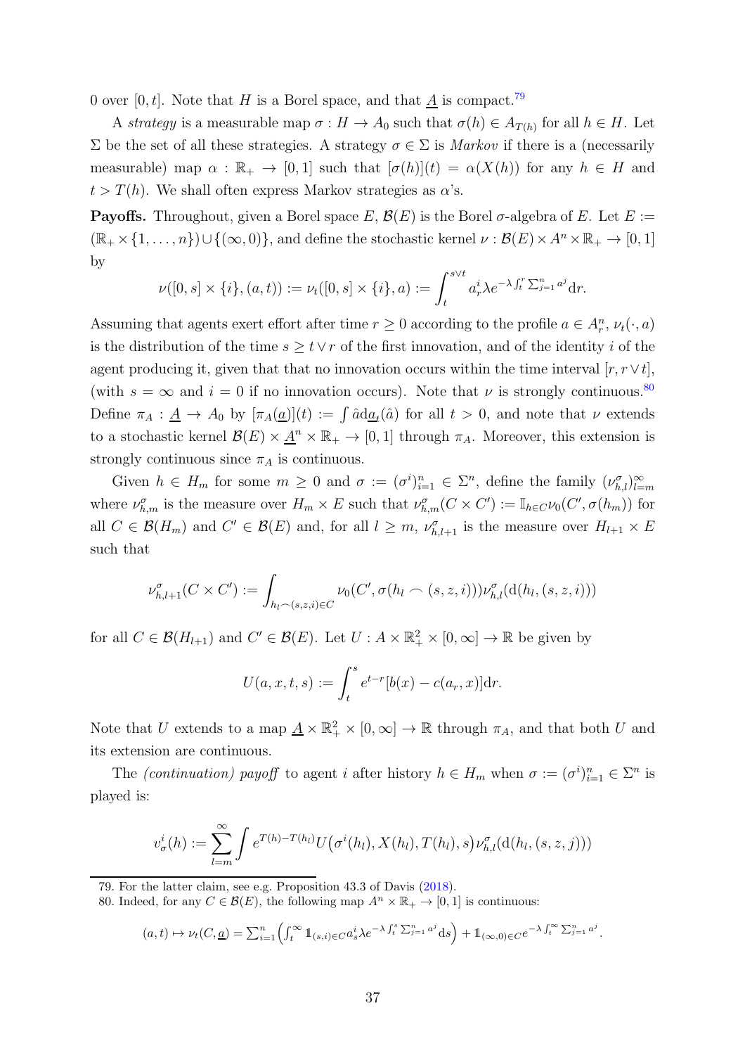0 over $[0, t]$. Note that $H$ is a Borel space, and that $\underline{A}$ is compact.[79]

A *strategy* is a measurable map $\sigma : H \to A_0$ such that $\sigma(h) \in A_{T(h)}$ for all $h \in H$. Let $\Sigma$ be the set of all these strategies. A strategy $\sigma \in \Sigma$ is *Markov* if there is a (necessarily measurable) map $\alpha : \mathbb{R}_+ \to [0, 1]$ such that $[\sigma(h)](t) = \alpha(X(h))$ for any $h \in H$ and $t > T(h)$. We shall often express Markov strategies as $\alpha$'s.

**Payoffs.** Throughout, given a Borel space $E$, $\mathcal{B}(E)$ is the Borel $\sigma$-algebra of $E$. Let $E := (\mathbb{R}_+ \times \{1, \ldots, n\}) \cup \{(\infty, 0)\}$, and define the stochastic kernel $\nu : \mathcal{B}(E) \times A^n \times \mathbb{R}_+ \to [0, 1]$ by

$$\nu([0, s] \times \{i\}, (a, t)) := \nu_t([0, s] \times \{i\}, a) := \int_t^{s \vee t} a_r^i \lambda e^{-\lambda \int_t^r \sum_{j=1}^n a^j} \mathrm{d}r.$$

Assuming that agents exert effort after time $r \geq 0$ according to the profile $a \in A_r^n$, $\nu_t(\cdot, a)$ is the distribution of the time $s \geq t \vee r$ of the first innovation, and of the identity $i$ of the agent producing it, given that that no innovation occurs within the time interval $[r, r \vee t]$, (with $s = \infty$ and $i = 0$ if no innovation occurs). Note that $\nu$ is strongly continuous.[80] Define $\pi_A : \underline{A} \to A_0$ by $[\pi_A(\underline{a})](t) := \int \hat{a} \mathrm{d}\underline{a}_t(\hat{a})$ for all $t > 0$, and note that $\nu$ extends to a stochastic kernel $\mathcal{B}(E) \times \underline{A}^n \times \mathbb{R}_+ \to [0, 1]$ through $\pi_A$. Moreover, this extension is strongly continuous since $\pi_A$ is continuous.

Given $h \in H_m$ for some $m \geq 0$ and $\sigma := (\sigma^i)_{i=1}^n \in \Sigma^n$, define the family $(\nu_{h,l}^\sigma)_{l=m}^\infty$ where $\nu_{h,m}^\sigma$ is the measure over $H_m \times E$ such that $\nu_{h,m}^\sigma(C \times C') := \mathbb{I}_{h \in C} \nu_0(C', \sigma(h_m))$ for all $C \in \mathcal{B}(H_m)$ and $C' \in \mathcal{B}(E)$ and, for all $l \geq m$, $\nu_{h,l+1}^\sigma$ is the measure over $H_{l+1} \times E$ such that

$$\nu_{h,l+1}^\sigma(C \times C') := \int_{h_l \frown (s,z,i) \in C} \nu_0(C', \sigma(h_l \frown (s, z, i))) \nu_{h,l}^\sigma(\mathrm{d}(h_l, (s, z, i)))$$

for all $C \in \mathcal{B}(H_{l+1})$ and $C' \in \mathcal{B}(E)$. Let $U : A \times \mathbb{R}_+^2 \times [0, \infty] \to \mathbb{R}$ be given by

$$U(a, x, t, s) := \int_t^s e^{t-r} [b(x) - c(a_r, x)] \mathrm{d}r.$$

Note that $U$ extends to a map $\underline{A} \times \mathbb{R}_+^2 \times [0, \infty] \to \mathbb{R}$ through $\pi_A$, and that both $U$ and its extension are continuous.

The *(continuation) payoff* to agent $i$ after history $h \in H_m$ when $\sigma := (\sigma^i)_{i=1}^n \in \Sigma^n$ is played is:

$$v_\sigma^i(h) := \sum_{l=m}^\infty \int e^{T(h) - T(h_l)} U\big(\sigma^i(h_l), X(h_l), T(h_l), s\big) \nu_{h,l}^\sigma(\mathrm{d}(h_l, (s, z, j)))$$

---

79. For the latter claim, see e.g. Proposition 43.3 of Davis (2018).

80. Indeed, for any $C \in \mathcal{B}(E)$, the following map $A^n \times \mathbb{R}_+ \to [0, 1]$ is continuous:

$$(a, t) \mapsto \nu_t(C, \underline{a}) = \sum_{i=1}^n \Big( \int_t^\infty \mathbb{1}_{(s,i) \in C} a_s^i \lambda e^{-\lambda \int_t^s \sum_{j=1}^n a^j} \mathrm{d}s \Big) + \mathbb{1}_{(\infty, 0) \in C} e^{-\lambda \int_t^\infty \sum_{j=1}^n a^j}.$$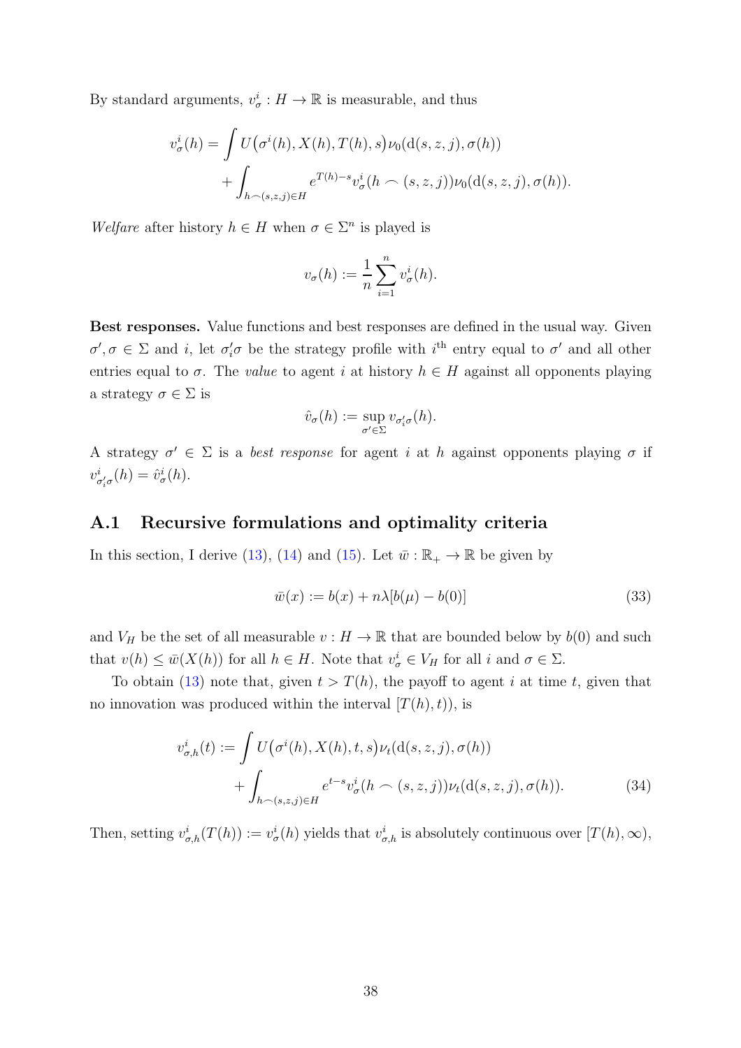By standard arguments, $v^i_\sigma : H \to \mathbb{R}$ is measurable, and thus

$$v^i_\sigma(h) = \int U\big(\sigma^i(h), X(h), T(h), s\big)\nu_0(\mathrm{d}(s,z,j), \sigma(h)) \\ + \int_{h \frown (s,z,j) \in H} e^{T(h)-s} v^i_\sigma(h \frown (s,z,j))\nu_0(\mathrm{d}(s,z,j), \sigma(h)).$$

*Welfare* after history $h \in H$ when $\sigma \in \Sigma^n$ is played is

$$v_\sigma(h) := \frac{1}{n}\sum_{i=1}^n v^i_\sigma(h).$$

**Best responses.** Value functions and best responses are defined in the usual way. Given $\sigma', \sigma \in \Sigma$ and $i$, let $\sigma'_i\sigma$ be the strategy profile with $i^{\text{th}}$ entry equal to $\sigma'$ and all other entries equal to $\sigma$. The *value* to agent $i$ at history $h \in H$ against all opponents playing a strategy $\sigma \in \Sigma$ is

$$\hat{v}_\sigma(h) := \sup_{\sigma' \in \Sigma} v_{\sigma'_i\sigma}(h).$$

A strategy $\sigma' \in \Sigma$ is a *best response* for agent $i$ at $h$ against opponents playing $\sigma$ if $v^i_{\sigma'_i\sigma}(h) = \hat{v}^i_\sigma(h)$.

## A.1 Recursive formulations and optimality criteria

In this section, I derive (13), (14) and (15). Let $\bar{w} : \mathbb{R}_+ \to \mathbb{R}$ be given by

$$\bar{w}(x) := b(x) + n\lambda[b(\mu) - b(0)] \tag{33}$$

and $V_H$ be the set of all measurable $v : H \to \mathbb{R}$ that are bounded below by $b(0)$ and such that $v(h) \leq \bar{w}(X(h))$ for all $h \in H$. Note that $v^i_\sigma \in V_H$ for all $i$ and $\sigma \in \Sigma$.

To obtain (13) note that, given $t > T(h)$, the payoff to agent $i$ at time $t$, given that no innovation was produced within the interval $[T(h), t))$, is

$$v^i_{\sigma,h}(t) := \int U\big(\sigma^i(h), X(h), t, s\big)\nu_t(\mathrm{d}(s,z,j), \sigma(h)) \\ + \int_{h \frown (s,z,j) \in H} e^{t-s} v^i_\sigma(h \frown (s,z,j))\nu_t(\mathrm{d}(s,z,j), \sigma(h)). \tag{34}$$

Then, setting $v^i_{\sigma,h}(T(h)) := v^i_\sigma(h)$ yields that $v^i_{\sigma,h}$ is absolutely continuous over $[T(h), \infty)$,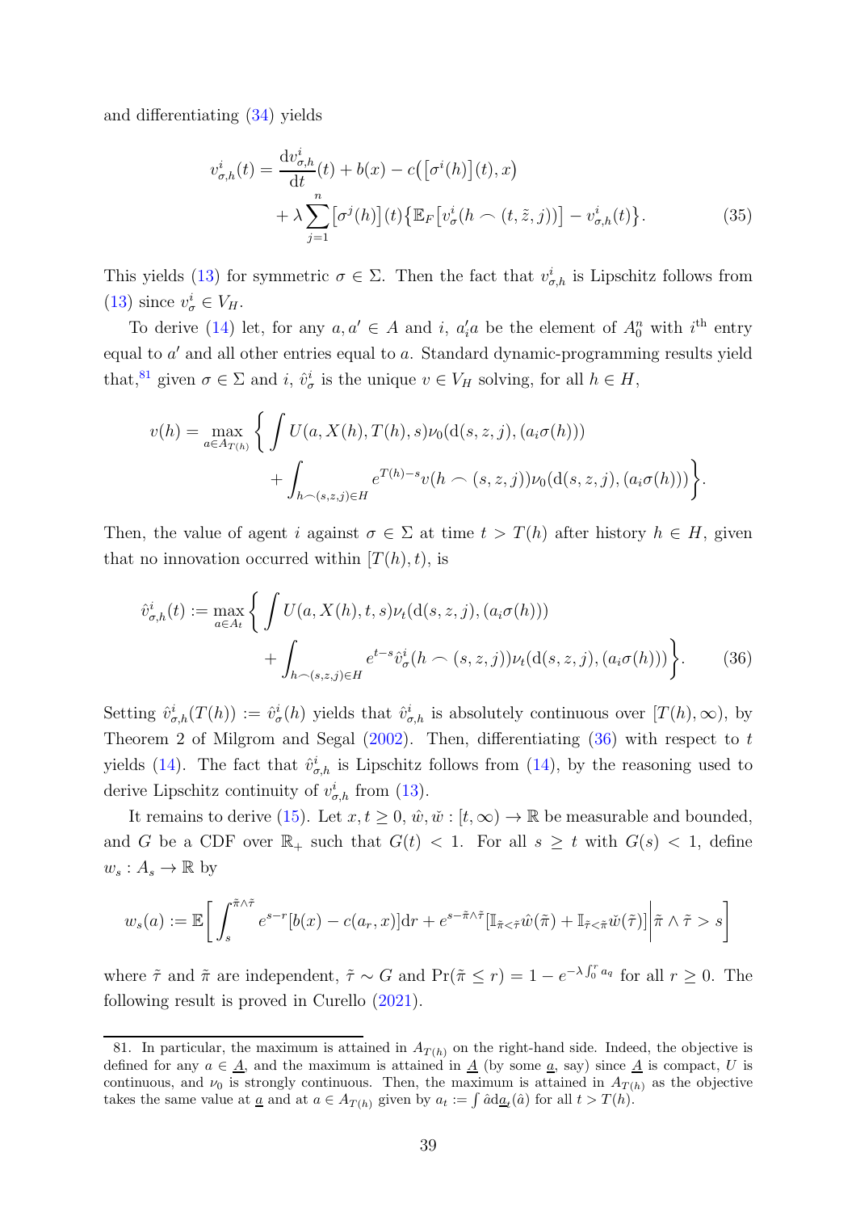and differentiating (34) yields

$$v^i_{\sigma,h}(t) = \frac{\mathrm{d}v^i_{\sigma,h}}{\mathrm{d}t}(t) + b(x) - c\big([\sigma^i(h)](t), x\big) + \lambda \sum_{j=1}^n [\sigma^j(h)](t)\big\{\mathbb{E}_F\big[v^i_\sigma(h \frown (t, \tilde{z}, j))\big] - v^i_{\sigma,h}(t)\big\}. \tag{35}$$

This yields (13) for symmetric $\sigma \in \Sigma$. Then the fact that $v^i_{\sigma,h}$ is Lipschitz follows from (13) since $v^i_\sigma \in V_H$.

To derive (14) let, for any $a, a' \in A$ and $i$, $a'_i a$ be the element of $A^n_0$ with $i^{\text{th}}$ entry equal to $a'$ and all other entries equal to $a$. Standard dynamic-programming results yield that,[81] given $\sigma \in \Sigma$ and $i$, $\hat{v}^i_\sigma$ is the unique $v \in V_H$ solving, for all $h \in H$,

$$v(h) = \max_{a \in A_{T(h)}} \bigg\{ \int U(a, X(h), T(h), s)\nu_0(\mathrm{d}(s, z, j), (a_i\sigma(h))) + \int_{h \frown (s,z,j) \in H} e^{T(h)-s} v(h \frown (s, z, j))\nu_0(\mathrm{d}(s, z, j), (a_i\sigma(h)))\bigg\}.$$

Then, the value of agent $i$ against $\sigma \in \Sigma$ at time $t > T(h)$ after history $h \in H$, given that no innovation occurred within $[T(h), t)$, is

$$\hat{v}^i_{\sigma,h}(t) := \max_{a \in A_t} \bigg\{ \int U(a, X(h), t, s)\nu_t(\mathrm{d}(s, z, j), (a_i\sigma(h))) + \int_{h \frown (s,z,j) \in H} e^{t-s} \hat{v}^i_\sigma(h \frown (s, z, j))\nu_t(\mathrm{d}(s, z, j), (a_i\sigma(h)))\bigg\}. \tag{36}$$

Setting $\hat{v}^i_{\sigma,h}(T(h)) := \hat{v}^i_\sigma(h)$ yields that $\hat{v}^i_{\sigma,h}$ is absolutely continuous over $[T(h), \infty)$, by Theorem 2 of Milgrom and Segal (2002). Then, differentiating (36) with respect to $t$ yields (14). The fact that $\hat{v}^i_{\sigma,h}$ is Lipschitz follows from (14), by the reasoning used to derive Lipschitz continuity of $v^i_{\sigma,h}$ from (13).

It remains to derive (15). Let $x, t \geq 0$, $\hat{w}, \check{w} : [t, \infty) \to \mathbb{R}$ be measurable and bounded, and $G$ be a CDF over $\mathbb{R}_+$ such that $G(t) < 1$. For all $s \geq t$ with $G(s) < 1$, define $w_s : A_s \to \mathbb{R}$ by

$$w_s(a) := \mathbb{E}\bigg[\int_s^{\tilde{\pi} \wedge \tilde{\tau}} e^{s-r}[b(x) - c(a_r, x)]\mathrm{d}r + e^{s - \tilde{\pi} \wedge \tilde{\tau}}[\mathbb{I}_{\tilde{\pi} < \tilde{\tau}} \hat{w}(\tilde{\pi}) + \mathbb{I}_{\tilde{\tau} < \tilde{\pi}} \check{w}(\tilde{\tau})]\bigg| \tilde{\pi} \wedge \tilde{\tau} > s\bigg]$$

where $\tilde{\tau}$ and $\tilde{\pi}$ are independent, $\tilde{\tau} \sim G$ and $\Pr(\tilde{\pi} \leq r) = 1 - e^{-\lambda \int_0^r a_q}$ for all $r \geq 0$. The following result is proved in Curello (2021).

81. In particular, the maximum is attained in $A_{T(h)}$ on the right-hand side. Indeed, the objective is defined for any $a \in \underline{A}$, and the maximum is attained in $\underline{A}$ (by some $\underline{a}$, say) since $\underline{A}$ is compact, $U$ is continuous, and $\nu_0$ is strongly continuous. Then, the maximum is attained in $A_{T(h)}$ as the objective takes the same value at $\underline{a}$ and at $a \in A_{T(h)}$ given by $a_t := \int \hat{a}\mathrm{d}\underline{a}_t(\hat{a})$ for all $t > T(h)$.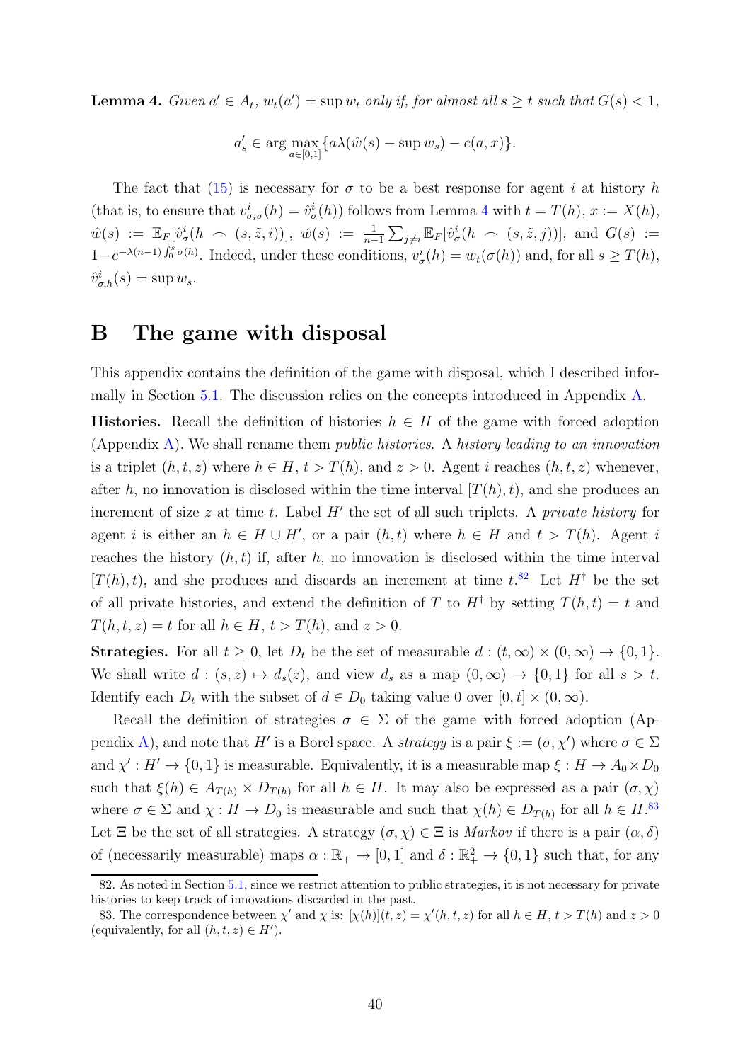**Lemma 4.** *Given $a' \in A_t$, $w_t(a') = \sup w_t$ only if, for almost all $s \geq t$ such that $G(s) < 1$,*

$$a'_s \in \arg\max_{a \in [0,1]} \{a\lambda(\hat{w}(s) - \sup w_s) - c(a, x)\}.$$

The fact that (15) is necessary for $\sigma$ to be a best response for agent $i$ at history $h$ (that is, to ensure that $v^i_{\sigma_i \sigma}(h) = \hat{v}^i_\sigma(h)$) follows from Lemma 4 with $t = T(h)$, $x := X(h)$, $\hat{w}(s) := \mathbb{E}_F[\hat{v}^i_\sigma(h \frown (s, \tilde{z}, i))]$, $\check{w}(s) := \frac{1}{n-1}\sum_{j \neq i} \mathbb{E}_F[\hat{v}^i_\sigma(h \frown (s, \tilde{z}, j))]$, and $G(s) := 1 - e^{-\lambda(n-1)\int_0^s \sigma(h)}$. Indeed, under these conditions, $v^i_\sigma(h) = w_t(\sigma(h))$ and, for all $s \geq T(h)$, $\hat{v}^i_{\sigma,h}(s) = \sup w_s$.

# B The game with disposal

This appendix contains the definition of the game with disposal, which I described informally in Section 5.1. The discussion relies on the concepts introduced in Appendix A.

**Histories.** Recall the definition of histories $h \in H$ of the game with forced adoption (Appendix A). We shall rename them *public histories*. A *history leading to an innovation* is a triplet $(h, t, z)$ where $h \in H$, $t > T(h)$, and $z > 0$. Agent $i$ reaches $(h, t, z)$ whenever, after $h$, no innovation is disclosed within the time interval $[T(h), t)$, and she produces an increment of size $z$ at time $t$. Label $H'$ the set of all such triplets. A *private history* for agent $i$ is either an $h \in H \cup H'$, or a pair $(h, t)$ where $h \in H$ and $t > T(h)$. Agent $i$ reaches the history $(h, t)$ if, after $h$, no innovation is disclosed within the time interval $[T(h), t)$, and she produces and discards an increment at time $t$.[82] Let $H^\dagger$ be the set of all private histories, and extend the definition of $T$ to $H^\dagger$ by setting $T(h, t) = t$ and $T(h, t, z) = t$ for all $h \in H$, $t > T(h)$, and $z > 0$.

**Strategies.** For all $t \geq 0$, let $D_t$ be the set of measurable $d : (t, \infty) \times (0, \infty) \to \{0, 1\}$. We shall write $d : (s, z) \mapsto d_s(z)$, and view $d_s$ as a map $(0, \infty) \to \{0, 1\}$ for all $s > t$. Identify each $D_t$ with the subset of $d \in D_0$ taking value 0 over $[0, t] \times (0, \infty)$.

Recall the definition of strategies $\sigma \in \Sigma$ of the game with forced adoption (Appendix A), and note that $H'$ is a Borel space. A *strategy* is a pair $\xi := (\sigma, \chi')$ where $\sigma \in \Sigma$ and $\chi' : H' \to \{0, 1\}$ is measurable. Equivalently, it is a measurable map $\xi : H \to A_0 \times D_0$ such that $\xi(h) \in A_{T(h)} \times D_{T(h)}$ for all $h \in H$. It may also be expressed as a pair $(\sigma, \chi)$ where $\sigma \in \Sigma$ and $\chi : H \to D_0$ is measurable and such that $\chi(h) \in D_{T(h)}$ for all $h \in H$.[83] Let $\Xi$ be the set of all strategies. A strategy $(\sigma, \chi) \in \Xi$ is *Markov* if there is a pair $(\alpha, \delta)$ of (necessarily measurable) maps $\alpha : \mathbb{R}_+ \to [0, 1]$ and $\delta : \mathbb{R}^2_+ \to \{0, 1\}$ such that, for any

82. As noted in Section 5.1, since we restrict attention to public strategies, it is not necessary for private histories to keep track of innovations discarded in the past.

83. The correspondence between $\chi'$ and $\chi$ is: $[\chi(h)](t, z) = \chi'(h, t, z)$ for all $h \in H$, $t > T(h)$ and $z > 0$ (equivalently, for all $(h, t, z) \in H'$).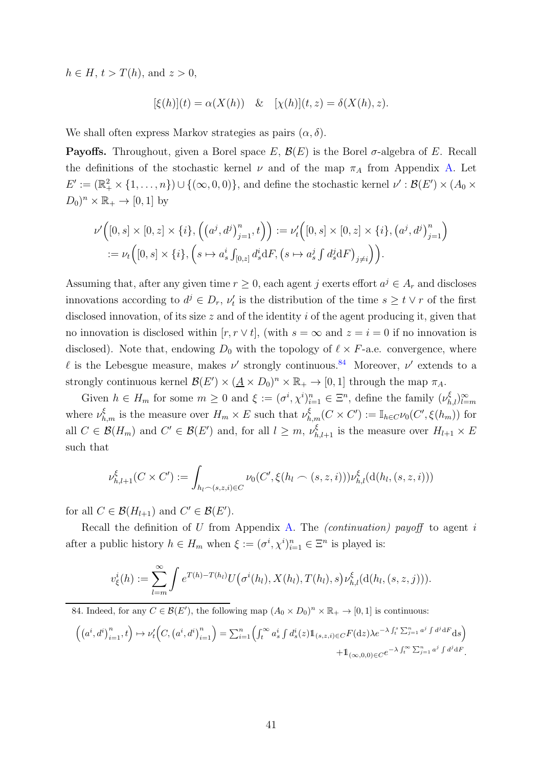$h \in H$, $t > T(h)$, and $z > 0$,

$$[\xi(h)](t) = \alpha(X(h)) \quad \& \quad [\chi(h)](t, z) = \delta(X(h), z).$$

We shall often express Markov strategies as pairs $(\alpha, \delta)$.

**Payoffs.** Throughout, given a Borel space $E$, $\mathcal{B}(E)$ is the Borel $\sigma$-algebra of $E$. Recall the definitions of the stochastic kernel $\nu$ and of the map $\pi_A$ from Appendix A. Let $E' := (\mathbb{R}_+^2 \times \{1, \ldots, n\}) \cup \{(\infty, 0, 0)\}$, and define the stochastic kernel $\nu' : \mathcal{B}(E') \times (A_0 \times D_0)^n \times \mathbb{R}_+ \to [0, 1]$ by

$$\begin{aligned}
\nu'\Big([0, s] \times [0, z] \times \{i\}, \Big(\big(a^j, d^j\big)_{j=1}^n, t\Big)\Big) &:= \nu'_t\Big([0, s] \times [0, z] \times \{i\}, \big(a^j, d^j\big)_{j=1}^n\Big) \\
&:= \nu_t\Big([0, s] \times \{i\}, \Big(s \mapsto a_s^i \textstyle\int_{[0,z]} d_s^i \mathrm{d}F, \big(s \mapsto a_s^j \int d_s^j \mathrm{d}F\big)_{j \neq i}\Big)\Big).
\end{aligned}$$

Assuming that, after any given time $r \geq 0$, each agent $j$ exerts effort $a^j \in A_r$ and discloses innovations according to $d^j \in D_r$, $\nu'_t$ is the distribution of the time $s \geq t \vee r$ of the first disclosed innovation, of its size $z$ and of the identity $i$ of the agent producing it, given that no innovation is disclosed within $[r, r \vee t]$, (with $s = \infty$ and $z = i = 0$ if no innovation is disclosed). Note that, endowing $D_0$ with the topology of $\ell \times F$-a.e. convergence, where $\ell$ is the Lebesgue measure, makes $\nu'$ strongly continuous.[84] Moreover, $\nu'$ extends to a strongly continuous kernel $\mathcal{B}(E') \times (\underline{A} \times D_0)^n \times \mathbb{R}_+ \to [0, 1]$ through the map $\pi_A$.

Given $h \in H_m$ for some $m \geq 0$ and $\xi := (\sigma^i, \chi^i)_{i=1}^n \in \Xi^n$, define the family $(\nu_{h,l}^\xi)_{l=m}^\infty$ where $\nu_{h,m}^\xi$ is the measure over $H_m \times E$ such that $\nu_{h,m}^\xi(C \times C') := \mathbb{I}_{h \in C} \nu_0(C', \xi(h_m))$ for all $C \in \mathcal{B}(H_m)$ and $C' \in \mathcal{B}(E')$ and, for all $l \geq m$, $\nu_{h,l+1}^\xi$ is the measure over $H_{l+1} \times E$ such that

$$\nu_{h,l+1}^\xi(C \times C') := \int_{h_l \frown (s,z,i) \in C} \nu_0(C', \xi(h_l \frown (s, z, i))) \nu_{h,l}^\xi(\mathrm{d}(h_l, (s, z, i)))$$

for all $C \in \mathcal{B}(H_{l+1})$ and $C' \in \mathcal{B}(E')$.

Recall the definition of $U$ from Appendix A. The *(continuation) payoff* to agent $i$ after a public history $h \in H_m$ when $\xi := (\sigma^i, \chi^i)_{i=1}^n \in \Xi^n$ is played is:

$$v_\xi^i(h) := \sum_{l=m}^\infty \int e^{T(h) - T(h_l)} U\big(\sigma^i(h_l), X(h_l), T(h_l), s\big) \nu_{h,l}^\xi(\mathrm{d}(h_l, (s, z, j))).$$

---

84. Indeed, for any $C \in \mathcal{B}(E')$, the following map $(A_0 \times D_0)^n \times \mathbb{R}_+ \to [0, 1]$ is continuous:

$$\Big(\big(a^i, d^i\big)_{i=1}^n, t\Big) \mapsto \nu'_t\Big(C, \big(a^i, d^i\big)_{i=1}^n\Big) = \sum_{i=1}^n \Big(\int_t^\infty a_s^i \int d_s^i(z) \mathbb{1}_{(s,z,i) \in C} F(\mathrm{d}z) \lambda e^{-\lambda \int_t^s \sum_{j=1}^n a^j \int d^j \mathrm{d}F} \mathrm{d}s\Big) + \mathbb{1}_{(\infty,0,0) \in C} e^{-\lambda \int_t^\infty \sum_{j=1}^n a^j \int d^j \mathrm{d}F}.$$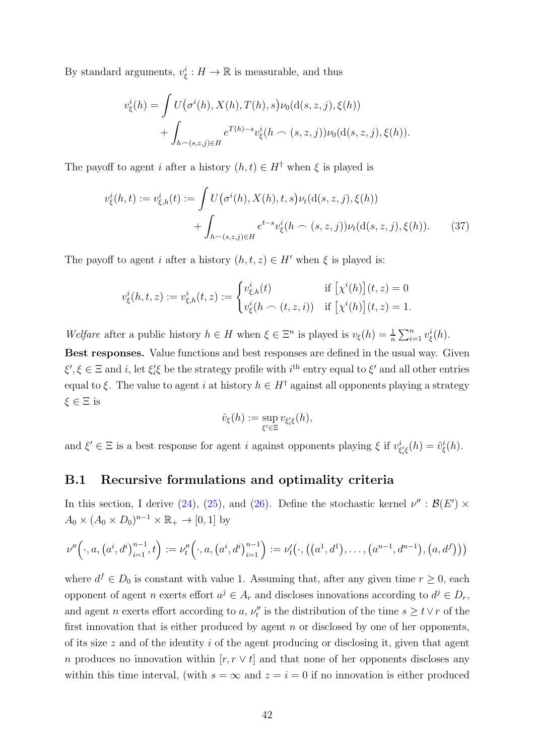By standard arguments, $v^i_\xi : H \to \mathbb{R}$ is measurable, and thus

$$
\begin{aligned}
v^i_\xi(h) = &\int U\big(\sigma^i(h), X(h), T(h), s\big)\nu_0(\mathrm{d}(s,z,j), \xi(h)) \\
&+ \int_{h \frown (s,z,j) \in H} e^{T(h)-s} v^i_\xi(h \frown (s,z,j))\nu_0(\mathrm{d}(s,z,j), \xi(h)).
\end{aligned}
$$

The payoff to agent $i$ after a history $(h,t) \in H^\dagger$ when $\xi$ is played is

$$
\begin{aligned}
v^i_\xi(h,t) := v^i_{\xi,h}(t) := &\int U\big(\sigma^i(h), X(h), t, s\big)\nu_t(\mathrm{d}(s,z,j), \xi(h)) \\
&+ \int_{h \frown (s,z,j) \in H} e^{t-s} v^i_\xi(h \frown (s,z,j))\nu_t(\mathrm{d}(s,z,j), \xi(h)). \qquad (37)
\end{aligned}
$$

The payoff to agent $i$ after a history $(h,t,z) \in H'$ when $\xi$ is played is:

$$
v^i_\xi(h,t,z) := v^i_{\xi,h}(t,z) := \begin{cases} v^i_{\xi,h}(t) & \text{if } \big[\chi^i(h)\big](t,z) = 0 \\ v^i_\xi(h \frown (t,z,i)) & \text{if } \big[\chi^i(h)\big](t,z) = 1. \end{cases}
$$

*Welfare* after a public history $h \in H$ when $\xi \in \Xi^n$ is played is $v_\xi(h) = \frac{1}{n}\sum_{i=1}^n v^i_\xi(h)$.

**Best responses.** Value functions and best responses are defined in the usual way. Given $\xi', \xi \in \Xi$ and $i$, let $\xi'_i\xi$ be the strategy profile with $i^{\text{th}}$ entry equal to $\xi'$ and all other entries equal to $\xi$. The value to agent $i$ at history $h \in H^\dagger$ against all opponents playing a strategy $\xi \in \Xi$ is

$$
\hat{v}_\xi(h) := \sup_{\xi' \in \Xi} v_{\xi'_i\xi}(h),
$$

and $\xi' \in \Xi$ is a best response for agent $i$ against opponents playing $\xi$ if $v^i_{\xi'_i\xi}(h) = \hat{v}^i_\xi(h)$.

## B.1 Recursive formulations and optimality criteria

In this section, I derive (24), (25), and (26). Define the stochastic kernel $\nu'' : \mathcal{B}(E') \times A_0 \times (A_0 \times D_0)^{n-1} \times \mathbb{R}_+ \to [0,1]$ by

$$
\nu''\Big(\cdot, a, \big(a^i, d^i\big)_{i=1}^{n-1}, t\Big) := \nu''_t\Big(\cdot, a, \big(a^i, d^i\big)_{i=1}^{n-1}\Big) := \nu'_t\big(\cdot, \big(\big(a^1, d^1\big), \ldots, \big(a^{n-1}, d^{n-1}\big), \big(a, d^f\big)\big)\big)
$$

where $d^f \in D_0$ is constant with value 1. Assuming that, after any given time $r \geq 0$, each opponent of agent $n$ exerts effort $a^j \in A_r$ and discloses innovations according to $d^j \in D_r$, and agent $n$ exerts effort according to $a$, $\nu''_t$ is the distribution of the time $s \geq t \vee r$ of the first innovation that is either produced by agent $n$ or disclosed by one of her opponents, of its size $z$ and of the identity $i$ of the agent producing or disclosing it, given that agent $n$ produces no innovation within $[r, r \vee t]$ and that none of her opponents discloses any within this time interval, (with $s = \infty$ and $z = i = 0$ if no innovation is either produced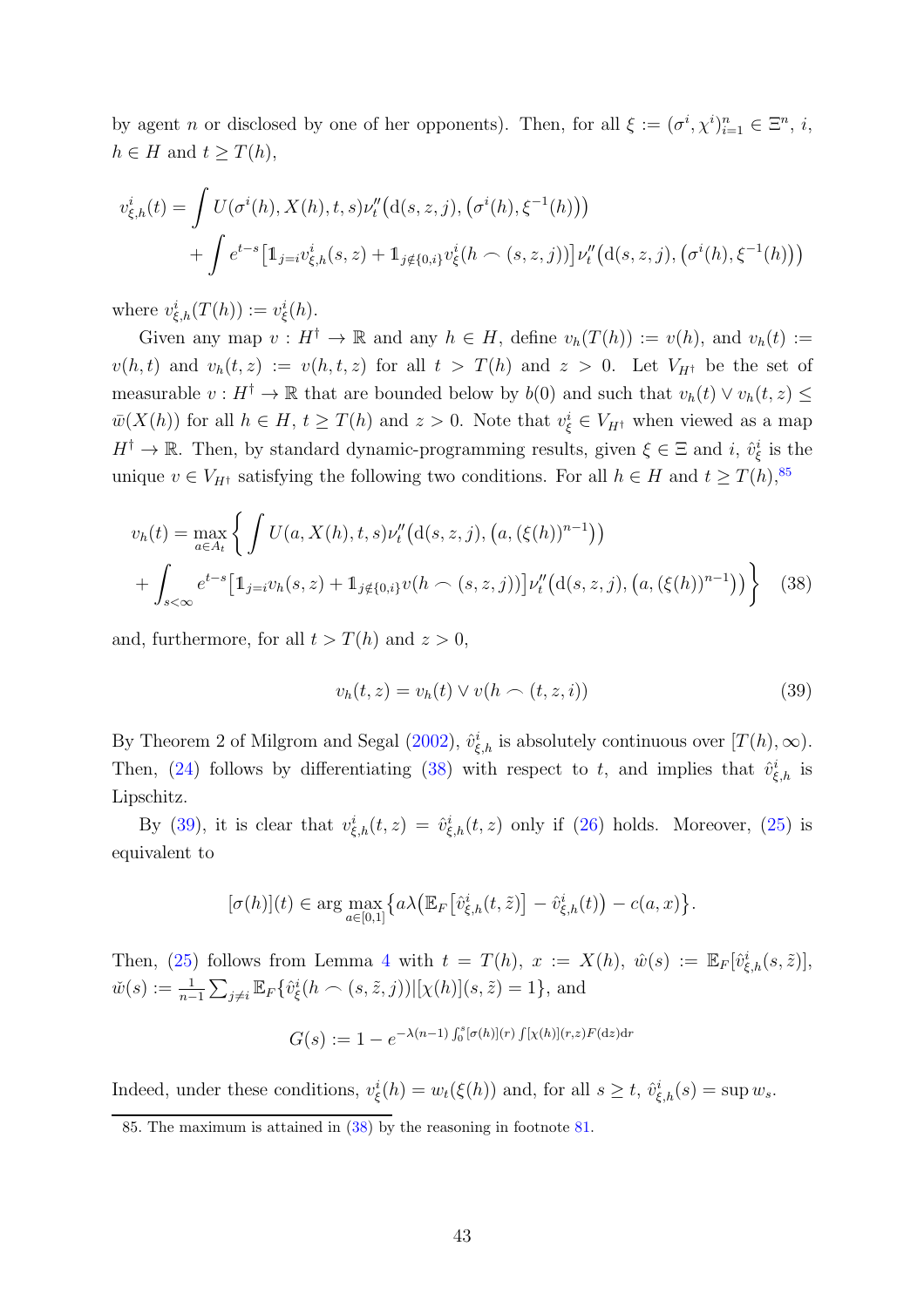by agent $n$ or disclosed by one of her opponents). Then, for all $\xi := (\sigma^i, \chi^i)_{i=1}^n \in \Xi^n$, $i$, $h \in H$ and $t \geq T(h)$,

$$
\begin{aligned}
v^i_{\xi,h}(t) = &\int U(\sigma^i(h), X(h), t, s)\nu''_t\big(\mathrm{d}(s,z,j), \big(\sigma^i(h), \xi^{-1}(h)\big)\big) \\
&+ \int e^{t-s}\big[\mathbb{1}_{j=i} v^i_{\xi,h}(s,z) + \mathbb{1}_{j\notin\{0,i\}} v^i_\xi(h \frown (s,z,j))\big]\nu''_t\big(\mathrm{d}(s,z,j), \big(\sigma^i(h), \xi^{-1}(h)\big)\big)
\end{aligned}
$$

where $v^i_{\xi,h}(T(h)) := v^i_\xi(h)$.

Given any map $v : H^\dagger \to \mathbb{R}$ and any $h \in H$, define $v_h(T(h)) := v(h)$, and $v_h(t) := v(h,t)$ and $v_h(t,z) := v(h,t,z)$ for all $t > T(h)$ and $z > 0$. Let $V_{H^\dagger}$ be the set of measurable $v : H^\dagger \to \mathbb{R}$ that are bounded below by $b(0)$ and such that $v_h(t) \vee v_h(t,z) \leq \bar{w}(X(h))$ for all $h \in H$, $t \geq T(h)$ and $z > 0$. Note that $v^i_\xi \in V_{H^\dagger}$ when viewed as a map $H^\dagger \to \mathbb{R}$. Then, by standard dynamic-programming results, given $\xi \in \Xi$ and $i$, $\hat{v}^i_\xi$ is the unique $v \in V_{H^\dagger}$ satisfying the following two conditions. For all $h \in H$ and $t \geq T(h)$,[85]

$$
\begin{aligned}
v_h(t) = \max_{a \in A_t} \bigg\{ &\int U(a, X(h), t, s)\nu''_t\big(\mathrm{d}(s,z,j), \big(a, (\xi(h))^{n-1}\big)\big) \\
&+ \int_{s<\infty} e^{t-s}\big[\mathbb{1}_{j=i} v_h(s,z) + \mathbb{1}_{j\notin\{0,i\}} v(h \frown (s,z,j))\big]\nu''_t\big(\mathrm{d}(s,z,j), \big(a, (\xi(h))^{n-1}\big)\big) \bigg\}
\end{aligned} \tag{38}
$$

and, furthermore, for all $t > T(h)$ and $z > 0$,

$$
v_h(t,z) = v_h(t) \vee v(h \frown (t,z,i)) \tag{39}
$$

By Theorem 2 of Milgrom and Segal (2002), $\hat{v}^i_{\xi,h}$ is absolutely continuous over $[T(h), \infty)$. Then, (24) follows by differentiating (38) with respect to $t$, and implies that $\hat{v}^i_{\xi,h}$ is Lipschitz.

By (39), it is clear that $v^i_{\xi,h}(t,z) = \hat{v}^i_{\xi,h}(t,z)$ only if (26) holds. Moreover, (25) is equivalent to

$$
[\sigma(h)](t) \in \arg\max_{a \in [0,1]} \big\{ a\lambda\big(\mathbb{E}_F\big[\hat{v}^i_{\xi,h}(t,\tilde{z})\big] - \hat{v}^i_{\xi,h}(t)\big) - c(a,x)\big\}.
$$

Then, (25) follows from Lemma 4 with $t = T(h)$, $x := X(h)$, $\hat{w}(s) := \mathbb{E}_F[\hat{v}^i_{\xi,h}(s,\tilde{z})]$, $\check{w}(s) := \frac{1}{n-1}\sum_{j\neq i}\mathbb{E}_F\{\hat{v}^i_\xi(h \frown (s,\tilde{z},j)) | [\chi(h)](s,\tilde{z}) = 1\}$, and

$$
G(s) := 1 - e^{-\lambda(n-1)\int_0^s [\sigma(h)](r)\int[\chi(h)](r,z)F(\mathrm{d}z)\mathrm{d}r}
$$

Indeed, under these conditions, $v^i_\xi(h) = w_t(\xi(h))$ and, for all $s \geq t$, $\hat{v}^i_{\xi,h}(s) = \sup w_s$.

85. The maximum is attained in (38) by the reasoning in footnote 81.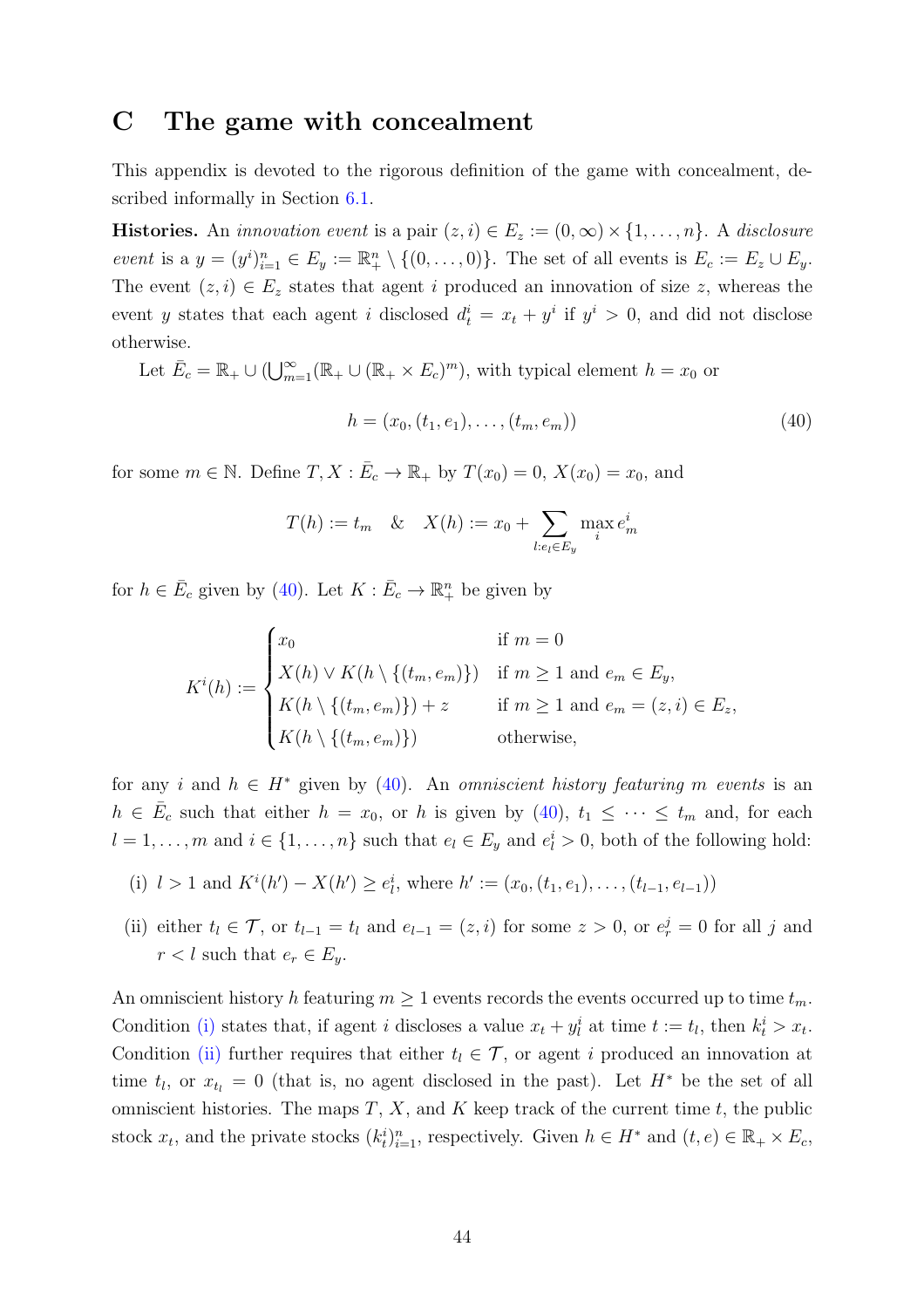# C The game with concealment

This appendix is devoted to the rigorous definition of the game with concealment, described informally in Section 6.1.

**Histories.** An *innovation event* is a pair $(z, i) \in E_z := (0, \infty) \times \{1, \dots, n\}$. A *disclosure event* is a $y = (y^i)_{i=1}^n \in E_y := \mathbb{R}_+^n \setminus \{(0, \dots, 0)\}$. The set of all events is $E_c := E_z \cup E_y$. The event $(z, i) \in E_z$ states that agent $i$ produced an innovation of size $z$, whereas the event $y$ states that each agent $i$ disclosed $d_t^i = x_t + y^i$ if $y^i > 0$, and did not disclose otherwise.

Let $\bar{E}_c = \mathbb{R}_+ \cup (\bigcup_{m=1}^\infty (\mathbb{R}_+ \cup (\mathbb{R}_+ \times E_c)^m)$, with typical element $h = x_0$ or

$$h = (x_0, (t_1, e_1), \dots, (t_m, e_m)) \tag{40}$$

for some $m \in \mathbb{N}$. Define $T, X : \bar{E}_c \to \mathbb{R}_+$ by $T(x_0) = 0$, $X(x_0) = x_0$, and

$$T(h) := t_m \quad \& \quad X(h) := x_0 + \sum_{l: e_l \in E_y} \max_i e_m^i$$

for $h \in \bar{E}_c$ given by (40). Let $K : \bar{E}_c \to \mathbb{R}_+^n$ be given by

$$K^i(h) := \begin{cases} x_0 & \text{if } m = 0 \\ X(h) \vee K(h \setminus \{(t_m, e_m)\}) & \text{if } m \geq 1 \text{ and } e_m \in E_y, \\ K(h \setminus \{(t_m, e_m)\}) + z & \text{if } m \geq 1 \text{ and } e_m = (z, i) \in E_z, \\ K(h \setminus \{(t_m, e_m)\}) & \text{otherwise,} \end{cases}$$

for any $i$ and $h \in H^*$ given by (40). An *omniscient history featuring $m$ events* is an $h \in \bar{E}_c$ such that either $h = x_0$, or $h$ is given by (40), $t_1 \leq \dots \leq t_m$ and, for each $l = 1, \dots, m$ and $i \in \{1, \dots, n\}$ such that $e_l \in E_y$ and $e_l^i > 0$, both of the following hold:

(i) $l > 1$ and $K^i(h') - X(h') \geq e_l^i$, where $h' := (x_0, (t_1, e_1), \dots, (t_{l-1}, e_{l-1}))$

(ii) either $t_l \in \mathcal{T}$, or $t_{l-1} = t_l$ and $e_{l-1} = (z, i)$ for some $z > 0$, or $e_r^j = 0$ for all $j$ and $r < l$ such that $e_r \in E_y$.

An omniscient history $h$ featuring $m \geq 1$ events records the events occurred up to time $t_m$. Condition (i) states that, if agent $i$ discloses a value $x_t + y_l^i$ at time $t := t_l$, then $k_t^i > x_t$. Condition (ii) further requires that either $t_l \in \mathcal{T}$, or agent $i$ produced an innovation at time $t_l$, or $x_{t_l} = 0$ (that is, no agent disclosed in the past). Let $H^*$ be the set of all omniscient histories. The maps $T$, $X$, and $K$ keep track of the current time $t$, the public stock $x_t$, and the private stocks $(k_t^i)_{i=1}^n$, respectively. Given $h \in H^*$ and $(t, e) \in \mathbb{R}_+ \times E_c$,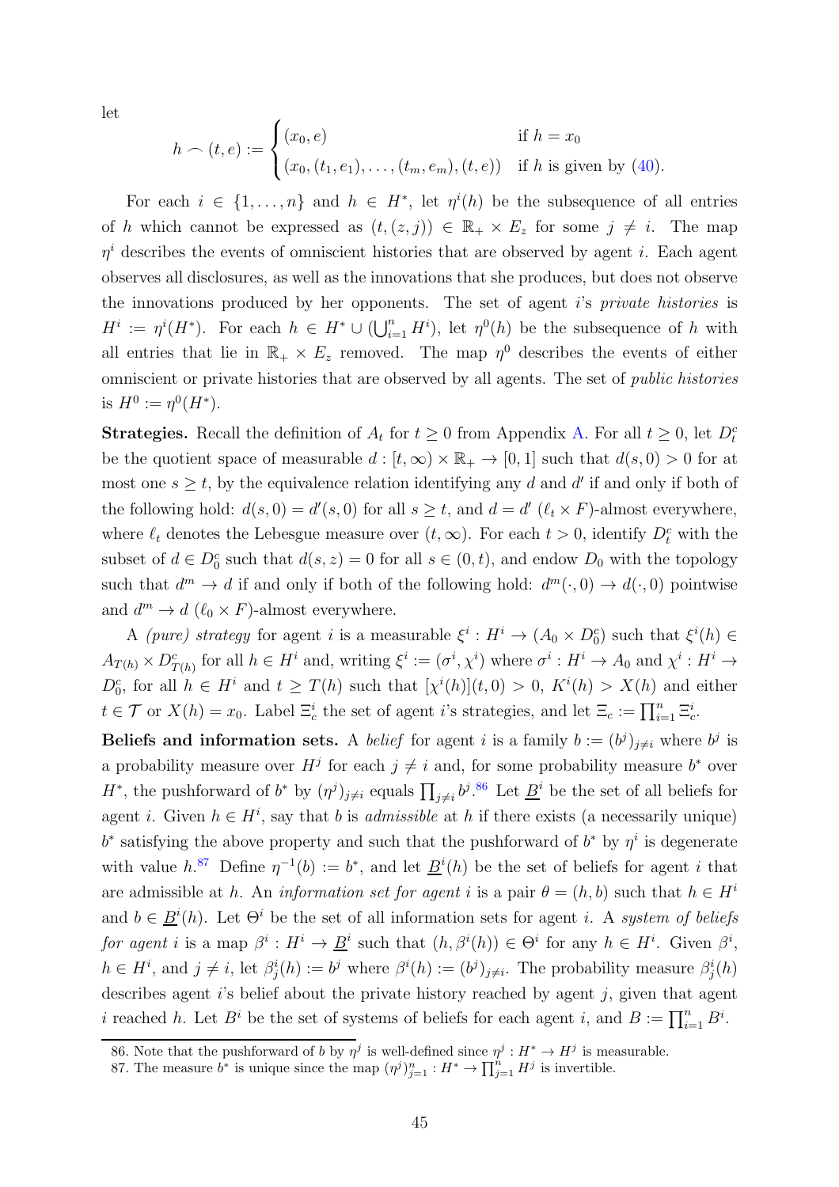let

$$h \frown (t,e) := \begin{cases} (x_0, e) & \text{if } h = x_0 \\ (x_0, (t_1, e_1), \ldots, (t_m, e_m), (t, e)) & \text{if } h \text{ is given by (40).} \end{cases}$$

For each $i \in \{1, \ldots, n\}$ and $h \in H^*$, let $\eta^i(h)$ be the subsequence of all entries of $h$ which cannot be expressed as $(t, (z, j)) \in \mathbb{R}_+ \times E_z$ for some $j \neq i$. The map $\eta^i$ describes the events of omniscient histories that are observed by agent $i$. Each agent observes all disclosures, as well as the innovations that she produces, but does not observe the innovations produced by her opponents. The set of agent $i$'s *private histories* is $H^i := \eta^i(H^*)$. For each $h \in H^* \cup (\bigcup_{i=1}^n H^i)$, let $\eta^0(h)$ be the subsequence of $h$ with all entries that lie in $\mathbb{R}_+ \times E_z$ removed. The map $\eta^0$ describes the events of either omniscient or private histories that are observed by all agents. The set of *public histories* is $H^0 := \eta^0(H^*)$.

**Strategies.** Recall the definition of $A_t$ for $t \geq 0$ from Appendix A. For all $t \geq 0$, let $D_t^c$ be the quotient space of measurable $d : [t, \infty) \times \mathbb{R}_+ \to [0, 1]$ such that $d(s, 0) > 0$ for at most one $s \geq t$, by the equivalence relation identifying any $d$ and $d'$ if and only if both of the following hold: $d(s, 0) = d'(s, 0)$ for all $s \geq t$, and $d = d'$ $(\ell_t \times F)$-almost everywhere, where $\ell_t$ denotes the Lebesgue measure over $(t, \infty)$. For each $t > 0$, identify $D_t^c$ with the subset of $d \in D_0^c$ such that $d(s, z) = 0$ for all $s \in (0, t)$, and endow $D_0$ with the topology such that $d^m \to d$ if and only if both of the following hold: $d^m(\cdot, 0) \to d(\cdot, 0)$ pointwise and $d^m \to d$ $(\ell_0 \times F)$-almost everywhere.

A *(pure) strategy* for agent $i$ is a measurable $\xi^i : H^i \to (A_0 \times D_0^c)$ such that $\xi^i(h) \in A_{T(h)} \times D_{T(h)}^c$ for all $h \in H^i$ and, writing $\xi^i := (\sigma^i, \chi^i)$ where $\sigma^i : H^i \to A_0$ and $\chi^i : H^i \to D_0^c$, for all $h \in H^i$ and $t \geq T(h)$ such that $[\chi^i(h)](t, 0) > 0$, $K^i(h) > X(h)$ and either $t \in \mathcal{T}$ or $X(h) = x_0$. Label $\Xi_c^i$ the set of agent $i$'s strategies, and let $\Xi_c := \prod_{i=1}^n \Xi_c^i$.

**Beliefs and information sets.** A *belief* for agent $i$ is a family $b := (b^j)_{j \neq i}$ where $b^j$ is a probability measure over $H^j$ for each $j \neq i$ and, for some probability measure $b^*$ over $H^*$, the pushforward of $b^*$ by $(\eta^j)_{j \neq i}$ equals $\prod_{j \neq i} b^j$.[86] Let $\underline{B}^i$ be the set of all beliefs for agent $i$. Given $h \in H^i$, say that $b$ is *admissible* at $h$ if there exists (a necessarily unique) $b^*$ satisfying the above property and such that the pushforward of $b^*$ by $\eta^i$ is degenerate with value $h$.[87] Define $\eta^{-1}(b) := b^*$, and let $\underline{B}^i(h)$ be the set of beliefs for agent $i$ that are admissible at $h$. An *information set for agent* $i$ is a pair $\theta = (h, b)$ such that $h \in H^i$ and $b \in \underline{B}^i(h)$. Let $\Theta^i$ be the set of all information sets for agent $i$. A *system of beliefs for agent* $i$ is a map $\beta^i : H^i \to \underline{B}^i$ such that $(h, \beta^i(h)) \in \Theta^i$ for any $h \in H^i$. Given $\beta^i$, $h \in H^i$, and $j \neq i$, let $\beta_j^i(h) := b^j$ where $\beta^i(h) := (b^j)_{j \neq i}$. The probability measure $\beta_j^i(h)$ describes agent $i$'s belief about the private history reached by agent $j$, given that agent $i$ reached $h$. Let $B^i$ be the set of systems of beliefs for each agent $i$, and $B := \prod_{i=1}^n B^i$.

86. Note that the pushforward of $b$ by $\eta^j$ is well-defined since $\eta^j : H^* \to H^j$ is measurable.

87. The measure $b^*$ is unique since the map $(\eta^j)_{j=1}^n : H^* \to \prod_{j=1}^n H^j$ is invertible.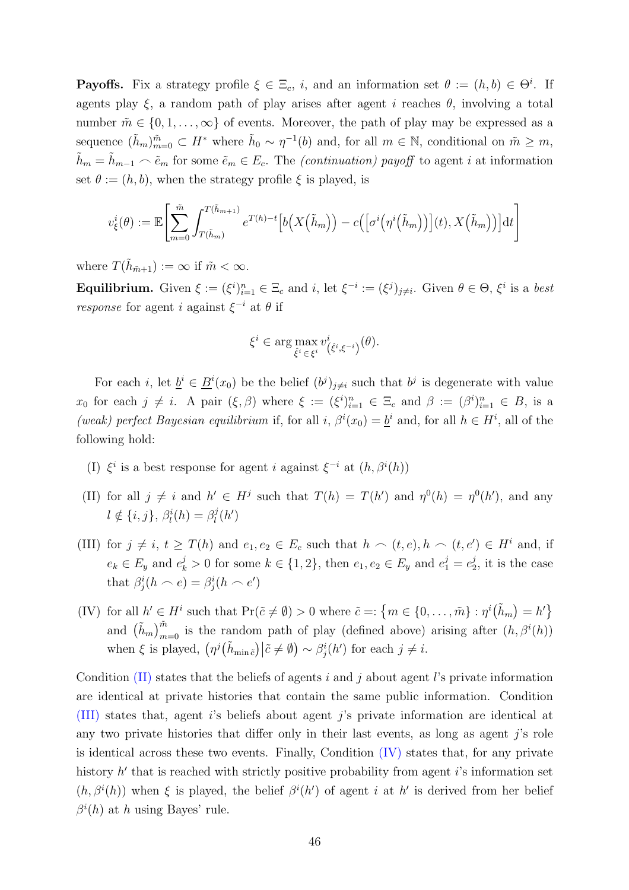**Payoffs.** Fix a strategy profile $\xi \in \Xi_c$, $i$, and an information set $\theta := (h, b) \in \Theta^i$. If agents play $\xi$, a random path of play arises after agent $i$ reaches $\theta$, involving a total number $\tilde{m} \in \{0, 1, \ldots, \infty\}$ of events. Moreover, the path of play may be expressed as a sequence $(\tilde{h}_m)_{m=0}^{\tilde{m}} \subset H^*$ where $\tilde{h}_0 \sim \eta^{-1}(b)$ and, for all $m \in \mathbb{N}$, conditional on $\tilde{m} \geq m$, $\tilde{h}_m = \tilde{h}_{m-1} \frown \tilde{e}_m$ for some $\tilde{e}_m \in E_c$. The *(continuation) payoff* to agent $i$ at information set $\theta := (h, b)$, when the strategy profile $\xi$ is played, is

$$v^i_\xi(\theta) := \mathbb{E}\left[\sum_{m=0}^{\tilde{m}} \int_{T(\tilde{h}_m)}^{T(\tilde{h}_{m+1})} e^{T(h)-t}\Big[b\big(X(\tilde{h}_m)\big) - c\Big(\big[\sigma^i\big(\eta^i(\tilde{h}_m)\big)\big](t), X\big(\tilde{h}_m\big)\Big)\Big]\mathrm{d}t\right]$$

where $T(\tilde{h}_{\tilde{m}+1}) := \infty$ if $\tilde{m} < \infty$.

**Equilibrium.** Given $\xi := (\xi^i)_{i=1}^n \in \Xi_c$ and $i$, let $\xi^{-i} := (\xi^j)_{j \neq i}$. Given $\theta \in \Theta$, $\xi^i$ is a *best response* for agent $i$ against $\xi^{-i}$ at $\theta$ if

$$\xi^i \in \arg\max_{\hat{\xi}^i \in \xi^i} v^i_{(\hat{\xi}^i, \xi^{-i})}(\theta).$$

For each $i$, let $\underline{b}^i \in \underline{B}^i(x_0)$ be the belief $(b^j)_{j \neq i}$ such that $b^j$ is degenerate with value $x_0$ for each $j \neq i$. A pair $(\xi, \beta)$ where $\xi := (\xi^i)_{i=1}^n \in \Xi_c$ and $\beta := (\beta^i)_{i=1}^n \in B$, is a *(weak) perfect Bayesian equilibrium* if, for all $i$, $\beta^i(x_0) = \underline{b}^i$ and, for all $h \in H^i$, all of the following hold:

(I) $\xi^i$ is a best response for agent $i$ against $\xi^{-i}$ at $(h, \beta^i(h))$

(II) for all $j \neq i$ and $h' \in H^j$ such that $T(h) = T(h')$ and $\eta^0(h) = \eta^0(h')$, and any $l \notin \{i, j\}$, $\beta^i_l(h) = \beta^j_l(h')$

(III) for $j \neq i$, $t \geq T(h)$ and $e_1, e_2 \in E_c$ such that $h \frown (t, e), h \frown (t, e') \in H^i$ and, if $e_k \in E_y$ and $e^j_k > 0$ for some $k \in \{1, 2\}$, then $e_1, e_2 \in E_y$ and $e^j_1 = e^j_2$, it is the case that $\beta^i_j(h \frown e) = \beta^i_j(h \frown e')$

(IV) for all $h' \in H^i$ such that $\Pr(\tilde{c} \neq \emptyset) > 0$ where $\tilde{c} =: \{m \in \{0, \ldots, \tilde{m}\} : \eta^i(\tilde{h}_m) = h'\}$ and $(\tilde{h}_m)_{m=0}^{\tilde{m}}$ is the random path of play (defined above) arising after $(h, \beta^i(h))$ when $\xi$ is played, $\big(\eta^j(\tilde{h}_{\min \tilde{c}})\big| \tilde{c} \neq \emptyset\big) \sim \beta^i_j(h')$ for each $j \neq i$.

Condition (II) states that the beliefs of agents $i$ and $j$ about agent $l$'s private information are identical at private histories that contain the same public information. Condition (III) states that, agent $i$'s beliefs about agent $j$'s private information are identical at any two private histories that differ only in their last events, as long as agent $j$'s role is identical across these two events. Finally, Condition (IV) states that, for any private history $h'$ that is reached with strictly positive probability from agent $i$'s information set $(h, \beta^i(h))$ when $\xi$ is played, the belief $\beta^i(h')$ of agent $i$ at $h'$ is derived from her belief $\beta^i(h)$ at $h$ using Bayes' rule.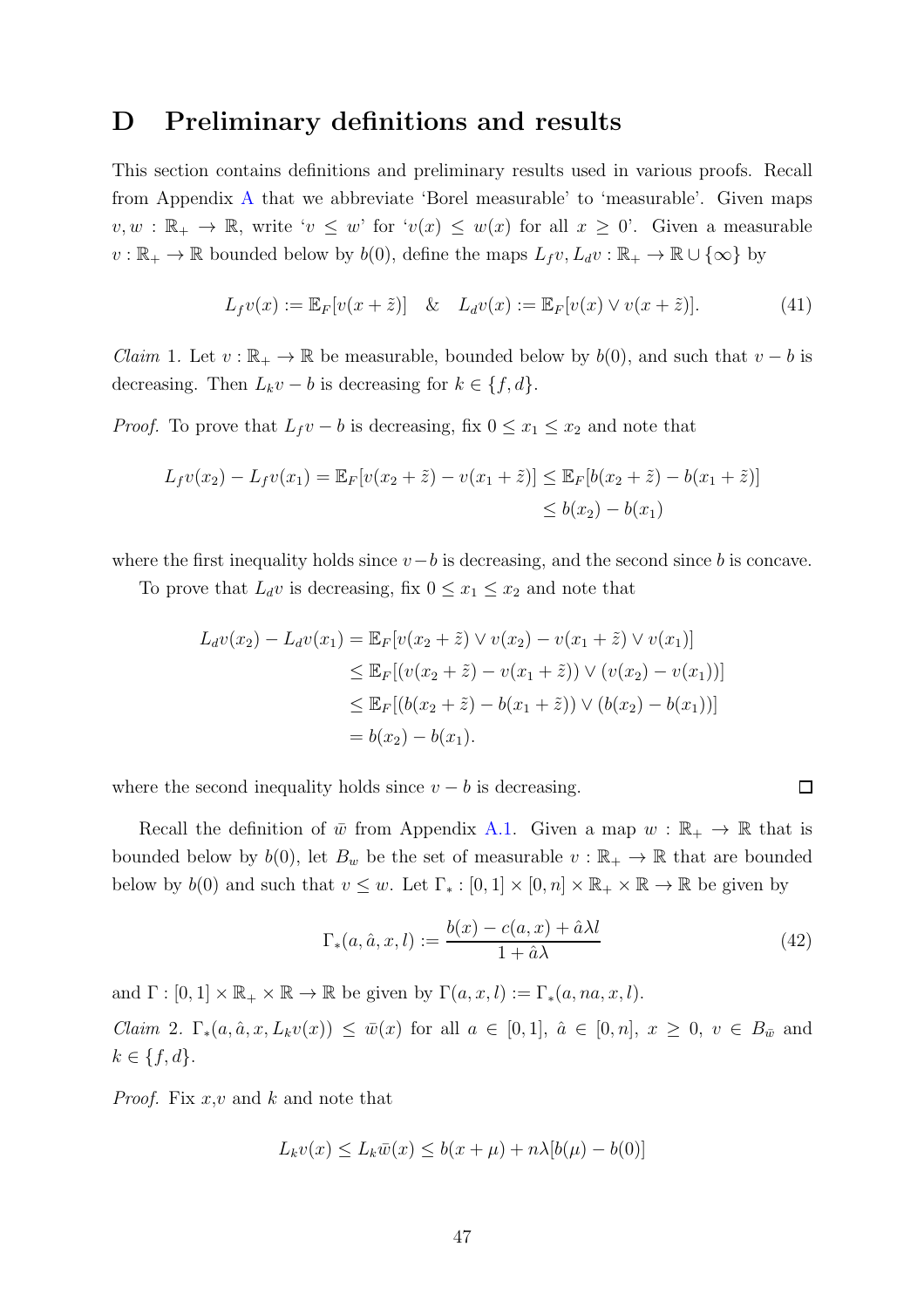# D Preliminary definitions and results

This section contains definitions and preliminary results used in various proofs. Recall from Appendix A that we abbreviate 'Borel measurable' to 'measurable'. Given maps $v, w : \mathbb{R}_+ \to \mathbb{R}$, write '$v \leq w$' for '$v(x) \leq w(x)$ for all $x \geq 0$'. Given a measurable $v : \mathbb{R}_+ \to \mathbb{R}$ bounded below by $b(0)$, define the maps $L_f v, L_d v : \mathbb{R}_+ \to \mathbb{R} \cup \{\infty\}$ by

$$L_f v(x) := \mathbb{E}_F[v(x + \tilde{z})] \quad \& \quad L_d v(x) := \mathbb{E}_F[v(x) \vee v(x + \tilde{z})]. \tag{41}$$

*Claim* 1. Let $v : \mathbb{R}_+ \to \mathbb{R}$ be measurable, bounded below by $b(0)$, and such that $v - b$ is decreasing. Then $L_k v - b$ is decreasing for $k \in \{f, d\}$.

*Proof.* To prove that $L_f v - b$ is decreasing, fix $0 \leq x_1 \leq x_2$ and note that

$$\begin{aligned} L_f v(x_2) - L_f v(x_1) = \mathbb{E}_F[v(x_2 + \tilde{z}) - v(x_1 + \tilde{z})] &\leq \mathbb{E}_F[b(x_2 + \tilde{z}) - b(x_1 + \tilde{z})] \\ &\leq b(x_2) - b(x_1) \end{aligned}$$

where the first inequality holds since $v - b$ is decreasing, and the second since $b$ is concave.

To prove that $L_d v$ is decreasing, fix $0 \leq x_1 \leq x_2$ and note that

$$\begin{aligned} L_d v(x_2) - L_d v(x_1) &= \mathbb{E}_F[v(x_2 + \tilde{z}) \vee v(x_2) - v(x_1 + \tilde{z}) \vee v(x_1)] \\ &\leq \mathbb{E}_F[(v(x_2 + \tilde{z}) - v(x_1 + \tilde{z})) \vee (v(x_2) - v(x_1))] \\ &\leq \mathbb{E}_F[(b(x_2 + \tilde{z}) - b(x_1 + \tilde{z})) \vee (b(x_2) - b(x_1))] \\ &= b(x_2) - b(x_1). \end{aligned}$$

where the second inequality holds since $v - b$ is decreasing. ∎

Recall the definition of $\bar{w}$ from Appendix A.1. Given a map $w : \mathbb{R}_+ \to \mathbb{R}$ that is bounded below by $b(0)$, let $B_w$ be the set of measurable $v : \mathbb{R}_+ \to \mathbb{R}$ that are bounded below by $b(0)$ and such that $v \leq w$. Let $\Gamma_* : [0, 1] \times [0, n] \times \mathbb{R}_+ \times \mathbb{R} \to \mathbb{R}$ be given by

$$\Gamma_*(a, \hat{a}, x, l) := \frac{b(x) - c(a, x) + \hat{a}\lambda l}{1 + \hat{a}\lambda} \tag{42}$$

and $\Gamma : [0, 1] \times \mathbb{R}_+ \times \mathbb{R} \to \mathbb{R}$ be given by $\Gamma(a, x, l) := \Gamma_*(a, na, x, l)$.

*Claim* 2. $\Gamma_*(a, \hat{a}, x, L_k v(x)) \leq \bar{w}(x)$ for all $a \in [0, 1]$, $\hat{a} \in [0, n]$, $x \geq 0$, $v \in B_{\bar{w}}$ and $k \in \{f, d\}$.

*Proof.* Fix $x$,$v$ and $k$ and note that

$$L_k v(x) \leq L_k \bar{w}(x) \leq b(x + \mu) + n\lambda[b(\mu) - b(0)]$$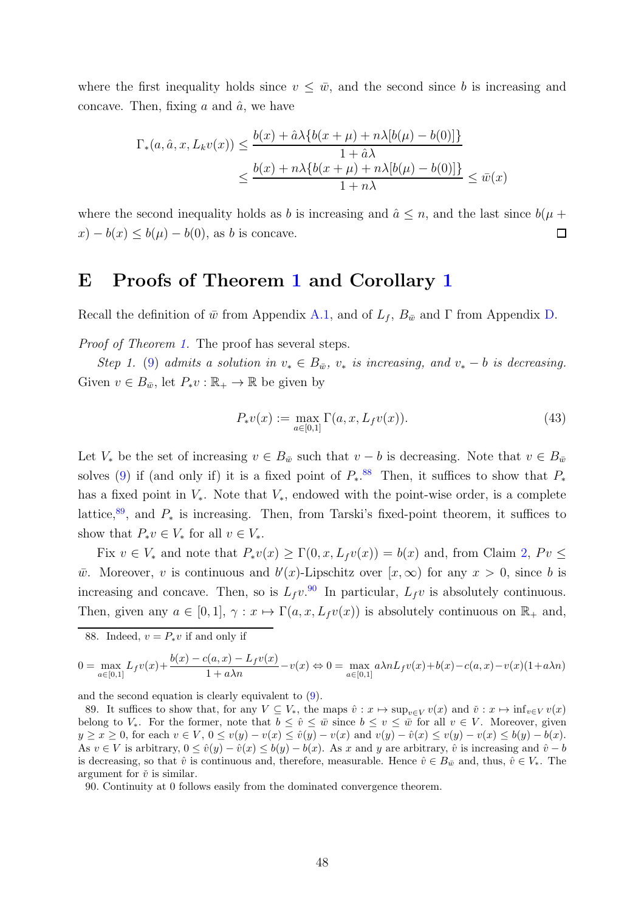where the first inequality holds since $v \leq \bar{w}$, and the second since $b$ is increasing and concave. Then, fixing $a$ and $\hat{a}$, we have

$$\Gamma_*(a, \hat{a}, x, L_k v(x)) \leq \frac{b(x) + \hat{a}\lambda\{b(x+\mu) + n\lambda[b(\mu) - b(0)]\}}{1 + \hat{a}\lambda}$$
$$\leq \frac{b(x) + n\lambda\{b(x+\mu) + n\lambda[b(\mu) - b(0)]\}}{1 + n\lambda} \leq \bar{w}(x)$$

where the second inequality holds as $b$ is increasing and $\hat{a} \leq n$, and the last since $b(\mu + x) - b(x) \leq b(\mu) - b(0)$, as $b$ is concave. $\square$

# E Proofs of Theorem 1 and Corollary 1

Recall the definition of $\bar{w}$ from Appendix A.1, and of $L_f$, $B_{\bar{w}}$ and $\Gamma$ from Appendix D.

*Proof of Theorem 1.* The proof has several steps.

*Step 1.* (9) *admits a solution in* $v_* \in B_{\bar{w}}$, $v_*$ *is increasing, and* $v_* - b$ *is decreasing.* Given $v \in B_{\bar{w}}$, let $P_* v : \mathbb{R}_+ \to \mathbb{R}$ be given by

$$P_* v(x) := \max_{a \in [0,1]} \Gamma(a, x, L_f v(x)). \tag{43}$$

Let $V_*$ be the set of increasing $v \in B_{\bar{w}}$ such that $v - b$ is decreasing. Note that $v \in B_{\bar{w}}$ solves (9) if (and only if) it is a fixed point of $P_*$.[88] Then, it suffices to show that $P_*$ has a fixed point in $V_*$. Note that $V_*$, endowed with the point-wise order, is a complete lattice,[89], and $P_*$ is increasing. Then, from Tarski's fixed-point theorem, it suffices to show that $P_* v \in V_*$ for all $v \in V_*$.

Fix $v \in V_*$ and note that $P_* v(x) \geq \Gamma(0, x, L_f v(x)) = b(x)$ and, from Claim 2, $Pv \leq \bar{w}$. Moreover, $v$ is continuous and $b'(x)$-Lipschitz over $[x, \infty)$ for any $x > 0$, since $b$ is increasing and concave. Then, so is $L_f v$.[90] In particular, $L_f v$ is absolutely continuous. Then, given any $a \in [0,1]$, $\gamma : x \mapsto \Gamma(a, x, L_f v(x))$ is absolutely continuous on $\mathbb{R}_+$ and,

---

88. Indeed, $v = P_* v$ if and only if

$$0 = \max_{a \in [0,1]} L_f v(x) + \frac{b(x) - c(a,x) - L_f v(x)}{1 + a\lambda n} - v(x) \Leftrightarrow 0 = \max_{a \in [0,1]} a\lambda n L_f v(x) + b(x) - c(a,x) - v(x)(1 + a\lambda n)$$

and the second equation is clearly equivalent to (9).

89. It suffices to show that, for any $V \subseteq V_*$, the maps $\hat{v} : x \mapsto \sup_{v \in V} v(x)$ and $\check{v} : x \mapsto \inf_{v \in V} v(x)$ belong to $V_*$. For the former, note that $b \leq \hat{v} \leq \bar{w}$ since $b \leq v \leq \bar{w}$ for all $v \in V$. Moreover, given $y \geq x \geq 0$, for each $v \in V$, $0 \leq v(y) - v(x) \leq \hat{v}(y) - v(x)$ and $v(y) - \hat{v}(x) \leq v(y) - v(x) \leq b(y) - b(x)$. As $v \in V$ is arbitrary, $0 \leq \hat{v}(y) - \hat{v}(x) \leq b(y) - b(x)$. As $x$ and $y$ are arbitrary, $\hat{v}$ is increasing and $\hat{v} - b$ is decreasing, so that $\hat{v}$ is continuous and, therefore, measurable. Hence $\hat{v} \in B_{\bar{w}}$ and, thus, $\hat{v} \in V_*$. The argument for $\check{v}$ is similar.

90. Continuity at 0 follows easily from the dominated convergence theorem.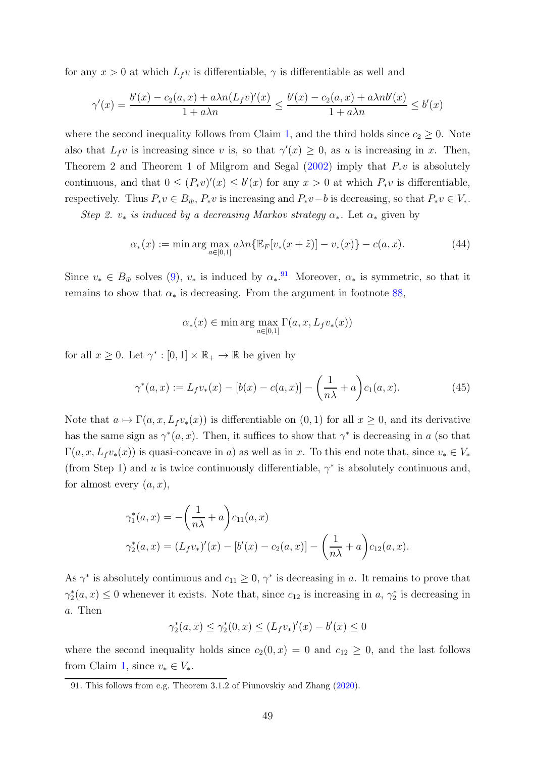for any $x > 0$ at which $L_f v$ is differentiable, $\gamma$ is differentiable as well and

$$\gamma'(x) = \frac{b'(x) - c_2(a,x) + a\lambda n (L_f v)'(x)}{1 + a\lambda n} \leq \frac{b'(x) - c_2(a,x) + a\lambda n b'(x)}{1 + a\lambda n} \leq b'(x)$$

where the second inequality follows from Claim 1, and the third holds since $c_2 \geq 0$. Note also that $L_f v$ is increasing since $v$ is, so that $\gamma'(x) \geq 0$, as $u$ is increasing in $x$. Then, Theorem 2 and Theorem 1 of Milgrom and Segal (2002) imply that $P_* v$ is absolutely continuous, and that $0 \leq (P_* v)'(x) \leq b'(x)$ for any $x > 0$ at which $P_* v$ is differentiable, respectively. Thus $P_* v \in B_{\bar{w}}$, $P_* v$ is increasing and $P_* v - b$ is decreasing, so that $P_* v \in V_*$.

*Step 2. $v_*$ is induced by a decreasing Markov strategy $\alpha_*$.* Let $\alpha_*$ given by

$$\alpha_*(x) := \min \arg\max_{a \in [0,1]} a\lambda n \{\mathbb{E}_F[v_*(x + \tilde{z})] - v_*(x)\} - c(a,x). \tag{44}$$

Since $v_* \in B_{\bar{w}}$ solves (9), $v_*$ is induced by $\alpha_*$.[91] Moreover, $\alpha_*$ is symmetric, so that it remains to show that $\alpha_*$ is decreasing. From the argument in footnote 88,

$$\alpha_*(x) \in \min \arg\max_{a \in [0,1]} \Gamma(a, x, L_f v_*(x))$$

for all $x \geq 0$. Let $\gamma^* : [0,1] \times \mathbb{R}_+ \to \mathbb{R}$ be given by

$$\gamma^*(a,x) := L_f v_*(x) - [b(x) - c(a,x)] - \left(\frac{1}{n\lambda} + a\right) c_1(a,x). \tag{45}$$

Note that $a \mapsto \Gamma(a, x, L_f v_*(x))$ is differentiable on $(0,1)$ for all $x \geq 0$, and its derivative has the same sign as $\gamma^*(a,x)$. Then, it suffices to show that $\gamma^*$ is decreasing in $a$ (so that $\Gamma(a, x, L_f v_*(x))$ is quasi-concave in $a$) as well as in $x$. To this end note that, since $v_* \in V_*$ (from Step 1) and $u$ is twice continuously differentiable, $\gamma^*$ is absolutely continuous and, for almost every $(a,x)$,

$$\begin{aligned}
\gamma_1^*(a,x) &= -\left(\frac{1}{n\lambda} + a\right) c_{11}(a,x) \\
\gamma_2^*(a,x) &= (L_f v_*)'(x) - [b'(x) - c_2(a,x)] - \left(\frac{1}{n\lambda} + a\right) c_{12}(a,x).
\end{aligned}$$

As $\gamma^*$ is absolutely continuous and $c_{11} \geq 0$, $\gamma^*$ is decreasing in $a$. It remains to prove that $\gamma_2^*(a,x) \leq 0$ whenever it exists. Note that, since $c_{12}$ is increasing in $a$, $\gamma_2^*$ is decreasing in $a$. Then

$$\gamma_2^*(a,x) \leq \gamma_2^*(0,x) \leq (L_f v_*)'(x) - b'(x) \leq 0$$

where the second inequality holds since $c_2(0,x) = 0$ and $c_{12} \geq 0$, and the last follows from Claim 1, since $v_* \in V_*$.

91. This follows from e.g. Theorem 3.1.2 of Piunovskiy and Zhang (2020).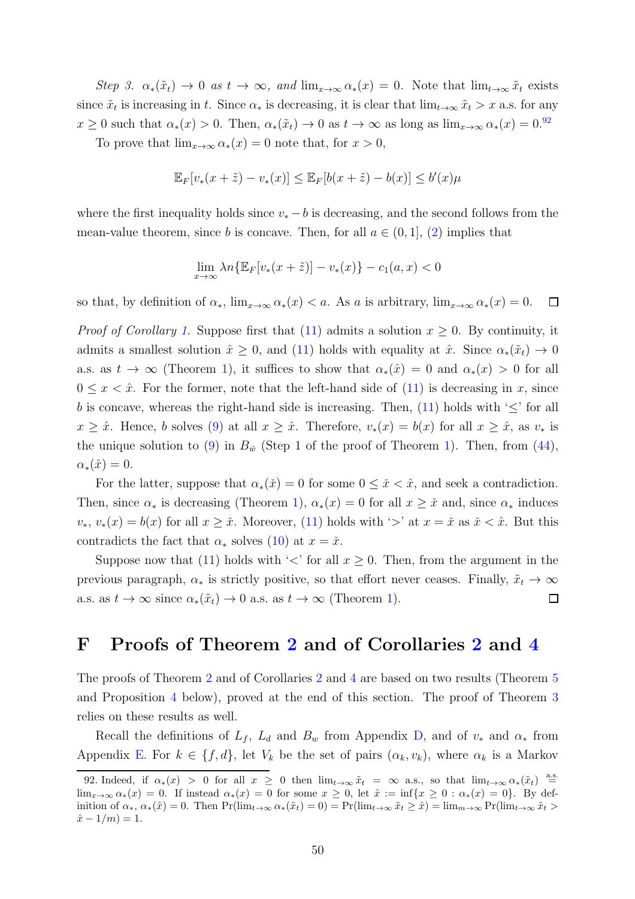*Step 3. $\alpha_*(\tilde{x}_t) \to 0$ as $t \to \infty$, and $\lim_{x\to\infty} \alpha_*(x) = 0$.* Note that $\lim_{t\to\infty} \tilde{x}_t$ exists since $\tilde{x}_t$ is increasing in $t$. Since $\alpha_*$ is decreasing, it is clear that $\lim_{t\to\infty} \tilde{x}_t > x$ a.s. for any $x \geq 0$ such that $\alpha_*(x) > 0$. Then, $\alpha_*(\tilde{x}_t) \to 0$ as $t \to \infty$ as long as $\lim_{x\to\infty} \alpha_*(x) = 0$.[92]

To prove that $\lim_{x\to\infty} \alpha_*(x) = 0$ note that, for $x > 0$,

$$\mathbb{E}_F[v_*(x + \tilde{z}) - v_*(x)] \leq \mathbb{E}_F[b(x + \tilde{z}) - b(x)] \leq b'(x)\mu$$

where the first inequality holds since $v_* - b$ is decreasing, and the second follows from the mean-value theorem, since $b$ is concave. Then, for all $a \in (0, 1]$, (2) implies that

$$\lim_{x\to\infty} \lambda n\{\mathbb{E}_F[v_*(x + \tilde{z})] - v_*(x)\} - c_1(a, x) < 0$$

so that, by definition of $\alpha_*$, $\lim_{x\to\infty} \alpha_*(x) < a$. As $a$ is arbitrary, $\lim_{x\to\infty} \alpha_*(x) = 0$. □

*Proof of Corollary 1.* Suppose first that (11) admits a solution $x \geq 0$. By continuity, it admits a smallest solution $\hat{x} \geq 0$, and (11) holds with equality at $\hat{x}$. Since $\alpha_*(\tilde{x}_t) \to 0$ a.s. as $t \to \infty$ (Theorem 1), it suffices to show that $\alpha_*(\hat{x}) = 0$ and $\alpha_*(x) > 0$ for all $0 \leq x < \hat{x}$. For the former, note that the left-hand side of (11) is decreasing in $x$, since $b$ is concave, whereas the right-hand side is increasing. Then, (11) holds with '$\leq$' for all $x \geq \hat{x}$. Hence, $b$ solves (9) at all $x \geq \hat{x}$. Therefore, $v_*(x) = b(x)$ for all $x \geq \hat{x}$, as $v_*$ is the unique solution to (9) in $B_{\bar{w}}$ (Step 1 of the proof of Theorem 1). Then, from (44), $\alpha_*(\hat{x}) = 0$.

For the latter, suppose that $\alpha_*(\check{x}) = 0$ for some $0 \leq \check{x} < \hat{x}$, and seek a contradiction. Then, since $\alpha_*$ is decreasing (Theorem 1), $\alpha_*(x) = 0$ for all $x \geq \check{x}$ and, since $\alpha_*$ induces $v_*$, $v_*(x) = b(x)$ for all $x \geq \check{x}$. Moreover, (11) holds with '$>$' at $x = \check{x}$ as $\check{x} < \hat{x}$. But this contradicts the fact that $\alpha_*$ solves (10) at $x = \check{x}$.

Suppose now that (11) holds with '$<$' for all $x \geq 0$. Then, from the argument in the previous paragraph, $\alpha_*$ is strictly positive, so that effort never ceases. Finally, $\tilde{x}_t \to \infty$ a.s. as $t \to \infty$ since $\alpha_*(\tilde{x}_t) \to 0$ a.s. as $t \to \infty$ (Theorem 1). □

# F Proofs of Theorem 2 and of Corollaries 2 and 4

The proofs of Theorem 2 and of Corollaries 2 and 4 are based on two results (Theorem 5 and Proposition 4 below), proved at the end of this section. The proof of Theorem 3 relies on these results as well.

Recall the definitions of $L_f$, $L_d$ and $B_w$ from Appendix D, and of $v_*$ and $\alpha_*$ from Appendix E. For $k \in \{f, d\}$, let $V_k$ be the set of pairs $(\alpha_k, v_k)$, where $\alpha_k$ is a Markov

---

92. Indeed, if $\alpha_*(x) > 0$ for all $x \geq 0$ then $\lim_{t\to\infty} \tilde{x}_t = \infty$ a.s., so that $\lim_{t\to\infty} \alpha_*(\tilde{x}_t) \overset{\text{a.s.}}{=} \lim_{x\to\infty} \alpha_*(x) = 0$. If instead $\alpha_*(x) = 0$ for some $x \geq 0$, let $\hat{x} := \inf\{x \geq 0 : \alpha_*(x) = 0\}$. By definition of $\alpha_*$, $\alpha_*(\hat{x}) = 0$. Then $\Pr(\lim_{t\to\infty} \alpha_*(\tilde{x}_t) = 0) = \Pr(\lim_{t\to\infty} \tilde{x}_t \geq \hat{x}) = \lim_{m\to\infty} \Pr(\lim_{t\to\infty} \tilde{x}_t > \hat{x} - 1/m) = 1$.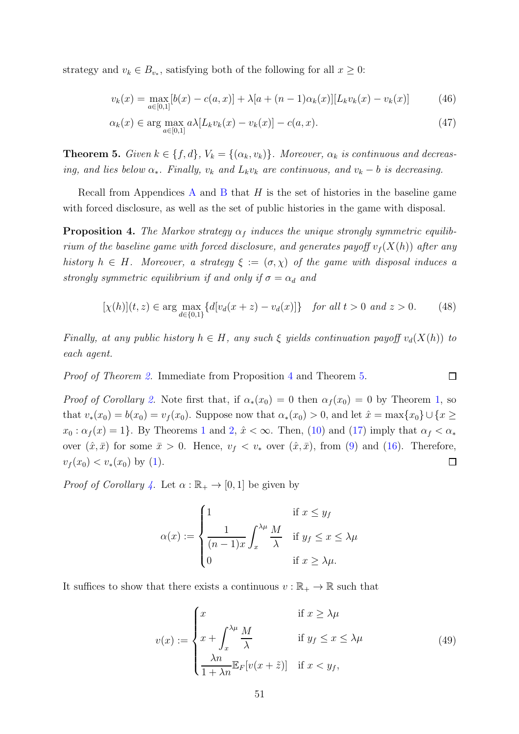strategy and $v_k \in B_{v_*}$, satisfying both of the following for all $x \geq 0$:

$$v_k(x) = \max_{a \in [0,1]} [b(x) - c(a, x)] + \lambda[a + (n-1)\alpha_k(x)][L_k v_k(x) - v_k(x)] \tag{46}$$

$$\alpha_k(x) \in \arg\max_{a \in [0,1]} a\lambda[L_k v_k(x) - v_k(x)] - c(a, x). \tag{47}$$

**Theorem 5.** *Given $k \in \{f, d\}$, $V_k = \{(\alpha_k, v_k)\}$. Moreover, $\alpha_k$ is continuous and decreasing, and lies below $\alpha_*$. Finally, $v_k$ and $L_k v_k$ are continuous, and $v_k - b$ is decreasing.*

Recall from Appendices A and B that $H$ is the set of histories in the baseline game with forced disclosure, as well as the set of public histories in the game with disposal.

**Proposition 4.** *The Markov strategy $\alpha_f$ induces the unique strongly symmetric equilibrium of the baseline game with forced disclosure, and generates payoff $v_f(X(h))$ after any history $h \in H$. Moreover, a strategy $\xi := (\sigma, \chi)$ of the game with disposal induces a strongly symmetric equilibrium if and only if $\sigma = \alpha_d$ and*

$$[\chi(h)](t, z) \in \arg\max_{d \in \{0,1\}} \{d[v_d(x+z) - v_d(x)]\} \quad \textit{for all } t > 0 \textit{ and } z > 0. \tag{48}$$

*Finally, at any public history $h \in H$, any such $\xi$ yields continuation payoff $v_d(X(h))$ to each agent.*

*Proof of Theorem 2.* Immediate from Proposition 4 and Theorem 5. $\square$

*Proof of Corollary 2.* Note first that, if $\alpha_*(x_0) = 0$ then $\alpha_f(x_0) = 0$ by Theorem 1, so that $v_*(x_0) = b(x_0) = v_f(x_0)$. Suppose now that $\alpha_*(x_0) > 0$, and let $\hat{x} = \max\{x_0\} \cup \{x \geq x_0 : \alpha_f(x) = 1\}$. By Theorems 1 and 2, $\hat{x} < \infty$. Then, (10) and (17) imply that $\alpha_f < \alpha_*$ over $(\hat{x}, \bar{x})$ for some $\bar{x} > 0$. Hence, $v_f < v_*$ over $(\hat{x}, \bar{x})$, from (9) and (16). Therefore, $v_f(x_0) < v_*(x_0)$ by (1). $\square$

*Proof of Corollary 4.* Let $\alpha : \mathbb{R}_+ \to [0, 1]$ be given by

$$\alpha(x) := \begin{cases} 1 & \text{if } x \leq y_f \\ \dfrac{1}{(n-1)x} \displaystyle\int_x^{\lambda\mu} \dfrac{M}{\lambda} & \text{if } y_f \leq x \leq \lambda\mu \\ 0 & \text{if } x \geq \lambda\mu. \end{cases}$$

It suffices to show that there exists a continuous $v : \mathbb{R}_+ \to \mathbb{R}$ such that

$$v(x) := \begin{cases} x & \text{if } x \geq \lambda\mu \\ x + \displaystyle\int_x^{\lambda\mu} \dfrac{M}{\lambda} & \text{if } y_f \leq x \leq \lambda\mu \\ \dfrac{\lambda n}{1 + \lambda n} \mathbb{E}_F[v(x + \tilde{z})] & \text{if } x < y_f, \end{cases} \tag{49}$$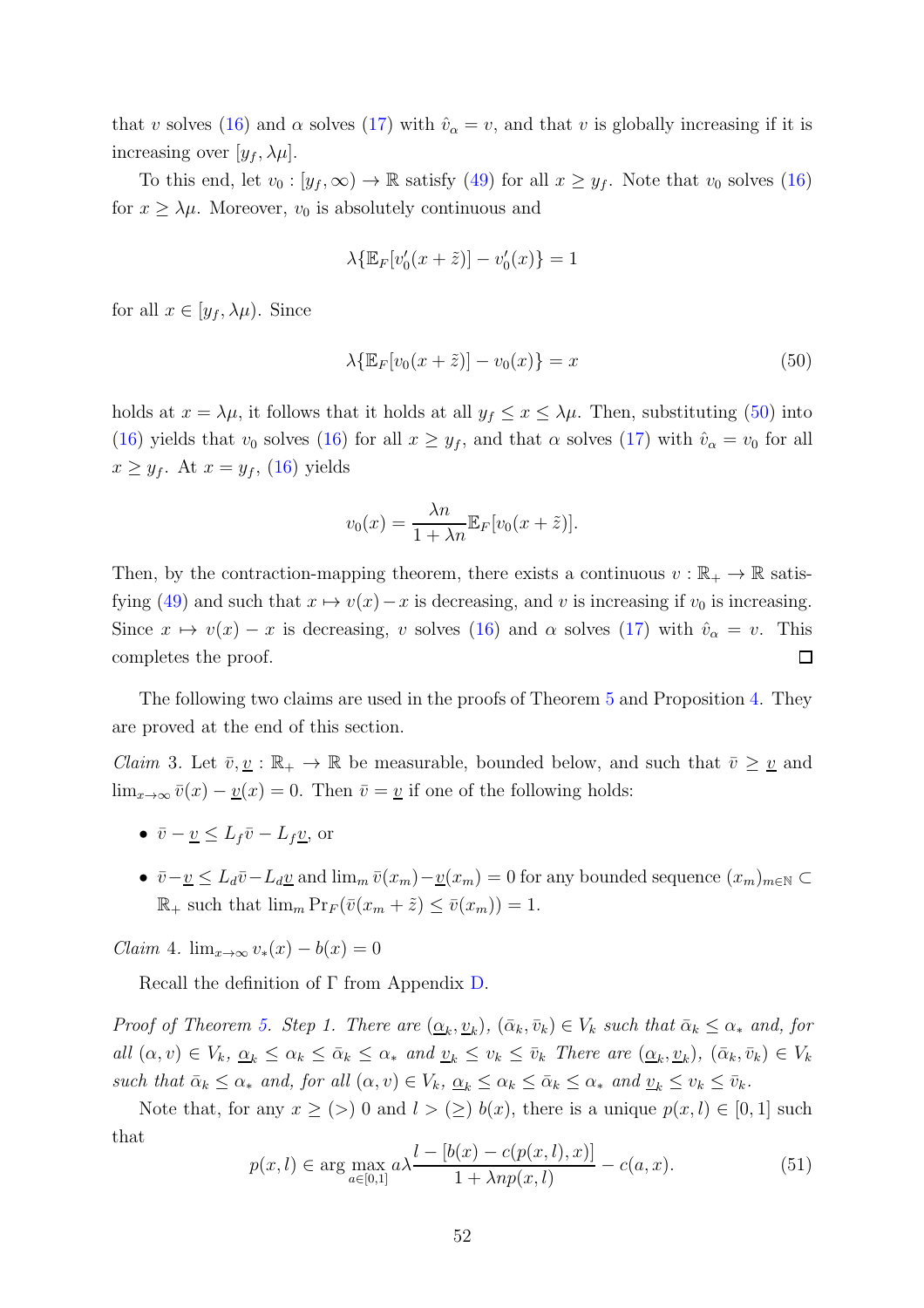that $v$ solves (16) and $\alpha$ solves (17) with $\hat{v}_\alpha = v$, and that $v$ is globally increasing if it is increasing over $[y_f, \lambda\mu]$.

To this end, let $v_0 : [y_f, \infty) \to \mathbb{R}$ satisfy (49) for all $x \geq y_f$. Note that $v_0$ solves (16) for $x \geq \lambda\mu$. Moreover, $v_0$ is absolutely continuous and

$$\lambda\{\mathbb{E}_F[v_0'(x + \tilde{z})] - v_0'(x)\} = 1$$

for all $x \in [y_f, \lambda\mu)$. Since

$$\lambda\{\mathbb{E}_F[v_0(x + \tilde{z})] - v_0(x)\} = x \tag{50}$$

holds at $x = \lambda\mu$, it follows that it holds at all $y_f \leq x \leq \lambda\mu$. Then, substituting (50) into (16) yields that $v_0$ solves (16) for all $x \geq y_f$, and that $\alpha$ solves (17) with $\hat{v}_\alpha = v_0$ for all $x \geq y_f$. At $x = y_f$, (16) yields

$$v_0(x) = \frac{\lambda n}{1 + \lambda n}\mathbb{E}_F[v_0(x + \tilde{z})].$$

Then, by the contraction-mapping theorem, there exists a continuous $v : \mathbb{R}_+ \to \mathbb{R}$ satisfying (49) and such that $x \mapsto v(x) - x$ is decreasing, and $v$ is increasing if $v_0$ is increasing. Since $x \mapsto v(x) - x$ is decreasing, $v$ solves (16) and $\alpha$ solves (17) with $\hat{v}_\alpha = v$. This completes the proof. ☐

The following two claims are used in the proofs of Theorem 5 and Proposition 4. They are proved at the end of this section.

*Claim* 3. Let $\bar{v}, \underline{v} : \mathbb{R}_+ \to \mathbb{R}$ be measurable, bounded below, and such that $\bar{v} \geq \underline{v}$ and $\lim_{x\to\infty} \bar{v}(x) - \underline{v}(x) = 0$. Then $\bar{v} = \underline{v}$ if one of the following holds:

- $\bar{v} - \underline{v} \leq L_f\bar{v} - L_f\underline{v}$, or
- $\bar{v} - \underline{v} \leq L_d\bar{v} - L_d\underline{v}$ and $\lim_m \bar{v}(x_m) - \underline{v}(x_m) = 0$ for any bounded sequence $(x_m)_{m\in\mathbb{N}} \subset \mathbb{R}_+$ such that $\lim_m \Pr_F(\bar{v}(x_m + \tilde{z}) \leq \bar{v}(x_m)) = 1$.

*Claim* 4. $\lim_{x\to\infty} v_*(x) - b(x) = 0$

Recall the definition of $\Gamma$ from Appendix D.

*Proof of Theorem 5. Step 1. There are $(\underline{\alpha}_k, \underline{v}_k)$, $(\bar{\alpha}_k, \bar{v}_k) \in V_k$ such that $\bar{\alpha}_k \leq \alpha_*$ and, for all $(\alpha, v) \in V_k$, $\underline{\alpha}_k \leq \alpha_k \leq \bar{\alpha}_k \leq \alpha_*$ and $\underline{v}_k \leq v_k \leq \bar{v}_k$ There are $(\underline{\alpha}_k, \underline{v}_k)$, $(\bar{\alpha}_k, \bar{v}_k) \in V_k$ such that $\bar{\alpha}_k \leq \alpha_*$ and, for all $(\alpha, v) \in V_k$, $\underline{\alpha}_k \leq \alpha_k \leq \bar{\alpha}_k \leq \alpha_*$ and $\underline{v}_k \leq v_k \leq \bar{v}_k$.*

Note that, for any $x \geq (>)\ 0$ and $l > (\geq)\ b(x)$, there is a unique $p(x, l) \in [0, 1]$ such that

$$p(x, l) \in \arg\max_{a\in[0,1]} a\lambda\frac{l - [b(x) - c(p(x, l), x)]}{1 + \lambda n p(x, l)} - c(a, x). \tag{51}$$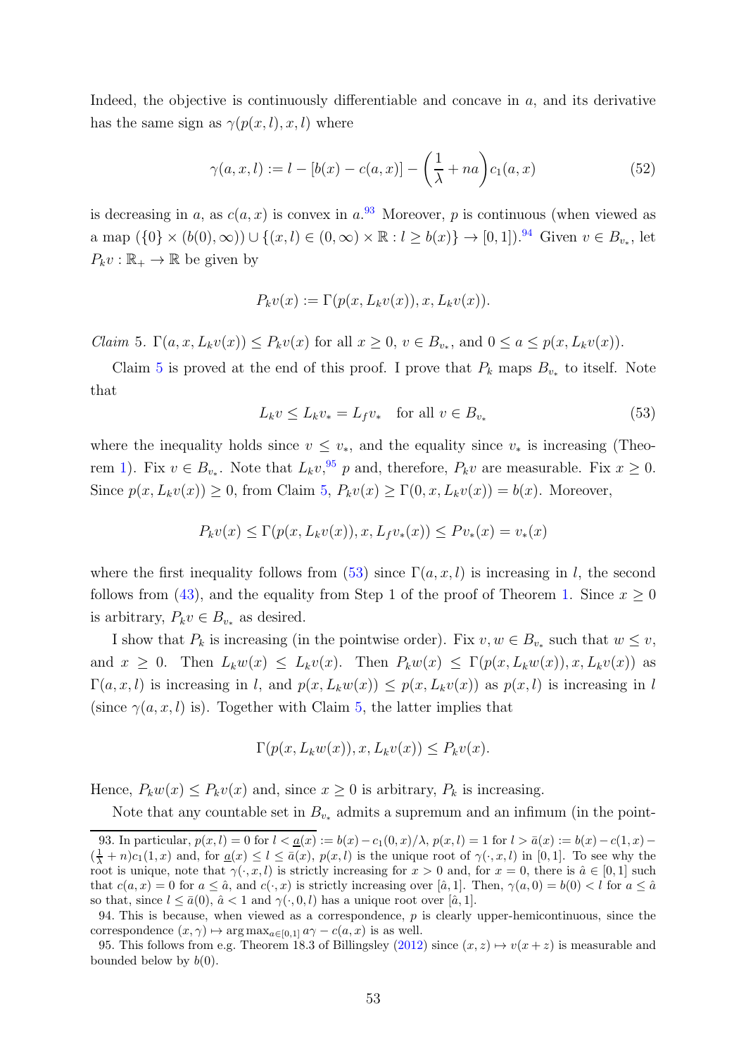Indeed, the objective is continuously differentiable and concave in $a$, and its derivative has the same sign as $\gamma(p(x,l),x,l)$ where

$$\gamma(a,x,l) := l - [b(x) - c(a,x)] - \left(\frac{1}{\lambda} + na\right) c_1(a,x) \tag{52}$$

is decreasing in $a$, as $c(a,x)$ is convex in $a$.[93] Moreover, $p$ is continuous (when viewed as a map $(\{0\} \times (b(0), \infty)) \cup \{(x,l) \in (0,\infty) \times \mathbb{R} : l \geq b(x)\} \to [0,1]$).[94] Given $v \in B_{v_*}$, let $P_k v : \mathbb{R}_+ \to \mathbb{R}$ be given by

$$P_k v(x) := \Gamma(p(x, L_k v(x)), x, L_k v(x)).$$

*Claim* 5. $\Gamma(a, x, L_k v(x)) \leq P_k v(x)$ for all $x \geq 0$, $v \in B_{v_*}$, and $0 \leq a \leq p(x, L_k v(x))$.

Claim 5 is proved at the end of this proof. I prove that $P_k$ maps $B_{v_*}$ to itself. Note that

$$L_k v \leq L_k v_* = L_f v_* \quad \text{for all } v \in B_{v_*} \tag{53}$$

where the inequality holds since $v \leq v_*$, and the equality since $v_*$ is increasing (Theorem 1). Fix $v \in B_{v_*}$. Note that $L_k v$,[95] $p$ and, therefore, $P_k v$ are measurable. Fix $x \geq 0$. Since $p(x, L_k v(x)) \geq 0$, from Claim 5, $P_k v(x) \geq \Gamma(0, x, L_k v(x)) = b(x)$. Moreover,

$$P_k v(x) \leq \Gamma(p(x, L_k v(x)), x, L_f v_*(x)) \leq P v_*(x) = v_*(x)$$

where the first inequality follows from (53) since $\Gamma(a,x,l)$ is increasing in $l$, the second follows from (43), and the equality from Step 1 of the proof of Theorem 1. Since $x \geq 0$ is arbitrary, $P_k v \in B_{v_*}$ as desired.

I show that $P_k$ is increasing (in the pointwise order). Fix $v, w \in B_{v_*}$ such that $w \leq v$, and $x \geq 0$. Then $L_k w(x) \leq L_k v(x)$. Then $P_k w(x) \leq \Gamma(p(x, L_k w(x)), x, L_k v(x))$ as $\Gamma(a,x,l)$ is increasing in $l$, and $p(x, L_k w(x)) \leq p(x, L_k v(x))$ as $p(x,l)$ is increasing in $l$ (since $\gamma(a,x,l)$ is). Together with Claim 5, the latter implies that

$$\Gamma(p(x, L_k w(x)), x, L_k v(x)) \leq P_k v(x).$$

Hence, $P_k w(x) \leq P_k v(x)$ and, since $x \geq 0$ is arbitrary, $P_k$ is increasing.

Note that any countable set in $B_{v_*}$ admits a supremum and an infimum (in the point-

93. In particular, $p(x,l) = 0$ for $l < \underline{a}(x) := b(x) - c_1(0,x)/\lambda$, $p(x,l) = 1$ for $l > \bar{a}(x) := b(x) - c(1,x) - (\frac{1}{\lambda} + n)c_1(1,x)$ and, for $\underline{a}(x) \leq l \leq \bar{a}(x)$, $p(x,l)$ is the unique root of $\gamma(\cdot, x, l)$ in $[0,1]$. To see why the root is unique, note that $\gamma(\cdot, x, l)$ is strictly increasing for $x > 0$ and, for $x = 0$, there is $\hat{a} \in [0,1]$ such that $c(a,x) = 0$ for $a \leq \hat{a}$, and $c(\cdot, x)$ is strictly increasing over $[\hat{a}, 1]$. Then, $\gamma(a,0) = b(0) < l$ for $a \leq \hat{a}$ so that, since $l \leq \bar{a}(0)$, $\hat{a} < 1$ and $\gamma(\cdot, 0, l)$ has a unique root over $[\hat{a}, 1]$.

94. This is because, when viewed as a correspondence, $p$ is clearly upper-hemicontinuous, since the correspondence $(x,\gamma) \mapsto \arg\max_{a \in [0,1]} a\gamma - c(a,x)$ is as well.

95. This follows from e.g. Theorem 18.3 of Billingsley (2012) since $(x,z) \mapsto v(x+z)$ is measurable and bounded below by $b(0)$.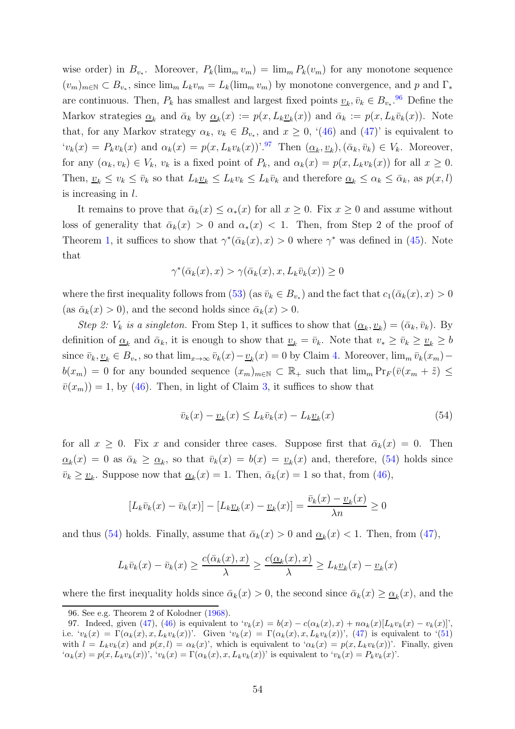wise order) in $B_{v_*}$. Moreover, $P_k(\lim_m v_m) = \lim_m P_k(v_m)$ for any monotone sequence $(v_m)_{m\in\mathbb{N}} \subset B_{v_*}$, since $\lim_m L_k v_m = L_k(\lim_m v_m)$ by monotone convergence, and $p$ and $\Gamma_*$ are continuous. Then, $P_k$ has smallest and largest fixed points $\underline{v}_k, \bar{v}_k \in B_{v_*}$.[96] Define the Markov strategies $\underline{\alpha}_k$ and $\bar{\alpha}_k$ by $\underline{\alpha}_k(x) := p(x, L_k\underline{v}_k(x))$ and $\bar{\alpha}_k := p(x, L_k\bar{v}_k(x))$. Note that, for any Markov strategy $\alpha_k$, $v_k \in B_{v_*}$, and $x \geq 0$, '(46) and (47)' is equivalent to '$v_k(x) = P_k v_k(x)$ and $\alpha_k(x) = p(x, L_k v_k(x))$'.[97] Then $(\underline{\alpha}_k, \underline{v}_k), (\bar{\alpha}_k, \bar{v}_k) \in V_k$. Moreover, for any $(\alpha_k, v_k) \in V_k$, $v_k$ is a fixed point of $P_k$, and $\alpha_k(x) = p(x, L_k v_k(x))$ for all $x \geq 0$. Then, $\underline{v}_k \leq v_k \leq \bar{v}_k$ so that $L_k\underline{v}_k \leq L_k v_k \leq L_k \bar{v}_k$ and therefore $\underline{\alpha}_k \leq \alpha_k \leq \bar{\alpha}_k$, as $p(x,l)$ is increasing in $l$.

It remains to prove that $\bar{\alpha}_k(x) \leq \alpha_*(x)$ for all $x \geq 0$. Fix $x \geq 0$ and assume without loss of generality that $\bar{\alpha}_k(x) > 0$ and $\alpha_*(x) < 1$. Then, from Step 2 of the proof of Theorem 1, it suffices to show that $\gamma^*(\bar{\alpha}_k(x), x) > 0$ where $\gamma^*$ was defined in (45). Note that

$$\gamma^*(\bar{\alpha}_k(x), x) > \gamma(\bar{\alpha}_k(x), x, L_k\bar{v}_k(x)) \geq 0$$

where the first inequality follows from (53) (as $\bar{v}_k \in B_{v_*}$) and the fact that $c_1(\bar{\alpha}_k(x), x) > 0$ (as $\bar{\alpha}_k(x) > 0$), and the second holds since $\bar{\alpha}_k(x) > 0$.

*Step 2: $V_k$ is a singleton.* From Step 1, it suffices to show that $(\underline{\alpha}_k, \underline{v}_k) = (\bar{\alpha}_k, \bar{v}_k)$. By definition of $\underline{\alpha}_k$ and $\bar{\alpha}_k$, it is enough to show that $\underline{v}_k = \bar{v}_k$. Note that $v_* \geq \bar{v}_k \geq \underline{v}_k \geq b$ since $\bar{v}_k, \underline{v}_k \in B_{v_*}$, so that $\lim_{x\to\infty} \bar{v}_k(x) - \underline{v}_k(x) = 0$ by Claim 4. Moreover, $\lim_m \bar{v}_k(x_m) - b(x_m) = 0$ for any bounded sequence $(x_m)_{m\in\mathbb{N}} \subset \mathbb{R}_+$ such that $\lim_m \Pr_F(\bar{v}(x_m + \tilde{z}) \leq \bar{v}(x_m)) = 1$, by (46). Then, in light of Claim 3, it suffices to show that

$$\bar{v}_k(x) - \underline{v}_k(x) \leq L_k\bar{v}_k(x) - L_k\underline{v}_k(x) \tag{54}$$

for all $x \geq 0$. Fix $x$ and consider three cases. Suppose first that $\bar{\alpha}_k(x) = 0$. Then $\underline{\alpha}_k(x) = 0$ as $\bar{\alpha}_k \geq \underline{\alpha}_k$, so that $\bar{v}_k(x) = b(x) = \underline{v}_k(x)$ and, therefore, (54) holds since $\bar{v}_k \geq \underline{v}_k$. Suppose now that $\underline{\alpha}_k(x) = 1$. Then, $\bar{\alpha}_k(x) = 1$ so that, from (46),

$$[L_k\bar{v}_k(x) - \bar{v}_k(x)] - [L_k\underline{v}_k(x) - \underline{v}_k(x)] = \frac{\bar{v}_k(x) - \underline{v}_k(x)}{\lambda n} \geq 0$$

and thus (54) holds. Finally, assume that $\bar{\alpha}_k(x) > 0$ and $\underline{\alpha}_k(x) < 1$. Then, from (47),

$$L_k\bar{v}_k(x) - \bar{v}_k(x) \geq \frac{c(\bar{\alpha}_k(x), x)}{\lambda} \geq \frac{c(\underline{\alpha}_k(x), x)}{\lambda} \geq L_k\underline{v}_k(x) - \underline{v}_k(x)$$

where the first inequality holds since $\bar{\alpha}_k(x) > 0$, the second since $\bar{\alpha}_k(x) \geq \underline{\alpha}_k(x)$, and the

---

96. See e.g. Theorem 2 of Kolodner (1968).

97. Indeed, given (47), (46) is equivalent to '$v_k(x) = b(x) - c(\alpha_k(x), x) + n\alpha_k(x)[L_k v_k(x) - v_k(x)]$', i.e. '$v_k(x) = \Gamma(\alpha_k(x), x, L_k v_k(x))$'. Given '$v_k(x) = \Gamma(\alpha_k(x), x, L_k v_k(x))$', (47) is equivalent to '(51) with $l = L_k v_k(x)$ and $p(x, l) = \alpha_k(x)$', which is equivalent to '$\alpha_k(x) = p(x, L_k v_k(x))$'. Finally, given '$\alpha_k(x) = p(x, L_k v_k(x))$', '$v_k(x) = \Gamma(\alpha_k(x), x, L_k v_k(x))$' is equivalent to '$v_k(x) = P_k v_k(x)$'.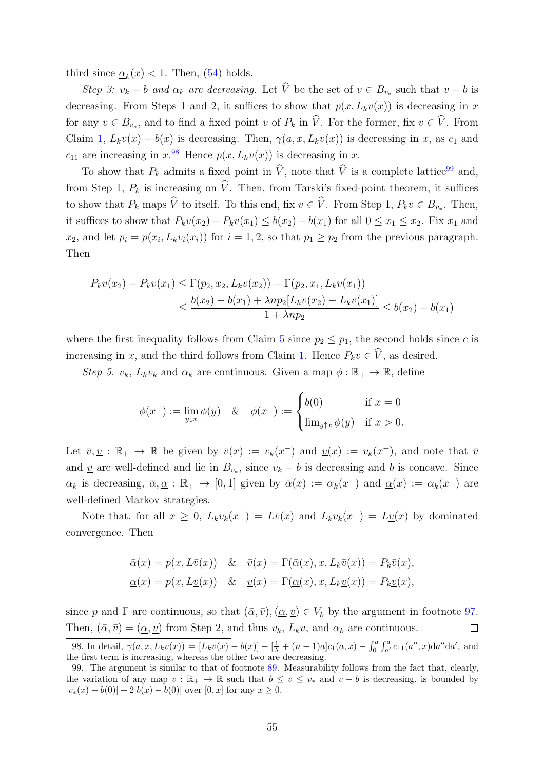third since $\underline{\alpha}_k(x) < 1$. Then, (54) holds.

*Step 3: $v_k - b$ and $\alpha_k$ are decreasing.* Let $\widehat{V}$ be the set of $v \in B_{v_*}$ such that $v - b$ is decreasing. From Steps 1 and 2, it suffices to show that $p(x, L_k v(x))$ is decreasing in $x$ for any $v \in B_{v_*}$, and to find a fixed point $v$ of $P_k$ in $\widehat{V}$. For the former, fix $v \in \widehat{V}$. From Claim 1, $L_k v(x) - b(x)$ is decreasing. Then, $\gamma(a, x, L_k v(x))$ is decreasing in $x$, as $c_1$ and $c_{11}$ are increasing in $x$.[98] Hence $p(x, L_k v(x))$ is decreasing in $x$.

To show that $P_k$ admits a fixed point in $\widehat{V}$, note that $\widehat{V}$ is a complete lattice[99] and, from Step 1, $P_k$ is increasing on $\widehat{V}$. Then, from Tarski's fixed-point theorem, it suffices to show that $P_k$ maps $\widehat{V}$ to itself. To this end, fix $v \in \widehat{V}$. From Step 1, $P_k v \in B_{v_*}$. Then, it suffices to show that $P_k v(x_2) - P_k v(x_1) \leq b(x_2) - b(x_1)$ for all $0 \leq x_1 \leq x_2$. Fix $x_1$ and $x_2$, and let $p_i = p(x_i, L_k v_i(x_i))$ for $i = 1, 2$, so that $p_1 \geq p_2$ from the previous paragraph. Then

$$
\begin{aligned}
P_k v(x_2) - P_k v(x_1) &\leq \Gamma(p_2, x_2, L_k v(x_2)) - \Gamma(p_2, x_1, L_k v(x_1)) \\
&\leq \frac{b(x_2) - b(x_1) + \lambda n p_2 [L_k v(x_2) - L_k v(x_1)]}{1 + \lambda n p_2} \leq b(x_2) - b(x_1)
\end{aligned}
$$

where the first inequality follows from Claim 5 since $p_2 \leq p_1$, the second holds since $c$ is increasing in $x$, and the third follows from Claim 1. Hence $P_k v \in \widehat{V}$, as desired.

*Step 5. $v_k$, $L_k v_k$ and $\alpha_k$ are continuous.* Given a map $\phi : \mathbb{R}_+ \to \mathbb{R}$, define

$$
\phi(x^+) := \lim_{y \downarrow x} \phi(y) \quad \& \quad \phi(x^-) := \begin{cases} b(0) & \text{if } x = 0 \\ \lim_{y \uparrow x} \phi(y) & \text{if } x > 0. \end{cases}
$$

Let $\bar{v}, \underline{v} : \mathbb{R}_+ \to \mathbb{R}$ be given by $\bar{v}(x) := v_k(x^-)$ and $\underline{v}(x) := v_k(x^+)$, and note that $\bar{v}$ and $\underline{v}$ are well-defined and lie in $B_{v_*}$, since $v_k - b$ is decreasing and $b$ is concave. Since $\alpha_k$ is decreasing, $\bar{\alpha}, \underline{\alpha} : \mathbb{R}_+ \to [0, 1]$ given by $\bar{\alpha}(x) := \alpha_k(x^-)$ and $\underline{\alpha}(x) := \alpha_k(x^+)$ are well-defined Markov strategies.

Note that, for all $x \geq 0$, $L_k v_k(x^-) = L\bar{v}(x)$ and $L_k v_k(x^-) = L\underline{v}(x)$ by dominated convergence. Then

$$
\begin{aligned}
\bar{\alpha}(x) &= p(x, L\bar{v}(x)) \quad \& \quad \bar{v}(x) = \Gamma(\bar{\alpha}(x), x, L_k \bar{v}(x)) = P_k \bar{v}(x), \\
\underline{\alpha}(x) &= p(x, L\underline{v}(x)) \quad \& \quad \underline{v}(x) = \Gamma(\underline{\alpha}(x), x, L_k \underline{v}(x)) = P_k \underline{v}(x),
\end{aligned}
$$

since $p$ and $\Gamma$ are continuous, so that $(\bar{\alpha}, \bar{v}), (\underline{\alpha}, \underline{v}) \in V_k$ by the argument in footnote 97. Then, $(\bar{\alpha}, \bar{v}) = (\underline{\alpha}, \underline{v})$ from Step 2, and thus $v_k$, $L_k v$, and $\alpha_k$ are continuous. $\square$

---

98. In detail, $\gamma(a, x, L_k v(x)) = [L_k v(x) - b(x)] - [\frac{1}{\lambda} + (n-1)a] c_1(a, x) - \int_0^a \int_{a'}^a c_{11}(a'', x) \mathrm{d}a'' \mathrm{d}a'$, and the first term is increasing, whereas the other two are decreasing.

99. The argument is similar to that of footnote 89. Measurability follows from the fact that, clearly, the variation of any map $v : \mathbb{R}_+ \to \mathbb{R}$ such that $b \leq v \leq v_*$ and $v - b$ is decreasing, is bounded by $|v_*(x) - b(0)| + 2|b(x) - b(0)|$ over $[0, x]$ for any $x \geq 0$.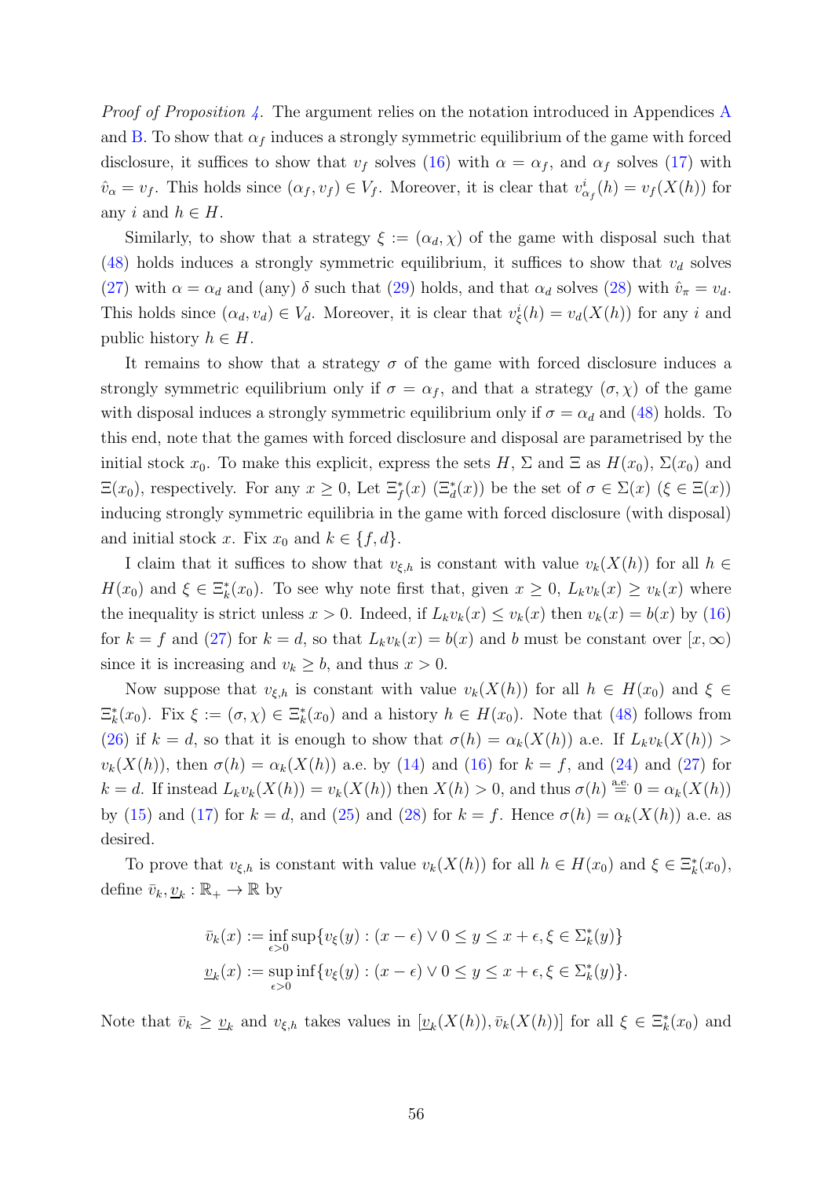*Proof of Proposition 4.* The argument relies on the notation introduced in Appendices A and B. To show that $\alpha_f$ induces a strongly symmetric equilibrium of the game with forced disclosure, it suffices to show that $v_f$ solves (16) with $\alpha = \alpha_f$, and $\alpha_f$ solves (17) with $\hat{v}_\alpha = v_f$. This holds since $(\alpha_f, v_f) \in V_f$. Moreover, it is clear that $v^i_{\alpha_f}(h) = v_f(X(h))$ for any $i$ and $h \in H$.

Similarly, to show that a strategy $\xi := (\alpha_d, \chi)$ of the game with disposal such that (48) holds induces a strongly symmetric equilibrium, it suffices to show that $v_d$ solves (27) with $\alpha = \alpha_d$ and (any) $\delta$ such that (29) holds, and that $\alpha_d$ solves (28) with $\hat{v}_\pi = v_d$. This holds since $(\alpha_d, v_d) \in V_d$. Moreover, it is clear that $v^i_\xi(h) = v_d(X(h))$ for any $i$ and public history $h \in H$.

It remains to show that a strategy $\sigma$ of the game with forced disclosure induces a strongly symmetric equilibrium only if $\sigma = \alpha_f$, and that a strategy $(\sigma, \chi)$ of the game with disposal induces a strongly symmetric equilibrium only if $\sigma = \alpha_d$ and (48) holds. To this end, note that the games with forced disclosure and disposal are parametrised by the initial stock $x_0$. To make this explicit, express the sets $H$, $\Sigma$ and $\Xi$ as $H(x_0)$, $\Sigma(x_0)$ and $\Xi(x_0)$, respectively. For any $x \geq 0$, Let $\Xi^*_f(x)$ ($\Xi^*_d(x)$) be the set of $\sigma \in \Sigma(x)$ ($\xi \in \Xi(x)$) inducing strongly symmetric equilibria in the game with forced disclosure (with disposal) and initial stock $x$. Fix $x_0$ and $k \in \{f, d\}$.

I claim that it suffices to show that $v_{\xi,h}$ is constant with value $v_k(X(h))$ for all $h \in H(x_0)$ and $\xi \in \Xi^*_k(x_0)$. To see why note first that, given $x \geq 0$, $L_k v_k(x) \geq v_k(x)$ where the inequality is strict unless $x > 0$. Indeed, if $L_k v_k(x) \leq v_k(x)$ then $v_k(x) = b(x)$ by (16) for $k = f$ and (27) for $k = d$, so that $L_k v_k(x) = b(x)$ and $b$ must be constant over $[x, \infty)$ since it is increasing and $v_k \geq b$, and thus $x > 0$.

Now suppose that $v_{\xi,h}$ is constant with value $v_k(X(h))$ for all $h \in H(x_0)$ and $\xi \in \Xi^*_k(x_0)$. Fix $\xi := (\sigma, \chi) \in \Xi^*_k(x_0)$ and a history $h \in H(x_0)$. Note that (48) follows from (26) if $k = d$, so that it is enough to show that $\sigma(h) = \alpha_k(X(h))$ a.e. If $L_k v_k(X(h)) > v_k(X(h))$, then $\sigma(h) = \alpha_k(X(h))$ a.e. by (14) and (16) for $k = f$, and (24) and (27) for $k = d$. If instead $L_k v_k(X(h)) = v_k(X(h))$ then $X(h) > 0$, and thus $\sigma(h) \overset{\text{a.e.}}{=} 0 = \alpha_k(X(h))$ by (15) and (17) for $k = d$, and (25) and (28) for $k = f$. Hence $\sigma(h) = \alpha_k(X(h))$ a.e. as desired.

To prove that $v_{\xi,h}$ is constant with value $v_k(X(h))$ for all $h \in H(x_0)$ and $\xi \in \Xi^*_k(x_0)$, define $\bar{v}_k, \underline{v}_k : \mathbb{R}_+ \to \mathbb{R}$ by

$$\bar{v}_k(x) := \inf_{\epsilon > 0} \sup\{v_\xi(y) : (x - \epsilon) \vee 0 \leq y \leq x + \epsilon, \xi \in \Sigma^*_k(y)\}$$

$$\underline{v}_k(x) := \sup_{\epsilon > 0} \inf\{v_\xi(y) : (x - \epsilon) \vee 0 \leq y \leq x + \epsilon, \xi \in \Sigma^*_k(y)\}.$$

Note that $\bar{v}_k \geq \underline{v}_k$ and $v_{\xi,h}$ takes values in $[\underline{v}_k(X(h)), \bar{v}_k(X(h))]$ for all $\xi \in \Xi^*_k(x_0)$ and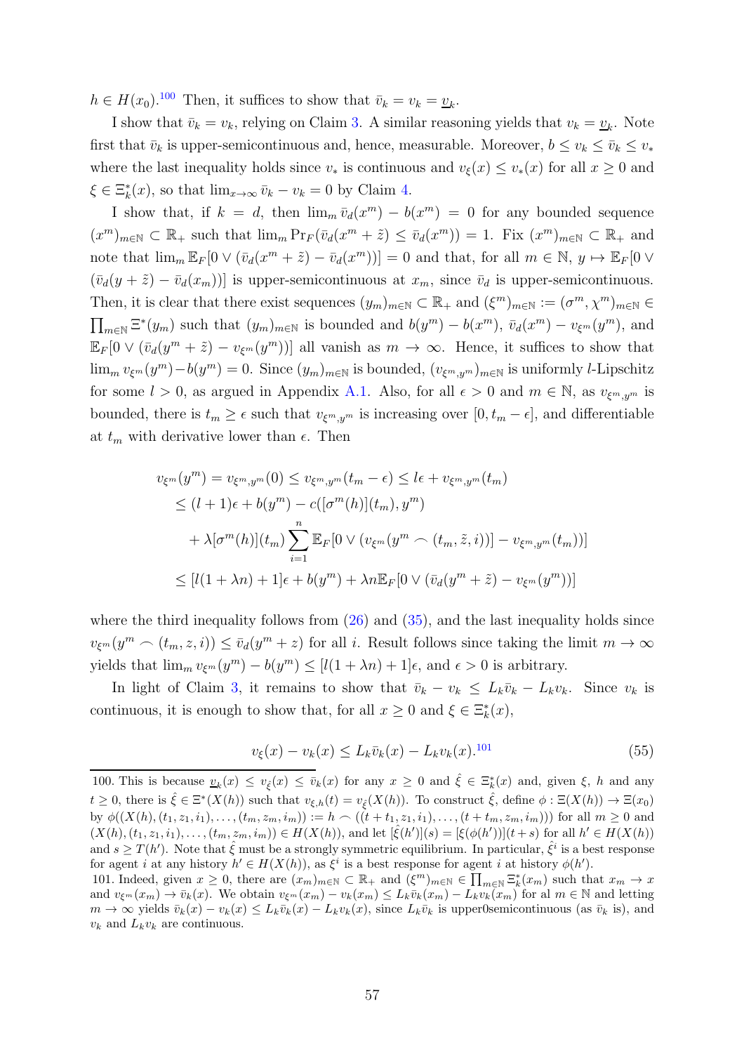$h \in H(x_0)$.[100] Then, it suffices to show that $\bar{v}_k = v_k = \underline{v}_k$.

I show that $\bar{v}_k = v_k$, relying on Claim 3. A similar reasoning yields that $v_k = \underline{v}_k$. Note first that $\bar{v}_k$ is upper-semicontinuous and, hence, measurable. Moreover, $b \leq v_k \leq \bar{v}_k \leq v_*$ where the last inequality holds since $v_*$ is continuous and $v_\xi(x) \leq v_*(x)$ for all $x \geq 0$ and $\xi \in \Xi_k^*(x)$, so that $\lim_{x\to\infty} \bar{v}_k - v_k = 0$ by Claim 4.

I show that, if $k = d$, then $\lim_m \bar{v}_d(x^m) - b(x^m) = 0$ for any bounded sequence $(x^m)_{m\in\mathbb{N}} \subset \mathbb{R}_+$ such that $\lim_m \Pr_F(\bar{v}_d(x^m + \tilde{z}) \leq \bar{v}_d(x^m)) = 1$. Fix $(x^m)_{m\in\mathbb{N}} \subset \mathbb{R}_+$ and note that $\lim_m \mathbb{E}_F[0 \vee (\bar{v}_d(x^m + \tilde{z}) - \bar{v}_d(x^m))] = 0$ and that, for all $m \in \mathbb{N}$, $y \mapsto \mathbb{E}_F[0 \vee (\bar{v}_d(y + \tilde{z}) - \bar{v}_d(x_m))]$ is upper-semicontinuous at $x_m$, since $\bar{v}_d$ is upper-semicontinuous. Then, it is clear that there exist sequences $(y_m)_{m\in\mathbb{N}} \subset \mathbb{R}_+$ and $(\xi^m)_{m\in\mathbb{N}} := (\sigma^m, \chi^m)_{m\in\mathbb{N}} \in \prod_{m\in\mathbb{N}} \Xi^*(y_m)$ such that $(y_m)_{m\in\mathbb{N}}$ is bounded and $b(y^m) - b(x^m)$, $\bar{v}_d(x^m) - v_{\xi^m}(y^m)$, and $\mathbb{E}_F[0 \vee (\bar{v}_d(y^m + \tilde{z}) - v_{\xi^m}(y^m))]$ all vanish as $m \to \infty$. Hence, it suffices to show that $\lim_m v_{\xi^m}(y^m) - b(y^m) = 0$. Since $(y_m)_{m\in\mathbb{N}}$ is bounded, $(v_{\xi^m, y^m})_{m\in\mathbb{N}}$ is uniformly $l$-Lipschitz for some $l > 0$, as argued in Appendix A.1. Also, for all $\epsilon > 0$ and $m \in \mathbb{N}$, as $v_{\xi^m, y^m}$ is bounded, there is $t_m \geq \epsilon$ such that $v_{\xi^m, y^m}$ is increasing over $[0, t_m - \epsilon]$, and differentiable at $t_m$ with derivative lower than $\epsilon$. Then

$$
\begin{aligned}
v_{\xi^m}(y^m) = v_{\xi^m, y^m}(0) &\leq v_{\xi^m, y^m}(t_m - \epsilon) \leq l\epsilon + v_{\xi^m, y^m}(t_m) \\
&\leq (l+1)\epsilon + b(y^m) - c([\sigma^m(h)](t_m), y^m) \\
&\quad + \lambda[\sigma^m(h)](t_m) \sum_{i=1}^{n} \mathbb{E}_F[0 \vee (v_{\xi^m}(y^m \frown (t_m, \tilde{z}, i))] - v_{\xi^m, y^m}(t_m))] \\
&\leq [l(1 + \lambda n) + 1]\epsilon + b(y^m) + \lambda n \mathbb{E}_F[0 \vee (\bar{v}_d(y^m + \tilde{z}) - v_{\xi^m}(y^m))]
\end{aligned}
$$

where the third inequality follows from (26) and (35), and the last inequality holds since $v_{\xi^m}(y^m \frown (t_m, z, i)) \leq \bar{v}_d(y^m + z)$ for all $i$. Result follows since taking the limit $m \to \infty$ yields that $\lim_m v_{\xi^m}(y^m) - b(y^m) \leq [l(1 + \lambda n) + 1]\epsilon$, and $\epsilon > 0$ is arbitrary.

In light of Claim 3, it remains to show that $\bar{v}_k - v_k \leq L_k \bar{v}_k - L_k v_k$. Since $v_k$ is continuous, it is enough to show that, for all $x \geq 0$ and $\xi \in \Xi_k^*(x)$,

$$
v_\xi(x) - v_k(x) \leq L_k \bar{v}_k(x) - L_k v_k(x).\text{[101]} \tag{55}
$$

---

100. This is because $\underline{v}_k(x) \leq v_{\hat{\xi}}(x) \leq \bar{v}_k(x)$ for any $x \geq 0$ and $\hat{\xi} \in \Xi_k^*(x)$ and, given $\xi$, $h$ and any $t \geq 0$, there is $\hat{\xi} \in \Xi^*(X(h))$ such that $v_{\xi,h}(t) = v_{\hat{\xi}}(X(h))$. To construct $\hat{\xi}$, define $\phi : \Xi(X(h)) \to \Xi(x_0)$ by $\phi((X(h), (t_1, z_1, i_1), \ldots, (t_m, z_m, i_m)) := h \frown ((t + t_1, z_1, i_1), \ldots, (t + t_m, z_m, i_m)))$ for all $m \geq 0$ and $(X(h), (t_1, z_1, i_1), \ldots, (t_m, z_m, i_m)) \in H(X(h))$, and let $[\hat{\xi}(h')](s) = [\xi(\phi(h'))](t + s)$ for all $h' \in H(X(h))$ and $s \geq T(h')$. Note that $\hat{\xi}$ must be a strongly symmetric equilibrium. In particular, $\hat{\xi}^i$ is a best response for agent $i$ at any history $h' \in H(X(h))$, as $\xi^i$ is a best response for agent $i$ at history $\phi(h')$.

101. Indeed, given $x \geq 0$, there are $(x_m)_{m\in\mathbb{N}} \subset \mathbb{R}_+$ and $(\xi^m)_{m\in\mathbb{N}} \in \prod_{m\in\mathbb{N}} \Xi_k^*(x_m)$ such that $x_m \to x$ and $v_{\xi^m}(x_m) \to \bar{v}_k(x)$. We obtain $v_{\xi^m}(x_m) - v_k(x_m) \leq L_k \bar{v}_k(x_m) - L_k v_k(x_m)$ for al $m \in \mathbb{N}$ and letting $m \to \infty$ yields $\bar{v}_k(x) - v_k(x) \leq L_k \bar{v}_k(x) - L_k v_k(x)$, since $L_k \bar{v}_k$ is upper0semicontinuous (as $\bar{v}_k$ is), and $v_k$ and $L_k v_k$ are continuous.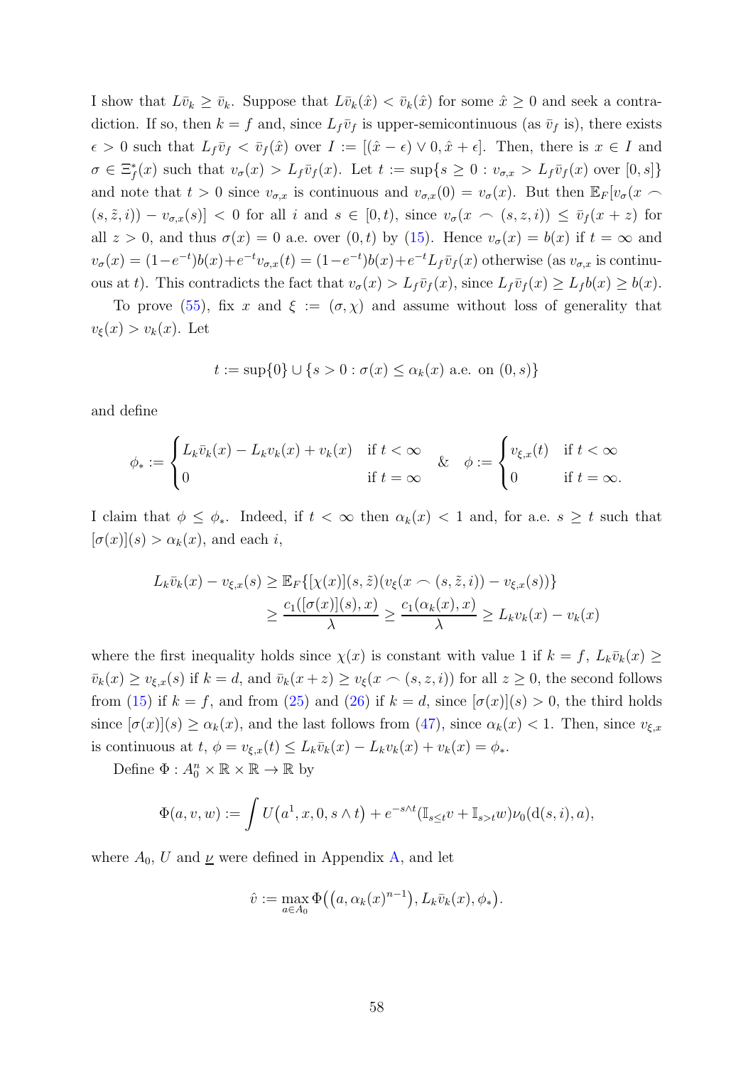I show that $L\bar{v}_k \geq \bar{v}_k$. Suppose that $L\bar{v}_k(\hat{x}) < \bar{v}_k(\hat{x})$ for some $\hat{x} \geq 0$ and seek a contradiction. If so, then $k = f$ and, since $L_f\bar{v}_f$ is upper-semicontinuous (as $\bar{v}_f$ is), there exists $\epsilon > 0$ such that $L_f\bar{v}_f < \bar{v}_f(\hat{x})$ over $I := [(\hat{x} - \epsilon) \vee 0, \hat{x} + \epsilon]$. Then, there is $x \in I$ and $\sigma \in \Xi^*_f(x)$ such that $v_\sigma(x) > L_f\bar{v}_f(x)$. Let $t := \sup\{s \geq 0 : v_{\sigma,x} > L_f\bar{v}_f(x) \text{ over } [0, s]\}$ and note that $t > 0$ since $v_{\sigma,x}$ is continuous and $v_{\sigma,x}(0) = v_\sigma(x)$. But then $\mathbb{E}_F[v_\sigma(x \frown (s, \tilde{z}, i)) - v_{\sigma,x}(s)] < 0$ for all $i$ and $s \in [0, t)$, since $v_\sigma(x \frown (s, z, i)) \leq \bar{v}_f(x + z)$ for all $z > 0$, and thus $\sigma(x) = 0$ a.e. over $(0, t)$ by (15). Hence $v_\sigma(x) = b(x)$ if $t = \infty$ and $v_\sigma(x) = (1-e^{-t})b(x)+e^{-t}v_{\sigma,x}(t) = (1-e^{-t})b(x)+e^{-t}L_f\bar{v}_f(x)$ otherwise (as $v_{\sigma,x}$ is continuous at $t$). This contradicts the fact that $v_\sigma(x) > L_f\bar{v}_f(x)$, since $L_f\bar{v}_f(x) \geq L_f b(x) \geq b(x)$.

To prove (55), fix $x$ and $\xi := (\sigma, \chi)$ and assume without loss of generality that $v_\xi(x) > v_k(x)$. Let

$$t := \sup\{0\} \cup \{s > 0 : \sigma(x) \leq \alpha_k(x) \text{ a.e. on } (0, s)\}$$

and define

$$\phi_* := \begin{cases} L_k\bar{v}_k(x) - L_k v_k(x) + v_k(x) & \text{if } t < \infty \\ 0 & \text{if } t = \infty \end{cases} \quad \& \quad \phi := \begin{cases} v_{\xi,x}(t) & \text{if } t < \infty \\ 0 & \text{if } t = \infty. \end{cases}$$

I claim that $\phi \leq \phi_*$. Indeed, if $t < \infty$ then $\alpha_k(x) < 1$ and, for a.e. $s \geq t$ such that $[\sigma(x)](s) > \alpha_k(x)$, and each $i$,

$$\begin{aligned} L_k\bar{v}_k(x) - v_{\xi,x}(s) &\geq \mathbb{E}_F\{[\chi(x)](s, \tilde{z})(v_\xi(x \frown (s, \tilde{z}, i)) - v_{\xi,x}(s))\} \\ &\geq \frac{c_1([\sigma(x)](s), x)}{\lambda} \geq \frac{c_1(\alpha_k(x), x)}{\lambda} \geq L_k v_k(x) - v_k(x) \end{aligned}$$

where the first inequality holds since $\chi(x)$ is constant with value 1 if $k = f$, $L_k\bar{v}_k(x) \geq \bar{v}_k(x) \geq v_{\xi,x}(s)$ if $k = d$, and $\bar{v}_k(x + z) \geq v_\xi(x \frown (s, z, i))$ for all $z \geq 0$, the second follows from (15) if $k = f$, and from (25) and (26) if $k = d$, since $[\sigma(x)](s) > 0$, the third holds since $[\sigma(x)](s) \geq \alpha_k(x)$, and the last follows from (47), since $\alpha_k(x) < 1$. Then, since $v_{\xi,x}$ is continuous at $t$, $\phi = v_{\xi,x}(t) \leq L_k\bar{v}_k(x) - L_k v_k(x) + v_k(x) = \phi_*$.

Define $\Phi : A_0^n \times \mathbb{R} \times \mathbb{R} \to \mathbb{R}$ by

$$\Phi(a, v, w) := \int U\big(a^1, x, 0, s \wedge t\big) + e^{-s\wedge t}(\mathbb{I}_{s\leq t}v + \mathbb{I}_{s>t}w)\nu_0(\mathrm{d}(s, i), a),$$

where $A_0$, $U$ and $\underline{\nu}$ were defined in Appendix A, and let

$$\hat{v} := \max_{a\in A_0} \Phi\big(\big(a, \alpha_k(x)^{n-1}\big), L_k\bar{v}_k(x), \phi_*\big).$$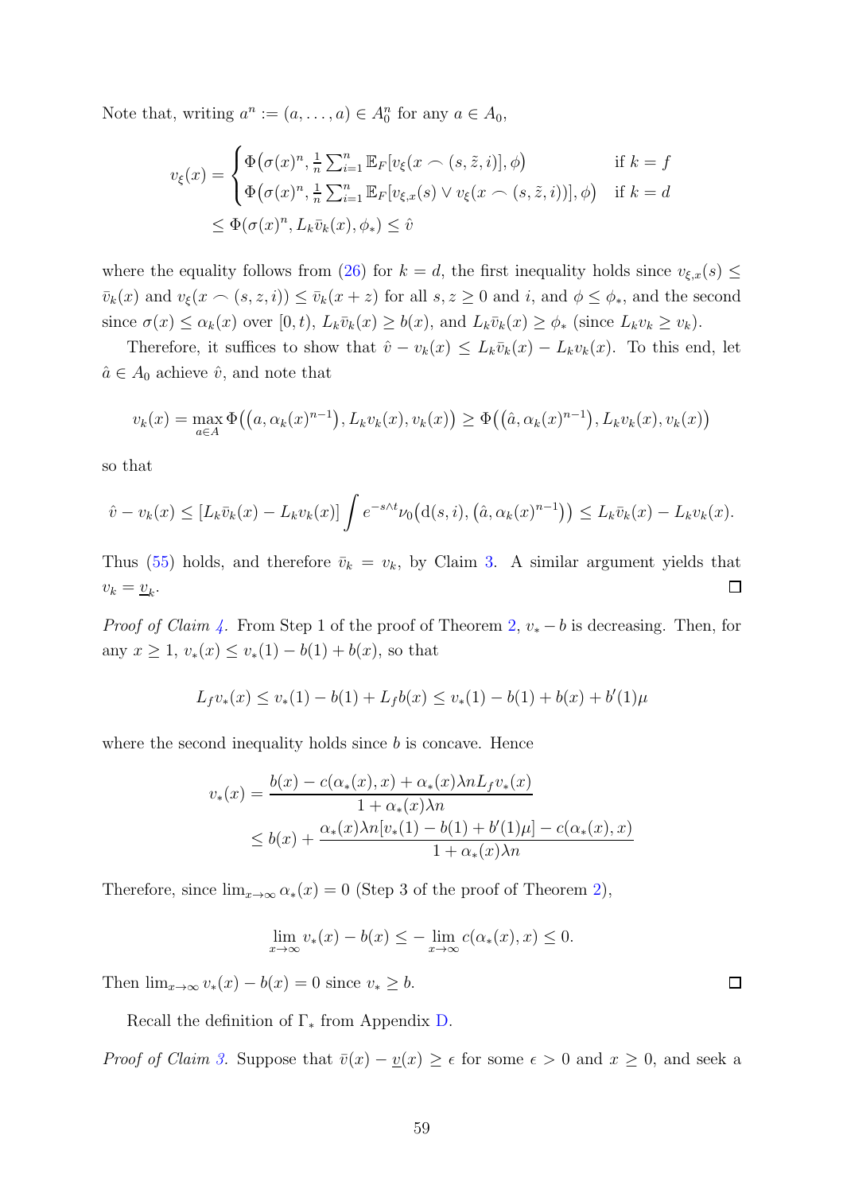Note that, writing $a^n := (a, \dots, a) \in A_0^n$ for any $a \in A_0$,

$$
\begin{aligned}
v_\xi(x) &= \begin{cases} \Phi\big(\sigma(x)^n, \frac{1}{n}\sum_{i=1}^n \mathbb{E}_F[v_\xi(x \frown (s, \tilde{z}, i)], \phi\big) & \text{if } k = f \\ \Phi\big(\sigma(x)^n, \frac{1}{n}\sum_{i=1}^n \mathbb{E}_F[v_{\xi,x}(s) \vee v_\xi(x \frown (s, \tilde{z}, i))], \phi\big) & \text{if } k = d \end{cases} \\
&\leq \Phi(\sigma(x)^n, L_k \bar{v}_k(x), \phi_*) \leq \hat{v}
\end{aligned}
$$

where the equality follows from (26) for $k = d$, the first inequality holds since $v_{\xi,x}(s) \leq \bar{v}_k(x)$ and $v_\xi(x \frown (s, z, i)) \leq \bar{v}_k(x + z)$ for all $s, z \geq 0$ and $i$, and $\phi \leq \phi_*$, and the second since $\sigma(x) \leq \alpha_k(x)$ over $[0, t)$, $L_k \bar{v}_k(x) \geq b(x)$, and $L_k \bar{v}_k(x) \geq \phi_*$ (since $L_k v_k \geq v_k$).

Therefore, it suffices to show that $\hat{v} - v_k(x) \leq L_k \bar{v}_k(x) - L_k v_k(x)$. To this end, let $\hat{a} \in A_0$ achieve $\hat{v}$, and note that

$$
v_k(x) = \max_{a \in A} \Phi\big(\big(a, \alpha_k(x)^{n-1}\big), L_k v_k(x), v_k(x)\big) \geq \Phi\big(\big(\hat{a}, \alpha_k(x)^{n-1}\big), L_k v_k(x), v_k(x)\big)
$$

so that

$$
\hat{v} - v_k(x) \leq [L_k \bar{v}_k(x) - L_k v_k(x)] \int e^{-s \wedge t} \nu_0\big(\mathrm{d}(s, i), \big(\hat{a}, \alpha_k(x)^{n-1}\big)\big) \leq L_k \bar{v}_k(x) - L_k v_k(x).
$$

Thus (55) holds, and therefore $\bar{v}_k = v_k$, by Claim 3. A similar argument yields that $v_k = \underline{v}_k$. ☐

*Proof of Claim 4.* From Step 1 of the proof of Theorem 2, $v_* - b$ is decreasing. Then, for any $x \geq 1$, $v_*(x) \leq v_*(1) - b(1) + b(x)$, so that

$$
L_f v_*(x) \leq v_*(1) - b(1) + L_f b(x) \leq v_*(1) - b(1) + b(x) + b'(1)\mu
$$

where the second inequality holds since $b$ is concave. Hence

$$
\begin{aligned}
v_*(x) &= \frac{b(x) - c(\alpha_*(x), x) + \alpha_*(x)\lambda n L_f v_*(x)}{1 + \alpha_*(x)\lambda n} \\
&\leq b(x) + \frac{\alpha_*(x)\lambda n[v_*(1) - b(1) + b'(1)\mu] - c(\alpha_*(x), x)}{1 + \alpha_*(x)\lambda n}
\end{aligned}
$$

Therefore, since $\lim_{x\to\infty} \alpha_*(x) = 0$ (Step 3 of the proof of Theorem 2),

$$
\lim_{x \to \infty} v_*(x) - b(x) \leq -\lim_{x\to\infty} c(\alpha_*(x), x) \leq 0.
$$

Then $\lim_{x\to\infty} v_*(x) - b(x) = 0$ since $v_* \geq b$. ☐

Recall the definition of $\Gamma_*$ from Appendix D.

*Proof of Claim 3.* Suppose that $\bar{v}(x) - \underline{v}(x) \geq \epsilon$ for some $\epsilon > 0$ and $x \geq 0$, and seek a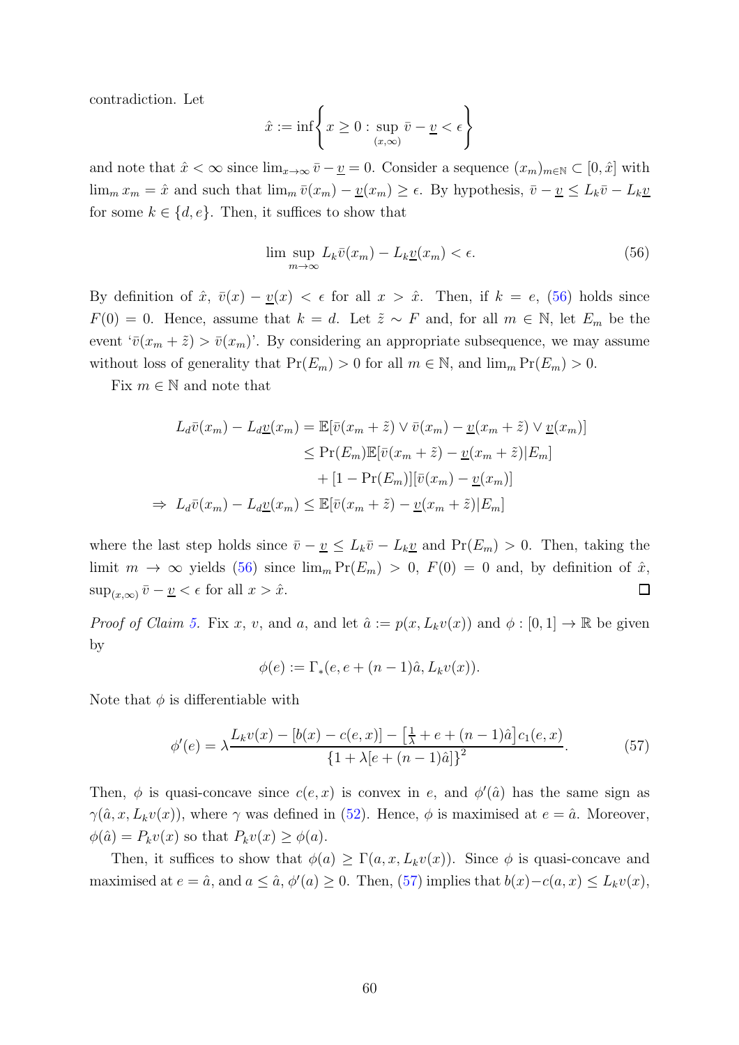contradiction. Let

$$\hat{x} := \inf\left\{ x \geq 0 : \sup_{(x,\infty)} \bar{v} - \underline{v} < \epsilon \right\}$$

and note that $\hat{x} < \infty$ since $\lim_{x\to\infty} \bar{v} - \underline{v} = 0$. Consider a sequence $(x_m)_{m\in\mathbb{N}} \subset [0, \hat{x}]$ with $\lim_m x_m = \hat{x}$ and such that $\lim_m \bar{v}(x_m) - \underline{v}(x_m) \geq \epsilon$. By hypothesis, $\bar{v} - \underline{v} \leq L_k\bar{v} - L_k\underline{v}$ for some $k \in \{d, e\}$. Then, it suffices to show that

$$\limsup_{m\to\infty} L_k\bar{v}(x_m) - L_k\underline{v}(x_m) < \epsilon. \tag{56}$$

By definition of $\hat{x}$, $\bar{v}(x) - \underline{v}(x) < \epsilon$ for all $x > \hat{x}$. Then, if $k = e$, (56) holds since $F(0) = 0$. Hence, assume that $k = d$. Let $\tilde{z} \sim F$ and, for all $m \in \mathbb{N}$, let $E_m$ be the event '$\bar{v}(x_m + \tilde{z}) > \bar{v}(x_m)$'. By considering an appropriate subsequence, we may assume without loss of generality that $\Pr(E_m) > 0$ for all $m \in \mathbb{N}$, and $\lim_m \Pr(E_m) > 0$.

Fix $m \in \mathbb{N}$ and note that

$$\begin{aligned}
L_d\bar{v}(x_m) - L_d\underline{v}(x_m) &= \mathbb{E}[\bar{v}(x_m + \tilde{z}) \vee \bar{v}(x_m) - \underline{v}(x_m + \tilde{z}) \vee \underline{v}(x_m)] \\
&\leq \Pr(E_m)\mathbb{E}[\bar{v}(x_m + \tilde{z}) - \underline{v}(x_m + \tilde{z})|E_m] \\
&\quad + [1 - \Pr(E_m)][\bar{v}(x_m) - \underline{v}(x_m)] \\
\Rightarrow\ L_d\bar{v}(x_m) - L_d\underline{v}(x_m) &\leq \mathbb{E}[\bar{v}(x_m + \tilde{z}) - \underline{v}(x_m + \tilde{z})|E_m]
\end{aligned}$$

where the last step holds since $\bar{v} - \underline{v} \leq L_k\bar{v} - L_k\underline{v}$ and $\Pr(E_m) > 0$. Then, taking the limit $m \to \infty$ yields (56) since $\lim_m \Pr(E_m) > 0$, $F(0) = 0$ and, by definition of $\hat{x}$, $\sup_{(x,\infty)} \bar{v} - \underline{v} < \epsilon$ for all $x > \hat{x}$. ◻

*Proof of Claim 5.* Fix $x$, $v$, and $a$, and let $\hat{a} := p(x, L_kv(x))$ and $\phi : [0, 1] \to \mathbb{R}$ be given by

$$\phi(e) := \Gamma_*(e, e + (n-1)\hat{a}, L_kv(x)).$$

Note that $\phi$ is differentiable with

$$\phi'(e) = \lambda \frac{L_kv(x) - [b(x) - c(e, x)] - \left[\frac{1}{\lambda} + e + (n-1)\hat{a}\right]c_1(e, x)}{\{1 + \lambda[e + (n-1)\hat{a}]\}^2}. \tag{57}$$

Then, $\phi$ is quasi-concave since $c(e, x)$ is convex in $e$, and $\phi'(\hat{a})$ has the same sign as $\gamma(\hat{a}, x, L_kv(x))$, where $\gamma$ was defined in (52). Hence, $\phi$ is maximised at $e = \hat{a}$. Moreover, $\phi(\hat{a}) = P_kv(x)$ so that $P_kv(x) \geq \phi(a)$.

Then, it suffices to show that $\phi(a) \geq \Gamma(a, x, L_kv(x))$. Since $\phi$ is quasi-concave and maximised at $e = \hat{a}$, and $a \leq \hat{a}$, $\phi'(a) \geq 0$. Then, (57) implies that $b(x) - c(a, x) \leq L_kv(x)$,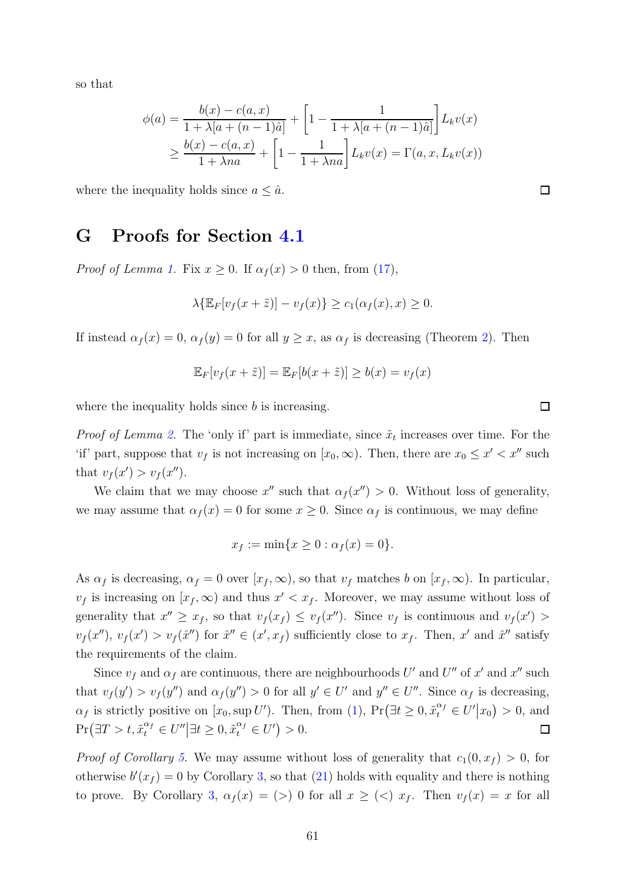so that

$$
\begin{aligned}
\phi(a) &= \frac{b(x) - c(a,x)}{1 + \lambda[a + (n-1)\hat{a}]} + \left[1 - \frac{1}{1 + \lambda[a + (n-1)\hat{a}]}\right] L_k v(x) \\
&\geq \frac{b(x) - c(a,x)}{1 + \lambda n a} + \left[1 - \frac{1}{1 + \lambda n a}\right] L_k v(x) = \Gamma(a, x, L_k v(x))
\end{aligned}
$$

where the inequality holds since $a \leq \hat{a}$. ☐

# G Proofs for Section 4.1

*Proof of Lemma 1.* Fix $x \geq 0$. If $\alpha_f(x) > 0$ then, from (17),

$$
\lambda\{\mathbb{E}_F[v_f(x + \tilde{z})] - v_f(x)\} \geq c_1(\alpha_f(x), x) \geq 0.
$$

If instead $\alpha_f(x) = 0$, $\alpha_f(y) = 0$ for all $y \geq x$, as $\alpha_f$ is decreasing (Theorem 2). Then

$$
\mathbb{E}_F[v_f(x + \tilde{z})] = \mathbb{E}_F[b(x + \tilde{z})] \geq b(x) = v_f(x)
$$

where the inequality holds since $b$ is increasing. ☐

*Proof of Lemma 2.* The 'only if' part is immediate, since $\tilde{x}_t$ increases over time. For the 'if' part, suppose that $v_f$ is not increasing on $[x_0, \infty)$. Then, there are $x_0 \leq x' < x''$ such that $v_f(x') > v_f(x'')$.

We claim that we may choose $x''$ such that $\alpha_f(x'') > 0$. Without loss of generality, we may assume that $\alpha_f(x) = 0$ for some $x \geq 0$. Since $\alpha_f$ is continuous, we may define

$$
x_f := \min\{x \geq 0 : \alpha_f(x) = 0\}.
$$

As $\alpha_f$ is decreasing, $\alpha_f = 0$ over $[x_f, \infty)$, so that $v_f$ matches $b$ on $[x_f, \infty)$. In particular, $v_f$ is increasing on $[x_f, \infty)$ and thus $x' < x_f$. Moreover, we may assume without loss of generality that $x'' \geq x_f$, so that $v_f(x_f) \leq v_f(x'')$. Since $v_f$ is continuous and $v_f(x') > v_f(x'')$, $v_f(x') > v_f(\hat{x}'')$ for $\hat{x}'' \in (x', x_f)$ sufficiently close to $x_f$. Then, $x'$ and $\hat{x}''$ satisfy the requirements of the claim.

Since $v_f$ and $\alpha_f$ are continuous, there are neighbourhoods $U'$ and $U''$ of $x'$ and $x''$ such that $v_f(y') > v_f(y'')$ and $\alpha_f(y'') > 0$ for all $y' \in U'$ and $y'' \in U''$. Since $\alpha_f$ is decreasing, $\alpha_f$ is strictly positive on $[x_0, \sup U')$. Then, from (1), $\Pr\big(\exists t \geq 0, \tilde{x}_t^{\alpha_f} \in U' \big| x_0\big) > 0$, and $\Pr\big(\exists T > t, \tilde{x}_t^{\alpha_f} \in U'' \big| \exists t \geq 0, \tilde{x}_t^{\alpha_f} \in U'\big) > 0$. ☐

*Proof of Corollary 5.* We may assume without loss of generality that $c_1(0, x_f) > 0$, for otherwise $b'(x_f) = 0$ by Corollary 3, so that (21) holds with equality and there is nothing to prove. By Corollary 3, $\alpha_f(x) = (>)\ 0$ for all $x \geq (<)\ x_f$. Then $v_f(x) = x$ for all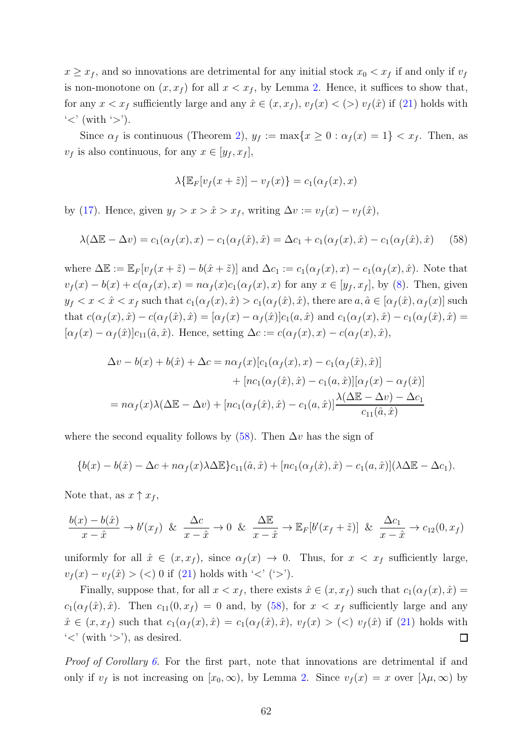$x \geq x_f$, and so innovations are detrimental for any initial stock $x_0 < x_f$ if and only if $v_f$ is non-monotone on $(x, x_f)$ for all $x < x_f$, by Lemma 2. Hence, it suffices to show that, for any $x < x_f$ sufficiently large and any $\hat{x} \in (x, x_f)$, $v_f(x) < (>)\ v_f(\hat{x})$ if (21) holds with '<' (with '>').

Since $\alpha_f$ is continuous (Theorem 2), $y_f := \max\{x \geq 0 : \alpha_f(x) = 1\} < x_f$. Then, as $v_f$ is also continuous, for any $x \in [y_f, x_f]$,

$$\lambda\{\mathbb{E}_F[v_f(x+\tilde{z})] - v_f(x)\} = c_1(\alpha_f(x), x)$$

by (17). Hence, given $y_f > x > \hat{x} > x_f$, writing $\Delta v := v_f(x) - v_f(\hat{x})$,

$$\lambda(\Delta\mathbb{E} - \Delta v) = c_1(\alpha_f(x), x) - c_1(\alpha_f(\hat{x}), \hat{x}) = \Delta c_1 + c_1(\alpha_f(x), \hat{x}) - c_1(\alpha_f(\hat{x}), \hat{x}) \tag{58}$$

where $\Delta\mathbb{E} := \mathbb{E}_F[v_f(x+\tilde{z}) - b(\hat{x}+\tilde{z})]$ and $\Delta c_1 := c_1(\alpha_f(x), x) - c_1(\alpha_f(x), \hat{x})$. Note that $v_f(x) - b(x) + c(\alpha_f(x), x) = n\alpha_f(x)c_1(\alpha_f(x), x)$ for any $x \in [y_f, x_f]$, by (8). Then, given $y_f < x < \hat{x} < x_f$ such that $c_1(\alpha_f(x), \hat{x}) > c_1(\alpha_f(\hat{x}), \hat{x})$, there are $a, \hat{a} \in [\alpha_f(\hat{x}), \alpha_f(x)]$ such that $c(\alpha_f(x), \hat{x}) - c(\alpha_f(\hat{x}), \hat{x}) = [\alpha_f(x) - \alpha_f(\hat{x})]c_1(a, \hat{x})$ and $c_1(\alpha_f(x), \hat{x}) - c_1(\alpha_f(\hat{x}), \hat{x}) = [\alpha_f(x) - \alpha_f(\hat{x})]c_{11}(\hat{a}, \hat{x})$. Hence, setting $\Delta c := c(\alpha_f(x), x) - c(\alpha_f(x), \hat{x})$,

$$\begin{aligned}
\Delta v - b(x) + b(\hat{x}) + \Delta c &= n\alpha_f(x)[c_1(\alpha_f(x), x) - c_1(\alpha_f(\hat{x}), \hat{x})] \\
&\quad + [nc_1(\alpha_f(\hat{x}), \hat{x}) - c_1(a, \hat{x})][\alpha_f(x) - \alpha_f(\hat{x})] \\
&= n\alpha_f(x)\lambda(\Delta\mathbb{E} - \Delta v) + [nc_1(\alpha_f(\hat{x}), \hat{x}) - c_1(a, \hat{x})]\frac{\lambda(\Delta\mathbb{E} - \Delta v) - \Delta c_1}{c_{11}(\hat{a}, \hat{x})}
\end{aligned}$$

where the second equality follows by (58). Then $\Delta v$ has the sign of

$$\{b(x) - b(\hat{x}) - \Delta c + n\alpha_f(x)\lambda\Delta\mathbb{E}\}c_{11}(\hat{a}, \hat{x}) + [nc_1(\alpha_f(\hat{x}), \hat{x}) - c_1(a, \hat{x})](\lambda\Delta\mathbb{E} - \Delta c_1).$$

Note that, as $x \uparrow x_f$,

$$\frac{b(x) - b(\hat{x})}{x - \hat{x}} \to b'(x_f) \ \ \& \ \ \frac{\Delta c}{x - \hat{x}} \to 0 \ \ \& \ \ \frac{\Delta\mathbb{E}}{x - \hat{x}} \to \mathbb{E}_F[b'(x_f + \tilde{z})] \ \ \& \ \ \frac{\Delta c_1}{x - \hat{x}} \to c_{12}(0, x_f)$$

uniformly for all $\hat{x} \in (x, x_f)$, since $\alpha_f(x) \to 0$. Thus, for $x < x_f$ sufficiently large, $v_f(x) - v_f(\hat{x}) > (<)\ 0$ if (21) holds with '<' ('>').

Finally, suppose that, for all $x < x_f$, there exists $\hat{x} \in (x, x_f)$ such that $c_1(\alpha_f(x), \hat{x}) = c_1(\alpha_f(\hat{x}), \hat{x})$. Then $c_{11}(0, x_f) = 0$ and, by (58), for $x < x_f$ sufficiently large and any $\hat{x} \in (x, x_f)$ such that $c_1(\alpha_f(x), \hat{x}) = c_1(\alpha_f(\hat{x}), \hat{x})$, $v_f(x) > (<)\ v_f(\hat{x})$ if (21) holds with '<' (with '>'), as desired. $\square$

*Proof of Corollary 6.* For the first part, note that innovations are detrimental if and only if $v_f$ is not increasing on $[x_0, \infty)$, by Lemma 2. Since $v_f(x) = x$ over $[\lambda\mu, \infty)$ by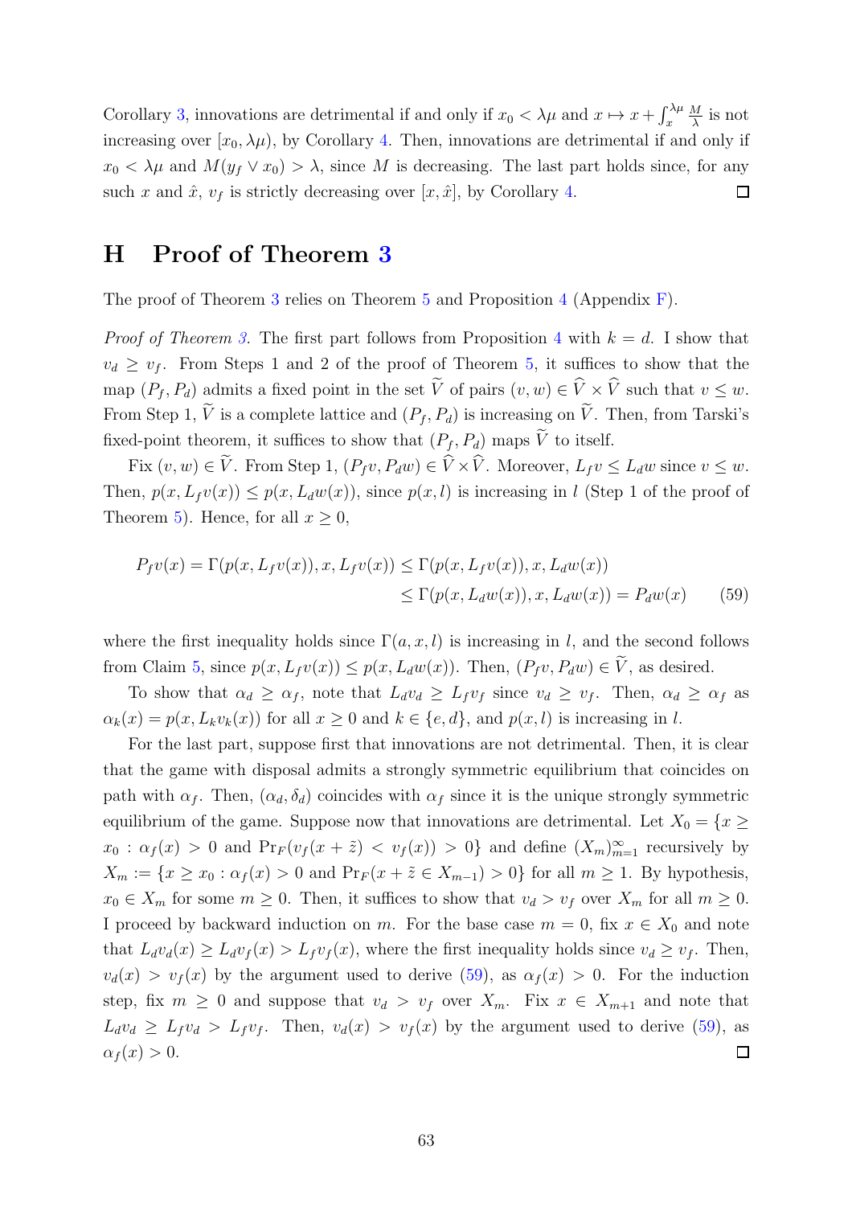Corollary 3, innovations are detrimental if and only if $x_0 < \lambda\mu$ and $x \mapsto x + \int_x^{\lambda\mu} \frac{M}{\lambda}$ is not increasing over $[x_0, \lambda\mu)$, by Corollary 4. Then, innovations are detrimental if and only if $x_0 < \lambda\mu$ and $M(y_f \vee x_0) > \lambda$, since $M$ is decreasing. The last part holds since, for any such $x$ and $\hat{x}$, $v_f$ is strictly decreasing over $[x, \hat{x}]$, by Corollary 4. ☐

# H Proof of Theorem 3

The proof of Theorem 3 relies on Theorem 5 and Proposition 4 (Appendix F).

*Proof of Theorem 3.* The first part follows from Proposition 4 with $k = d$. I show that $v_d \geq v_f$. From Steps 1 and 2 of the proof of Theorem 5, it suffices to show that the map $(P_f, P_d)$ admits a fixed point in the set $\widetilde{V}$ of pairs $(v, w) \in \widehat{V} \times \widehat{V}$ such that $v \leq w$. From Step 1, $\widetilde{V}$ is a complete lattice and $(P_f, P_d)$ is increasing on $\widetilde{V}$. Then, from Tarski's fixed-point theorem, it suffices to show that $(P_f, P_d)$ maps $\widetilde{V}$ to itself.

Fix $(v, w) \in \widetilde{V}$. From Step 1, $(P_f v, P_d w) \in \widehat{V} \times \widehat{V}$. Moreover, $L_f v \leq L_d w$ since $v \leq w$. Then, $p(x, L_f v(x)) \leq p(x, L_d w(x))$, since $p(x, l)$ is increasing in $l$ (Step 1 of the proof of Theorem 5). Hence, for all $x \geq 0$,

$$
\begin{aligned}
P_f v(x) = \Gamma(p(x, L_f v(x)), x, L_f v(x)) &\leq \Gamma(p(x, L_f v(x)), x, L_d w(x)) \\
&\leq \Gamma(p(x, L_d w(x)), x, L_d w(x)) = P_d w(x) \qquad (59)
\end{aligned}
$$

where the first inequality holds since $\Gamma(a, x, l)$ is increasing in $l$, and the second follows from Claim 5, since $p(x, L_f v(x)) \leq p(x, L_d w(x))$. Then, $(P_f v, P_d w) \in \widetilde{V}$, as desired.

To show that $\alpha_d \geq \alpha_f$, note that $L_d v_d \geq L_f v_f$ since $v_d \geq v_f$. Then, $\alpha_d \geq \alpha_f$ as $\alpha_k(x) = p(x, L_k v_k(x))$ for all $x \geq 0$ and $k \in \{e, d\}$, and $p(x, l)$ is increasing in $l$.

For the last part, suppose first that innovations are not detrimental. Then, it is clear that the game with disposal admits a strongly symmetric equilibrium that coincides on path with $\alpha_f$. Then, $(\alpha_d, \delta_d)$ coincides with $\alpha_f$ since it is the unique strongly symmetric equilibrium of the game. Suppose now that innovations are detrimental. Let $X_0 = \{x \geq x_0 : \alpha_f(x) > 0 \text{ and } \Pr_F(v_f(x + \tilde{z}) < v_f(x)) > 0\}$ and define $(X_m)_{m=1}^{\infty}$ recursively by $X_m := \{x \geq x_0 : \alpha_f(x) > 0 \text{ and } \Pr_F(x + \tilde{z} \in X_{m-1}) > 0\}$ for all $m \geq 1$. By hypothesis, $x_0 \in X_m$ for some $m \geq 0$. Then, it suffices to show that $v_d > v_f$ over $X_m$ for all $m \geq 0$. I proceed by backward induction on $m$. For the base case $m = 0$, fix $x \in X_0$ and note that $L_d v_d(x) \geq L_d v_f(x) > L_f v_f(x)$, where the first inequality holds since $v_d \geq v_f$. Then, $v_d(x) > v_f(x)$ by the argument used to derive (59), as $\alpha_f(x) > 0$. For the induction step, fix $m \geq 0$ and suppose that $v_d > v_f$ over $X_m$. Fix $x \in X_{m+1}$ and note that $L_d v_d \geq L_f v_d > L_f v_f$. Then, $v_d(x) > v_f(x)$ by the argument used to derive (59), as $\alpha_f(x) > 0$. ☐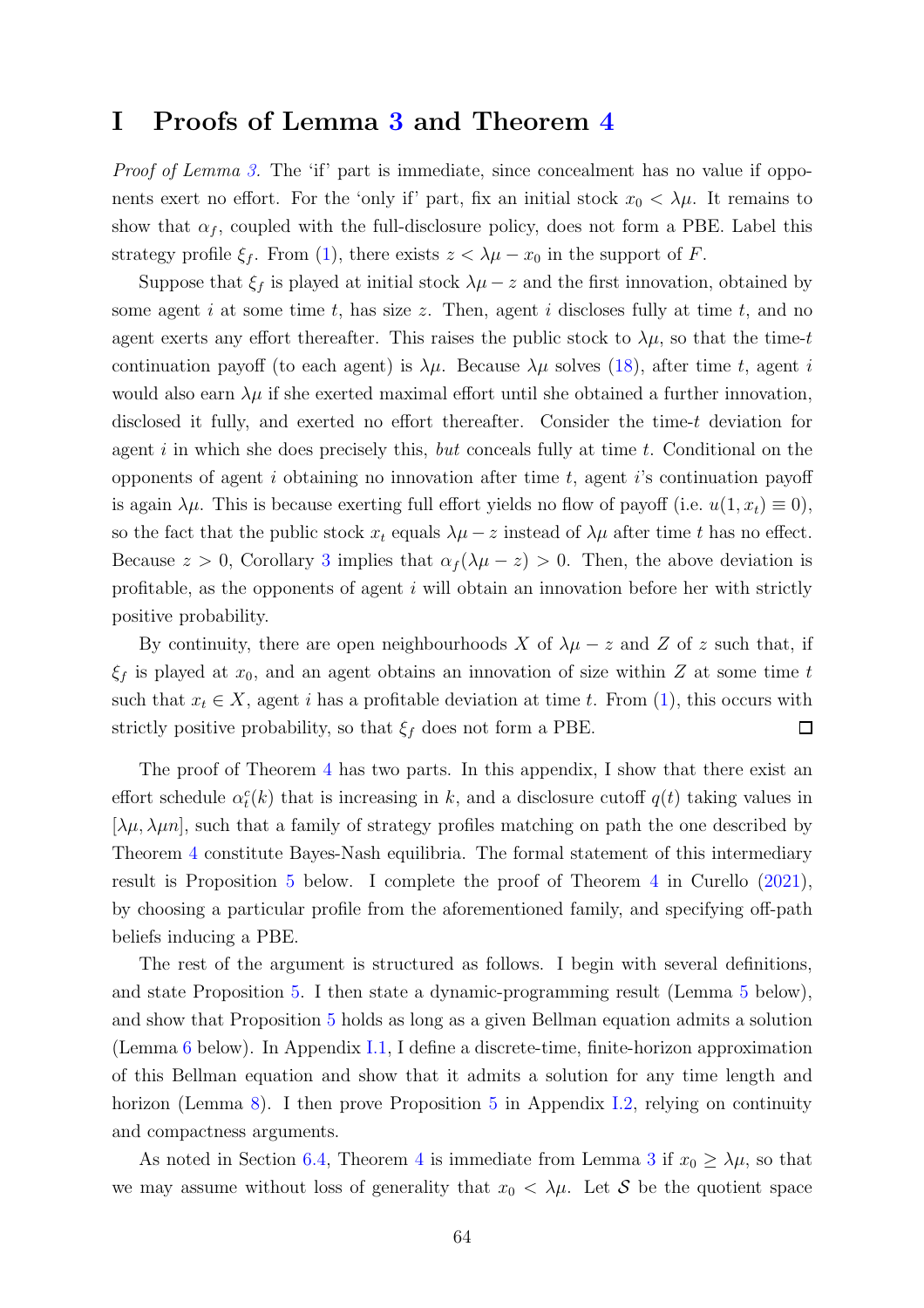# I Proofs of Lemma 3 and Theorem 4

*Proof of Lemma 3.* The 'if' part is immediate, since concealment has no value if opponents exert no effort. For the 'only if' part, fix an initial stock $x_0 < \lambda\mu$. It remains to show that $\alpha_f$, coupled with the full-disclosure policy, does not form a PBE. Label this strategy profile $\xi_f$. From (1), there exists $z < \lambda\mu - x_0$ in the support of $F$.

Suppose that $\xi_f$ is played at initial stock $\lambda\mu - z$ and the first innovation, obtained by some agent $i$ at some time $t$, has size $z$. Then, agent $i$ discloses fully at time $t$, and no agent exerts any effort thereafter. This raises the public stock to $\lambda\mu$, so that the time-$t$ continuation payoff (to each agent) is $\lambda\mu$. Because $\lambda\mu$ solves (18), after time $t$, agent $i$ would also earn $\lambda\mu$ if she exerted maximal effort until she obtained a further innovation, disclosed it fully, and exerted no effort thereafter. Consider the time-$t$ deviation for agent $i$ in which she does precisely this, *but* conceals fully at time $t$. Conditional on the opponents of agent $i$ obtaining no innovation after time $t$, agent $i$'s continuation payoff is again $\lambda\mu$. This is because exerting full effort yields no flow of payoff (i.e. $u(1, x_t) \equiv 0$), so the fact that the public stock $x_t$ equals $\lambda\mu - z$ instead of $\lambda\mu$ after time $t$ has no effect. Because $z > 0$, Corollary 3 implies that $\alpha_f(\lambda\mu - z) > 0$. Then, the above deviation is profitable, as the opponents of agent $i$ will obtain an innovation before her with strictly positive probability.

By continuity, there are open neighbourhoods $X$ of $\lambda\mu - z$ and $Z$ of $z$ such that, if $\xi_f$ is played at $x_0$, and an agent obtains an innovation of size within $Z$ at some time $t$ such that $x_t \in X$, agent $i$ has a profitable deviation at time $t$. From (1), this occurs with strictly positive probability, so that $\xi_f$ does not form a PBE. ◻

The proof of Theorem 4 has two parts. In this appendix, I show that there exist an effort schedule $\alpha_t^c(k)$ that is increasing in $k$, and a disclosure cutoff $q(t)$ taking values in $[\lambda\mu, \lambda\mu n]$, such that a family of strategy profiles matching on path the one described by Theorem 4 constitute Bayes-Nash equilibria. The formal statement of this intermediary result is Proposition 5 below. I complete the proof of Theorem 4 in Curello (2021), by choosing a particular profile from the aforementioned family, and specifying off-path beliefs inducing a PBE.

The rest of the argument is structured as follows. I begin with several definitions, and state Proposition 5. I then state a dynamic-programming result (Lemma 5 below), and show that Proposition 5 holds as long as a given Bellman equation admits a solution (Lemma 6 below). In Appendix I.1, I define a discrete-time, finite-horizon approximation of this Bellman equation and show that it admits a solution for any time length and horizon (Lemma 8). I then prove Proposition 5 in Appendix I.2, relying on continuity and compactness arguments.

As noted in Section 6.4, Theorem 4 is immediate from Lemma 3 if $x_0 \geq \lambda\mu$, so that we may assume without loss of generality that $x_0 < \lambda\mu$. Let $\mathcal{S}$ be the quotient space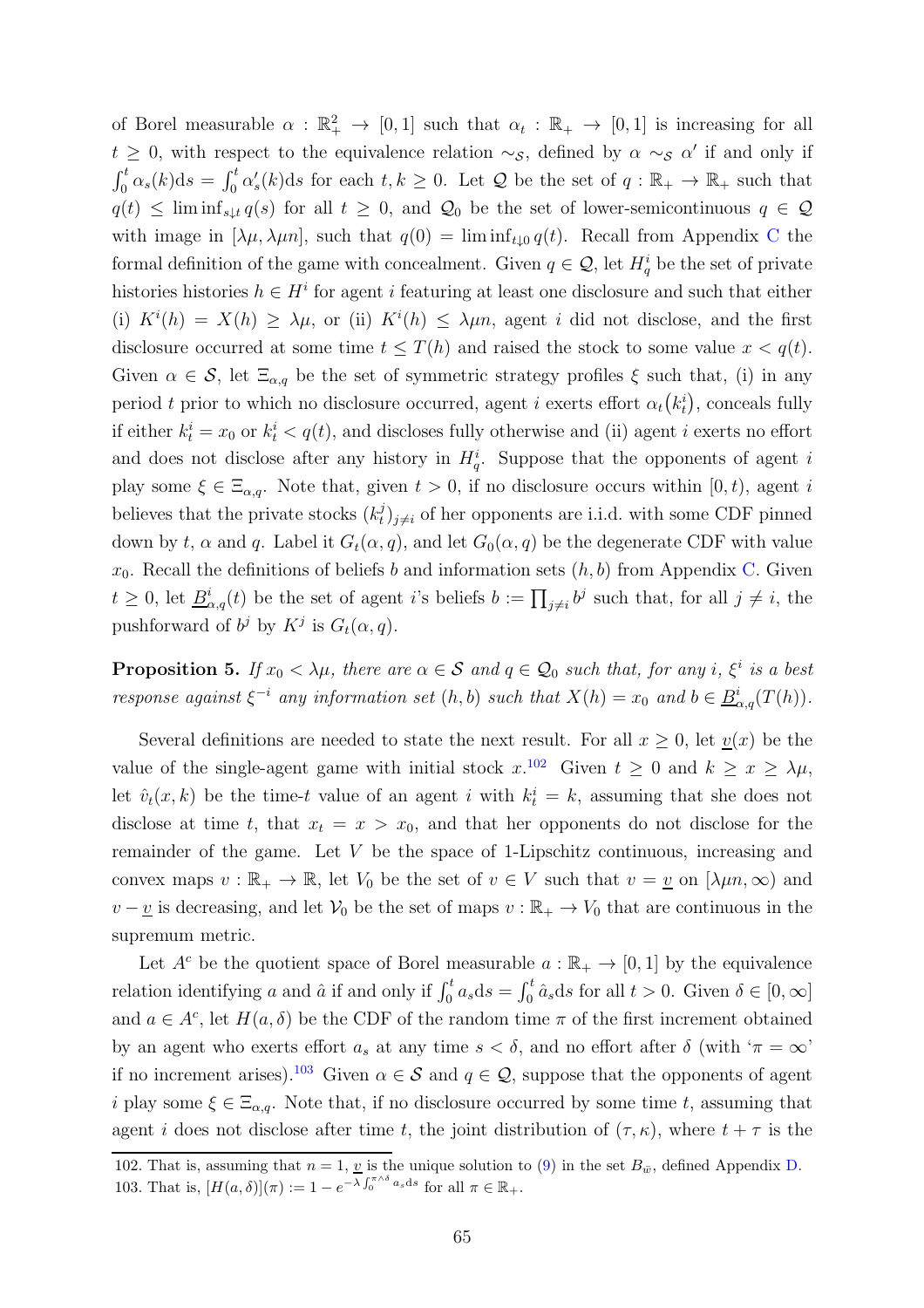of Borel measurable $\alpha : \mathbb{R}_+^2 \to [0,1]$ such that $\alpha_t : \mathbb{R}_+ \to [0,1]$ is increasing for all $t \geq 0$, with respect to the equivalence relation $\sim_{\mathcal{S}}$, defined by $\alpha \sim_{\mathcal{S}} \alpha'$ if and only if $\int_0^t \alpha_s(k)\mathrm{d}s = \int_0^t \alpha'_s(k)\mathrm{d}s$ for each $t, k \geq 0$. Let $\mathcal{Q}$ be the set of $q : \mathbb{R}_+ \to \mathbb{R}_+$ such that $q(t) \leq \liminf_{s \downarrow t} q(s)$ for all $t \geq 0$, and $\mathcal{Q}_0$ be the set of lower-semicontinuous $q \in \mathcal{Q}$ with image in $[\lambda\mu, \lambda\mu n]$, such that $q(0) = \liminf_{t \downarrow 0} q(t)$. Recall from Appendix C the formal definition of the game with concealment. Given $q \in \mathcal{Q}$, let $H_q^i$ be the set of private histories histories $h \in H^i$ for agent $i$ featuring at least one disclosure and such that either (i) $K^i(h) = X(h) \geq \lambda\mu$, or (ii) $K^i(h) \leq \lambda\mu n$, agent $i$ did not disclose, and the first disclosure occurred at some time $t \leq T(h)$ and raised the stock to some value $x < q(t)$. Given $\alpha \in \mathcal{S}$, let $\Xi_{\alpha,q}$ be the set of symmetric strategy profiles $\xi$ such that, (i) in any period $t$ prior to which no disclosure occurred, agent $i$ exerts effort $\alpha_t(k_t^i)$, conceals fully if either $k_t^i = x_0$ or $k_t^i < q(t)$, and discloses fully otherwise and (ii) agent $i$ exerts no effort and does not disclose after any history in $H_q^i$. Suppose that the opponents of agent $i$ play some $\xi \in \Xi_{\alpha,q}$. Note that, given $t > 0$, if no disclosure occurs within $[0,t)$, agent $i$ believes that the private stocks $(k_t^j)_{j \neq i}$ of her opponents are i.i.d. with some CDF pinned down by $t$, $\alpha$ and $q$. Label it $G_t(\alpha, q)$, and let $G_0(\alpha, q)$ be the degenerate CDF with value $x_0$. Recall the definitions of beliefs $b$ and information sets $(h, b)$ from Appendix C. Given $t \geq 0$, let $\underline{B}_{\alpha,q}^i(t)$ be the set of agent $i$'s beliefs $b := \prod_{j \neq i} b^j$ such that, for all $j \neq i$, the pushforward of $b^j$ by $K^j$ is $G_t(\alpha, q)$.

**Proposition 5.** *If $x_0 < \lambda\mu$, there are $\alpha \in \mathcal{S}$ and $q \in \mathcal{Q}_0$ such that, for any $i$, $\xi^i$ is a best response against $\xi^{-i}$ any information set $(h, b)$ such that $X(h) = x_0$ and $b \in \underline{B}_{\alpha,q}^i(T(h))$.*

Several definitions are needed to state the next result. For all $x \geq 0$, let $\underline{v}(x)$ be the value of the single-agent game with initial stock $x$.[102] Given $t \geq 0$ and $k \geq x \geq \lambda\mu$, let $\hat{v}_t(x, k)$ be the time-$t$ value of an agent $i$ with $k_t^i = k$, assuming that she does not disclose at time $t$, that $x_t = x > x_0$, and that her opponents do not disclose for the remainder of the game. Let $V$ be the space of 1-Lipschitz continuous, increasing and convex maps $v : \mathbb{R}_+ \to \mathbb{R}$, let $V_0$ be the set of $v \in V$ such that $v = \underline{v}$ on $[\lambda\mu n, \infty)$ and $v - \underline{v}$ is decreasing, and let $\mathcal{V}_0$ be the set of maps $v : \mathbb{R}_+ \to V_0$ that are continuous in the supremum metric.

Let $A^c$ be the quotient space of Borel measurable $a : \mathbb{R}_+ \to [0,1]$ by the equivalence relation identifying $a$ and $\hat{a}$ if and only if $\int_0^t a_s \mathrm{d}s = \int_0^t \hat{a}_s \mathrm{d}s$ for all $t > 0$. Given $\delta \in [0, \infty]$ and $a \in A^c$, let $H(a, \delta)$ be the CDF of the random time $\pi$ of the first increment obtained by an agent who exerts effort $a_s$ at any time $s < \delta$, and no effort after $\delta$ (with '$\pi = \infty$' if no increment arises).[103] Given $\alpha \in \mathcal{S}$ and $q \in \mathcal{Q}$, suppose that the opponents of agent $i$ play some $\xi \in \Xi_{\alpha,q}$. Note that, if no disclosure occurred by some time $t$, assuming that agent $i$ does not disclose after time $t$, the joint distribution of $(\tau, \kappa)$, where $t + \tau$ is the

102. That is, assuming that $n = 1$, $\underline{v}$ is the unique solution to (9) in the set $B_{\bar{w}}$, defined Appendix D.

103. That is, $[H(a, \delta)](\pi) := 1 - e^{-\lambda \int_0^{\pi \wedge \delta} a_s \mathrm{d}s}$ for all $\pi \in \mathbb{R}_+$.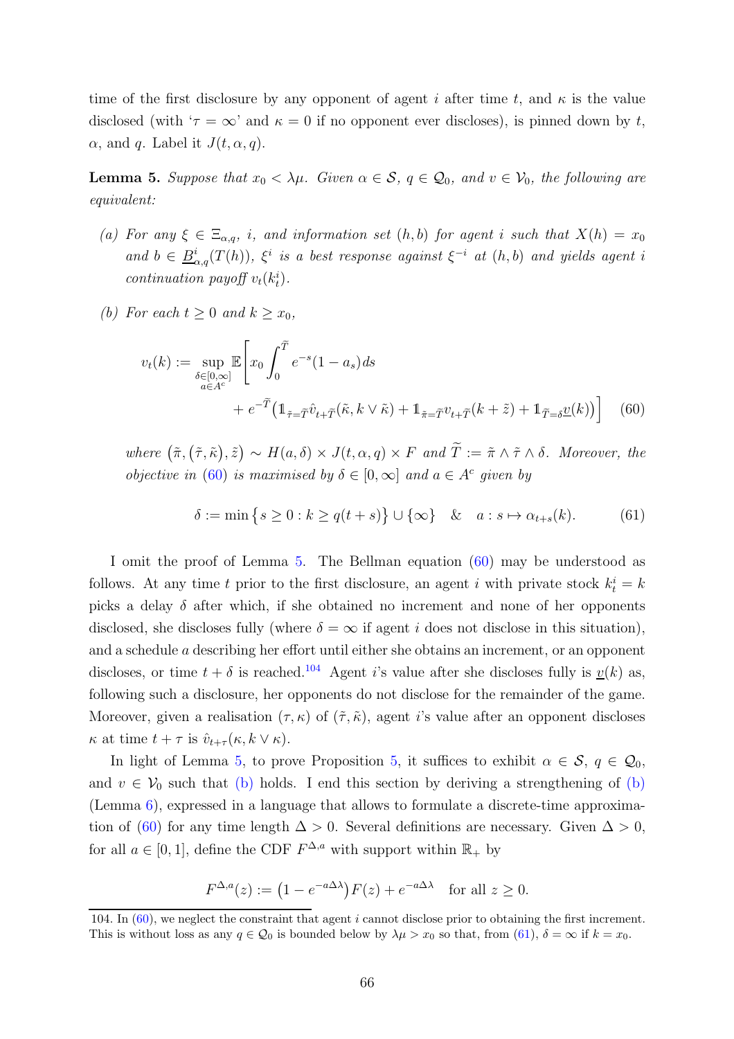time of the first disclosure by any opponent of agent $i$ after time $t$, and $\kappa$ is the value disclosed (with '$\tau = \infty$' and $\kappa = 0$ if no opponent ever discloses), is pinned down by $t$, $\alpha$, and $q$. Label it $J(t, \alpha, q)$.

**Lemma 5.** *Suppose that $x_0 < \lambda\mu$. Given $\alpha \in \mathcal{S}$, $q \in \mathcal{Q}_0$, and $v \in \mathcal{V}_0$, the following are equivalent:*

*(a) For any $\xi \in \Xi_{\alpha,q}$, $i$, and information set $(h, b)$ for agent $i$ such that $X(h) = x_0$ and $b \in \underline{B}^i_{\alpha,q}(T(h))$, $\xi^i$ is a best response against $\xi^{-i}$ at $(h, b)$ and yields agent $i$ continuation payoff $v_t(k^i_t)$.*

*(b) For each $t \geq 0$ and $k \geq x_0$,*

$$v_t(k) := \sup_{\substack{\delta \in [0,\infty] \\ a \in A^c}} \mathbb{E}\Bigg[ x_0 \int_0^{\widetilde{T}} e^{-s}(1 - a_s) ds + e^{-\widetilde{T}} \big( \mathbb{1}_{\tilde{\tau} = \widetilde{T}} \hat{v}_{t+\widetilde{T}}(\tilde{\kappa}, k \vee \tilde{\kappa}) + \mathbb{1}_{\tilde{\pi} = \widetilde{T}} v_{t+\widetilde{T}}(k + \tilde{z}) + \mathbb{1}_{\widetilde{T} = \delta} \underline{v}(k) \big) \Bigg] \quad (60)$$

*where $\big(\tilde{\pi}, (\tilde{\tau}, \tilde{\kappa}), \tilde{z}\big) \sim H(a, \delta) \times J(t, \alpha, q) \times F$ and $\widetilde{T} := \tilde{\pi} \wedge \tilde{\tau} \wedge \delta$. Moreover, the objective in (60) is maximised by $\delta \in [0, \infty]$ and $a \in A^c$ given by*

$$\delta := \min\big\{ s \geq 0 : k \geq q(t + s) \big\} \cup \{\infty\} \quad \& \quad a : s \mapsto \alpha_{t+s}(k). \quad (61)$$

I omit the proof of Lemma 5. The Bellman equation (60) may be understood as follows. At any time $t$ prior to the first disclosure, an agent $i$ with private stock $k^i_t = k$ picks a delay $\delta$ after which, if she obtained no increment and none of her opponents disclosed, she discloses fully (where $\delta = \infty$ if agent $i$ does not disclose in this situation), and a schedule $a$ describing her effort until either she obtains an increment, or an opponent discloses, or time $t + \delta$ is reached.[104] Agent $i$'s value after she discloses fully is $\underline{v}(k)$ as, following such a disclosure, her opponents do not disclose for the remainder of the game. Moreover, given a realisation $(\tau, \kappa)$ of $(\tilde{\tau}, \tilde{\kappa})$, agent $i$'s value after an opponent discloses $\kappa$ at time $t + \tau$ is $\hat{v}_{t+\tau}(\kappa, k \vee \kappa)$.

In light of Lemma 5, to prove Proposition 5, it suffices to exhibit $\alpha \in \mathcal{S}$, $q \in \mathcal{Q}_0$, and $v \in \mathcal{V}_0$ such that (b) holds. I end this section by deriving a strengthening of (b) (Lemma 6), expressed in a language that allows to formulate a discrete-time approximation of (60) for any time length $\Delta > 0$. Several definitions are necessary. Given $\Delta > 0$, for all $a \in [0, 1]$, define the CDF $F^{\Delta,a}$ with support within $\mathbb{R}_+$ by

$$F^{\Delta,a}(z) := \big(1 - e^{-a\Delta\lambda}\big) F(z) + e^{-a\Delta\lambda} \quad \text{for all } z \geq 0.$$

104. In (60), we neglect the constraint that agent $i$ cannot disclose prior to obtaining the first increment. This is without loss as any $q \in \mathcal{Q}_0$ is bounded below by $\lambda\mu > x_0$ so that, from (61), $\delta = \infty$ if $k = x_0$.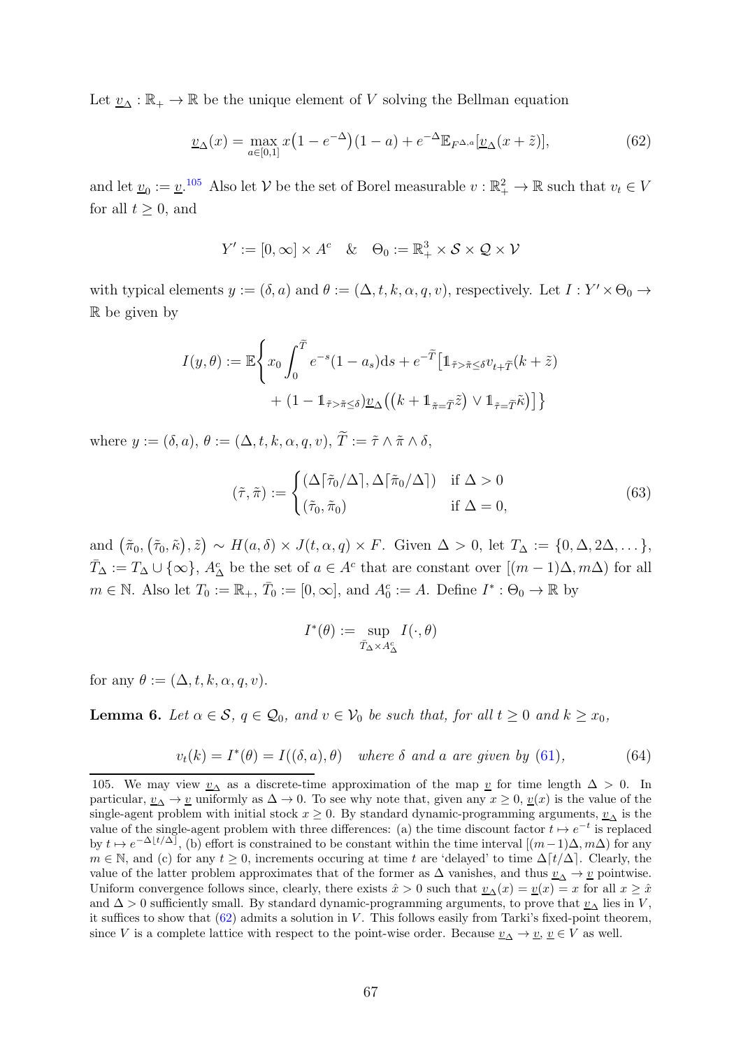Let $\underline{v}_\Delta : \mathbb{R}_+ \to \mathbb{R}$ be the unique element of $V$ solving the Bellman equation

$$\underline{v}_\Delta(x) = \max_{a\in[0,1]} x\big(1-e^{-\Delta}\big)(1-a) + e^{-\Delta}\mathbb{E}_{F^{\Delta,a}}[\underline{v}_\Delta(x+\tilde{z})], \tag{62}$$

and let $\underline{v}_0 := \underline{v}$.[105] Also let $\mathcal{V}$ be the set of Borel measurable $v : \mathbb{R}^2_+ \to \mathbb{R}$ such that $v_t \in V$ for all $t \geq 0$, and

$$Y' := [0,\infty] \times A^c \quad \& \quad \Theta_0 := \mathbb{R}^3_+ \times \mathcal{S} \times \mathcal{Q} \times \mathcal{V}$$

with typical elements $y := (\delta, a)$ and $\theta := (\Delta, t, k, \alpha, q, v)$, respectively. Let $I : Y' \times \Theta_0 \to \mathbb{R}$ be given by

$$I(y,\theta) := \mathbb{E}\Bigg\{ x_0 \int_0^{\widetilde{T}} e^{-s}(1-a_s)\mathrm{d}s + e^{-\widetilde{T}}\big[\mathbb{1}_{\tilde{\tau}>\tilde{\pi}\leq\delta} v_{t+\widetilde{T}}(k+\tilde{z}) \\ + (1-\mathbb{1}_{\tilde{\tau}>\tilde{\pi}\leq\delta})\underline{v}_\Delta\big(\big(k+\mathbb{1}_{\tilde{\pi}=\widetilde{T}}\tilde{z}\big) \vee \mathbb{1}_{\tilde{\tau}=\widetilde{T}}\tilde{\kappa}\big)\big]\Bigg\}$$

where $y := (\delta, a)$, $\theta := (\Delta, t, k, \alpha, q, v)$, $\widetilde{T} := \tilde{\tau} \wedge \tilde{\pi} \wedge \delta$,

$$(\tilde{\tau}, \tilde{\pi}) := \begin{cases} (\Delta\lceil\tilde{\tau}_0/\Delta\rceil, \Delta\lceil\tilde{\pi}_0/\Delta\rceil) & \text{if } \Delta > 0 \\ (\tilde{\tau}_0, \tilde{\pi}_0) & \text{if } \Delta = 0, \end{cases} \tag{63}$$

and $\big(\tilde{\pi}_0, \big(\tilde{\tau}_0, \tilde{\kappa}\big), \tilde{z}\big) \sim H(a,\delta) \times J(t,\alpha,q) \times F$. Given $\Delta > 0$, let $T_\Delta := \{0, \Delta, 2\Delta, \dots\}$, $\bar{T}_\Delta := T_\Delta \cup \{\infty\}$, $A^c_\Delta$ be the set of $a \in A^c$ that are constant over $[(m-1)\Delta, m\Delta)$ for all $m \in \mathbb{N}$. Also let $T_0 := \mathbb{R}_+$, $\bar{T}_0 := [0,\infty]$, and $A^c_0 := A$. Define $I^* : \Theta_0 \to \mathbb{R}$ by

$$I^*(\theta) := \sup_{\bar{T}_\Delta \times A^c_\Delta} I(\cdot, \theta)$$

for any $\theta := (\Delta, t, k, \alpha, q, v)$.

**Lemma 6.** *Let $\alpha \in \mathcal{S}$, $q \in \mathcal{Q}_0$, and $v \in \mathcal{V}_0$ be such that, for all $t \geq 0$ and $k \geq x_0$,*

$$v_t(k) = I^*(\theta) = I((\delta, a), \theta) \quad \textit{where } \delta \textit{ and } a \textit{ are given by } (61), \tag{64}$$

105. We may view $\underline{v}_\Delta$ as a discrete-time approximation of the map $\underline{v}$ for time length $\Delta > 0$. In particular, $\underline{v}_\Delta \to \underline{v}$ uniformly as $\Delta \to 0$. To see why note that, given any $x \geq 0$, $\underline{v}(x)$ is the value of the single-agent problem with initial stock $x \geq 0$. By standard dynamic-programming arguments, $\underline{v}_\Delta$ is the value of the single-agent problem with three differences: (a) the time discount factor $t \mapsto e^{-t}$ is replaced by $t \mapsto e^{-\Delta\lfloor t/\Delta\rfloor}$, (b) effort is constrained to be constant within the time interval $[(m-1)\Delta, m\Delta)$ for any $m \in \mathbb{N}$, and (c) for any $t \geq 0$, increments occuring at time $t$ are 'delayed' to time $\Delta\lceil t/\Delta\rceil$. Clearly, the value of the latter problem approximates that of the former as $\Delta$ vanishes, and thus $\underline{v}_\Delta \to \underline{v}$ pointwise. Uniform convergence follows since, clearly, there exists $\hat{x} > 0$ such that $\underline{v}_\Delta(x) = \underline{v}(x) = x$ for all $x \geq \hat{x}$ and $\Delta > 0$ sufficiently small. By standard dynamic-programming arguments, to prove that $\underline{v}_\Delta$ lies in $V$, it suffices to show that (62) admits a solution in $V$. This follows easily from Tarki's fixed-point theorem, since $V$ is a complete lattice with respect to the point-wise order. Because $\underline{v}_\Delta \to \underline{v}$, $\underline{v} \in V$ as well.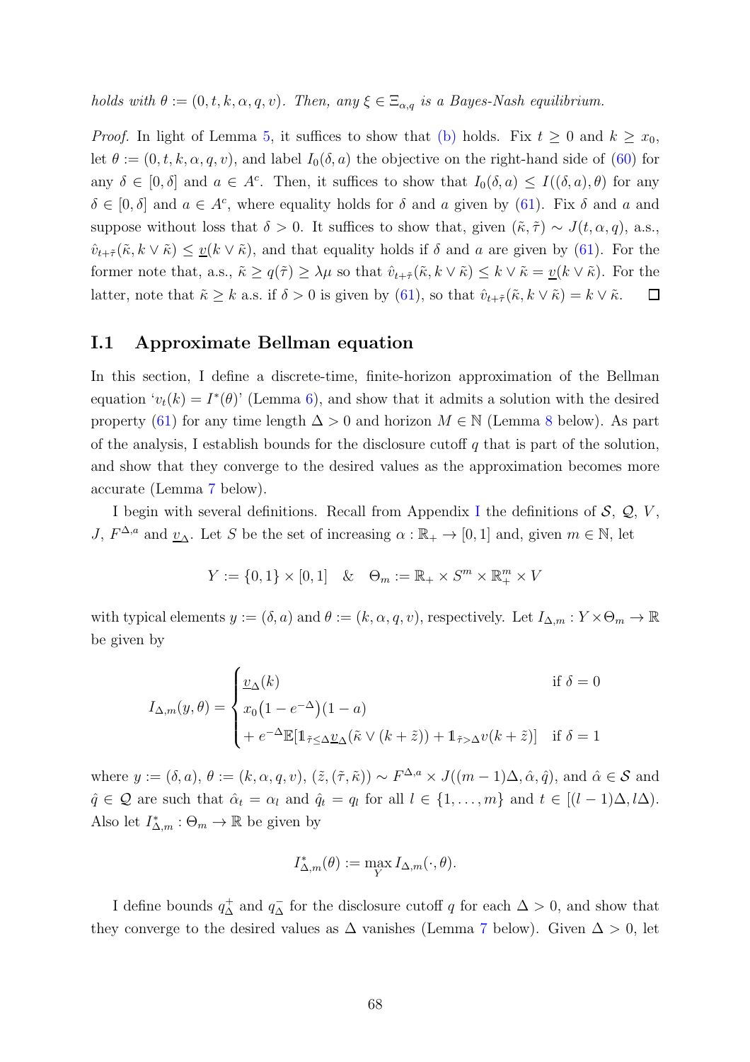*holds with $\theta := (0, t, k, \alpha, q, v)$. Then, any $\xi \in \Xi_{\alpha,q}$ is a Bayes-Nash equilibrium.*

*Proof.* In light of Lemma 5, it suffices to show that (b) holds. Fix $t \geq 0$ and $k \geq x_0$, let $\theta := (0, t, k, \alpha, q, v)$, and label $I_0(\delta, a)$ the objective on the right-hand side of (60) for any $\delta \in [0, \delta]$ and $a \in A^c$. Then, it suffices to show that $I_0(\delta, a) \leq I((\delta, a), \theta)$ for any $\delta \in [0, \delta]$ and $a \in A^c$, where equality holds for $\delta$ and $a$ given by (61). Fix $\delta$ and $a$ and suppose without loss that $\delta > 0$. It suffices to show that, given $(\tilde{\kappa}, \tilde{\tau}) \sim J(t, \alpha, q)$, a.s., $\hat{v}_{t+\tilde{\tau}}(\tilde{\kappa}, k \vee \tilde{\kappa}) \leq \underline{v}(k \vee \tilde{\kappa})$, and that equality holds if $\delta$ and $a$ are given by (61). For the former note that, a.s., $\tilde{\kappa} \geq q(\tilde{\tau}) \geq \lambda\mu$ so that $\hat{v}_{t+\tilde{\tau}}(\tilde{\kappa}, k \vee \tilde{\kappa}) \leq k \vee \tilde{\kappa} = \underline{v}(k \vee \tilde{\kappa})$. For the latter, note that $\tilde{\kappa} \geq k$ a.s. if $\delta > 0$ is given by (61), so that $\hat{v}_{t+\tilde{\tau}}(\tilde{\kappa}, k \vee \tilde{\kappa}) = k \vee \tilde{\kappa}$. $\square$

## I.1 Approximate Bellman equation

In this section, I define a discrete-time, finite-horizon approximation of the Bellman equation '$v_t(k) = I^*(\theta)$' (Lemma 6), and show that it admits a solution with the desired property (61) for any time length $\Delta > 0$ and horizon $M \in \mathbb{N}$ (Lemma 8 below). As part of the analysis, I establish bounds for the disclosure cutoff $q$ that is part of the solution, and show that they converge to the desired values as the approximation becomes more accurate (Lemma 7 below).

I begin with several definitions. Recall from Appendix I the definitions of $\mathcal{S}$, $\mathcal{Q}$, $V$, $J$, $F^{\Delta,a}$ and $\underline{v}_\Delta$. Let $S$ be the set of increasing $\alpha : \mathbb{R}_+ \to [0, 1]$ and, given $m \in \mathbb{N}$, let

$$Y := \{0, 1\} \times [0, 1] \quad \& \quad \Theta_m := \mathbb{R}_+ \times S^m \times \mathbb{R}^m_+ \times V$$

with typical elements $y := (\delta, a)$ and $\theta := (k, \alpha, q, v)$, respectively. Let $I_{\Delta,m} : Y \times \Theta_m \to \mathbb{R}$ be given by

$$I_{\Delta,m}(y, \theta) = \begin{cases} \underline{v}_\Delta(k) & \text{if } \delta = 0 \\ x_0\big(1 - e^{-\Delta}\big)(1 - a) & \\ + e^{-\Delta}\mathbb{E}[\mathbb{1}_{\tilde{\tau} \leq \Delta}\underline{v}_\Delta(\tilde{\kappa} \vee (k + \tilde{z})) + \mathbb{1}_{\tilde{\tau} > \Delta} v(k + \tilde{z})] & \text{if } \delta = 1 \end{cases}$$

where $y := (\delta, a)$, $\theta := (k, \alpha, q, v)$, $(\tilde{z}, (\tilde{\tau}, \tilde{\kappa})) \sim F^{\Delta,a} \times J((m-1)\Delta, \hat{\alpha}, \hat{q})$, and $\hat{\alpha} \in \mathcal{S}$ and $\hat{q} \in \mathcal{Q}$ are such that $\hat{\alpha}_t = \alpha_l$ and $\hat{q}_t = q_l$ for all $l \in \{1, \dots, m\}$ and $t \in [(l-1)\Delta, l\Delta)$. Also let $I^*_{\Delta,m} : \Theta_m \to \mathbb{R}$ be given by

$$I^*_{\Delta,m}(\theta) := \max_Y I_{\Delta,m}(\cdot, \theta).$$

I define bounds $q^+_\Delta$ and $q^-_\Delta$ for the disclosure cutoff $q$ for each $\Delta > 0$, and show that they converge to the desired values as $\Delta$ vanishes (Lemma 7 below). Given $\Delta > 0$, let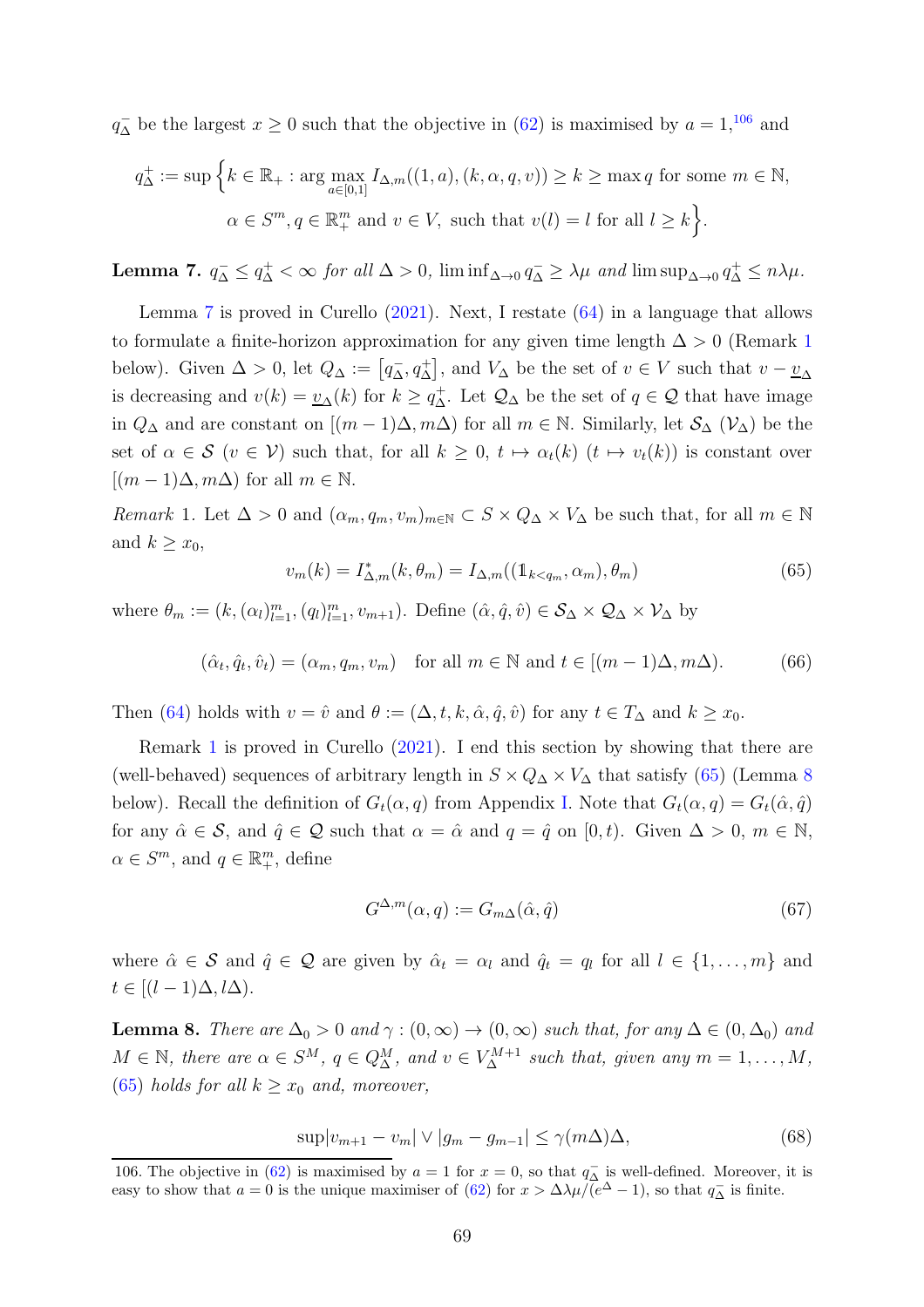$q_\Delta^-$ be the largest $x \geq 0$ such that the objective in (62) is maximised by $a = 1$,[106] and

$$q_\Delta^+ := \sup\Big\{k \in \mathbb{R}_+ : \arg\max_{a\in[0,1]} I_{\Delta,m}((1,a),(k,\alpha,q,v)) \geq k \geq \max q \text{ for some } m \in \mathbb{N},$$
$$\alpha \in S^m, q \in \mathbb{R}_+^m \text{ and } v \in V, \text{ such that } v(l) = l \text{ for all } l \geq k\Big\}.$$

**Lemma 7.** *$q_\Delta^- \leq q_\Delta^+ < \infty$ for all $\Delta > 0$, $\liminf_{\Delta\to 0} q_\Delta^- \geq \lambda\mu$ and $\limsup_{\Delta\to 0} q_\Delta^+ \leq n\lambda\mu$.*

Lemma 7 is proved in Curello (2021). Next, I restate (64) in a language that allows to formulate a finite-horizon approximation for any given time length $\Delta > 0$ (Remark 1 below). Given $\Delta > 0$, let $Q_\Delta := [q_\Delta^-, q_\Delta^+]$, and $V_\Delta$ be the set of $v \in V$ such that $v - \underline{v}_\Delta$ is decreasing and $v(k) = \underline{v}_\Delta(k)$ for $k \geq q_\Delta^+$. Let $\mathcal{Q}_\Delta$ be the set of $q \in \mathcal{Q}$ that have image in $Q_\Delta$ and are constant on $[(m-1)\Delta, m\Delta)$ for all $m \in \mathbb{N}$. Similarly, let $\mathcal{S}_\Delta$ ($\mathcal{V}_\Delta$) be the set of $\alpha \in \mathcal{S}$ ($v \in \mathcal{V}$) such that, for all $k \geq 0$, $t \mapsto \alpha_t(k)$ ($t \mapsto v_t(k)$) is constant over $[(m-1)\Delta, m\Delta)$ for all $m \in \mathbb{N}$.

*Remark* 1. Let $\Delta > 0$ and $(\alpha_m, q_m, v_m)_{m\in\mathbb{N}} \subset S \times Q_\Delta \times V_\Delta$ be such that, for all $m \in \mathbb{N}$ and $k \geq x_0$,

$$v_m(k) = I^*_{\Delta,m}(k, \theta_m) = I_{\Delta,m}((\mathbb{1}_{k<q_m}, \alpha_m), \theta_m) \tag{65}$$

where $\theta_m := (k, (\alpha_l)_{l=1}^m, (q_l)_{l=1}^m, v_{m+1})$. Define $(\hat\alpha, \hat q, \hat v) \in \mathcal{S}_\Delta \times \mathcal{Q}_\Delta \times \mathcal{V}_\Delta$ by

$$(\hat\alpha_t, \hat q_t, \hat v_t) = (\alpha_m, q_m, v_m) \quad \text{for all } m \in \mathbb{N} \text{ and } t \in [(m-1)\Delta, m\Delta). \tag{66}$$

Then (64) holds with $v = \hat v$ and $\theta := (\Delta, t, k, \hat\alpha, \hat q, \hat v)$ for any $t \in T_\Delta$ and $k \geq x_0$.

Remark 1 is proved in Curello (2021). I end this section by showing that there are (well-behaved) sequences of arbitrary length in $S \times Q_\Delta \times V_\Delta$ that satisfy (65) (Lemma 8 below). Recall the definition of $G_t(\alpha, q)$ from Appendix I. Note that $G_t(\alpha, q) = G_t(\hat\alpha, \hat q)$ for any $\hat\alpha \in \mathcal{S}$, and $\hat q \in \mathcal{Q}$ such that $\alpha = \hat\alpha$ and $q = \hat q$ on $[0, t)$. Given $\Delta > 0$, $m \in \mathbb{N}$, $\alpha \in S^m$, and $q \in \mathbb{R}_+^m$, define

$$G^{\Delta,m}(\alpha, q) := G_{m\Delta}(\hat\alpha, \hat q) \tag{67}$$

where $\hat\alpha \in \mathcal{S}$ and $\hat q \in \mathcal{Q}$ are given by $\hat\alpha_t = \alpha_l$ and $\hat q_t = q_l$ for all $l \in \{1, \dots, m\}$ and $t \in [(l-1)\Delta, l\Delta)$.

**Lemma 8.** *There are $\Delta_0 > 0$ and $\gamma : (0,\infty) \to (0,\infty)$ such that, for any $\Delta \in (0, \Delta_0)$ and $M \in \mathbb{N}$, there are $\alpha \in S^M$, $q \in Q_\Delta^M$, and $v \in V_\Delta^{M+1}$ such that, given any $m = 1, \dots, M$, (65) holds for all $k \geq x_0$ and, moreover,*

$$\sup|v_{m+1} - v_m| \vee |g_m - g_{m-1}| \leq \gamma(m\Delta)\Delta, \tag{68}$$

---

106. The objective in (62) is maximised by $a = 1$ for $x = 0$, so that $q_\Delta^-$ is well-defined. Moreover, it is easy to show that $a = 0$ is the unique maximiser of (62) for $x > \Delta\lambda\mu/(e^\Delta - 1)$, so that $q_\Delta^-$ is finite.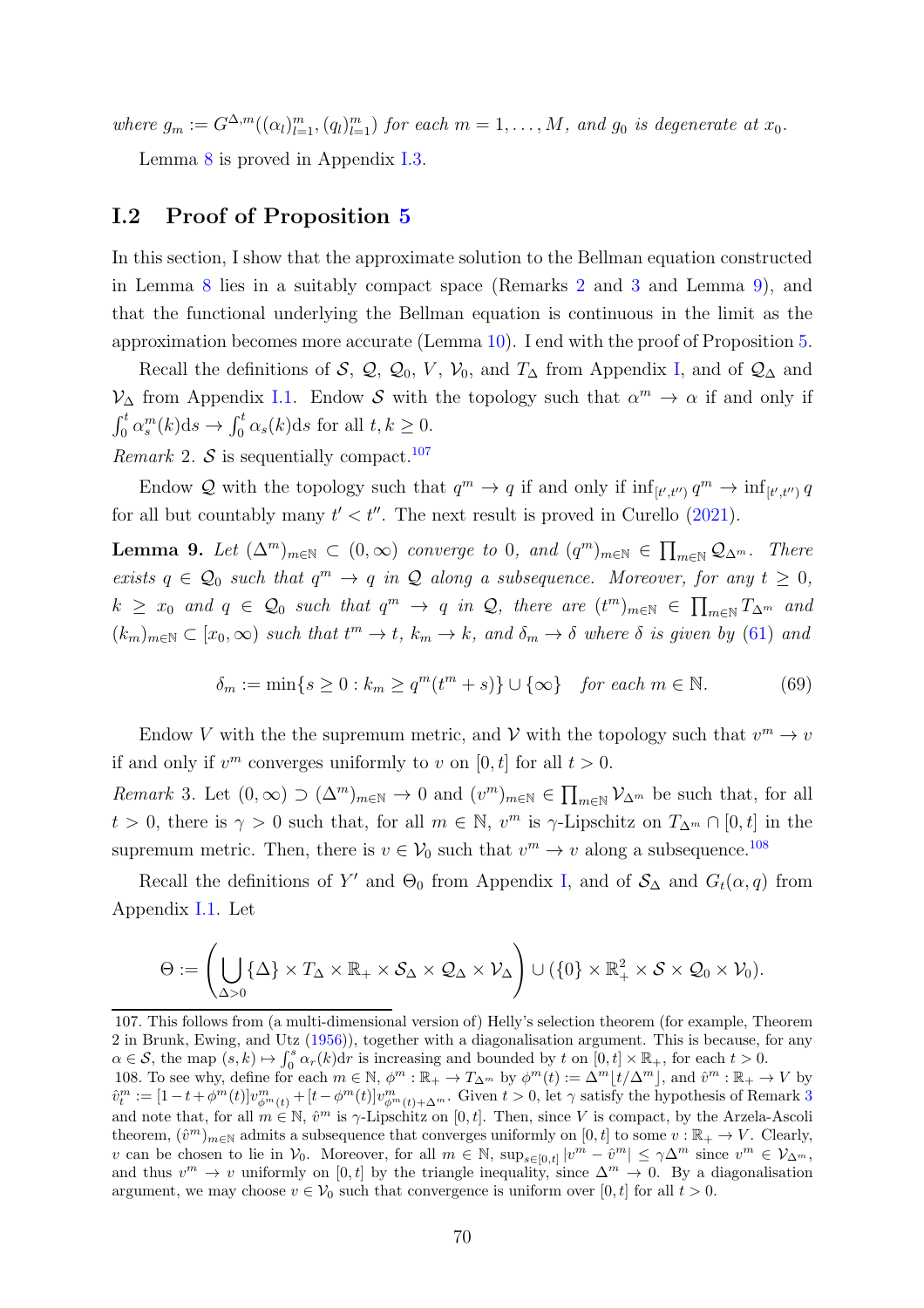*where* $g_m := G^{\Delta,m}((\alpha_l)_{l=1}^m, (q_l)_{l=1}^m)$ *for each* $m = 1, \dots, M$*, and* $g_0$ *is degenerate at* $x_0$*.*

Lemma 8 is proved in Appendix I.3.

## I.2 Proof of Proposition 5

In this section, I show that the approximate solution to the Bellman equation constructed in Lemma 8 lies in a suitably compact space (Remarks 2 and 3 and Lemma 9), and that the functional underlying the Bellman equation is continuous in the limit as the approximation becomes more accurate (Lemma 10). I end with the proof of Proposition 5.

Recall the definitions of $\mathcal{S}$, $\mathcal{Q}$, $\mathcal{Q}_0$, $V$, $\mathcal{V}_0$, and $T_\Delta$ from Appendix I, and of $\mathcal{Q}_\Delta$ and $\mathcal{V}_\Delta$ from Appendix I.1. Endow $\mathcal{S}$ with the topology such that $\alpha^m \to \alpha$ if and only if $\int_0^t \alpha_s^m(k)\mathrm{d}s \to \int_0^t \alpha_s(k)\mathrm{d}s$ for all $t, k \geq 0$.

*Remark* 2. $\mathcal{S}$ is sequentially compact.[107]

Endow $\mathcal{Q}$ with the topology such that $q^m \to q$ if and only if $\inf_{[t',t'')} q^m \to \inf_{[t',t'')} q$ for all but countably many $t' < t''$. The next result is proved in Curello (2021).

**Lemma 9.** *Let* $(\Delta^m)_{m\in\mathbb{N}} \subset (0,\infty)$ *converge to* 0*, and* $(q^m)_{m\in\mathbb{N}} \in \prod_{m\in\mathbb{N}} \mathcal{Q}_{\Delta^m}$*. There exists* $q \in \mathcal{Q}_0$ *such that* $q^m \to q$ *in* $\mathcal{Q}$ *along a subsequence. Moreover, for any* $t \geq 0$*,* $k \geq x_0$ *and* $q \in \mathcal{Q}_0$ *such that* $q^m \to q$ *in* $\mathcal{Q}$*, there are* $(t^m)_{m\in\mathbb{N}} \in \prod_{m\in\mathbb{N}} T_{\Delta^m}$ *and* $(k_m)_{m\in\mathbb{N}} \subset [x_0, \infty)$ *such that* $t^m \to t$*,* $k_m \to k$*, and* $\delta_m \to \delta$ *where* $\delta$ *is given by* (61) *and*

$$\delta_m := \min\{s \geq 0 : k_m \geq q^m(t^m + s)\} \cup \{\infty\} \quad \text{for each } m \in \mathbb{N}. \tag{69}$$

Endow $V$ with the the supremum metric, and $\mathcal{V}$ with the topology such that $v^m \to v$ if and only if $v^m$ converges uniformly to $v$ on $[0,t]$ for all $t > 0$.

*Remark* 3. Let $(0,\infty) \supset (\Delta^m)_{m\in\mathbb{N}} \to 0$ and $(v^m)_{m\in\mathbb{N}} \in \prod_{m\in\mathbb{N}} \mathcal{V}_{\Delta^m}$ be such that, for all $t > 0$, there is $\gamma > 0$ such that, for all $m \in \mathbb{N}$, $v^m$ is $\gamma$-Lipschitz on $T_{\Delta^m} \cap [0,t]$ in the supremum metric. Then, there is $v \in \mathcal{V}_0$ such that $v^m \to v$ along a subsequence.[108]

Recall the definitions of $Y'$ and $\Theta_0$ from Appendix I, and of $\mathcal{S}_\Delta$ and $G_t(\alpha, q)$ from Appendix I.1. Let

$$\Theta := \left( \bigcup_{\Delta>0} \{\Delta\} \times T_\Delta \times \mathbb{R}_+ \times \mathcal{S}_\Delta \times \mathcal{Q}_\Delta \times \mathcal{V}_\Delta \right) \cup (\{0\} \times \mathbb{R}_+^2 \times \mathcal{S} \times \mathcal{Q}_0 \times \mathcal{V}_0).$$

---

107. This follows from (a multi-dimensional version of) Helly's selection theorem (for example, Theorem 2 in Brunk, Ewing, and Utz (1956)), together with a diagonalisation argument. This is because, for any $\alpha \in \mathcal{S}$, the map $(s,k) \mapsto \int_0^s \alpha_r(k)\mathrm{d}r$ is increasing and bounded by $t$ on $[0,t] \times \mathbb{R}_+$, for each $t > 0$.

108. To see why, define for each $m \in \mathbb{N}$, $\phi^m : \mathbb{R}_+ \to T_{\Delta^m}$ by $\phi^m(t) := \Delta^m \lfloor t/\Delta^m \rfloor$, and $\hat{v}^m : \mathbb{R}_+ \to V$ by $\hat{v}_t^m := [1 - t + \phi^m(t)]v^m_{\phi^m(t)} + [t - \phi^m(t)]v^m_{\phi^m(t)+\Delta^m}$. Given $t > 0$, let $\gamma$ satisfy the hypothesis of Remark 3 and note that, for all $m \in \mathbb{N}$, $\hat{v}^m$ is $\gamma$-Lipschitz on $[0,t]$. Then, since $V$ is compact, by the Arzela-Ascoli theorem, $(\hat{v}^m)_{m\in\mathbb{N}}$ admits a subsequence that converges uniformly on $[0,t]$ to some $v : \mathbb{R}_+ \to V$. Clearly, $v$ can be chosen to lie in $\mathcal{V}_0$. Moreover, for all $m \in \mathbb{N}$, $\sup_{s\in[0,t]} |v^m - \hat{v}^m| \leq \gamma\Delta^m$ since $v^m \in \mathcal{V}_{\Delta^m}$, and thus $v^m \to v$ uniformly on $[0,t]$ by the triangle inequality, since $\Delta^m \to 0$. By a diagonalisation argument, we may choose $v \in \mathcal{V}_0$ such that convergence is uniform over $[0,t]$ for all $t > 0$.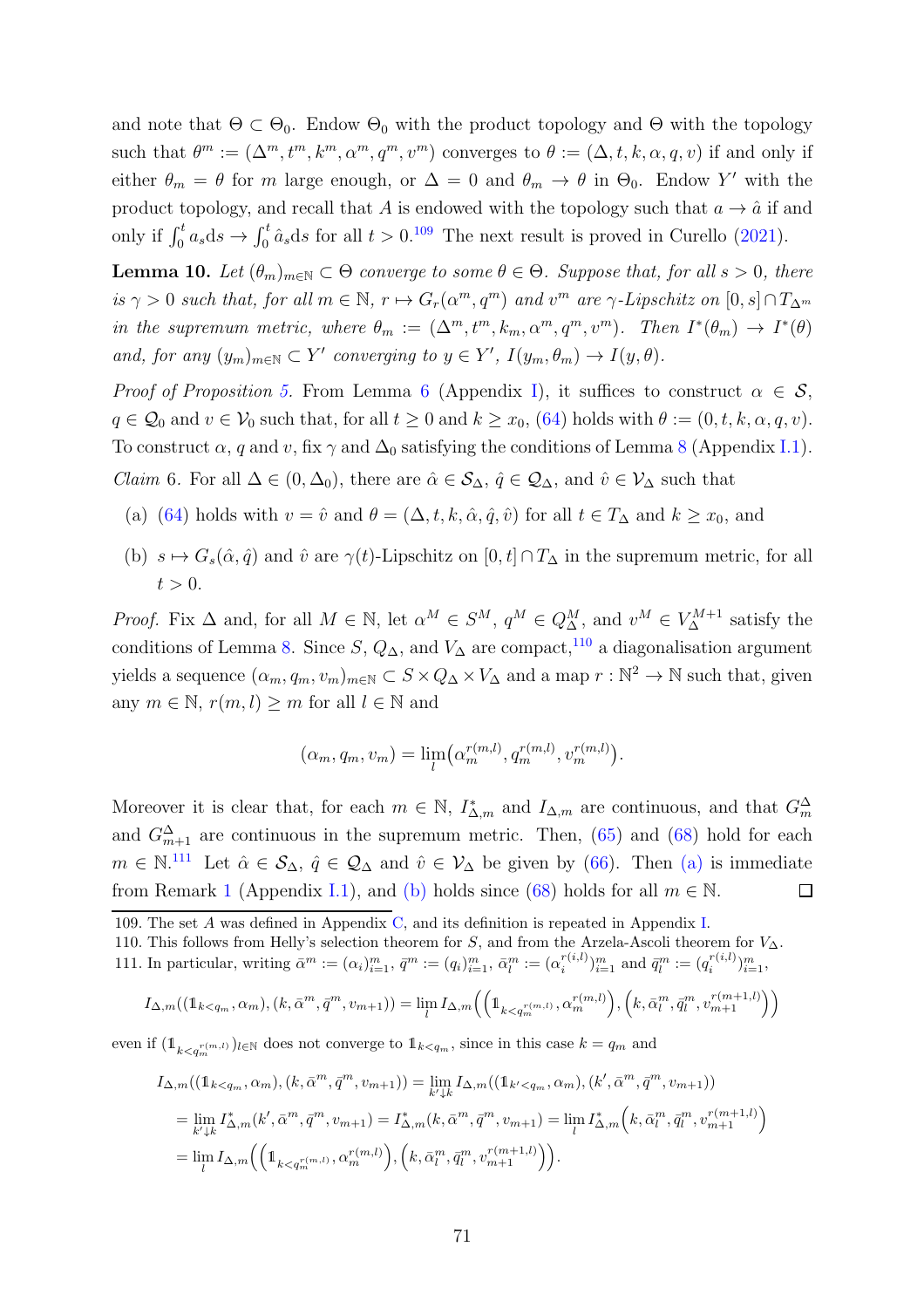and note that $\Theta \subset \Theta_0$. Endow $\Theta_0$ with the product topology and $\Theta$ with the topology such that $\theta^m := (\Delta^m, t^m, k^m, \alpha^m, q^m, v^m)$ converges to $\theta := (\Delta, t, k, \alpha, q, v)$ if and only if either $\theta_m = \theta$ for $m$ large enough, or $\Delta = 0$ and $\theta_m \to \theta$ in $\Theta_0$. Endow $Y'$ with the product topology, and recall that $A$ is endowed with the topology such that $a \to \hat{a}$ if and only if $\int_0^t a_s \mathrm{d}s \to \int_0^t \hat{a}_s \mathrm{d}s$ for all $t > 0$.[109] The next result is proved in Curello (2021).

**Lemma 10.** *Let $(\theta_m)_{m\in\mathbb{N}} \subset \Theta$ converge to some $\theta \in \Theta$. Suppose that, for all $s > 0$, there is $\gamma > 0$ such that, for all $m \in \mathbb{N}$, $r \mapsto G_r(\alpha^m, q^m)$ and $v^m$ are $\gamma$-Lipschitz on $[0, s] \cap T_{\Delta^m}$ in the supremum metric, where $\theta_m := (\Delta^m, t^m, k_m, \alpha^m, q^m, v^m)$. Then $I^*(\theta_m) \to I^*(\theta)$ and, for any $(y_m)_{m\in\mathbb{N}} \subset Y'$ converging to $y \in Y'$, $I(y_m, \theta_m) \to I(y, \theta)$.*

*Proof of Proposition 5.* From Lemma 6 (Appendix I), it suffices to construct $\alpha \in \mathcal{S}$, $q \in \mathcal{Q}_0$ and $v \in \mathcal{V}_0$ such that, for all $t \geq 0$ and $k \geq x_0$, (64) holds with $\theta := (0, t, k, \alpha, q, v)$. To construct $\alpha$, $q$ and $v$, fix $\gamma$ and $\Delta_0$ satisfying the conditions of Lemma 8 (Appendix I.1).

*Claim* 6. For all $\Delta \in (0, \Delta_0)$, there are $\hat{\alpha} \in \mathcal{S}_\Delta$, $\hat{q} \in \mathcal{Q}_\Delta$, and $\hat{v} \in \mathcal{V}_\Delta$ such that

(a) (64) holds with $v = \hat{v}$ and $\theta = (\Delta, t, k, \hat{\alpha}, \hat{q}, \hat{v})$ for all $t \in T_\Delta$ and $k \geq x_0$, and

(b) $s \mapsto G_s(\hat{\alpha}, \hat{q})$ and $\hat{v}$ are $\gamma(t)$-Lipschitz on $[0, t] \cap T_\Delta$ in the supremum metric, for all $t > 0$.

*Proof.* Fix $\Delta$ and, for all $M \in \mathbb{N}$, let $\alpha^M \in S^M$, $q^M \in Q_\Delta^M$, and $v^M \in V_\Delta^{M+1}$ satisfy the conditions of Lemma 8. Since $S$, $Q_\Delta$, and $V_\Delta$ are compact,[110] a diagonalisation argument yields a sequence $(\alpha_m, q_m, v_m)_{m\in\mathbb{N}} \subset S \times Q_\Delta \times V_\Delta$ and a map $r : \mathbb{N}^2 \to \mathbb{N}$ such that, given any $m \in \mathbb{N}$, $r(m, l) \geq m$ for all $l \in \mathbb{N}$ and

$$(\alpha_m, q_m, v_m) = \lim_l \big(\alpha_m^{r(m,l)}, q_m^{r(m,l)}, v_m^{r(m,l)}\big).$$

Moreover it is clear that, for each $m \in \mathbb{N}$, $I^*_{\Delta,m}$ and $I_{\Delta,m}$ are continuous, and that $G_m^\Delta$ and $G_{m+1}^\Delta$ are continuous in the supremum metric. Then, (65) and (68) hold for each $m \in \mathbb{N}$.[111] Let $\hat{\alpha} \in \mathcal{S}_\Delta$, $\hat{q} \in \mathcal{Q}_\Delta$ and $\hat{v} \in \mathcal{V}_\Delta$ be given by (66). Then (a) is immediate from Remark 1 (Appendix I.1), and (b) holds since (68) holds for all $m \in \mathbb{N}$. ☐

---

109. The set $A$ was defined in Appendix C, and its definition is repeated in Appendix I.

110. This follows from Helly's selection theorem for $S$, and from the Arzela-Ascoli theorem for $V_\Delta$.

111. In particular, writing $\bar{\alpha}^m := (\alpha_i)_{i=1}^m$, $\bar{q}^m := (q_i)_{i=1}^m$, $\bar{\alpha}_l^m := (\alpha_i^{r(i,l)})_{i=1}^m$ and $\bar{q}_l^m := (q_i^{r(i,l)})_{i=1}^m$,

$$I_{\Delta,m}((\mathbb{1}_{k<q_m}, \alpha_m), (k, \bar{\alpha}^m, \bar{q}^m, v_{m+1})) = \lim_l I_{\Delta,m}\Big(\Big(\mathbb{1}_{k<q_m^{r(m,l)}}, \alpha_m^{r(m,l)}\Big), \Big(k, \bar{\alpha}_l^m, \bar{q}_l^m, v_{m+1}^{r(m+1,l)}\Big)\Big)$$

even if $(\mathbb{1}_{k<q_m^{r(m,l)}})_{l\in\mathbb{N}}$ does not converge to $\mathbb{1}_{k<q_m}$, since in this case $k = q_m$ and

$$\begin{aligned}
I_{\Delta,m}((\mathbb{1}_{k<q_m}, \alpha_m), (k, \bar{\alpha}^m, \bar{q}^m, v_{m+1})) &= \lim_{k'\downarrow k} I_{\Delta,m}((\mathbb{1}_{k'<q_m}, \alpha_m), (k', \bar{\alpha}^m, \bar{q}^m, v_{m+1})) \\
&= \lim_{k'\downarrow k} I^*_{\Delta,m}(k', \bar{\alpha}^m, \bar{q}^m, v_{m+1}) = I^*_{\Delta,m}(k, \bar{\alpha}^m, \bar{q}^m, v_{m+1}) = \lim_l I^*_{\Delta,m}\Big(k, \bar{\alpha}_l^m, \bar{q}_l^m, v_{m+1}^{r(m+1,l)}\Big) \\
&= \lim_l I_{\Delta,m}\Big(\Big(\mathbb{1}_{k<q_m^{r(m,l)}}, \alpha_m^{r(m,l)}\Big), \Big(k, \bar{\alpha}_l^m, \bar{q}_l^m, v_{m+1}^{r(m+1,l)}\Big)\Big).
\end{aligned}$$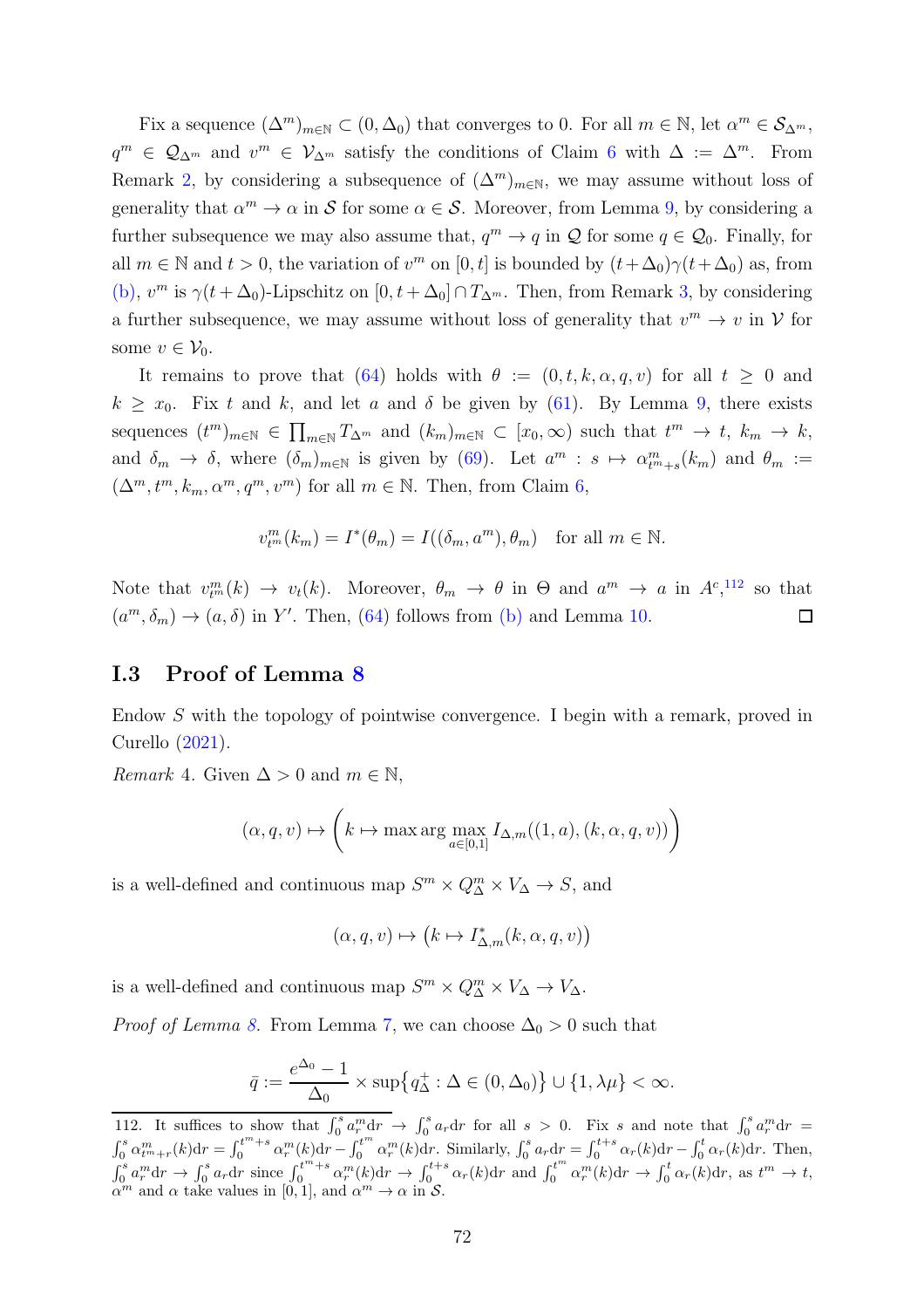Fix a sequence $(\Delta^m)_{m\in\mathbb{N}} \subset (0,\Delta_0)$ that converges to 0. For all $m \in \mathbb{N}$, let $\alpha^m \in \mathcal{S}_{\Delta^m}$, $q^m \in \mathcal{Q}_{\Delta^m}$ and $v^m \in \mathcal{V}_{\Delta^m}$ satisfy the conditions of Claim 6 with $\Delta := \Delta^m$. From Remark 2, by considering a subsequence of $(\Delta^m)_{m\in\mathbb{N}}$, we may assume without loss of generality that $\alpha^m \to \alpha$ in $\mathcal{S}$ for some $\alpha \in \mathcal{S}$. Moreover, from Lemma 9, by considering a further subsequence we may also assume that, $q^m \to q$ in $\mathcal{Q}$ for some $q \in \mathcal{Q}_0$. Finally, for all $m \in \mathbb{N}$ and $t > 0$, the variation of $v^m$ on $[0,t]$ is bounded by $(t+\Delta_0)\gamma(t+\Delta_0)$ as, from (b), $v^m$ is $\gamma(t+\Delta_0)$-Lipschitz on $[0,t+\Delta_0]\cap T_{\Delta^m}$. Then, from Remark 3, by considering a further subsequence, we may assume without loss of generality that $v^m \to v$ in $\mathcal{V}$ for some $v \in \mathcal{V}_0$.

It remains to prove that (64) holds with $\theta := (0,t,k,\alpha,q,v)$ for all $t \geq 0$ and $k \geq x_0$. Fix $t$ and $k$, and let $a$ and $\delta$ be given by (61). By Lemma 9, there exists sequences $(t^m)_{m\in\mathbb{N}} \in \prod_{m\in\mathbb{N}} T_{\Delta^m}$ and $(k_m)_{m\in\mathbb{N}} \subset [x_0,\infty)$ such that $t^m \to t$, $k_m \to k$, and $\delta_m \to \delta$, where $(\delta_m)_{m\in\mathbb{N}}$ is given by (69). Let $a^m : s \mapsto \alpha^m_{t^m+s}(k_m)$ and $\theta_m := (\Delta^m, t^m, k_m, \alpha^m, q^m, v^m)$ for all $m \in \mathbb{N}$. Then, from Claim 6,

$$v^m_{t^m}(k_m) = I^*(\theta_m) = I((\delta_m, a^m), \theta_m) \quad \text{for all } m \in \mathbb{N}.$$

Note that $v^m_{t^m}(k) \to v_t(k)$. Moreover, $\theta_m \to \theta$ in $\Theta$ and $a^m \to a$ in $A^c$,[112] so that $(a^m,\delta_m) \to (a,\delta)$ in $Y'$. Then, (64) follows from (b) and Lemma 10. ◻

## I.3 Proof of Lemma 8

Endow $S$ with the topology of pointwise convergence. I begin with a remark, proved in Curello (2021).

*Remark* 4. Given $\Delta > 0$ and $m \in \mathbb{N}$,

$$(\alpha,q,v) \mapsto \left(k \mapsto \max \arg\max_{a\in[0,1]} I_{\Delta,m}((1,a),(k,\alpha,q,v))\right)$$

is a well-defined and continuous map $S^m \times Q^m_\Delta \times V_\Delta \to S$, and

$$(\alpha,q,v) \mapsto \left(k \mapsto I^*_{\Delta,m}(k,\alpha,q,v)\right)$$

is a well-defined and continuous map $S^m \times Q^m_\Delta \times V_\Delta \to V_\Delta$.

*Proof of Lemma 8.* From Lemma 7, we can choose $\Delta_0 > 0$ such that

$$\bar{q} := \frac{e^{\Delta_0}-1}{\Delta_0} \times \sup\{q^+_\Delta : \Delta \in (0,\Delta_0)\} \cup \{1,\lambda\mu\} < \infty.$$

112. It suffices to show that $\int_0^s a^m_r \mathrm{d}r \to \int_0^s a_r \mathrm{d}r$ for all $s > 0$. Fix $s$ and note that $\int_0^s a^m_r \mathrm{d}r = \int_0^s \alpha^m_{t^m+r}(k)\mathrm{d}r = \int_0^{t^m+s} \alpha^m_r(k)\mathrm{d}r - \int_0^{t^m} \alpha^m_r(k)\mathrm{d}r$. Similarly, $\int_0^s a_r \mathrm{d}r = \int_0^{t+s} \alpha_r(k)\mathrm{d}r - \int_0^t \alpha_r(k)\mathrm{d}r$. Then, $\int_0^s a^m_r \mathrm{d}r \to \int_0^s a_r \mathrm{d}r$ since $\int_0^{t^m+s} \alpha^m_r(k)\mathrm{d}r \to \int_0^{t+s} \alpha_r(k)\mathrm{d}r$ and $\int_0^{t^m} \alpha^m_r(k)\mathrm{d}r \to \int_0^t \alpha_r(k)\mathrm{d}r$, as $t^m \to t$, $\alpha^m$ and $\alpha$ take values in $[0,1]$, and $\alpha^m \to \alpha$ in $\mathcal{S}$.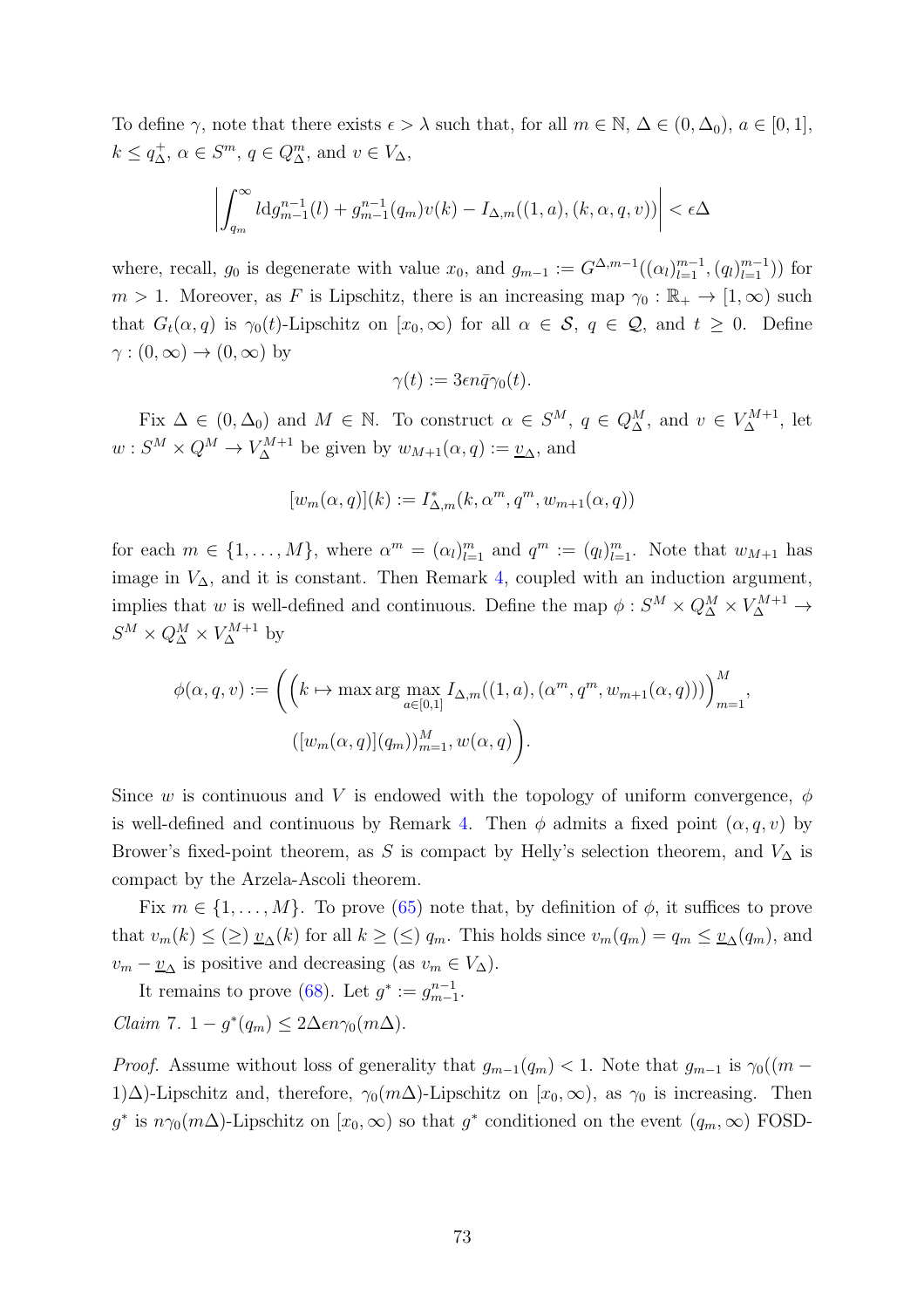To define $\gamma$, note that there exists $\epsilon > \lambda$ such that, for all $m \in \mathbb{N}$, $\Delta \in (0, \Delta_0)$, $a \in [0,1]$, $k \leq q^+_\Delta$, $\alpha \in S^m$, $q \in Q^m_\Delta$, and $v \in V_\Delta$,

$$\left| \int_{q_m}^{\infty} l \mathrm{d} g^{n-1}_{m-1}(l) + g^{n-1}_{m-1}(q_m) v(k) - I_{\Delta,m}((1,a),(k,\alpha,q,v)) \right| < \epsilon\Delta$$

where, recall, $g_0$ is degenerate with value $x_0$, and $g_{m-1} := G^{\Delta,m-1}((\alpha_l)_{l=1}^{m-1}, (q_l)_{l=1}^{m-1})$ for $m > 1$. Moreover, as $F$ is Lipschitz, there is an increasing map $\gamma_0 : \mathbb{R}_+ \to [1, \infty)$ such that $G_t(\alpha, q)$ is $\gamma_0(t)$-Lipschitz on $[x_0, \infty)$ for all $\alpha \in \mathcal{S}$, $q \in \mathcal{Q}$, and $t \geq 0$. Define $\gamma : (0,\infty) \to (0,\infty)$ by

$$\gamma(t) := 3\epsilon n \bar{q} \gamma_0(t).$$

Fix $\Delta \in (0, \Delta_0)$ and $M \in \mathbb{N}$. To construct $\alpha \in S^M$, $q \in Q^M_\Delta$, and $v \in V^{M+1}_\Delta$, let $w : S^M \times Q^M \to V^{M+1}_\Delta$ be given by $w_{M+1}(\alpha, q) := \underline{v}_\Delta$, and

$$[w_m(\alpha,q)](k) := I^*_{\Delta,m}(k, \alpha^m, q^m, w_{m+1}(\alpha,q))$$

for each $m \in \{1,\dots,M\}$, where $\alpha^m = (\alpha_l)_{l=1}^m$ and $q^m := (q_l)_{l=1}^m$. Note that $w_{M+1}$ has image in $V_\Delta$, and it is constant. Then Remark 4, coupled with an induction argument, implies that $w$ is well-defined and continuous. Define the map $\phi : S^M \times Q^M_\Delta \times V^{M+1}_\Delta \to S^M \times Q^M_\Delta \times V^{M+1}_\Delta$ by

$$\phi(\alpha,q,v) := \Bigg( \left( k \mapsto \max \arg\max_{a\in[0,1]} I_{\Delta,m}((1,a),(\alpha^m, q^m, w_{m+1}(\alpha,q))) \right)_{m=1}^M, \\ ([w_m(\alpha,q)](q_m))_{m=1}^M, w(\alpha,q) \Bigg).$$

Since $w$ is continuous and $V$ is endowed with the topology of uniform convergence, $\phi$ is well-defined and continuous by Remark 4. Then $\phi$ admits a fixed point $(\alpha,q,v)$ by Brower's fixed-point theorem, as $S$ is compact by Helly's selection theorem, and $V_\Delta$ is compact by the Arzela-Ascoli theorem.

Fix $m \in \{1,\dots,M\}$. To prove (65) note that, by definition of $\phi$, it suffices to prove that $v_m(k) \leq (\geq)\ \underline{v}_\Delta(k)$ for all $k \geq (\leq)\ q_m$. This holds since $v_m(q_m) = q_m \leq \underline{v}_\Delta(q_m)$, and $v_m - \underline{v}_\Delta$ is positive and decreasing (as $v_m \in V_\Delta$).

It remains to prove (68). Let $g^* := g^{n-1}_{m-1}$.

*Claim 7.* $1 - g^*(q_m) \leq 2\Delta\epsilon n \gamma_0(m\Delta)$.

*Proof.* Assume without loss of generality that $g_{m-1}(q_m) < 1$. Note that $g_{m-1}$ is $\gamma_0((m-1)\Delta)$-Lipschitz and, therefore, $\gamma_0(m\Delta)$-Lipschitz on $[x_0,\infty)$, as $\gamma_0$ is increasing. Then $g^*$ is $n\gamma_0(m\Delta)$-Lipschitz on $[x_0,\infty)$ so that $g^*$ conditioned on the event $(q_m,\infty)$ FOSD-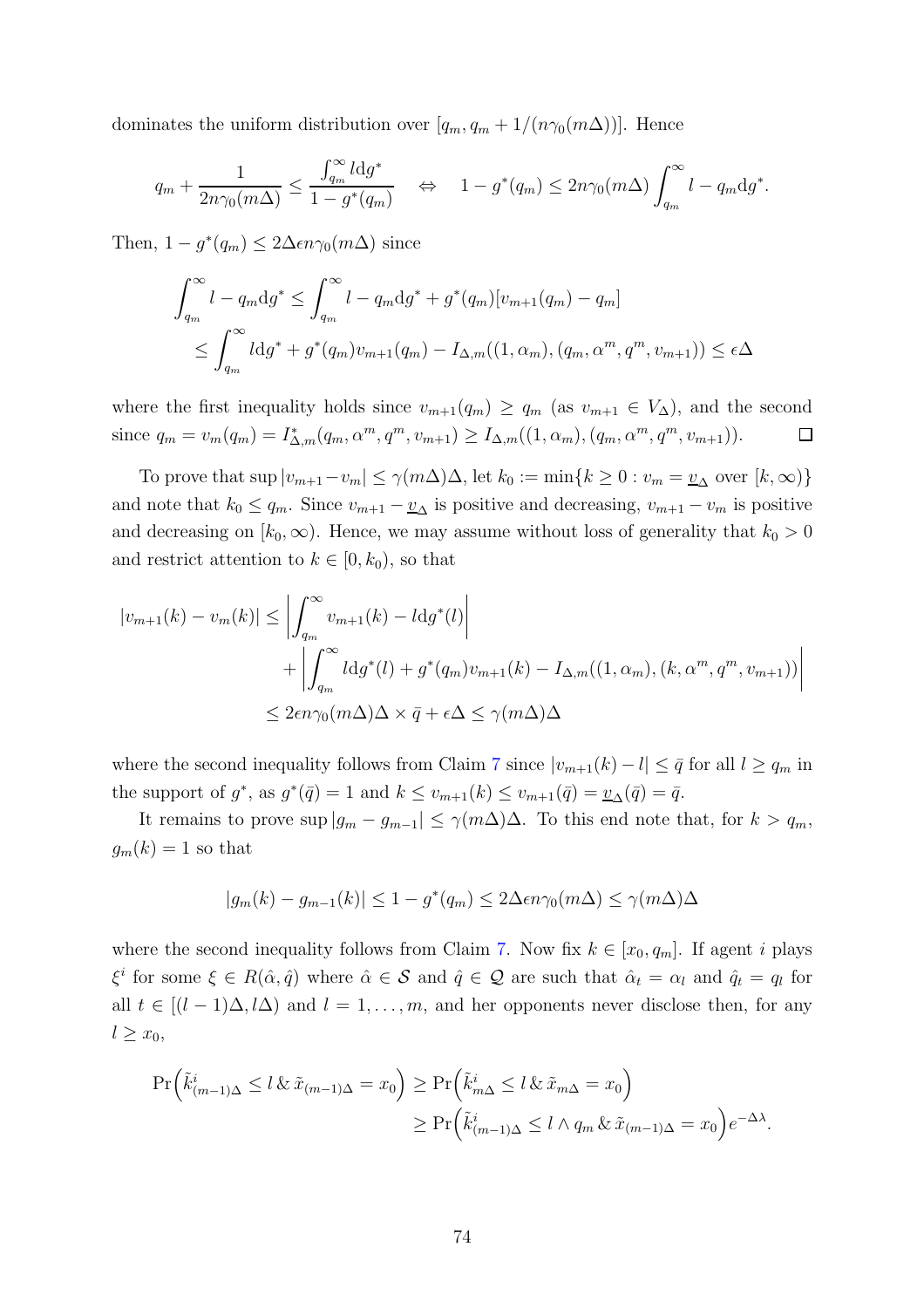dominates the uniform distribution over $[q_m, q_m + 1/(n\gamma_0(m\Delta))]$. Hence

$$q_m + \frac{1}{2n\gamma_0(m\Delta)} \leq \frac{\int_{q_m}^{\infty} l \mathrm{d}g^*}{1 - g^*(q_m)} \quad \Leftrightarrow \quad 1 - g^*(q_m) \leq 2n\gamma_0(m\Delta) \int_{q_m}^{\infty} l - q_m \mathrm{d}g^*.$$

Then, $1 - g^*(q_m) \leq 2\Delta\epsilon n\gamma_0(m\Delta)$ since

$$\begin{aligned}
\int_{q_m}^{\infty} l - q_m \mathrm{d}g^* &\leq \int_{q_m}^{\infty} l - q_m \mathrm{d}g^* + g^*(q_m)[v_{m+1}(q_m) - q_m] \\
&\leq \int_{q_m}^{\infty} l \mathrm{d}g^* + g^*(q_m)v_{m+1}(q_m) - I_{\Delta,m}((1,\alpha_m),(q_m,\alpha^m,q^m,v_{m+1})) \leq \epsilon\Delta
\end{aligned}$$

where the first inequality holds since $v_{m+1}(q_m) \geq q_m$ (as $v_{m+1} \in V_\Delta$), and the second since $q_m = v_m(q_m) = I^*_{\Delta,m}(q_m,\alpha^m,q^m,v_{m+1}) \geq I_{\Delta,m}((1,\alpha_m),(q_m,\alpha^m,q^m,v_{m+1}))$. $\square$

To prove that $\sup |v_{m+1} - v_m| \leq \gamma(m\Delta)\Delta$, let $k_0 := \min\{k \geq 0 : v_m = \underline{v}_\Delta \text{ over } [k,\infty)\}$ and note that $k_0 \leq q_m$. Since $v_{m+1} - \underline{v}_\Delta$ is positive and decreasing, $v_{m+1} - v_m$ is positive and decreasing on $[k_0,\infty)$. Hence, we may assume without loss of generality that $k_0 > 0$ and restrict attention to $k \in [0, k_0)$, so that

$$\begin{aligned}
|v_{m+1}(k) - v_m(k)| &\leq \left| \int_{q_m}^{\infty} v_{m+1}(k) - l \mathrm{d}g^*(l) \right| \\
&\quad + \left| \int_{q_m}^{\infty} l \mathrm{d}g^*(l) + g^*(q_m)v_{m+1}(k) - I_{\Delta,m}((1,\alpha_m),(k,\alpha^m,q^m,v_{m+1})) \right| \\
&\leq 2\epsilon n\gamma_0(m\Delta)\Delta \times \bar{q} + \epsilon\Delta \leq \gamma(m\Delta)\Delta
\end{aligned}$$

where the second inequality follows from Claim 7 since $|v_{m+1}(k) - l| \leq \bar{q}$ for all $l \geq q_m$ in the support of $g^*$, as $g^*(\bar{q}) = 1$ and $k \leq v_{m+1}(k) \leq v_{m+1}(\bar{q}) = \underline{v}_\Delta(\bar{q}) = \bar{q}$.

It remains to prove $\sup |g_m - g_{m-1}| \leq \gamma(m\Delta)\Delta$. To this end note that, for $k > q_m$, $g_m(k) = 1$ so that

$$|g_m(k) - g_{m-1}(k)| \leq 1 - g^*(q_m) \leq 2\Delta\epsilon n\gamma_0(m\Delta) \leq \gamma(m\Delta)\Delta$$

where the second inequality follows from Claim 7. Now fix $k \in [x_0, q_m]$. If agent $i$ plays $\xi^i$ for some $\xi \in R(\hat{\alpha},\hat{q})$ where $\hat{\alpha} \in \mathcal{S}$ and $\hat{q} \in \mathcal{Q}$ are such that $\hat{\alpha}_t = \alpha_l$ and $\hat{q}_t = q_l$ for all $t \in [(l-1)\Delta, l\Delta)$ and $l = 1,\ldots,m$, and her opponents never disclose then, for any $l \geq x_0$,

$$\begin{aligned}
\Pr\Big(\tilde{k}^i_{(m-1)\Delta} \leq l \,\&\, \tilde{x}_{(m-1)\Delta} = x_0\Big) &\geq \Pr\Big(\tilde{k}^i_{m\Delta} \leq l \,\&\, \tilde{x}_{m\Delta} = x_0\Big) \\
&\geq \Pr\Big(\tilde{k}^i_{(m-1)\Delta} \leq l \wedge q_m \,\&\, \tilde{x}_{(m-1)\Delta} = x_0\Big) e^{-\Delta\lambda}.
\end{aligned}$$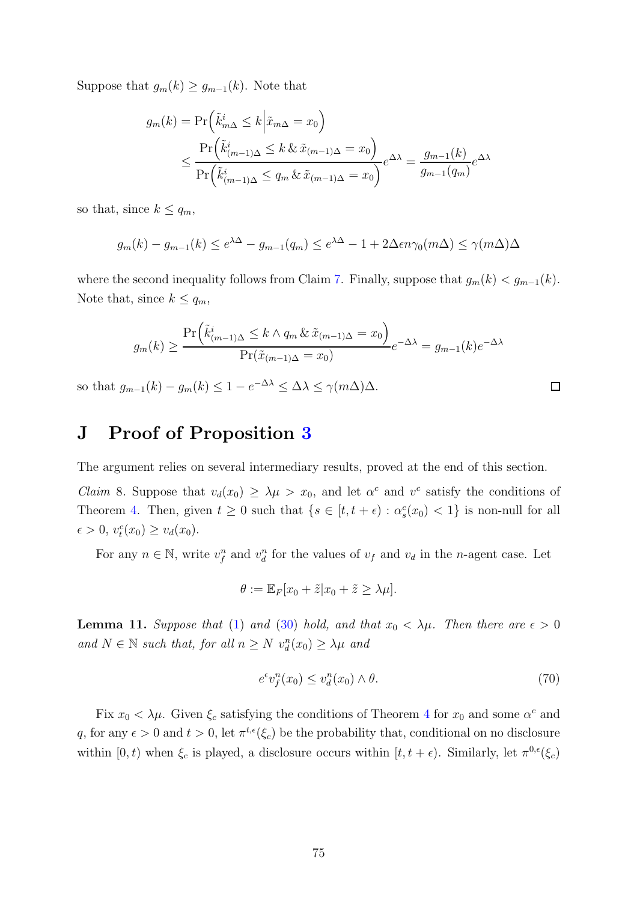Suppose that $g_m(k) \geq g_{m-1}(k)$. Note that

$$
\begin{aligned}
g_m(k) &= \Pr\Big(\tilde{k}^i_{m\Delta} \leq k \Big| \tilde{x}_{m\Delta} = x_0\Big) \\
&\leq \frac{\Pr\Big(\tilde{k}^i_{(m-1)\Delta} \leq k \,\&\, \tilde{x}_{(m-1)\Delta} = x_0\Big)}{\Pr\Big(\tilde{k}^i_{(m-1)\Delta} \leq q_m \,\&\, \tilde{x}_{(m-1)\Delta} = x_0\Big)} e^{\Delta\lambda} = \frac{g_{m-1}(k)}{g_{m-1}(q_m)} e^{\Delta\lambda}
\end{aligned}
$$

so that, since $k \leq q_m$,

$$
g_m(k) - g_{m-1}(k) \leq e^{\lambda\Delta} - g_{m-1}(q_m) \leq e^{\lambda\Delta} - 1 + 2\Delta\epsilon n\gamma_0(m\Delta) \leq \gamma(m\Delta)\Delta
$$

where the second inequality follows from Claim 7. Finally, suppose that $g_m(k) < g_{m-1}(k)$. Note that, since $k \leq q_m$,

$$
g_m(k) \geq \frac{\Pr\Big(\tilde{k}^i_{(m-1)\Delta} \leq k \wedge q_m \,\&\, \tilde{x}_{(m-1)\Delta} = x_0\Big)}{\Pr(\tilde{x}_{(m-1)\Delta} = x_0)} e^{-\Delta\lambda} = g_{m-1}(k)e^{-\Delta\lambda}
$$

so that $g_{m-1}(k) - g_m(k) \leq 1 - e^{-\Delta\lambda} \leq \Delta\lambda \leq \gamma(m\Delta)\Delta$. □

# J Proof of Proposition 3

The argument relies on several intermediary results, proved at the end of this section.

*Claim* 8. Suppose that $v_d(x_0) \geq \lambda\mu > x_0$, and let $\alpha^c$ and $v^c$ satisfy the conditions of Theorem 4. Then, given $t \geq 0$ such that $\{s \in [t, t+\epsilon) : \alpha^c_s(x_0) < 1\}$ is non-null for all $\epsilon > 0$, $v^c_t(x_0) \geq v_d(x_0)$.

For any $n \in \mathbb{N}$, write $v^n_f$ and $v^n_d$ for the values of $v_f$ and $v_d$ in the $n$-agent case. Let

$$
\theta := \mathbb{E}_F[x_0 + \tilde{z} | x_0 + \tilde{z} \geq \lambda\mu].
$$

**Lemma 11.** *Suppose that (1) and (30) hold, and that $x_0 < \lambda\mu$. Then there are $\epsilon > 0$ and $N \in \mathbb{N}$ such that, for all $n \geq N$ $v^n_d(x_0) \geq \lambda\mu$ and*

$$
e^{\epsilon} v^n_f(x_0) \leq v^n_d(x_0) \wedge \theta. \tag{70}
$$

Fix $x_0 < \lambda\mu$. Given $\xi_c$ satisfying the conditions of Theorem 4 for $x_0$ and some $\alpha^c$ and $q$, for any $\epsilon > 0$ and $t > 0$, let $\pi^{t,\epsilon}(\xi_c)$ be the probability that, conditional on no disclosure within $[0, t)$ when $\xi_c$ is played, a disclosure occurs within $[t, t+\epsilon)$. Similarly, let $\pi^{0,\epsilon}(\xi_c)$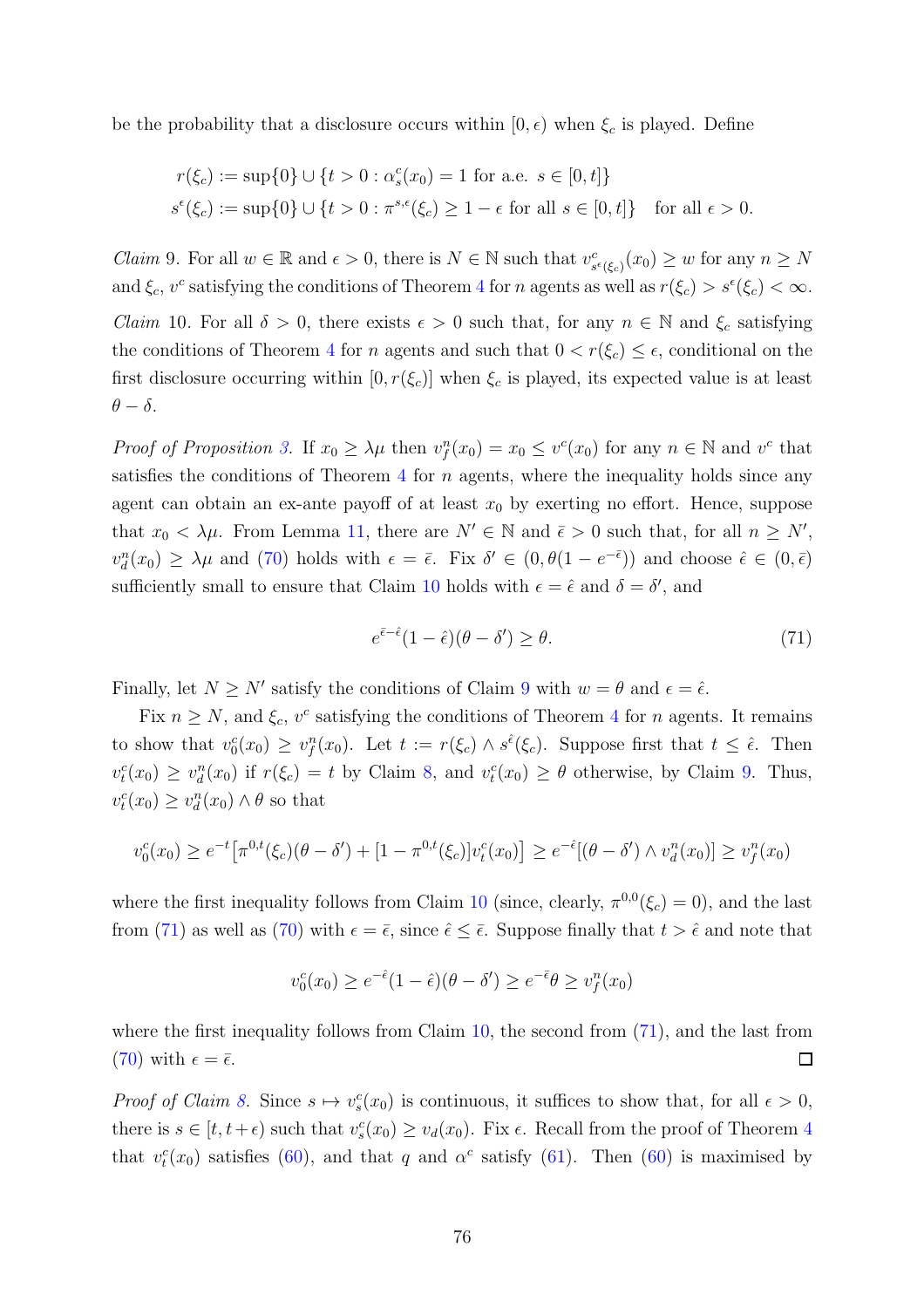be the probability that a disclosure occurs within $[0, \epsilon)$ when $\xi_c$ is played. Define

$$
\begin{aligned}
r(\xi_c) &:= \sup\{0\} \cup \{t > 0 : \alpha^c_s(x_0) = 1 \text{ for a.e. } s \in [0, t]\} \\
s^\epsilon(\xi_c) &:= \sup\{0\} \cup \{t > 0 : \pi^{s,\epsilon}(\xi_c) \geq 1 - \epsilon \text{ for all } s \in [0, t]\} \quad \text{for all } \epsilon > 0.
\end{aligned}
$$

*Claim* 9. For all $w \in \mathbb{R}$ and $\epsilon > 0$, there is $N \in \mathbb{N}$ such that $v^c_{s^\epsilon(\xi_c)}(x_0) \geq w$ for any $n \geq N$ and $\xi_c$, $v^c$ satisfying the conditions of Theorem 4 for $n$ agents as well as $r(\xi_c) > s^\epsilon(\xi_c) < \infty$.

*Claim* 10. For all $\delta > 0$, there exists $\epsilon > 0$ such that, for any $n \in \mathbb{N}$ and $\xi_c$ satisfying the conditions of Theorem 4 for $n$ agents and such that $0 < r(\xi_c) \leq \epsilon$, conditional on the first disclosure occurring within $[0, r(\xi_c)]$ when $\xi_c$ is played, its expected value is at least $\theta - \delta$.

*Proof of Proposition 3.* If $x_0 \geq \lambda\mu$ then $v^n_f(x_0) = x_0 \leq v^c(x_0)$ for any $n \in \mathbb{N}$ and $v^c$ that satisfies the conditions of Theorem 4 for $n$ agents, where the inequality holds since any agent can obtain an ex-ante payoff of at least $x_0$ by exerting no effort. Hence, suppose that $x_0 < \lambda\mu$. From Lemma 11, there are $N' \in \mathbb{N}$ and $\bar{\epsilon} > 0$ such that, for all $n \geq N'$, $v^n_d(x_0) \geq \lambda\mu$ and (70) holds with $\epsilon = \bar{\epsilon}$. Fix $\delta' \in (0, \theta(1 - e^{-\bar{\epsilon}}))$ and choose $\hat{\epsilon} \in (0, \bar{\epsilon})$ sufficiently small to ensure that Claim 10 holds with $\epsilon = \hat{\epsilon}$ and $\delta = \delta'$, and

$$
e^{\bar{\epsilon} - \hat{\epsilon}}(1 - \hat{\epsilon})(\theta - \delta') \geq \theta. \tag{71}
$$

Finally, let $N \geq N'$ satisfy the conditions of Claim 9 with $w = \theta$ and $\epsilon = \hat{\epsilon}$.

Fix $n \geq N$, and $\xi_c$, $v^c$ satisfying the conditions of Theorem 4 for $n$ agents. It remains to show that $v^c_0(x_0) \geq v^n_f(x_0)$. Let $t := r(\xi_c) \wedge s^{\hat{\epsilon}}(\xi_c)$. Suppose first that $t \leq \hat{\epsilon}$. Then $v^c_t(x_0) \geq v^n_d(x_0)$ if $r(\xi_c) = t$ by Claim 8, and $v^c_t(x_0) \geq \theta$ otherwise, by Claim 9. Thus, $v^c_t(x_0) \geq v^n_d(x_0) \wedge \theta$ so that

$$
v^c_0(x_0) \geq e^{-t}\big[\pi^{0,t}(\xi_c)(\theta - \delta') + [1 - \pi^{0,t}(\xi_c)]v^c_t(x_0)\big] \geq e^{-\hat{\epsilon}}[(\theta - \delta') \wedge v^n_d(x_0)] \geq v^n_f(x_0)
$$

where the first inequality follows from Claim 10 (since, clearly, $\pi^{0,0}(\xi_c) = 0$), and the last from (71) as well as (70) with $\epsilon = \bar{\epsilon}$, since $\hat{\epsilon} \leq \bar{\epsilon}$. Suppose finally that $t > \hat{\epsilon}$ and note that

$$
v^c_0(x_0) \geq e^{-\hat{\epsilon}}(1 - \hat{\epsilon})(\theta - \delta') \geq e^{-\bar{\epsilon}}\theta \geq v^n_f(x_0)
$$

where the first inequality follows from Claim 10, the second from (71), and the last from (70) with $\epsilon = \bar{\epsilon}$. $\square$

*Proof of Claim 8.* Since $s \mapsto v^c_s(x_0)$ is continuous, it suffices to show that, for all $\epsilon > 0$, there is $s \in [t, t+\epsilon)$ such that $v^c_s(x_0) \geq v_d(x_0)$. Fix $\epsilon$. Recall from the proof of Theorem 4 that $v^c_t(x_0)$ satisfies (60), and that $q$ and $\alpha^c$ satisfy (61). Then (60) is maximised by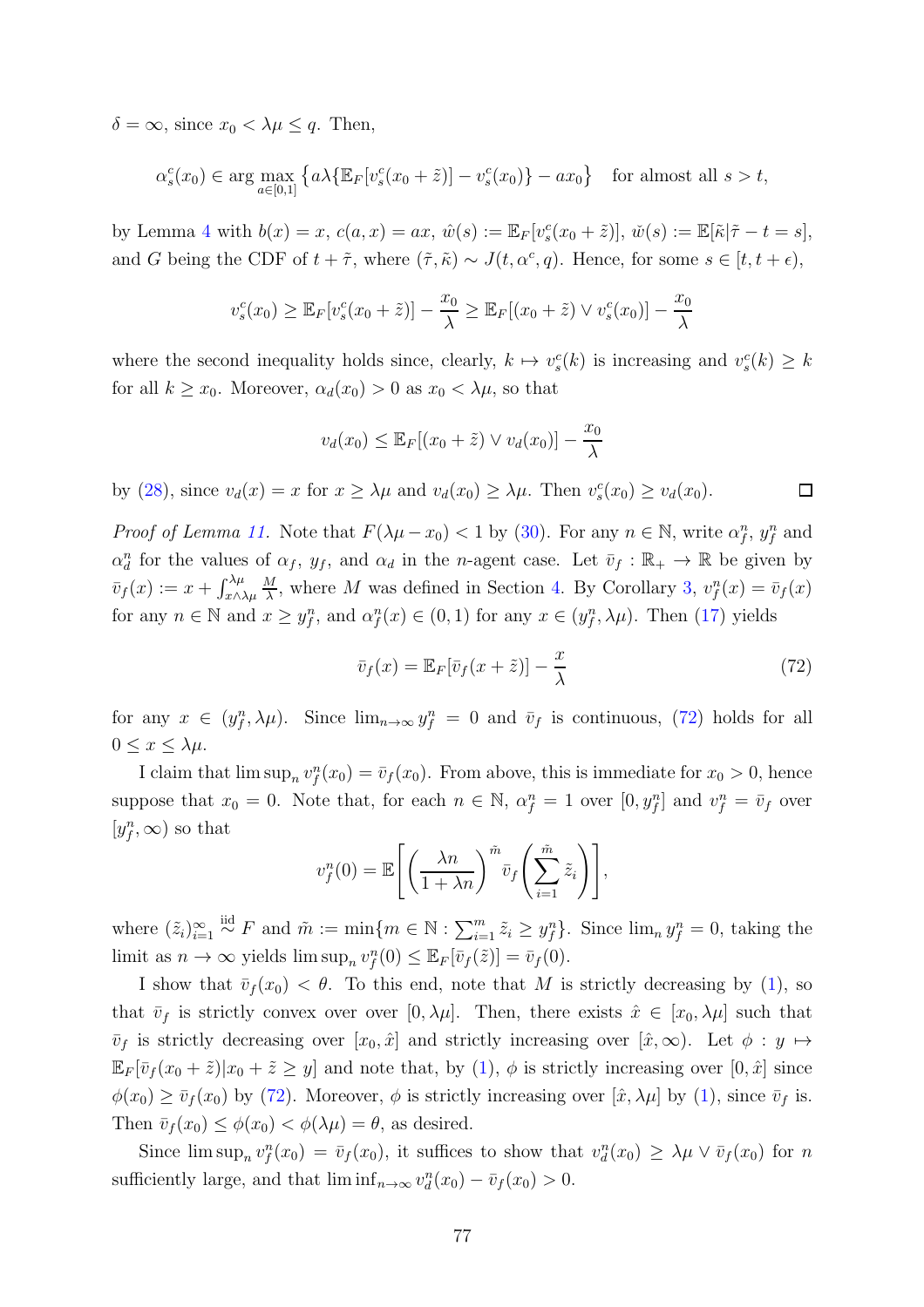$\delta = \infty$, since $x_0 < \lambda\mu \leq q$. Then,

$$\alpha_s^c(x_0) \in \arg\max_{a\in[0,1]} \left\{a\lambda\{\mathbb{E}_F[v_s^c(x_0+\tilde{z})] - v_s^c(x_0)\} - ax_0\right\} \quad \text{for almost all } s > t,$$

by Lemma 4 with $b(x) = x$, $c(a,x) = ax$, $\hat{w}(s) := \mathbb{E}_F[v_s^c(x_0+\tilde{z})]$, $\breve{w}(s) := \mathbb{E}[\tilde{\kappa}|\tilde{\tau} - t = s]$, and $G$ being the CDF of $t + \tilde{\tau}$, where $(\tilde{\tau}, \tilde{\kappa}) \sim J(t, \alpha^c, q)$. Hence, for some $s \in [t, t+\epsilon)$,

$$v_s^c(x_0) \geq \mathbb{E}_F[v_s^c(x_0+\tilde{z})] - \frac{x_0}{\lambda} \geq \mathbb{E}_F[(x_0+\tilde{z}) \vee v_s^c(x_0)] - \frac{x_0}{\lambda}$$

where the second inequality holds since, clearly, $k \mapsto v_s^c(k)$ is increasing and $v_s^c(k) \geq k$ for all $k \geq x_0$. Moreover, $\alpha_d(x_0) > 0$ as $x_0 < \lambda\mu$, so that

$$v_d(x_0) \leq \mathbb{E}_F[(x_0+\tilde{z}) \vee v_d(x_0)] - \frac{x_0}{\lambda}$$

by (28), since $v_d(x) = x$ for $x \geq \lambda\mu$ and $v_d(x_0) \geq \lambda\mu$. Then $v_s^c(x_0) \geq v_d(x_0)$. $\square$

*Proof of Lemma 11.* Note that $F(\lambda\mu - x_0) < 1$ by (30). For any $n \in \mathbb{N}$, write $\alpha_f^n$, $y_f^n$ and $\alpha_d^n$ for the values of $\alpha_f$, $y_f$, and $\alpha_d$ in the $n$-agent case. Let $\bar{v}_f : \mathbb{R}_+ \to \mathbb{R}$ be given by $\bar{v}_f(x) := x + \int_{x\wedge\lambda\mu}^{\lambda\mu} \frac{M}{\lambda}$, where $M$ was defined in Section 4. By Corollary 3, $v_f^n(x) = \bar{v}_f(x)$ for any $n \in \mathbb{N}$ and $x \geq y_f^n$, and $\alpha_f^n(x) \in (0,1)$ for any $x \in (y_f^n, \lambda\mu)$. Then (17) yields

$$\bar{v}_f(x) = \mathbb{E}_F[\bar{v}_f(x+\tilde{z})] - \frac{x}{\lambda} \tag{72}$$

for any $x \in (y_f^n, \lambda\mu)$. Since $\lim_{n\to\infty} y_f^n = 0$ and $\bar{v}_f$ is continuous, (72) holds for all $0 \leq x \leq \lambda\mu$.

I claim that $\limsup_n v_f^n(x_0) = \bar{v}_f(x_0)$. From above, this is immediate for $x_0 > 0$, hence suppose that $x_0 = 0$. Note that, for each $n \in \mathbb{N}$, $\alpha_f^n = 1$ over $[0, y_f^n]$ and $v_f^n = \bar{v}_f$ over $[y_f^n, \infty)$ so that

$$v_f^n(0) = \mathbb{E}\left[\left(\frac{\lambda n}{1+\lambda n}\right)^{\tilde{m}} \bar{v}_f\left(\sum_{i=1}^{\tilde{m}} \tilde{z}_i\right)\right],$$

where $(\tilde{z}_i)_{i=1}^\infty \overset{\text{iid}}{\sim} F$ and $\tilde{m} := \min\{m \in \mathbb{N} : \sum_{i=1}^m \tilde{z}_i \geq y_f^n\}$. Since $\lim_n y_f^n = 0$, taking the limit as $n \to \infty$ yields $\limsup_n v_f^n(0) \leq \mathbb{E}_F[\bar{v}_f(\tilde{z})] = \bar{v}_f(0)$.

I show that $\bar{v}_f(x_0) < \theta$. To this end, note that $M$ is strictly decreasing by (1), so that $\bar{v}_f$ is strictly convex over over $[0, \lambda\mu]$. Then, there exists $\hat{x} \in [x_0, \lambda\mu]$ such that $\bar{v}_f$ is strictly decreasing over $[x_0, \hat{x}]$ and strictly increasing over $[\hat{x}, \infty)$. Let $\phi : y \mapsto \mathbb{E}_F[\bar{v}_f(x_0+\tilde{z})|x_0+\tilde{z} \geq y]$ and note that, by (1), $\phi$ is strictly increasing over $[0, \hat{x}]$ since $\phi(x_0) \geq \bar{v}_f(x_0)$ by (72). Moreover, $\phi$ is strictly increasing over $[\hat{x}, \lambda\mu]$ by (1), since $\bar{v}_f$ is. Then $\bar{v}_f(x_0) \leq \phi(x_0) < \phi(\lambda\mu) = \theta$, as desired.

Since $\limsup_n v_f^n(x_0) = \bar{v}_f(x_0)$, it suffices to show that $v_d^n(x_0) \geq \lambda\mu \vee \bar{v}_f(x_0)$ for $n$ sufficiently large, and that $\liminf_{n\to\infty} v_d^n(x_0) - \bar{v}_f(x_0) > 0$.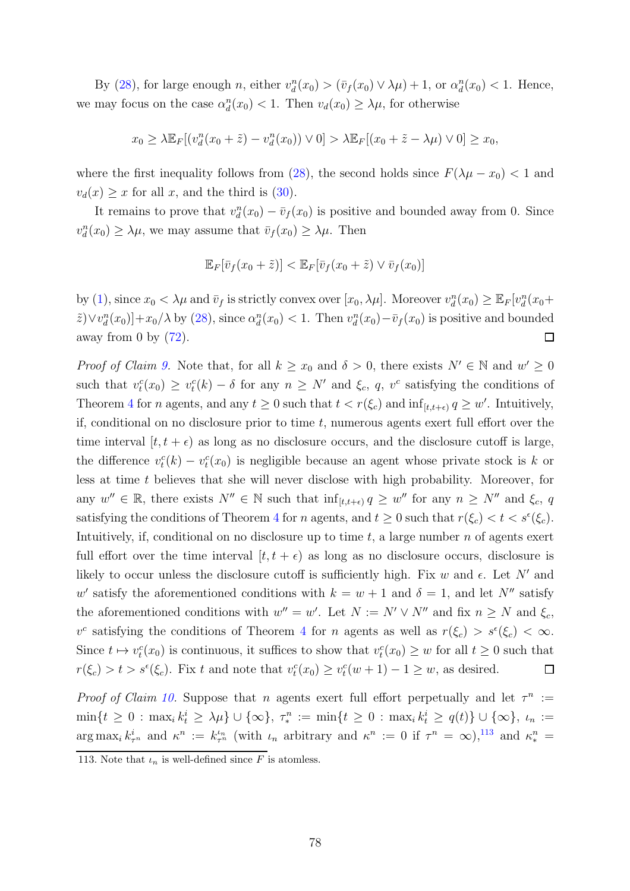By (28), for large enough $n$, either $v_d^n(x_0) > (\bar{v}_f(x_0) \vee \lambda\mu) + 1$, or $\alpha_d^n(x_0) < 1$. Hence, we may focus on the case $\alpha_d^n(x_0) < 1$. Then $v_d(x_0) \geq \lambda\mu$, for otherwise

$$x_0 \geq \lambda \mathbb{E}_F[(v_d^n(x_0 + \tilde{z}) - v_d^n(x_0)) \vee 0] > \lambda \mathbb{E}_F[(x_0 + \tilde{z} - \lambda\mu) \vee 0] \geq x_0,$$

where the first inequality follows from (28), the second holds since $F(\lambda\mu - x_0) < 1$ and $v_d(x) \geq x$ for all $x$, and the third is (30).

It remains to prove that $v_d^n(x_0) - \bar{v}_f(x_0)$ is positive and bounded away from 0. Since $v_d^n(x_0) \geq \lambda\mu$, we may assume that $\bar{v}_f(x_0) \geq \lambda\mu$. Then

$$\mathbb{E}_F[\bar{v}_f(x_0 + \tilde{z})] < \mathbb{E}_F[\bar{v}_f(x_0 + \tilde{z}) \vee \bar{v}_f(x_0)]$$

by (1), since $x_0 < \lambda\mu$ and $\bar{v}_f$ is strictly convex over $[x_0, \lambda\mu]$. Moreover $v_d^n(x_0) \geq \mathbb{E}_F[v_d^n(x_0 + \tilde{z}) \vee v_d^n(x_0)] + x_0/\lambda$ by (28), since $\alpha_d^n(x_0) < 1$. Then $v_d^n(x_0) - \bar{v}_f(x_0)$ is positive and bounded away from 0 by (72). $\square$

*Proof of Claim 9.* Note that, for all $k \geq x_0$ and $\delta > 0$, there exists $N' \in \mathbb{N}$ and $w' \geq 0$ such that $v_t^c(x_0) \geq v_t^c(k) - \delta$ for any $n \geq N'$ and $\xi_c$, $q$, $v^c$ satisfying the conditions of Theorem 4 for $n$ agents, and any $t \geq 0$ such that $t < r(\xi_c)$ and $\inf_{[t,t+\epsilon)} q \geq w'$. Intuitively, if, conditional on no disclosure prior to time $t$, numerous agents exert full effort over the time interval $[t, t+\epsilon)$ as long as no disclosure occurs, and the disclosure cutoff is large, the difference $v_t^c(k) - v_t^c(x_0)$ is negligible because an agent whose private stock is $k$ or less at time $t$ believes that she will never disclose with high probability. Moreover, for any $w'' \in \mathbb{R}$, there exists $N'' \in \mathbb{N}$ such that $\inf_{[t,t+\epsilon)} q \geq w''$ for any $n \geq N''$ and $\xi_c$, $q$ satisfying the conditions of Theorem 4 for $n$ agents, and $t \geq 0$ such that $r(\xi_c) < t < s^\epsilon(\xi_c)$. Intuitively, if, conditional on no disclosure up to time $t$, a large number $n$ of agents exert full effort over the time interval $[t, t+\epsilon)$ as long as no disclosure occurs, disclosure is likely to occur unless the disclosure cutoff is sufficiently high. Fix $w$ and $\epsilon$. Let $N'$ and $w'$ satisfy the aforementioned conditions with $k = w + 1$ and $\delta = 1$, and let $N''$ satisfy the aforementioned conditions with $w'' = w'$. Let $N := N' \vee N''$ and fix $n \geq N$ and $\xi_c$, $v^c$ satisfying the conditions of Theorem 4 for $n$ agents as well as $r(\xi_c) > s^\epsilon(\xi_c) < \infty$. Since $t \mapsto v_t^c(x_0)$ is continuous, it suffices to show that $v_t^c(x_0) \geq w$ for all $t \geq 0$ such that $r(\xi_c) > t > s^\epsilon(\xi_c)$. Fix $t$ and note that $v_t^c(x_0) \geq v_t^c(w+1) - 1 \geq w$, as desired. $\square$

*Proof of Claim 10.* Suppose that $n$ agents exert full effort perpetually and let $\tau^n := \min\{t \geq 0 : \max_i k_t^i \geq \lambda\mu\} \cup \{\infty\}$, $\tau_*^n := \min\{t \geq 0 : \max_i k_t^i \geq q(t)\} \cup \{\infty\}$, $\iota_n := \arg\max_i k_{\tau^n}^i$ and $\kappa^n := k_{\tau^n}^{\iota_n}$ (with $\iota_n$ arbitrary and $\kappa^n := 0$ if $\tau^n = \infty$),[113] and $\kappa_*^n =$

113. Note that $\iota_n$ is well-defined since $F$ is atomless.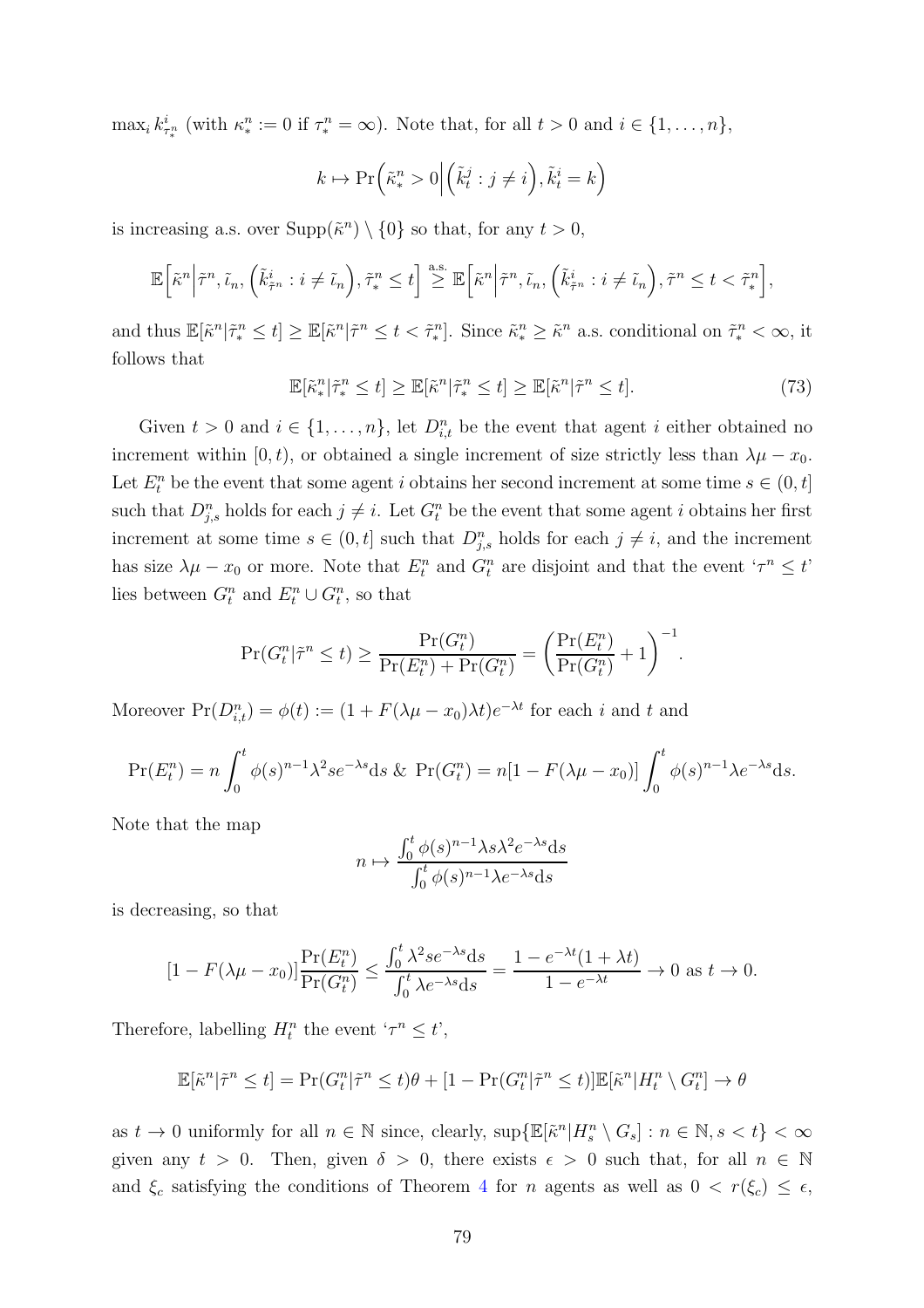$\max_i k^i_{\tau^n_*}$ (with $\kappa^n_* := 0$ if $\tau^n_* = \infty$). Note that, for all $t > 0$ and $i \in \{1, \dots, n\}$,

$$k \mapsto \Pr\Big(\tilde{\kappa}^n_* > 0 \Big| \Big(\tilde{k}^j_t : j \neq i\Big), \tilde{k}^i_t = k\Big)$$

is increasing a.s. over $\mathrm{Supp}(\tilde{\kappa}^n) \setminus \{0\}$ so that, for any $t > 0$,

$$\mathbb{E}\Big[\tilde{\kappa}^n \Big| \tilde{\tau}^n, \tilde{\iota}_n, \Big(\tilde{k}^i_{\tilde{\tau}^n} : i \neq \tilde{\iota}_n\Big), \tilde{\tau}^n_* \leq t\Big] \overset{\text{a.s.}}{\geq} \mathbb{E}\Big[\tilde{\kappa}^n \Big| \tilde{\tau}^n, \tilde{\iota}_n, \Big(\tilde{k}^i_{\tilde{\tau}^n} : i \neq \tilde{\iota}_n\Big), \tilde{\tau}^n \leq t < \tilde{\tau}^n_*\Big],$$

and thus $\mathbb{E}[\tilde{\kappa}^n | \tilde{\tau}^n_* \leq t] \geq \mathbb{E}[\tilde{\kappa}^n | \tilde{\tau}^n \leq t < \tilde{\tau}^n_*]$. Since $\tilde{\kappa}^n_* \geq \tilde{\kappa}^n$ a.s. conditional on $\tilde{\tau}^n_* < \infty$, it follows that

$$\mathbb{E}[\tilde{\kappa}^n_* | \tilde{\tau}^n_* \leq t] \geq \mathbb{E}[\tilde{\kappa}^n | \tilde{\tau}^n_* \leq t] \geq \mathbb{E}[\tilde{\kappa}^n | \tilde{\tau}^n \leq t]. \tag{73}$$

Given $t > 0$ and $i \in \{1, \dots, n\}$, let $D^n_{i,t}$ be the event that agent $i$ either obtained no increment within $[0, t)$, or obtained a single increment of size strictly less than $\lambda\mu - x_0$. Let $E^n_t$ be the event that some agent $i$ obtains her second increment at some time $s \in (0, t]$ such that $D^n_{j,s}$ holds for each $j \neq i$. Let $G^n_t$ be the event that some agent $i$ obtains her first increment at some time $s \in (0, t]$ such that $D^n_{j,s}$ holds for each $j \neq i$, and the increment has size $\lambda\mu - x_0$ or more. Note that $E^n_t$ and $G^n_t$ are disjoint and that the event '$\tau^n \leq t$' lies between $G^n_t$ and $E^n_t \cup G^n_t$, so that

$$\Pr(G^n_t | \tilde{\tau}^n \leq t) \geq \frac{\Pr(G^n_t)}{\Pr(E^n_t) + \Pr(G^n_t)} = \left(\frac{\Pr(E^n_t)}{\Pr(G^n_t)} + 1\right)^{-1}.$$

Moreover $\Pr(D^n_{i,t}) = \phi(t) := (1 + F(\lambda\mu - x_0)\lambda t)e^{-\lambda t}$ for each $i$ and $t$ and

$$\Pr(E^n_t) = n \int_0^t \phi(s)^{n-1} \lambda^2 s e^{-\lambda s} \mathrm{d}s \;\&\; \Pr(G^n_t) = n[1 - F(\lambda\mu - x_0)] \int_0^t \phi(s)^{n-1} \lambda e^{-\lambda s} \mathrm{d}s.$$

Note that the map

$$n \mapsto \frac{\int_0^t \phi(s)^{n-1} \lambda s \lambda^2 e^{-\lambda s} \mathrm{d}s}{\int_0^t \phi(s)^{n-1} \lambda e^{-\lambda s} \mathrm{d}s}$$

is decreasing, so that

$$[1 - F(\lambda\mu - x_0)] \frac{\Pr(E^n_t)}{\Pr(G^n_t)} \leq \frac{\int_0^t \lambda^2 s e^{-\lambda s} \mathrm{d}s}{\int_0^t \lambda e^{-\lambda s} \mathrm{d}s} = \frac{1 - e^{-\lambda t}(1 + \lambda t)}{1 - e^{-\lambda t}} \to 0 \text{ as } t \to 0.$$

Therefore, labelling $H^n_t$ the event '$\tau^n \leq t$',

$$\mathbb{E}[\tilde{\kappa}^n | \tilde{\tau}^n \leq t] = \Pr(G^n_t | \tilde{\tau}^n \leq t)\theta + [1 - \Pr(G^n_t | \tilde{\tau}^n \leq t)] \mathbb{E}[\tilde{\kappa}^n | H^n_t \setminus G^n_t] \to \theta$$

as $t \to 0$ uniformly for all $n \in \mathbb{N}$ since, clearly, $\sup\{\mathbb{E}[\tilde{\kappa}^n | H^n_s \setminus G_s] : n \in \mathbb{N}, s < t\} < \infty$ given any $t > 0$. Then, given $\delta > 0$, there exists $\epsilon > 0$ such that, for all $n \in \mathbb{N}$ and $\xi_c$ satisfying the conditions of Theorem 4 for $n$ agents as well as $0 < r(\xi_c) \leq \epsilon$,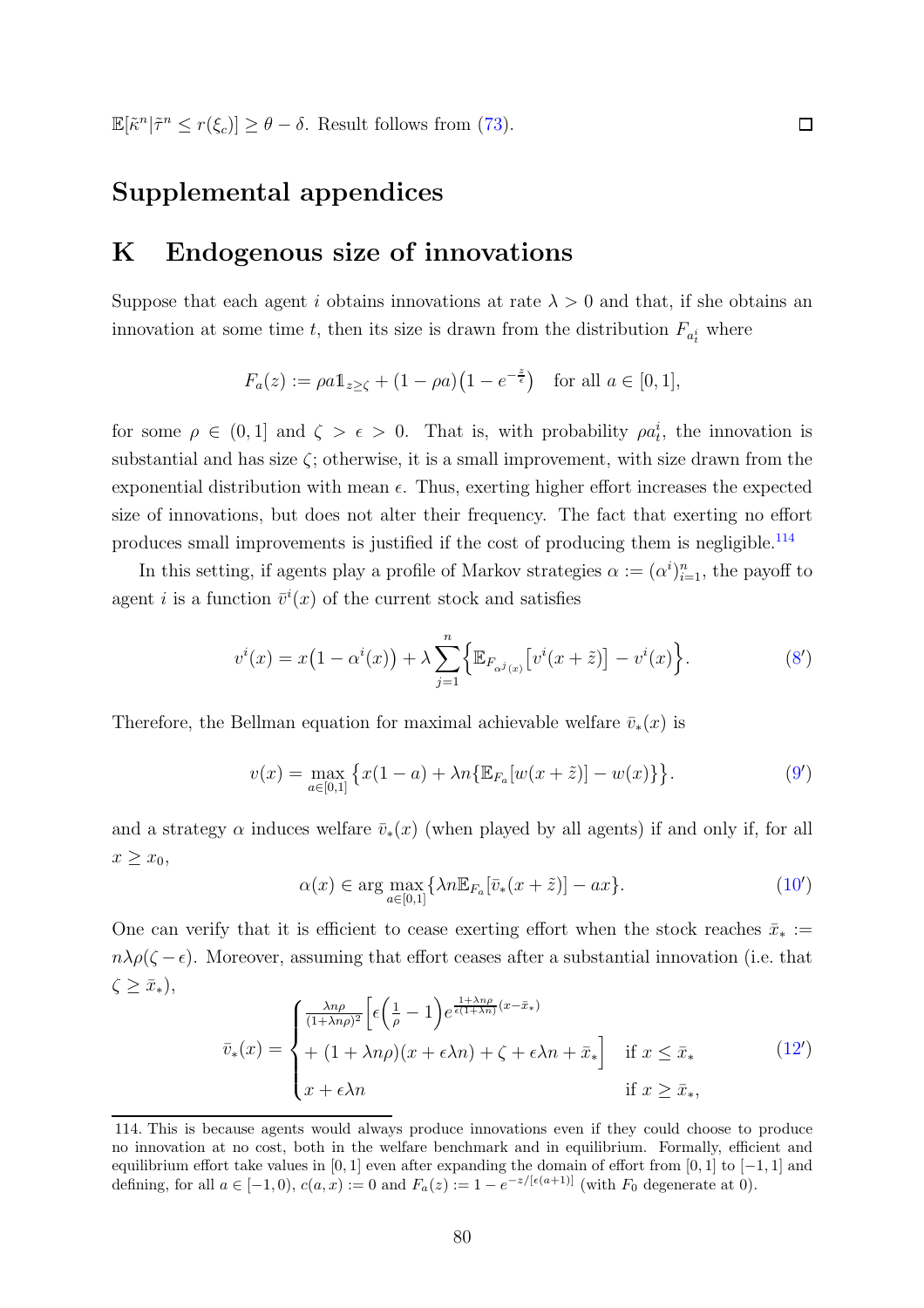$\mathbb{E}[\tilde{\kappa}^n | \tilde{\tau}^n \leq r(\xi_c)] \geq \theta - \delta$. Result follows from (73). □

# Supplemental appendices

## K Endogenous size of innovations

Suppose that each agent $i$ obtains innovations at rate $\lambda > 0$ and that, if she obtains an innovation at some time $t$, then its size is drawn from the distribution $F_{a^i_t}$ where

$$F_a(z) := \rho a \mathbb{1}_{z \geq \zeta} + (1 - \rho a)\big(1 - e^{-\frac{z}{\epsilon}}\big) \quad \text{for all } a \in [0, 1],$$

for some $\rho \in (0, 1]$ and $\zeta > \epsilon > 0$. That is, with probability $\rho a^i_t$, the innovation is substantial and has size $\zeta$; otherwise, it is a small improvement, with size drawn from the exponential distribution with mean $\epsilon$. Thus, exerting higher effort increases the expected size of innovations, but does not alter their frequency. The fact that exerting no effort produces small improvements is justified if the cost of producing them is negligible.[114]

In this setting, if agents play a profile of Markov strategies $\alpha := (\alpha^i)_{i=1}^n$, the payoff to agent $i$ is a function $\bar{v}^i(x)$ of the current stock and satisfies

$$v^i(x) = x\big(1 - \alpha^i(x)\big) + \lambda \sum_{j=1}^{n} \Big\{ \mathbb{E}_{F_{\alpha^j(x)}}\big[v^i(x + \tilde{z})\big] - v^i(x) \Big\}. \tag{8'}$$

Therefore, the Bellman equation for maximal achievable welfare $\bar{v}_*(x)$ is

$$v(x) = \max_{a \in [0,1]} \big\{ x(1 - a) + \lambda n \{ \mathbb{E}_{F_a}[w(x + \tilde{z})] - w(x) \} \big\}. \tag{9'}$$

and a strategy $\alpha$ induces welfare $\bar{v}_*(x)$ (when played by all agents) if and only if, for all $x \geq x_0$,

$$\alpha(x) \in \arg\max_{a \in [0,1]} \{ \lambda n \mathbb{E}_{F_a}[\bar{v}_*(x + \tilde{z})] - ax \}. \tag{10'}$$

One can verify that it is efficient to cease exerting effort when the stock reaches $\bar{x}_* := n\lambda\rho(\zeta - \epsilon)$. Moreover, assuming that effort ceases after a substantial innovation (i.e. that $\zeta \geq \bar{x}_*$),

$$\bar{v}_*(x) = \begin{cases} \frac{\lambda n \rho}{(1+\lambda n \rho)^2} \Big[ \epsilon \Big( \frac{1}{\rho} - 1 \Big) e^{\frac{1+\lambda n \rho}{\epsilon(1+\lambda n)}(x - \bar{x}_*)} \\ + (1 + \lambda n \rho)(x + \epsilon \lambda n) + \zeta + \epsilon \lambda n + \bar{x}_* \Big] & \text{if } x \leq \bar{x}_* \\ x + \epsilon \lambda n & \text{if } x \geq \bar{x}_*, \end{cases} \tag{12'}$$

---

114. This is because agents would always produce innovations even if they could choose to produce no innovation at no cost, both in the welfare benchmark and in equilibrium. Formally, efficient and equilibrium effort take values in $[0, 1]$ even after expanding the domain of effort from $[0, 1]$ to $[-1, 1]$ and defining, for all $a \in [-1, 0)$, $c(a, x) := 0$ and $F_a(z) := 1 - e^{-z/[\epsilon(a+1)]}$ (with $F_0$ degenerate at 0).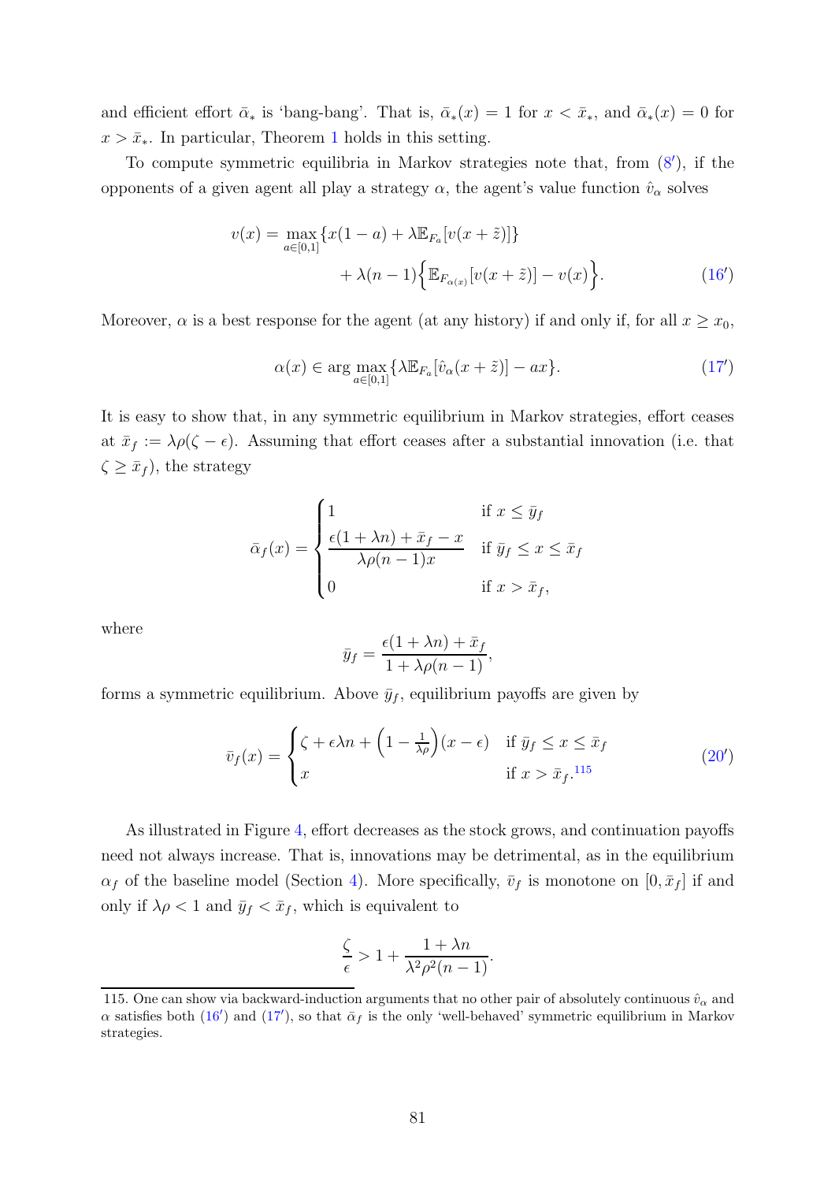and efficient effort $\bar{\alpha}_*$ is 'bang-bang'. That is, $\bar{\alpha}_*(x) = 1$ for $x < \bar{x}_*$, and $\bar{\alpha}_*(x) = 0$ for $x > \bar{x}_*$. In particular, Theorem 1 holds in this setting.

To compute symmetric equilibria in Markov strategies note that, from (8′), if the opponents of a given agent all play a strategy $\alpha$, the agent's value function $\hat{v}_\alpha$ solves

$$v(x) = \max_{a \in [0,1]} \{x(1-a) + \lambda \mathbb{E}_{F_a}[v(x + \tilde{z})]\} + \lambda(n-1)\Big\{\mathbb{E}_{F_{\alpha(x)}}[v(x+\tilde{z})] - v(x)\Big\}. \tag{16′}$$

Moreover, $\alpha$ is a best response for the agent (at any history) if and only if, for all $x \geq x_0$,

$$\alpha(x) \in \arg\max_{a \in [0,1]} \{\lambda \mathbb{E}_{F_a}[\hat{v}_\alpha(x + \tilde{z})] - ax\}. \tag{17′}$$

It is easy to show that, in any symmetric equilibrium in Markov strategies, effort ceases at $\bar{x}_f := \lambda\rho(\zeta - \epsilon)$. Assuming that effort ceases after a substantial innovation (i.e. that $\zeta \geq \bar{x}_f$), the strategy

$$\bar{\alpha}_f(x) = \begin{cases} 1 & \text{if } x \leq \bar{y}_f \\ \dfrac{\epsilon(1+\lambda n) + \bar{x}_f - x}{\lambda\rho(n-1)x} & \text{if } \bar{y}_f \leq x \leq \bar{x}_f \\ 0 & \text{if } x > \bar{x}_f, \end{cases}$$

where

$$\bar{y}_f = \frac{\epsilon(1+\lambda n) + \bar{x}_f}{1 + \lambda\rho(n-1)},$$

forms a symmetric equilibrium. Above $\bar{y}_f$, equilibrium payoffs are given by

$$\bar{v}_f(x) = \begin{cases} \zeta + \epsilon\lambda n + \left(1 - \frac{1}{\lambda\rho}\right)(x - \epsilon) & \text{if } \bar{y}_f \leq x \leq \bar{x}_f \\ x & \text{if } x > \bar{x}_f.\text{[115]} \end{cases} \tag{20′}$$

As illustrated in Figure 4, effort decreases as the stock grows, and continuation payoffs need not always increase. That is, innovations may be detrimental, as in the equilibrium $\alpha_f$ of the baseline model (Section 4). More specifically, $\bar{v}_f$ is monotone on $[0, \bar{x}_f]$ if and only if $\lambda\rho < 1$ and $\bar{y}_f < \bar{x}_f$, which is equivalent to

$$\frac{\zeta}{\epsilon} > 1 + \frac{1 + \lambda n}{\lambda^2\rho^2(n-1)}.$$

115. One can show via backward-induction arguments that no other pair of absolutely continuous $\hat{v}_\alpha$ and $\alpha$ satisfies both (16′) and (17′), so that $\bar{\alpha}_f$ is the only 'well-behaved' symmetric equilibrium in Markov strategies.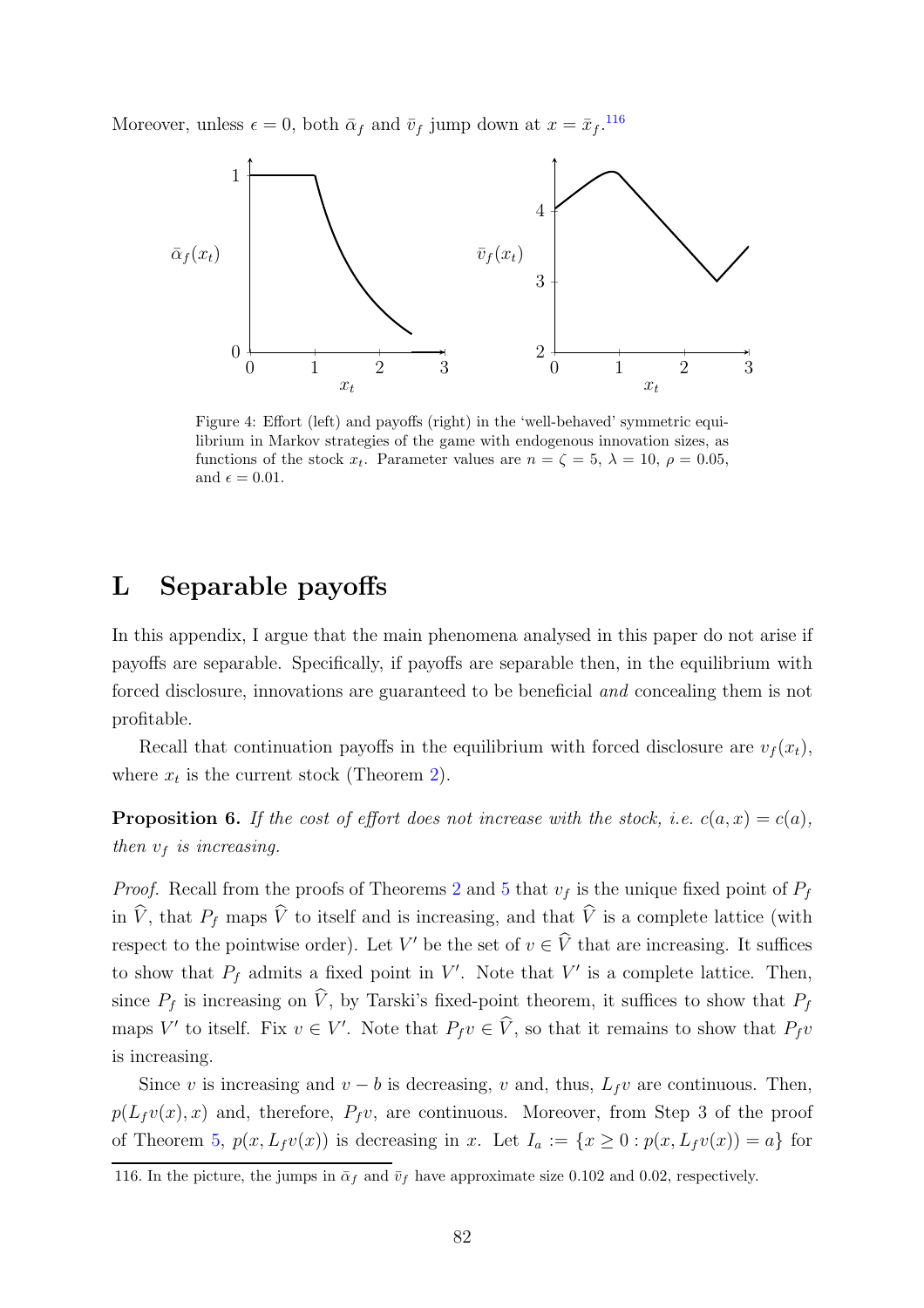Moreover, unless $\epsilon = 0$, both $\bar{\alpha}_f$ and $\bar{v}_f$ jump down at $x = \bar{x}_f$.[116]

Figure 4: Effort (left) and payoffs (right) in the 'well-behaved' symmetric equilibrium in Markov strategies of the game with endogenous innovation sizes, as functions of the stock $x_t$. Parameter values are $n = \zeta = 5$, $\lambda = 10$, $\rho = 0.05$, and $\epsilon = 0.01$.

# L Separable payoffs

In this appendix, I argue that the main phenomena analysed in this paper do not arise if payoffs are separable. Specifically, if payoffs are separable then, in the equilibrium with forced disclosure, innovations are guaranteed to be beneficial *and* concealing them is not profitable.

Recall that continuation payoffs in the equilibrium with forced disclosure are $v_f(x_t)$, where $x_t$ is the current stock (Theorem 2).

**Proposition 6.** *If the cost of effort does not increase with the stock, i.e. $c(a, x) = c(a)$, then $v_f$ is increasing.*

*Proof.* Recall from the proofs of Theorems 2 and 5 that $v_f$ is the unique fixed point of $P_f$ in $\widehat{V}$, that $P_f$ maps $\widehat{V}$ to itself and is increasing, and that $\widehat{V}$ is a complete lattice (with respect to the pointwise order). Let $V'$ be the set of $v \in \widehat{V}$ that are increasing. It suffices to show that $P_f$ admits a fixed point in $V'$. Note that $V'$ is a complete lattice. Then, since $P_f$ is increasing on $\widehat{V}$, by Tarski's fixed-point theorem, it suffices to show that $P_f$ maps $V'$ to itself. Fix $v \in V'$. Note that $P_f v \in \widehat{V}$, so that it remains to show that $P_f v$ is increasing.

Since $v$ is increasing and $v - b$ is decreasing, $v$ and, thus, $L_f v$ are continuous. Then, $p(L_f v(x), x)$ and, therefore, $P_f v$, are continuous. Moreover, from Step 3 of the proof of Theorem 5, $p(x, L_f v(x))$ is decreasing in $x$. Let $I_a := \{x \geq 0 : p(x, L_f v(x)) = a\}$ for

116. In the picture, the jumps in $\bar{\alpha}_f$ and $\bar{v}_f$ have approximate size 0.102 and 0.02, respectively.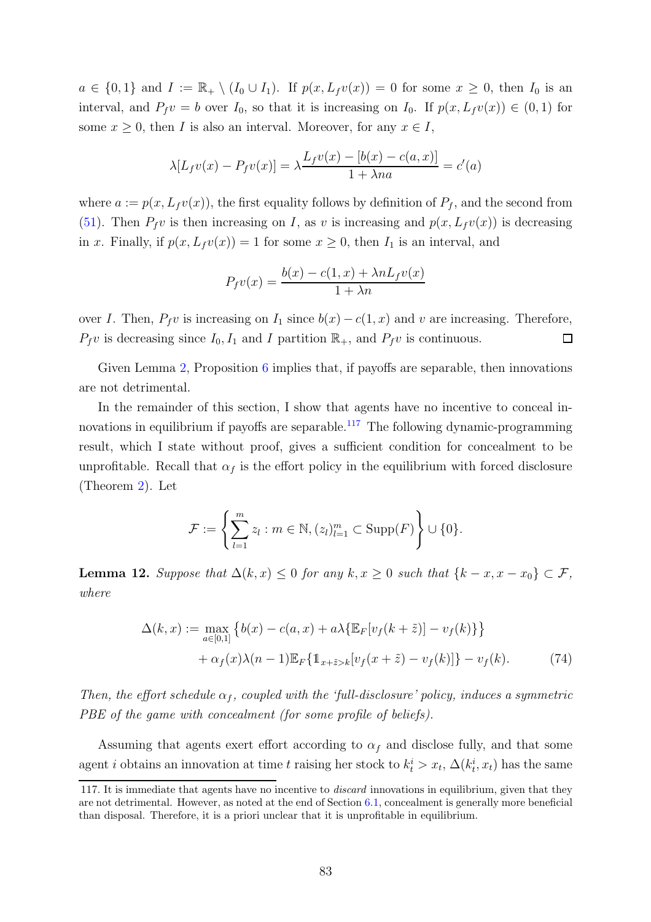$a \in \{0,1\}$ and $I := \mathbb{R}_+ \setminus (I_0 \cup I_1)$. If $p(x, L_f v(x)) = 0$ for some $x \geq 0$, then $I_0$ is an interval, and $P_f v = b$ over $I_0$, so that it is increasing on $I_0$. If $p(x, L_f v(x)) \in (0,1)$ for some $x \geq 0$, then $I$ is also an interval. Moreover, for any $x \in I$,

$$\lambda[L_f v(x) - P_f v(x)] = \lambda \frac{L_f v(x) - [b(x) - c(a,x)]}{1 + \lambda n a} = c'(a)$$

where $a := p(x, L_f v(x))$, the first equality follows by definition of $P_f$, and the second from (51). Then $P_f v$ is then increasing on $I$, as $v$ is increasing and $p(x, L_f v(x))$ is decreasing in $x$. Finally, if $p(x, L_f v(x)) = 1$ for some $x \geq 0$, then $I_1$ is an interval, and

$$P_f v(x) = \frac{b(x) - c(1,x) + \lambda n L_f v(x)}{1 + \lambda n}$$

over $I$. Then, $P_f v$ is increasing on $I_1$ since $b(x) - c(1,x)$ and $v$ are increasing. Therefore, $P_f v$ is decreasing since $I_0, I_1$ and $I$ partition $\mathbb{R}_+$, and $P_f v$ is continuous. $\square$

Given Lemma 2, Proposition 6 implies that, if payoffs are separable, then innovations are not detrimental.

In the remainder of this section, I show that agents have no incentive to conceal innovations in equilibrium if payoffs are separable.[117] The following dynamic-programming result, which I state without proof, gives a sufficient condition for concealment to be unprofitable. Recall that $\alpha_f$ is the effort policy in the equilibrium with forced disclosure (Theorem 2). Let

$$\mathcal{F} := \left\{ \sum_{l=1}^{m} z_l : m \in \mathbb{N}, (z_l)_{l=1}^m \subset \text{Supp}(F) \right\} \cup \{0\}.$$

**Lemma 12.** *Suppose that $\Delta(k,x) \leq 0$ for any $k, x \geq 0$ such that $\{k - x, x - x_0\} \subset \mathcal{F}$, where*

$$\begin{aligned} \Delta(k,x) := \max_{a \in [0,1]} \left\{ b(x) - c(a,x) + a\lambda\{\mathbb{E}_F[v_f(k + \tilde{z})] - v_f(k)\} \right\} \\ + \alpha_f(x)\lambda(n-1)\mathbb{E}_F\{\mathbb{1}_{x+\tilde{z}>k}[v_f(x + \tilde{z}) - v_f(k)]\} - v_f(k). \end{aligned} \tag{74}$$

*Then, the effort schedule $\alpha_f$, coupled with the 'full-disclosure' policy, induces a symmetric PBE of the game with concealment (for some profile of beliefs).*

Assuming that agents exert effort according to $\alpha_f$ and disclose fully, and that some agent $i$ obtains an innovation at time $t$ raising her stock to $k_t^i > x_t$, $\Delta(k_t^i, x_t)$ has the same

---

117. It is immediate that agents have no incentive to *discard* innovations in equilibrium, given that they are not detrimental. However, as noted at the end of Section 6.1, concealment is generally more beneficial than disposal. Therefore, it is a priori unclear that it is unprofitable in equilibrium.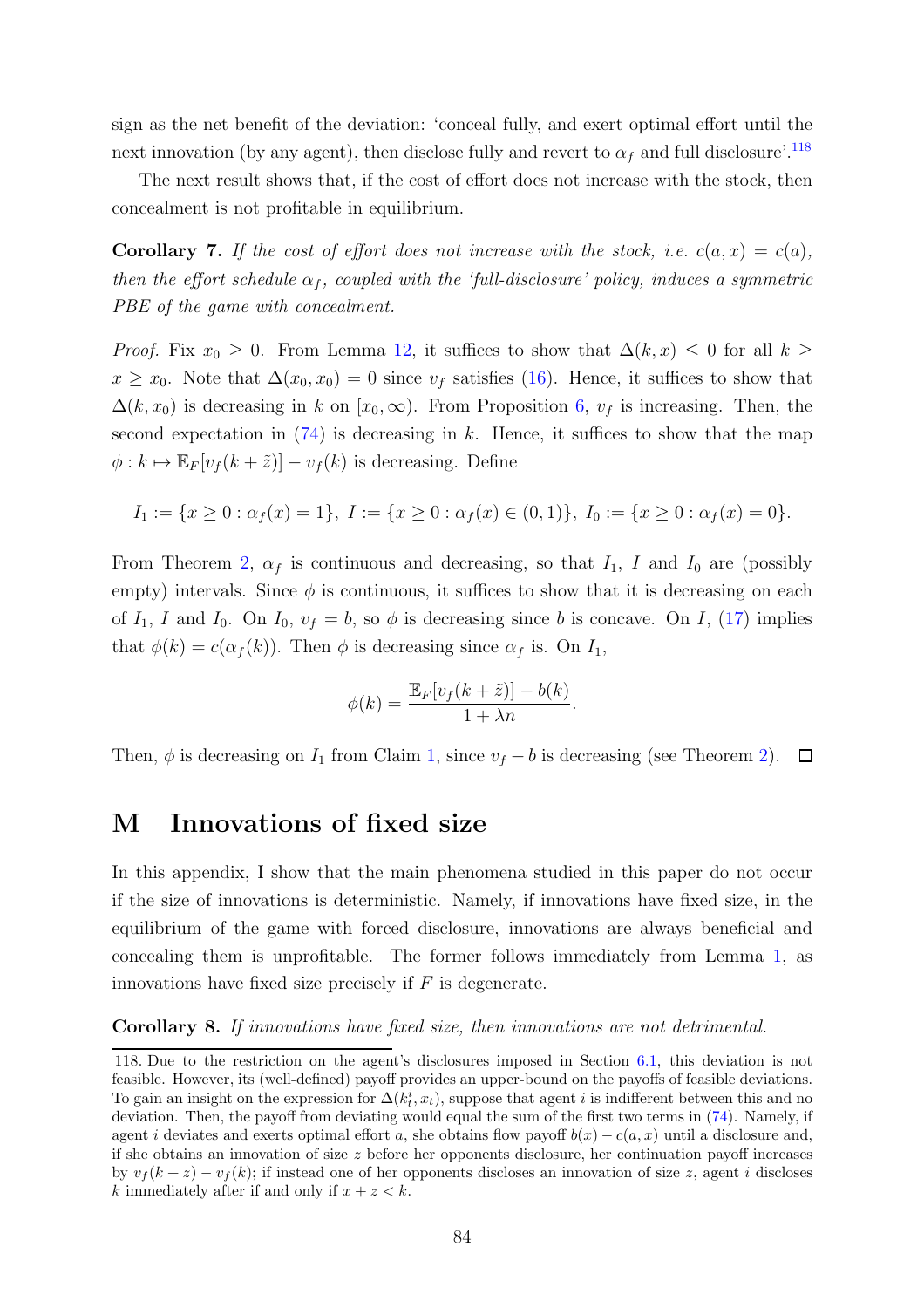sign as the net benefit of the deviation: 'conceal fully, and exert optimal effort until the next innovation (by any agent), then disclose fully and revert to $\alpha_f$ and full disclosure'.[118]

The next result shows that, if the cost of effort does not increase with the stock, then concealment is not profitable in equilibrium.

**Corollary 7.** *If the cost of effort does not increase with the stock, i.e. $c(a, x) = c(a)$, then the effort schedule $\alpha_f$, coupled with the 'full-disclosure' policy, induces a symmetric PBE of the game with concealment.*

*Proof.* Fix $x_0 \geq 0$. From Lemma 12, it suffices to show that $\Delta(k, x) \leq 0$ for all $k \geq x \geq x_0$. Note that $\Delta(x_0, x_0) = 0$ since $v_f$ satisfies (16). Hence, it suffices to show that $\Delta(k, x_0)$ is decreasing in $k$ on $[x_0, \infty)$. From Proposition 6, $v_f$ is increasing. Then, the second expectation in (74) is decreasing in $k$. Hence, it suffices to show that the map $\phi : k \mapsto \mathbb{E}_F[v_f(k + \tilde{z})] - v_f(k)$ is decreasing. Define

$$I_1 := \{x \geq 0 : \alpha_f(x) = 1\},\ I := \{x \geq 0 : \alpha_f(x) \in (0, 1)\},\ I_0 := \{x \geq 0 : \alpha_f(x) = 0\}.$$

From Theorem 2, $\alpha_f$ is continuous and decreasing, so that $I_1$, $I$ and $I_0$ are (possibly empty) intervals. Since $\phi$ is continuous, it suffices to show that it is decreasing on each of $I_1$, $I$ and $I_0$. On $I_0$, $v_f = b$, so $\phi$ is decreasing since $b$ is concave. On $I$, (17) implies that $\phi(k) = c(\alpha_f(k))$. Then $\phi$ is decreasing since $\alpha_f$ is. On $I_1$,

$$\phi(k) = \frac{\mathbb{E}_F[v_f(k + \tilde{z})] - b(k)}{1 + \lambda n}.$$

Then, $\phi$ is decreasing on $I_1$ from Claim 1, since $v_f - b$ is decreasing (see Theorem 2). $\square$

# M Innovations of fixed size

In this appendix, I show that the main phenomena studied in this paper do not occur if the size of innovations is deterministic. Namely, if innovations have fixed size, in the equilibrium of the game with forced disclosure, innovations are always beneficial and concealing them is unprofitable. The former follows immediately from Lemma 1, as innovations have fixed size precisely if $F$ is degenerate.

**Corollary 8.** *If innovations have fixed size, then innovations are not detrimental.*

---

118. Due to the restriction on the agent's disclosures imposed in Section 6.1, this deviation is not feasible. However, its (well-defined) payoff provides an upper-bound on the payoffs of feasible deviations. To gain an insight on the expression for $\Delta(k_t^i, x_t)$, suppose that agent $i$ is indifferent between this and no deviation. Then, the payoff from deviating would equal the sum of the first two terms in (74). Namely, if agent $i$ deviates and exerts optimal effort $a$, she obtains flow payoff $b(x) - c(a, x)$ until a disclosure and, if she obtains an innovation of size $z$ before her opponents disclosure, her continuation payoff increases by $v_f(k + z) - v_f(k)$; if instead one of her opponents discloses an innovation of size $z$, agent $i$ discloses $k$ immediately after if and only if $x + z < k$.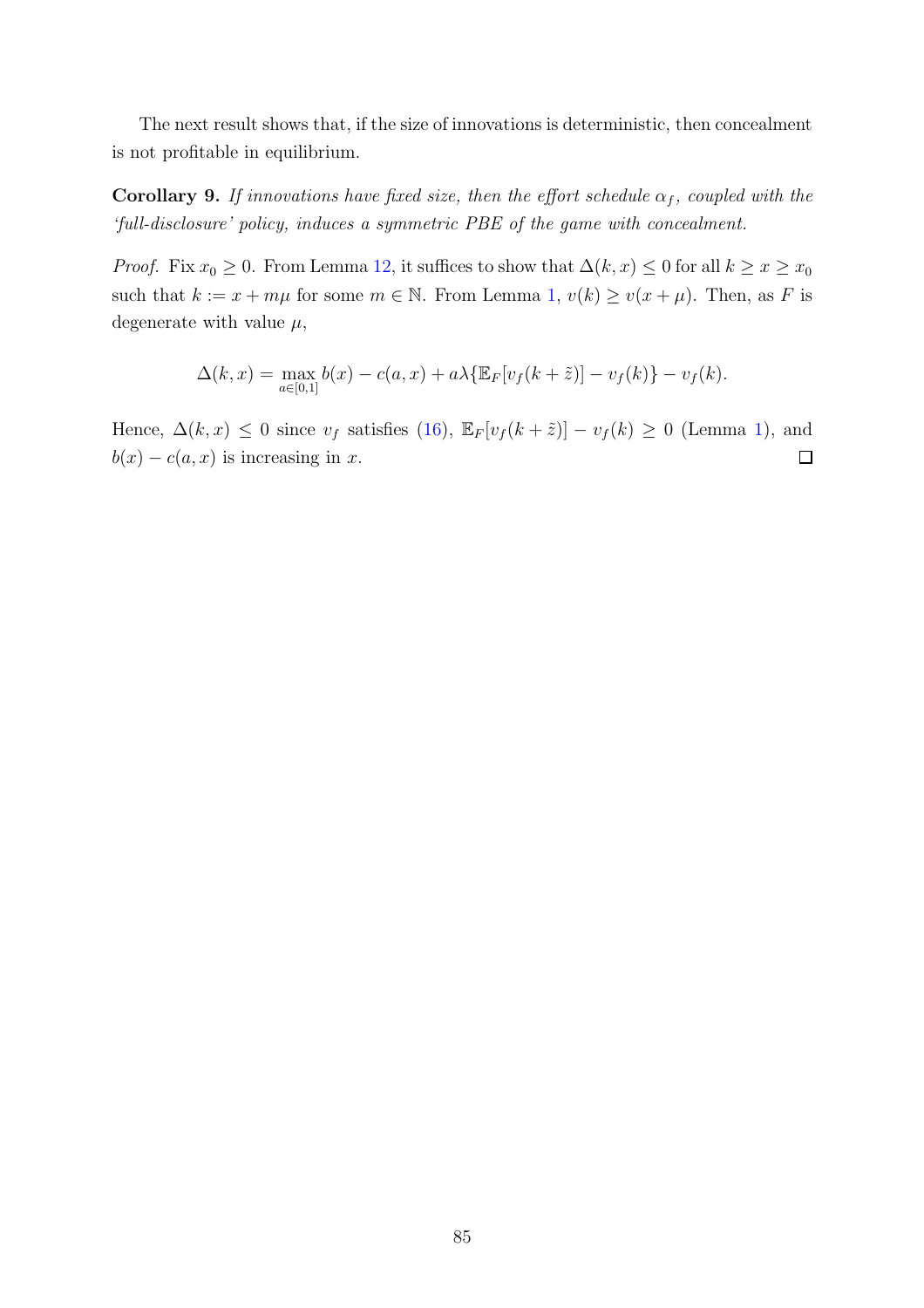The next result shows that, if the size of innovations is deterministic, then concealment is not profitable in equilibrium.

**Corollary 9.** *If innovations have fixed size, then the effort schedule $\alpha_f$, coupled with the 'full-disclosure' policy, induces a symmetric PBE of the game with concealment.*

*Proof.* Fix $x_0 \geq 0$. From Lemma 12, it suffices to show that $\Delta(k, x) \leq 0$ for all $k \geq x \geq x_0$ such that $k := x + m\mu$ for some $m \in \mathbb{N}$. From Lemma 1, $v(k) \geq v(x + \mu)$. Then, as $F$ is degenerate with value $\mu$,

$$\Delta(k, x) = \max_{a \in [0,1]} b(x) - c(a, x) + a\lambda\{\mathbb{E}_F[v_f(k + \tilde{z})] - v_f(k)\} - v_f(k).$$

Hence, $\Delta(k, x) \leq 0$ since $v_f$ satisfies (16), $\mathbb{E}_F[v_f(k + \tilde{z})] - v_f(k) \geq 0$ (Lemma 1), and $b(x) - c(a, x)$ is increasing in $x$. ☐